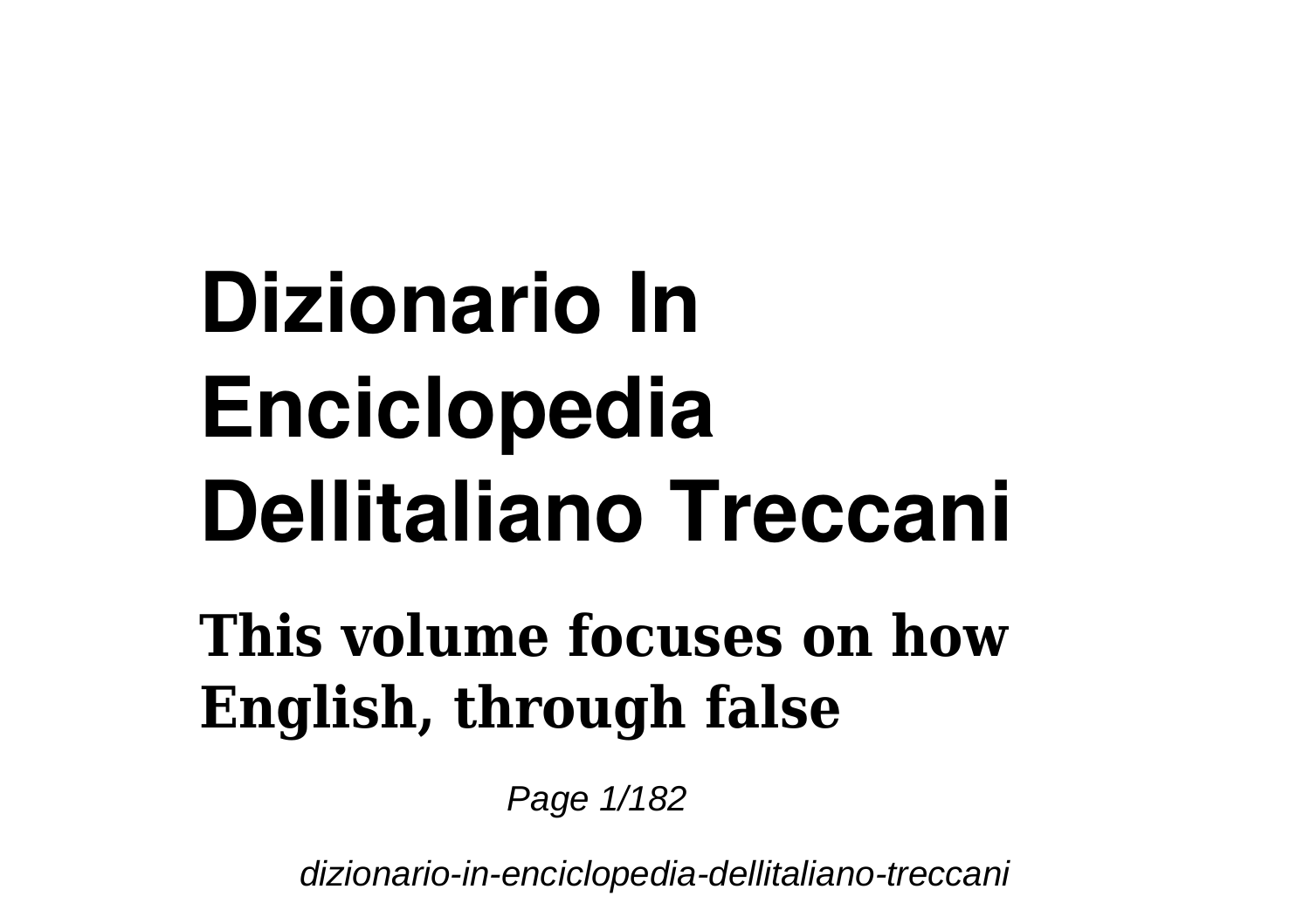# Dizionario In Enciclopedia Dellitaliano Treccani

**This volume focuses on how English, through false**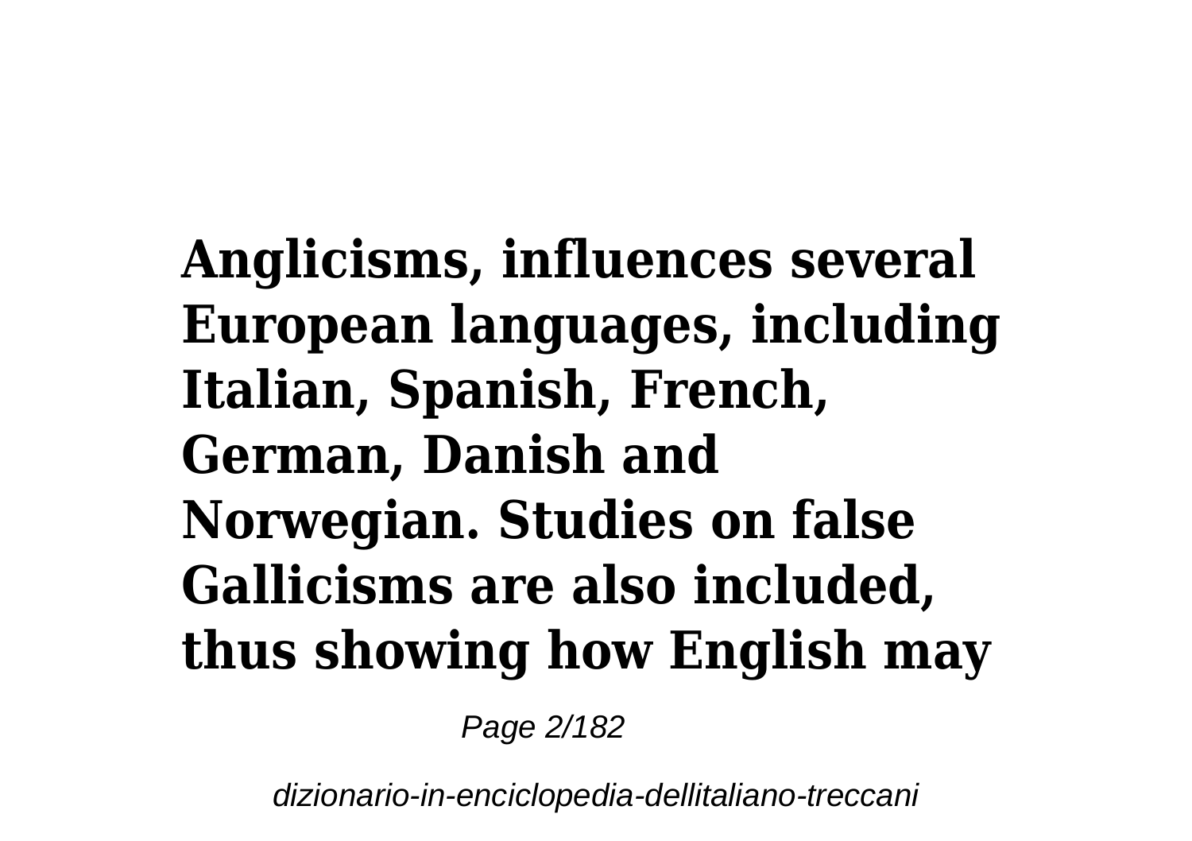**Anglicisms, influences several European languages, including Italian, Spanish, French, German, Danish and Norwegian. Studies on false Gallicisms are also included, thus showing how English may**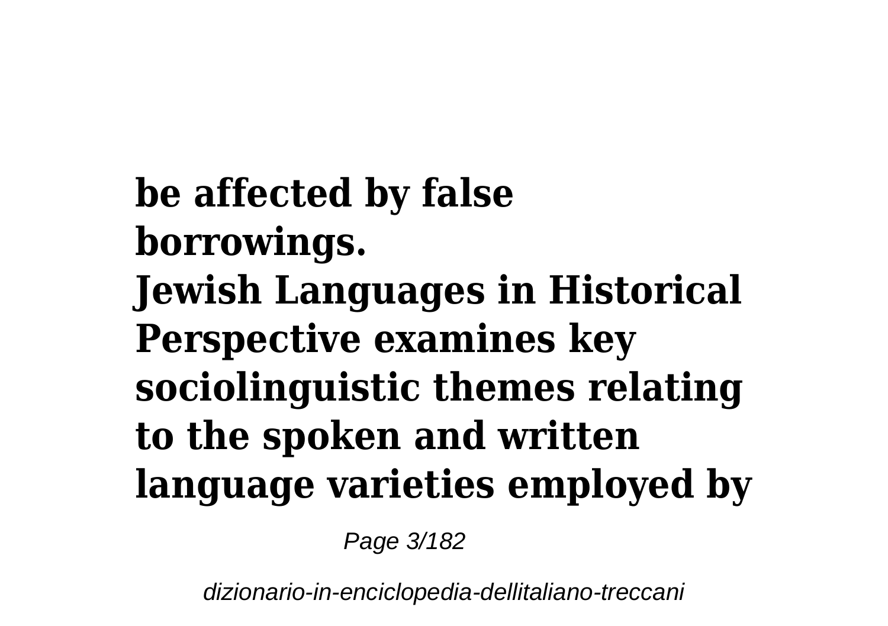**be affected by false borrowings.**

**Jewish Languages in Historical Perspective examines key sociolinguistic themes relating to the spoken and written language varieties employed by**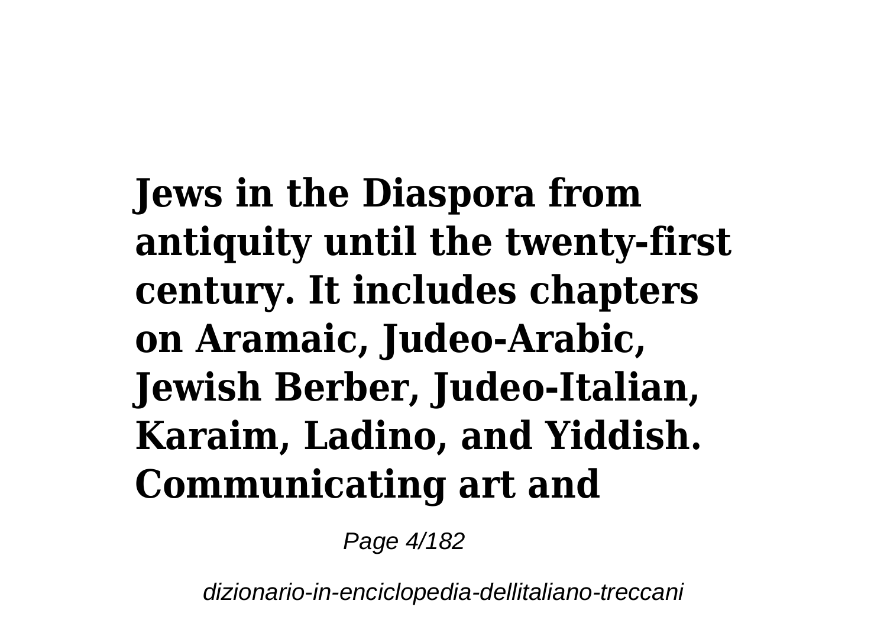**Jews in the Diaspora from antiquity until the twenty-first century. It includes chapters on Aramaic, Judeo-Arabic, Jewish Berber, Judeo-Italian, Karaim, Ladino, and Yiddish. Communicating art and**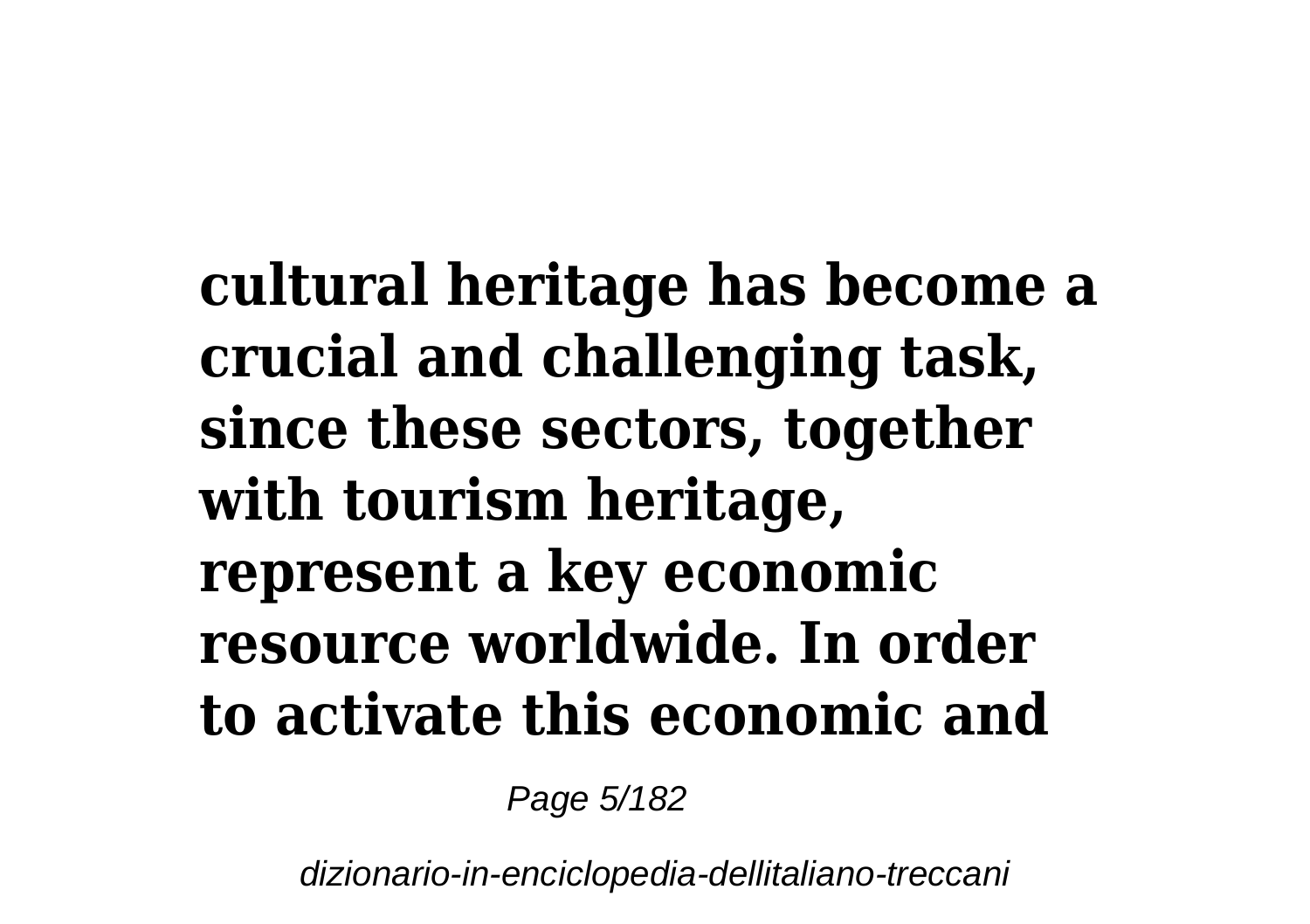**cultural heritage has become a crucial and challenging task, since these sectors, together with tourism heritage, represent a key economic resource worldwide. In order to activate this economic and**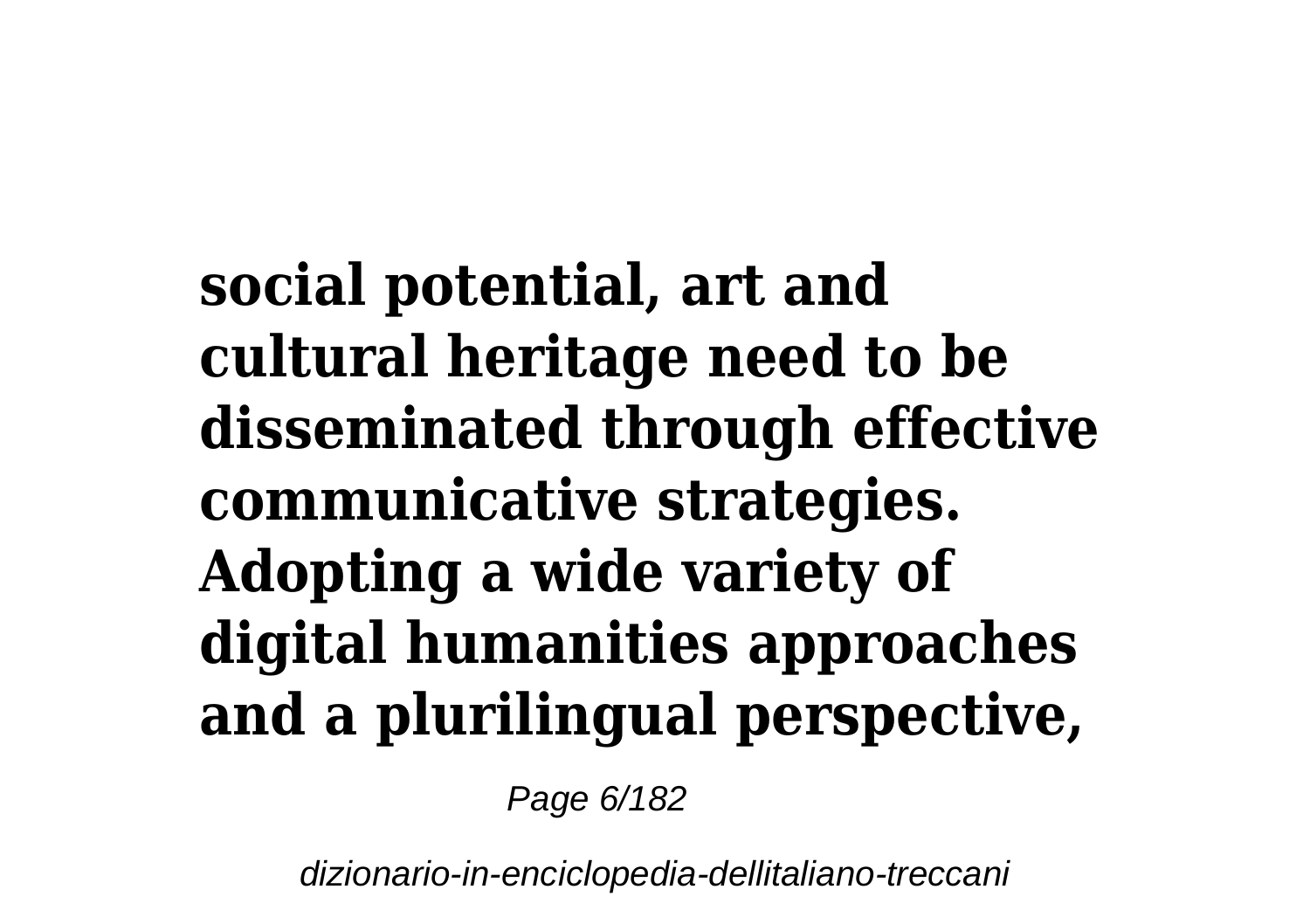**social potential, art and cultural heritage need to be disseminated through effective communicative strategies. Adopting a wide variety of digital humanities approaches and a plurilingual perspective,**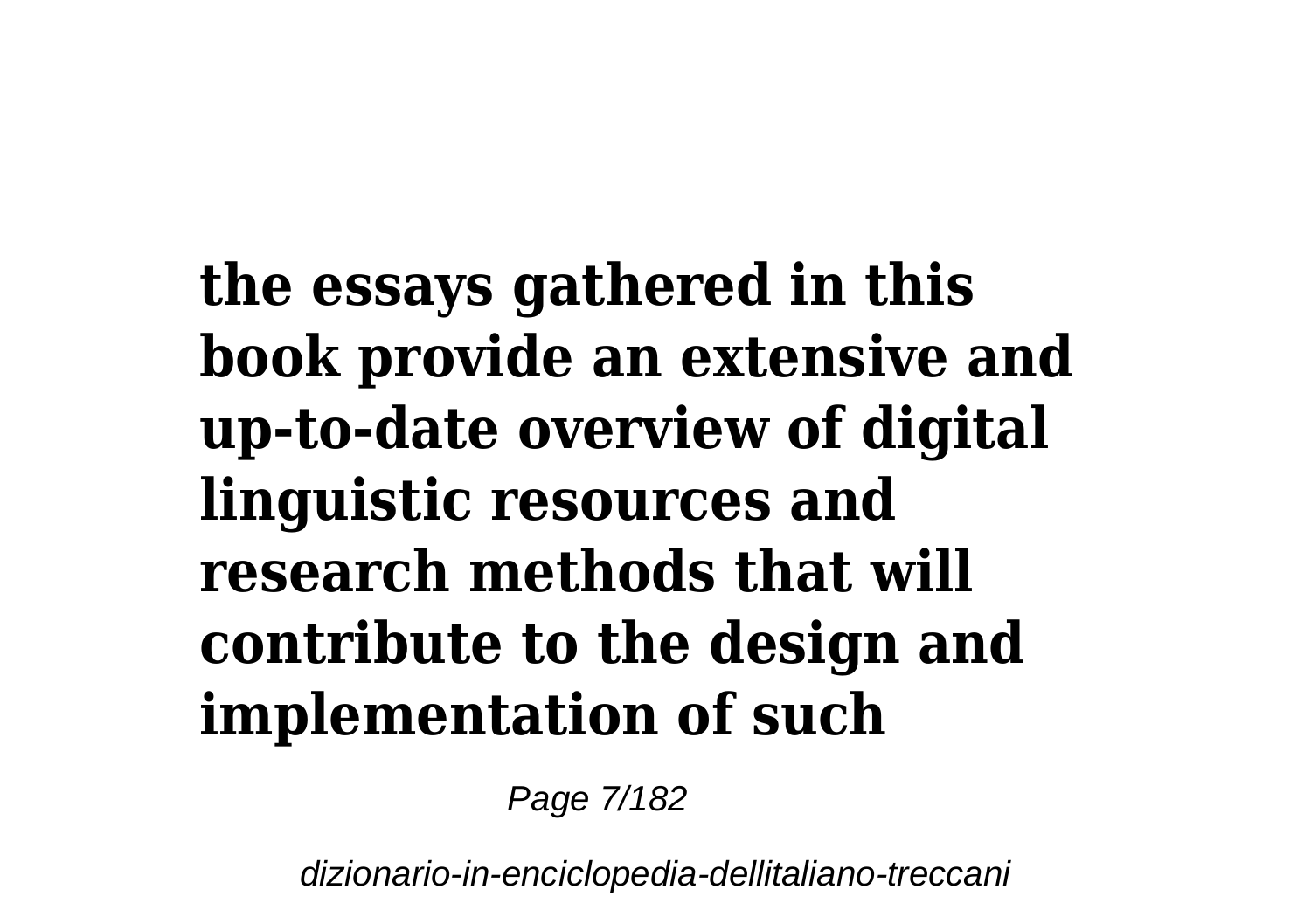**the essays gathered in this book provide an extensive and up-to-date overview of digital linguistic resources and research methods that will contribute to the design and implementation of such**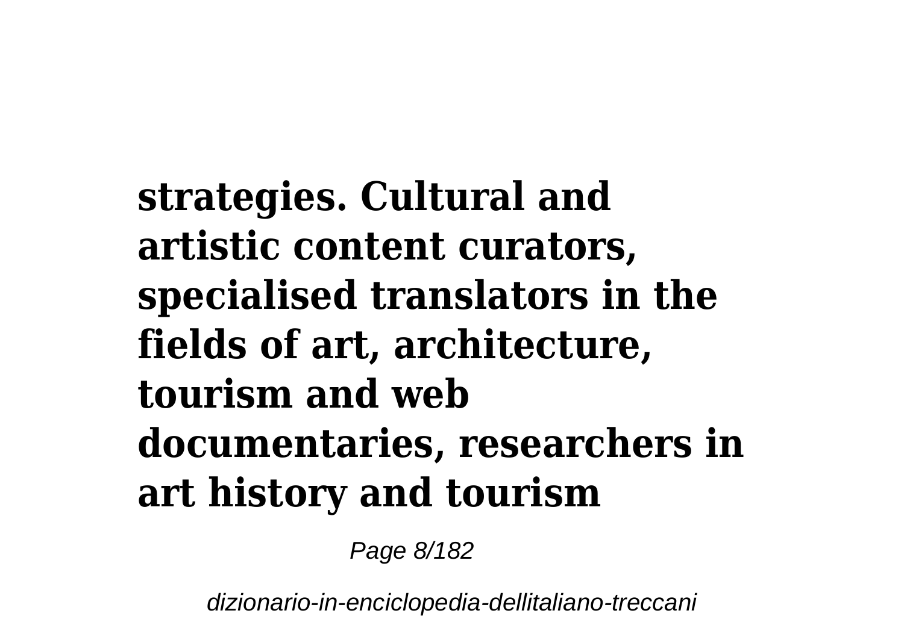**strategies. Cultural and artistic content curators, specialised translators in the fields of art, architecture, tourism and web documentaries, researchers in art history and tourism**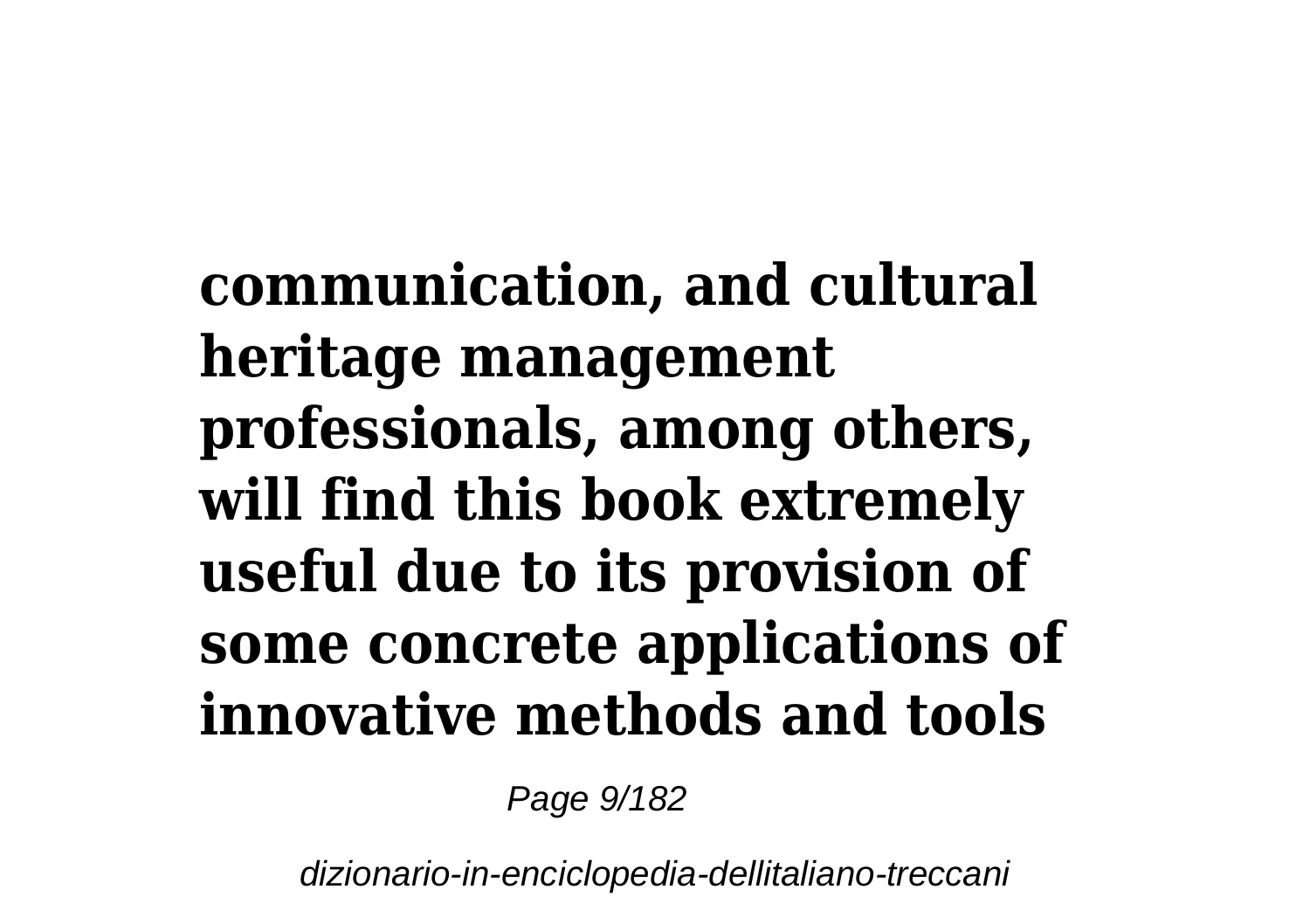**communication, and cultural heritage management professionals, among others, will find this book extremely useful due to its provision of some concrete applications of innovative methods and tools**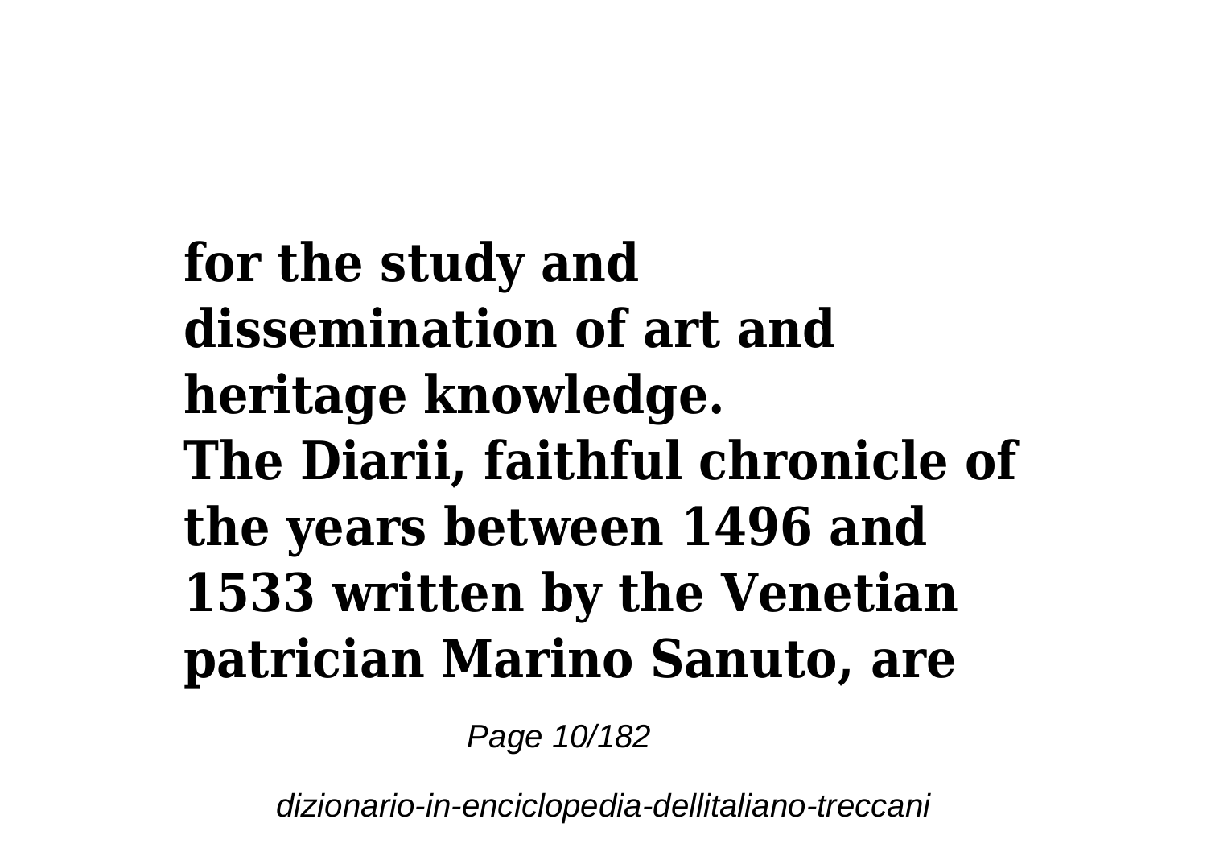**for the study and dissemination of art and heritage knowledge.**
**The Diarii, faithful chronicle of the years between 1496 and 1533 written by the Venetian patrician Marino Sanuto, are**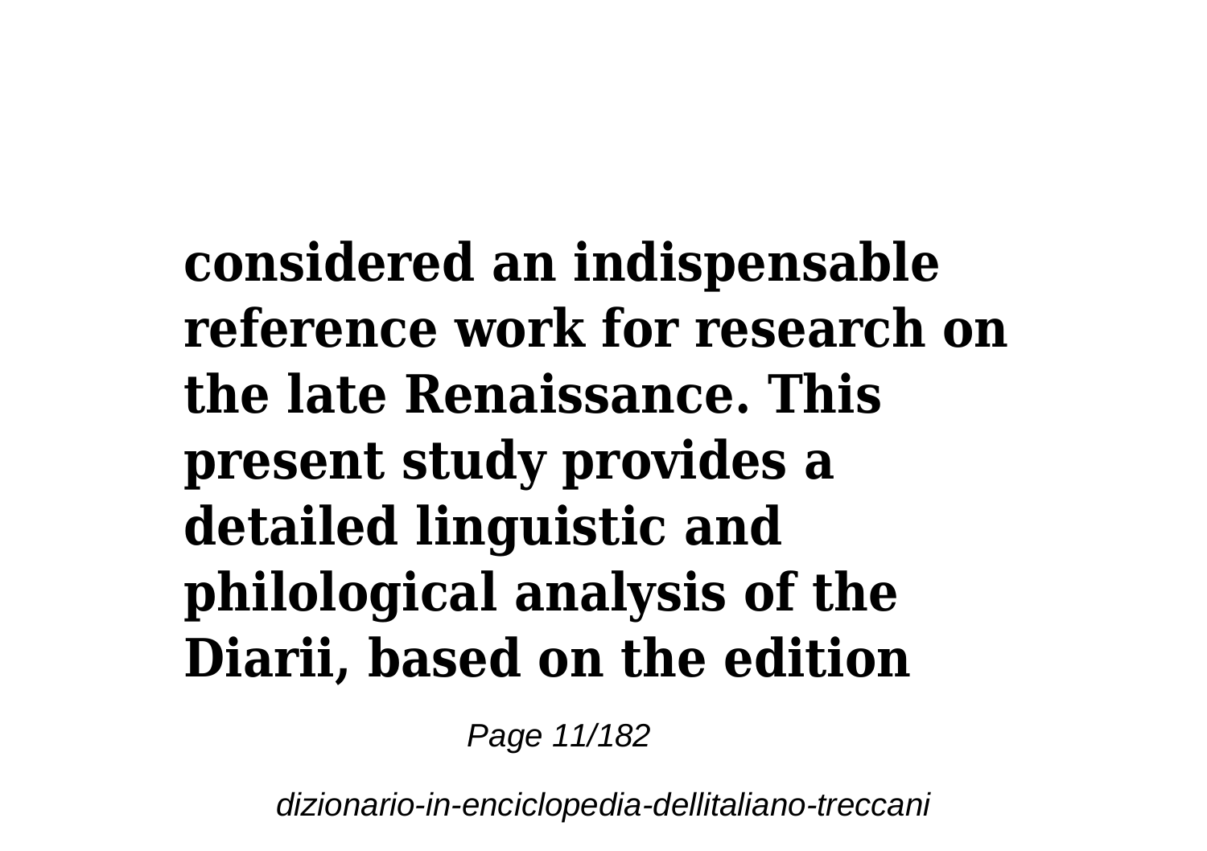**considered an indispensable reference work for research on the late Renaissance. This present study provides a detailed linguistic and philological analysis of the Diarii, based on the edition**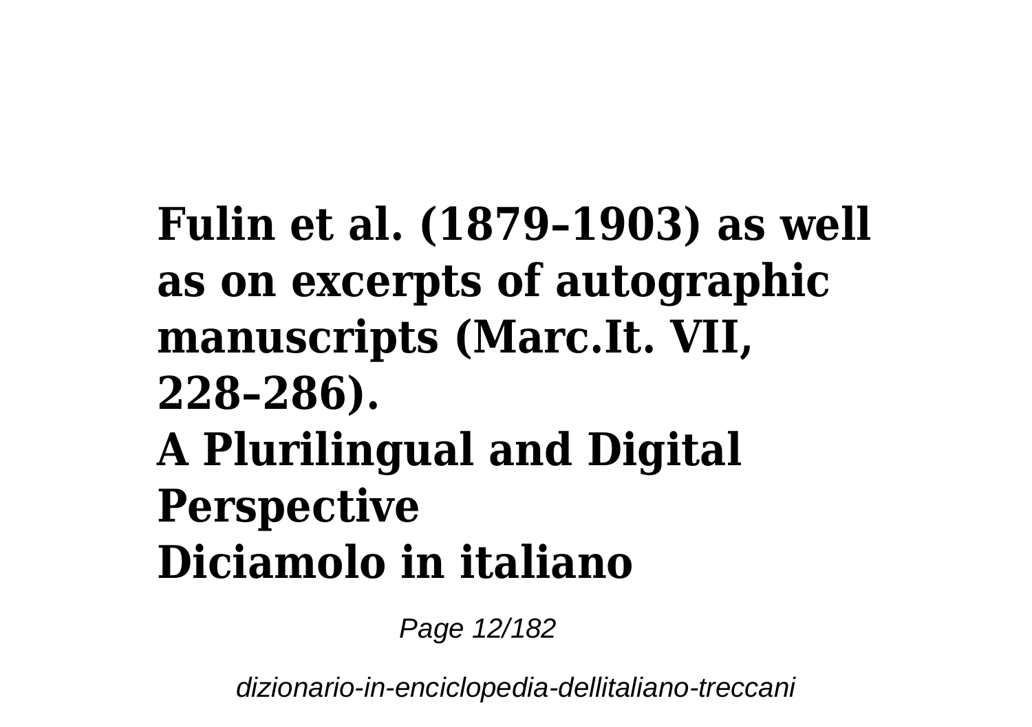**Fulin et al. (1879–1903) as well as on excerpts of autographic manuscripts (Marc.It. VII, 228–286).**

**A Plurilingual and Digital Perspective**

**Diciamolo in italiano**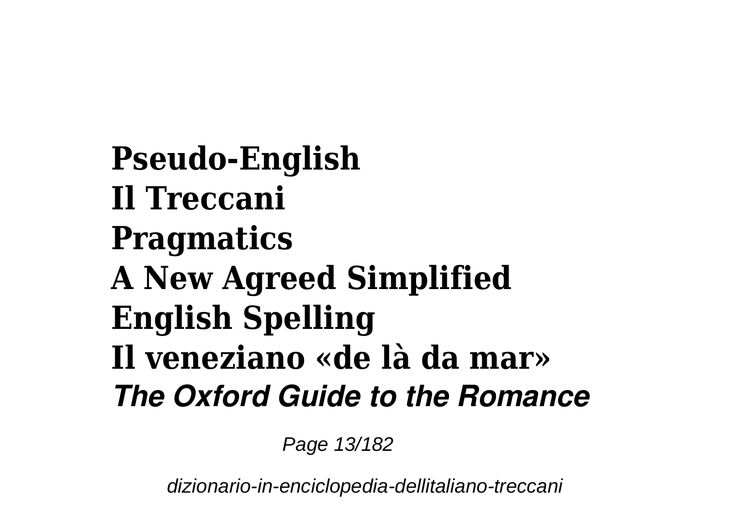**Pseudo-English**
**Il Treccani**
**Pragmatics**
**A New Agreed Simplified English Spelling**
**Il veneziano «de là da mar»**
***The Oxford Guide to the Romance***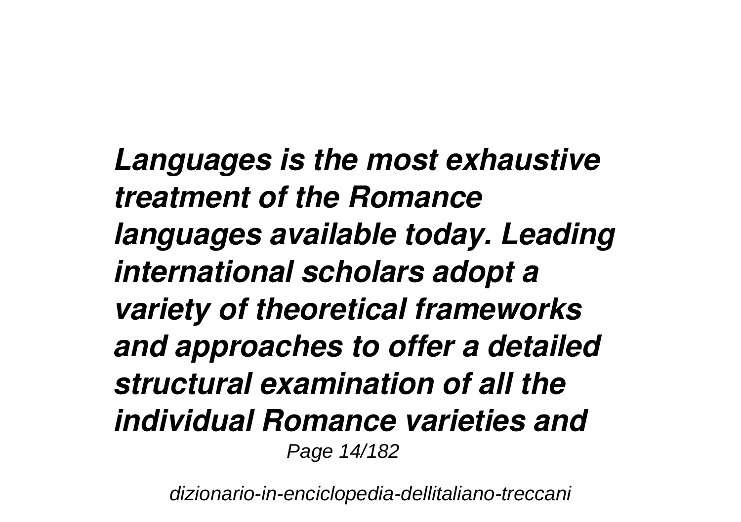*Languages is the most exhaustive treatment of the Romance languages available today. Leading international scholars adopt a variety of theoretical frameworks and approaches to offer a detailed structural examination of all the individual Romance varieties and*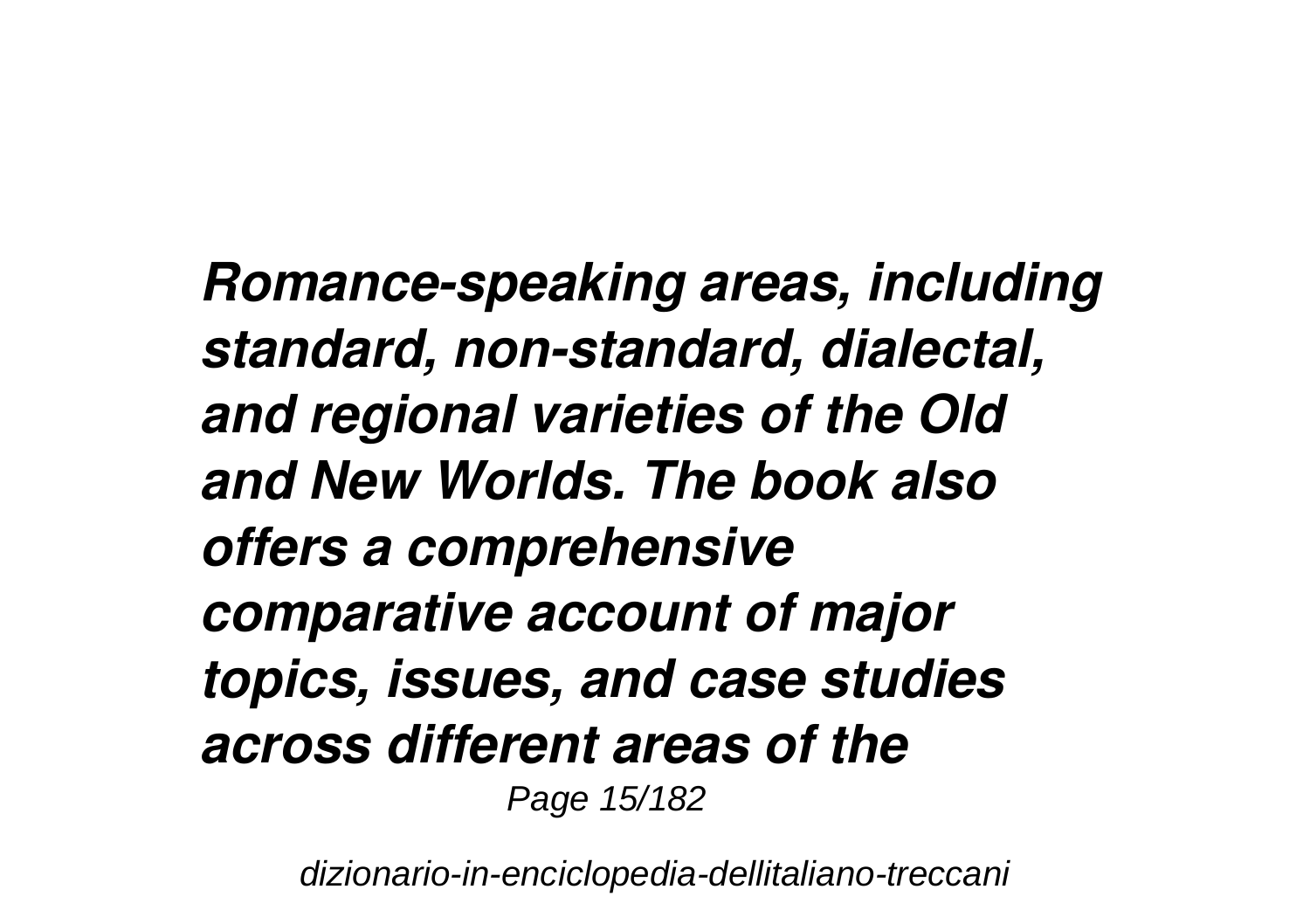***Romance-speaking areas, including standard, non-standard, dialectal, and regional varieties of the Old and New Worlds. The book also offers a comprehensive comparative account of major topics, issues, and case studies across different areas of the***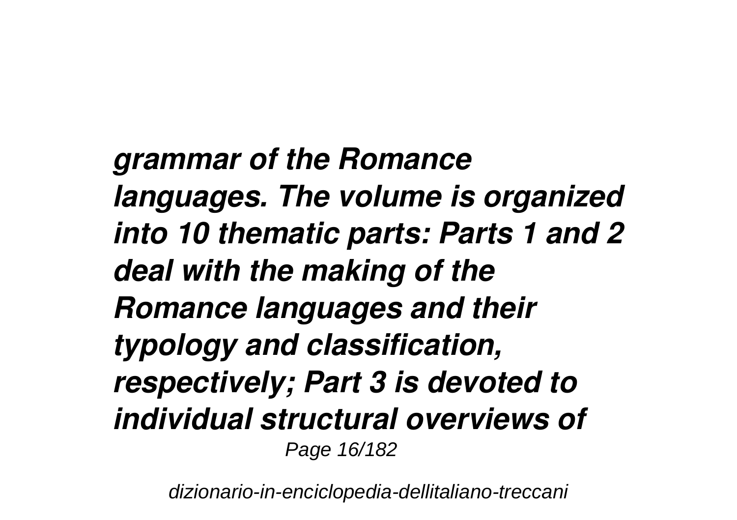*grammar of the Romance languages. The volume is organized into 10 thematic parts: Parts 1 and 2 deal with the making of the Romance languages and their typology and classification, respectively; Part 3 is devoted to individual structural overviews of*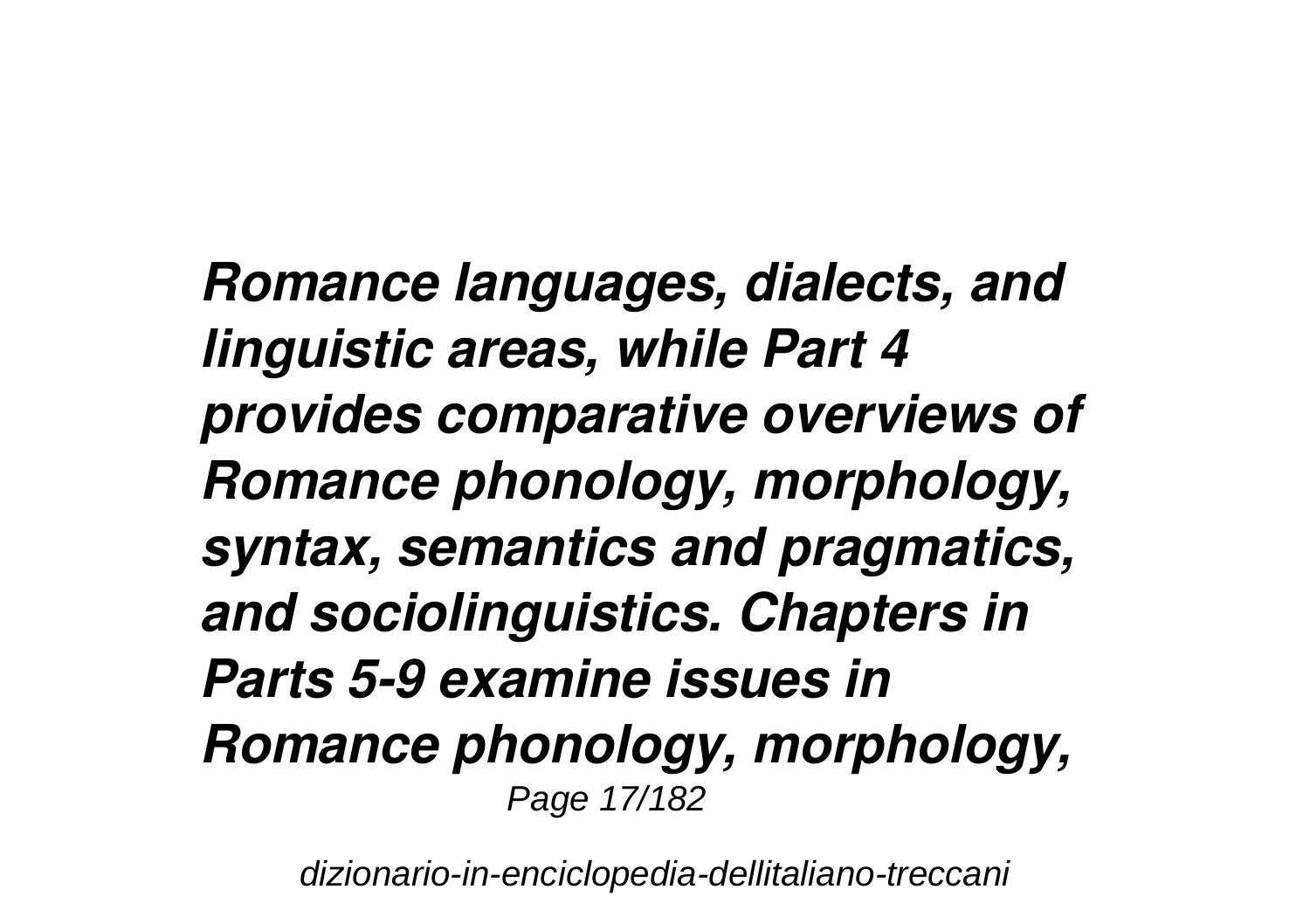*Romance languages, dialects, and linguistic areas, while Part 4 provides comparative overviews of Romance phonology, morphology, syntax, semantics and pragmatics, and sociolinguistics. Chapters in Parts 5-9 examine issues in Romance phonology, morphology,*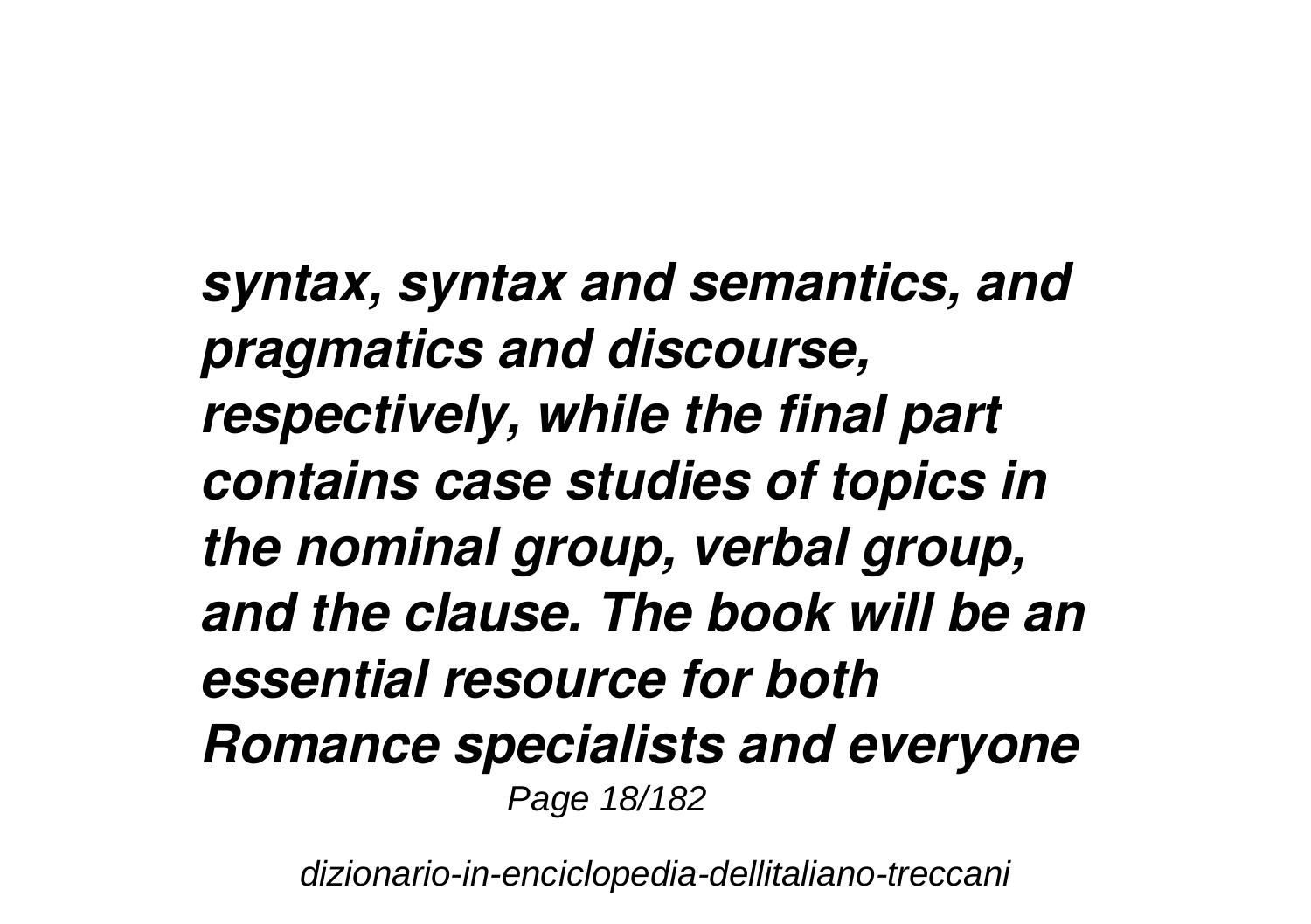*syntax, syntax and semantics, and pragmatics and discourse, respectively, while the final part contains case studies of topics in the nominal group, verbal group, and the clause. The book will be an essential resource for both Romance specialists and everyone*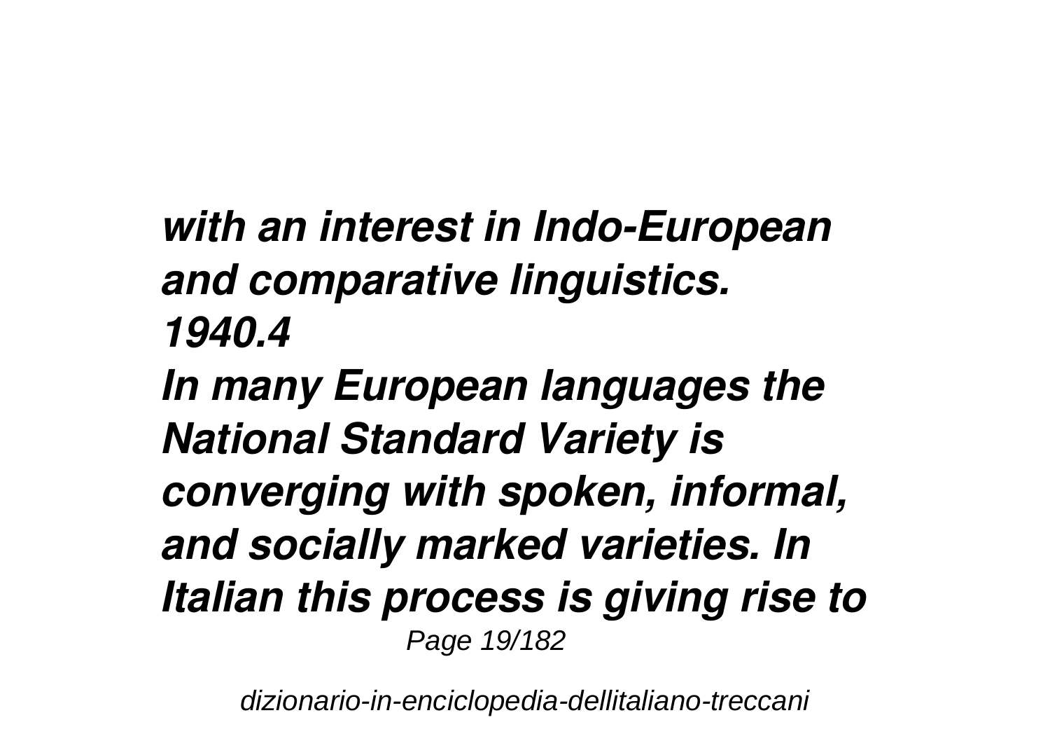***with an interest in Indo-European and comparative linguistics. 1940.4***

***In many European languages the National Standard Variety is converging with spoken, informal, and socially marked varieties. In Italian this process is giving rise to***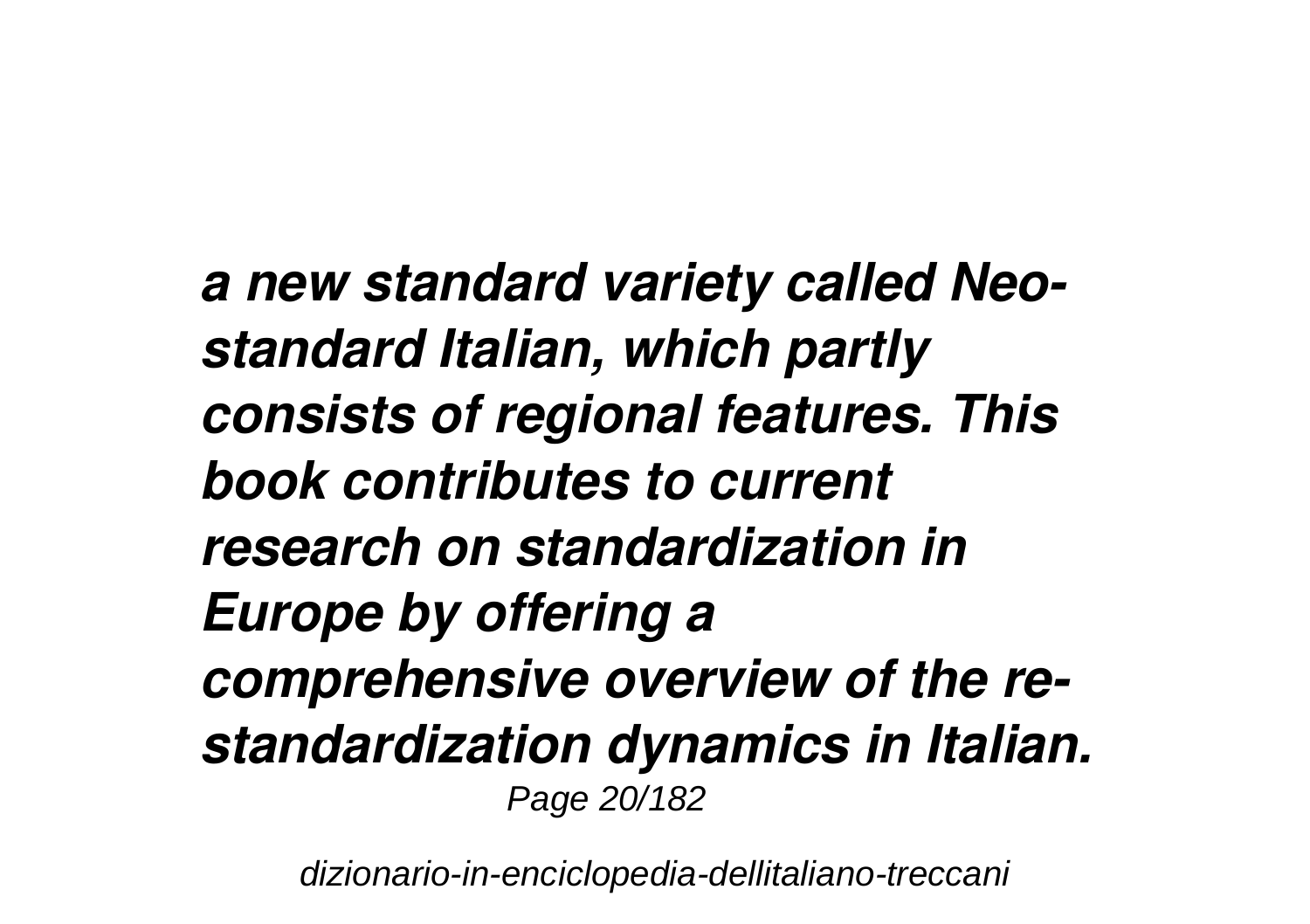***a new standard variety called Neo-standard Italian, which partly consists of regional features. This book contributes to current research on standardization in Europe by offering a comprehensive overview of the re-standardization dynamics in Italian.***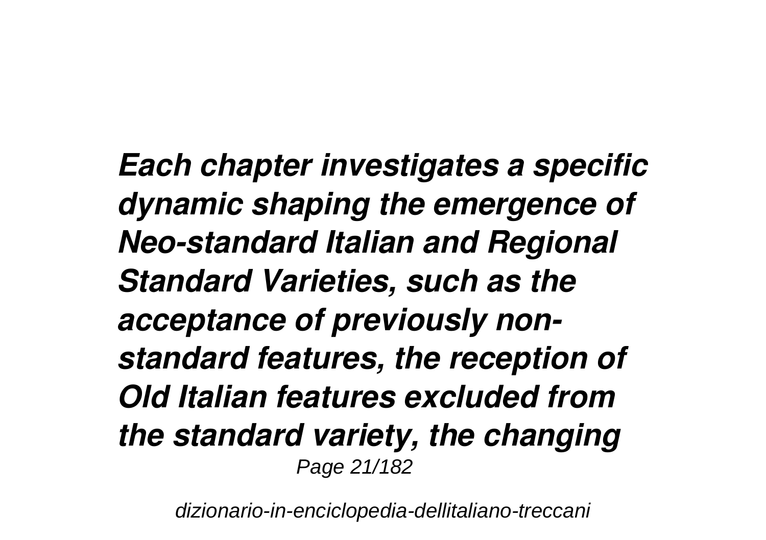***Each chapter investigates a specific dynamic shaping the emergence of Neo-standard Italian and Regional Standard Varieties, such as the acceptance of previously non-standard features, the reception of Old Italian features excluded from the standard variety, the changing***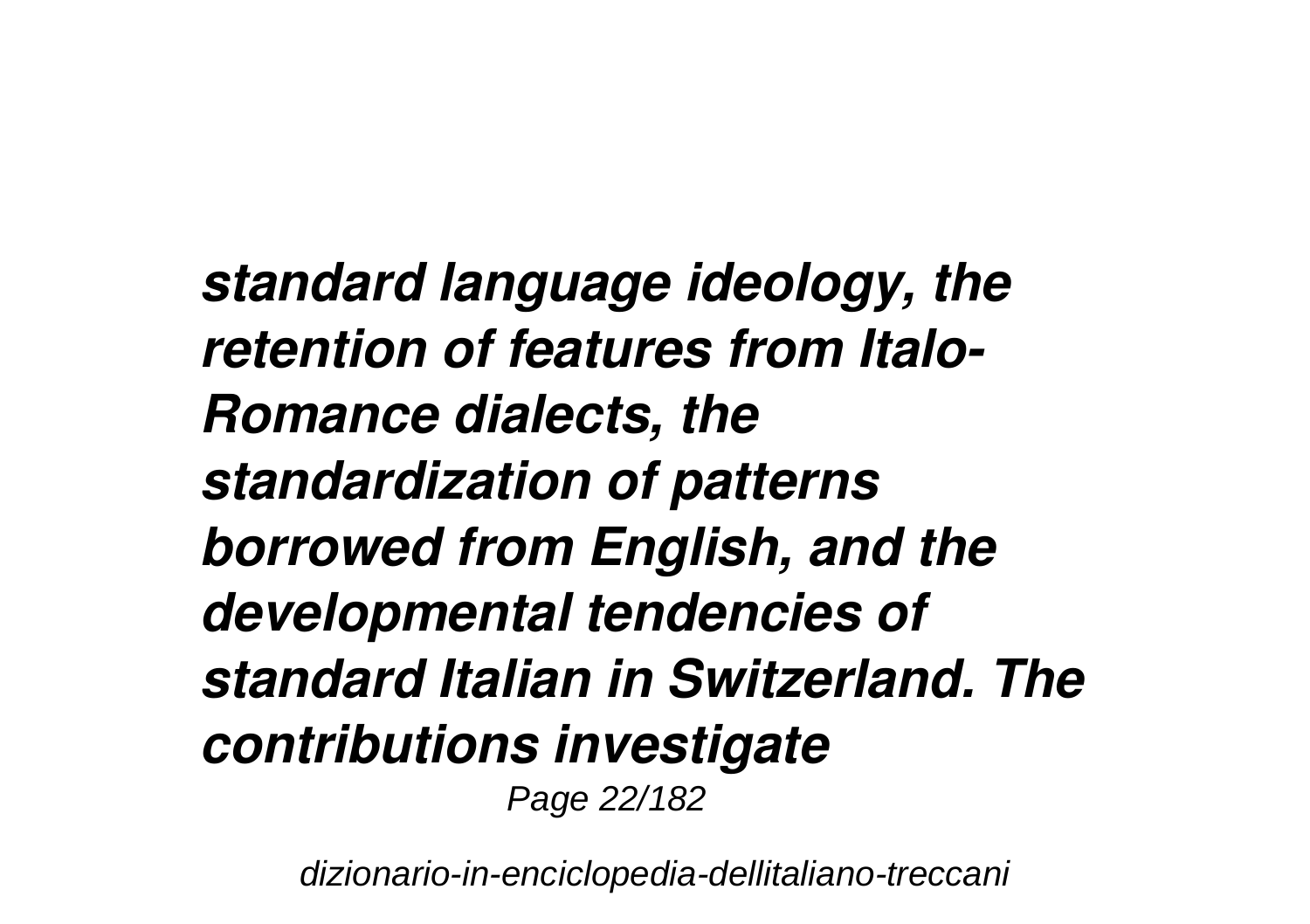*standard language ideology, the retention of features from Italo-Romance dialects, the standardization of patterns borrowed from English, and the developmental tendencies of standard Italian in Switzerland. The contributions investigate*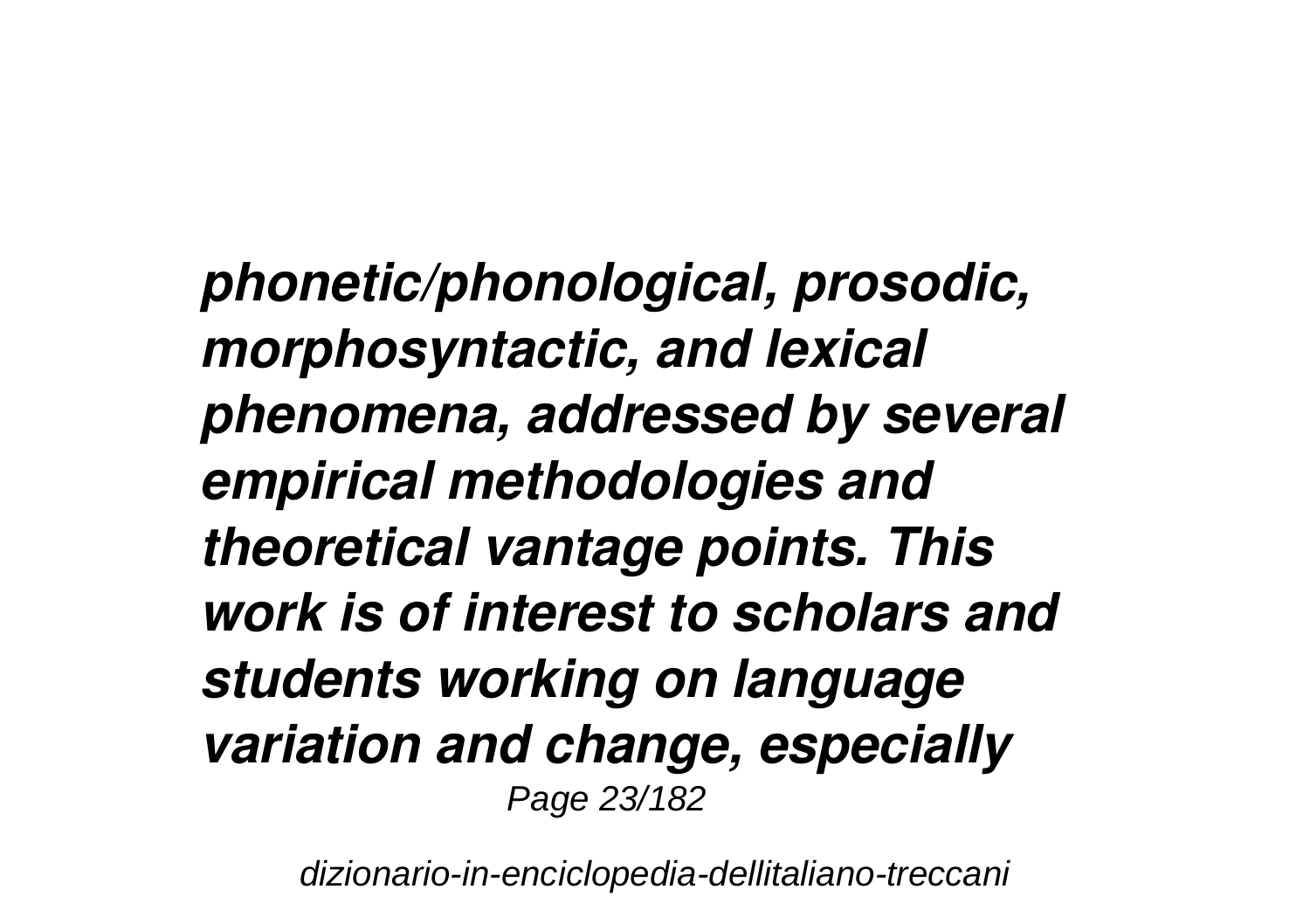*phonetic/phonological, prosodic, morphosyntactic, and lexical phenomena, addressed by several empirical methodologies and theoretical vantage points. This work is of interest to scholars and students working on language variation and change, especially*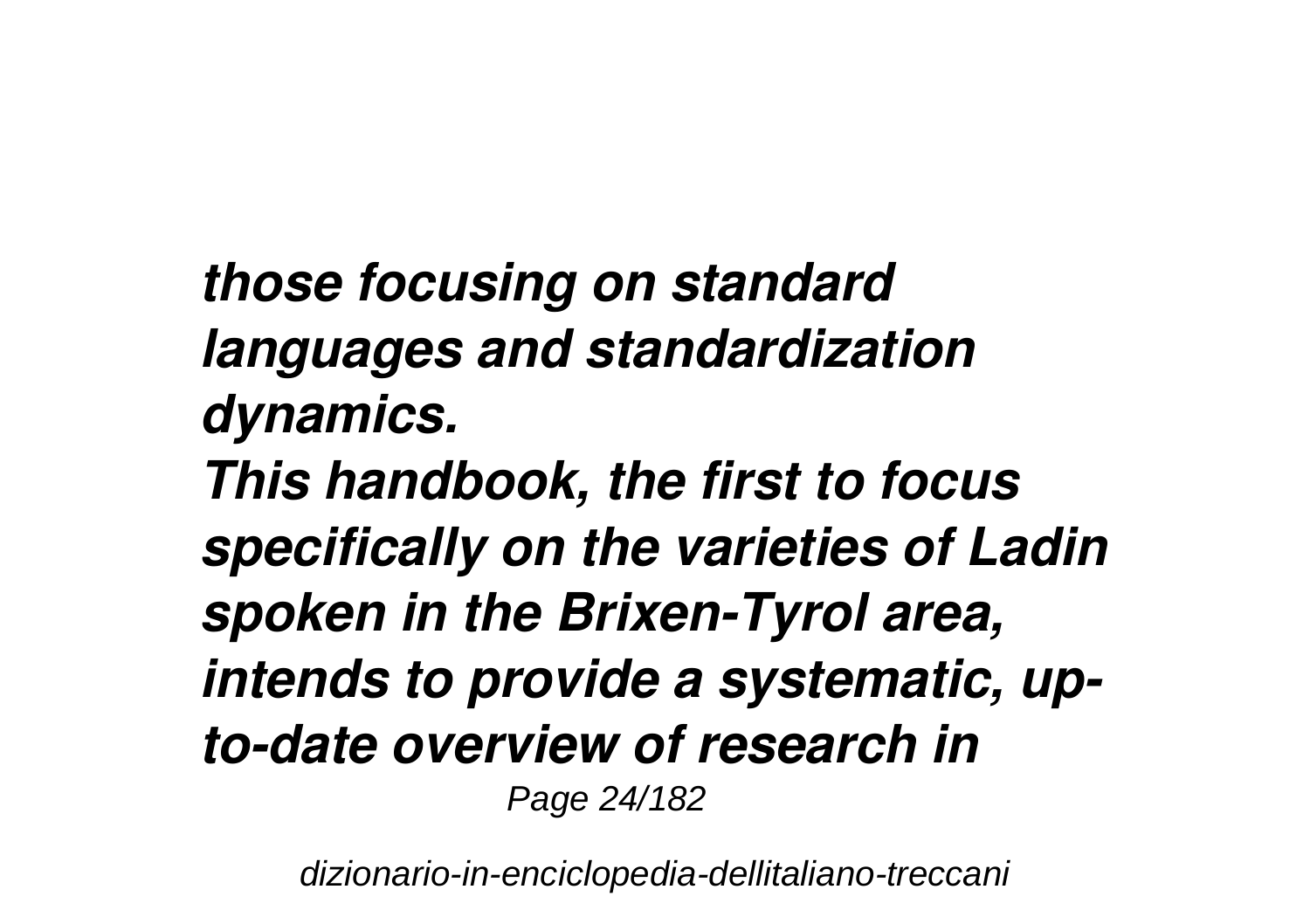***those focusing on standard languages and standardization dynamics.***

***This handbook, the first to focus specifically on the varieties of Ladin spoken in the Brixen-Tyrol area, intends to provide a systematic, up-to-date overview of research in***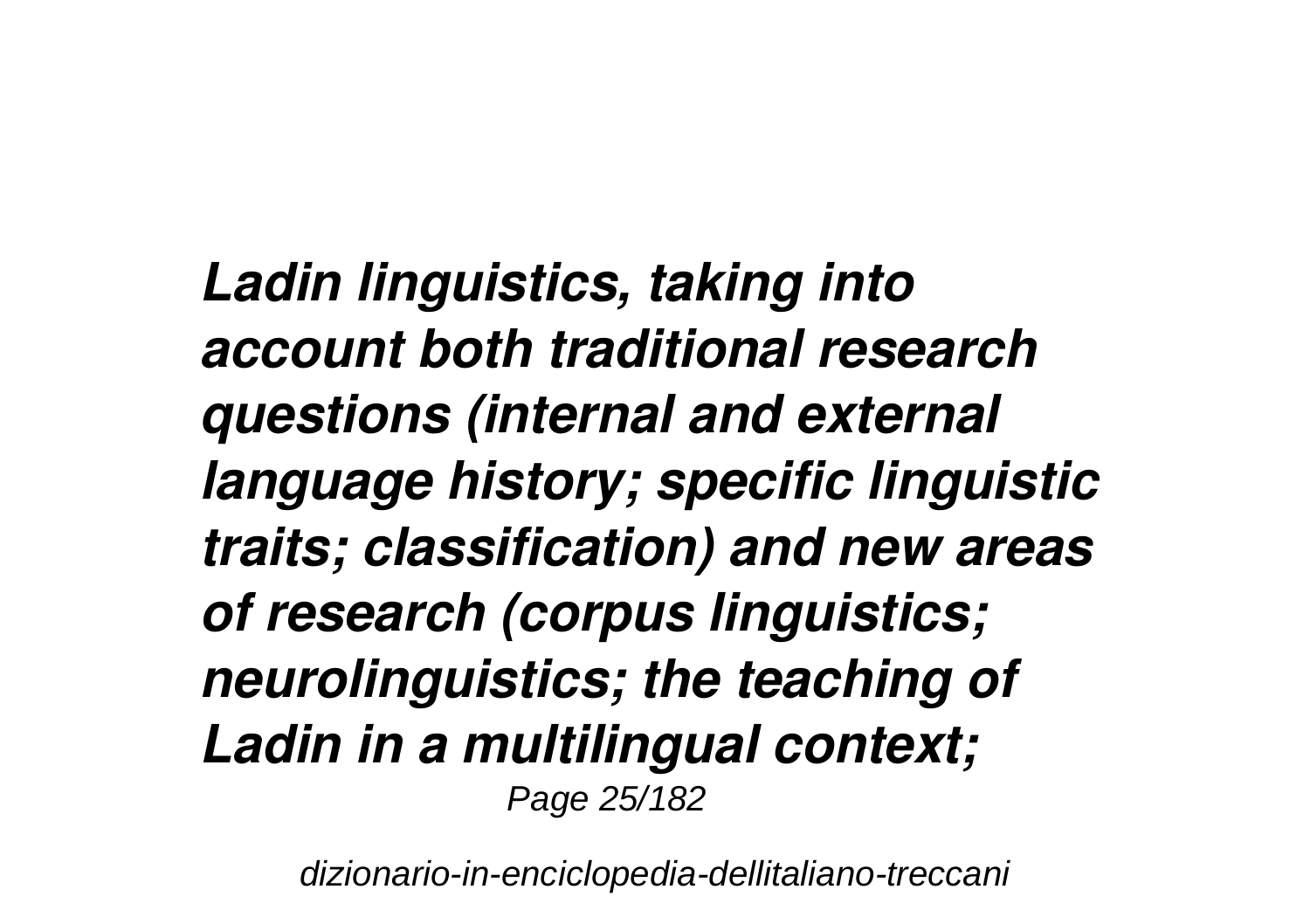***Ladin linguistics, taking into account both traditional research questions (internal and external language history; specific linguistic traits; classification) and new areas of research (corpus linguistics; neurolinguistics; the teaching of Ladin in a multilingual context;***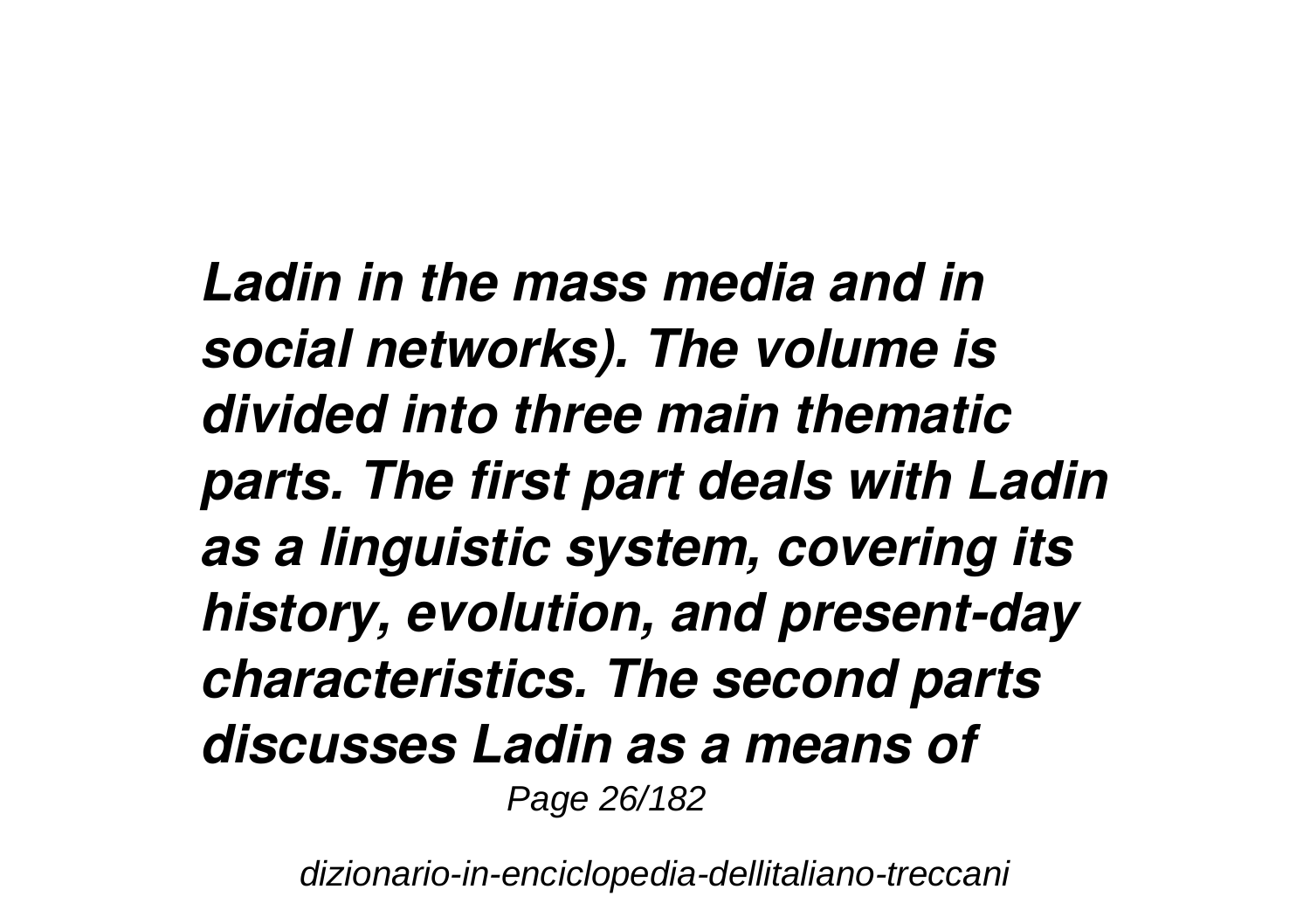*Ladin in the mass media and in social networks). The volume is divided into three main thematic parts. The first part deals with Ladin as a linguistic system, covering its history, evolution, and present-day characteristics. The second parts discusses Ladin as a means of*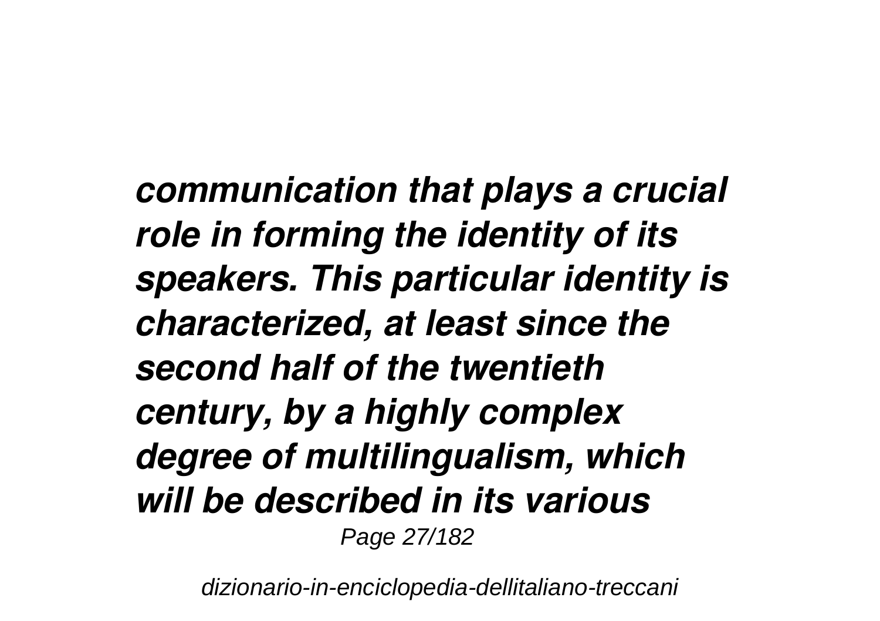*communication that plays a crucial role in forming the identity of its speakers. This particular identity is characterized, at least since the second half of the twentieth century, by a highly complex degree of multilingualism, which will be described in its various*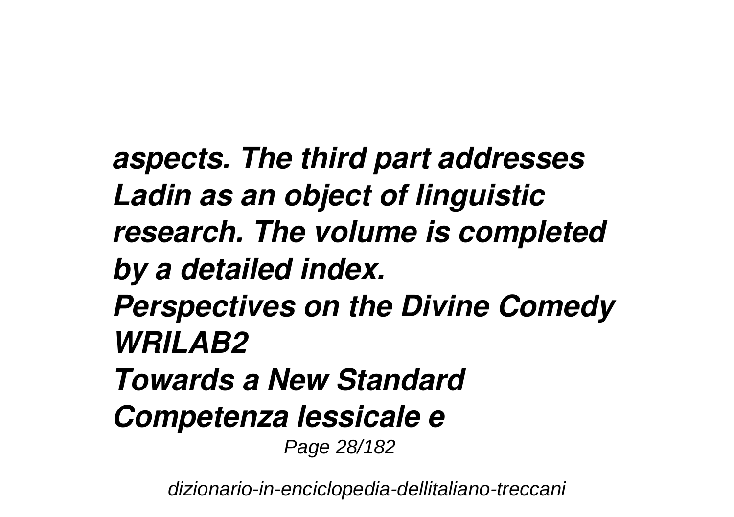*aspects. The third part addresses Ladin as an object of linguistic research. The volume is completed by a detailed index.*

*Perspectives on the Divine Comedy*

*WRILAB2*

*Towards a New Standard*

*Competenza lessicale e*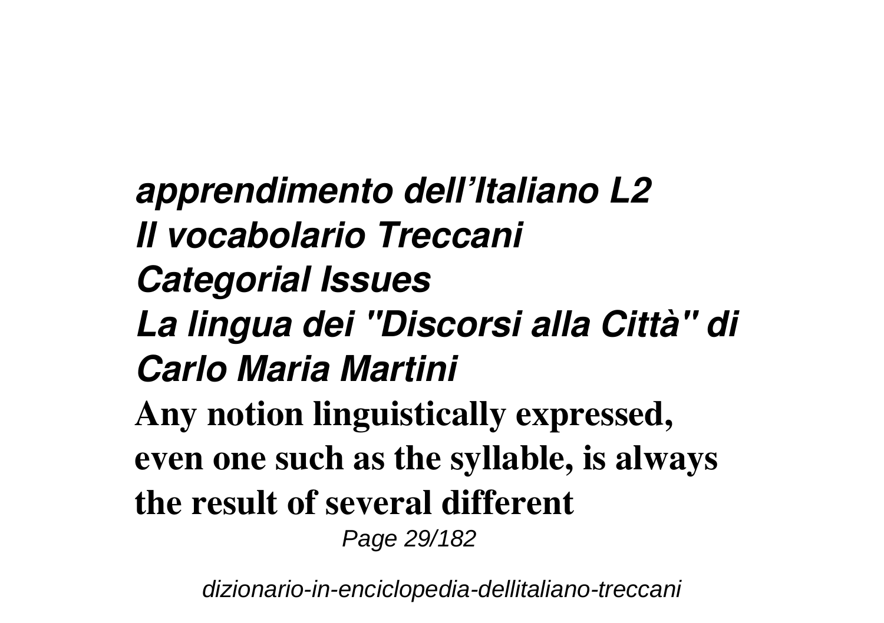***apprendimento dell'Italiano L2***
***Il vocabolario Treccani***
***Categorial Issues***
***La lingua dei "Discorsi alla Città" di Carlo Maria Martini***

**Any notion linguistically expressed, even one such as the syllable, is always the result of several different**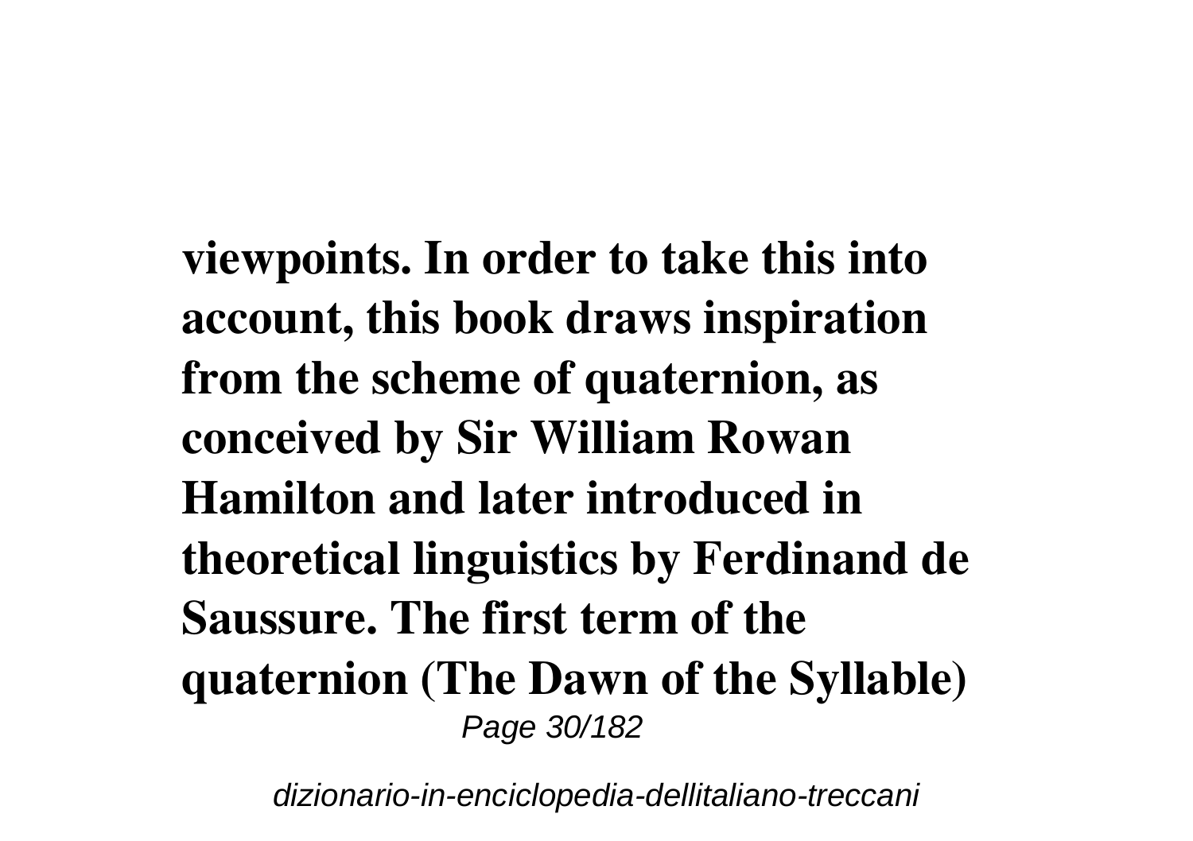**viewpoints. In order to take this into account, this book draws inspiration from the scheme of quaternion, as conceived by Sir William Rowan Hamilton and later introduced in theoretical linguistics by Ferdinand de Saussure. The first term of the quaternion (The Dawn of the Syllable)**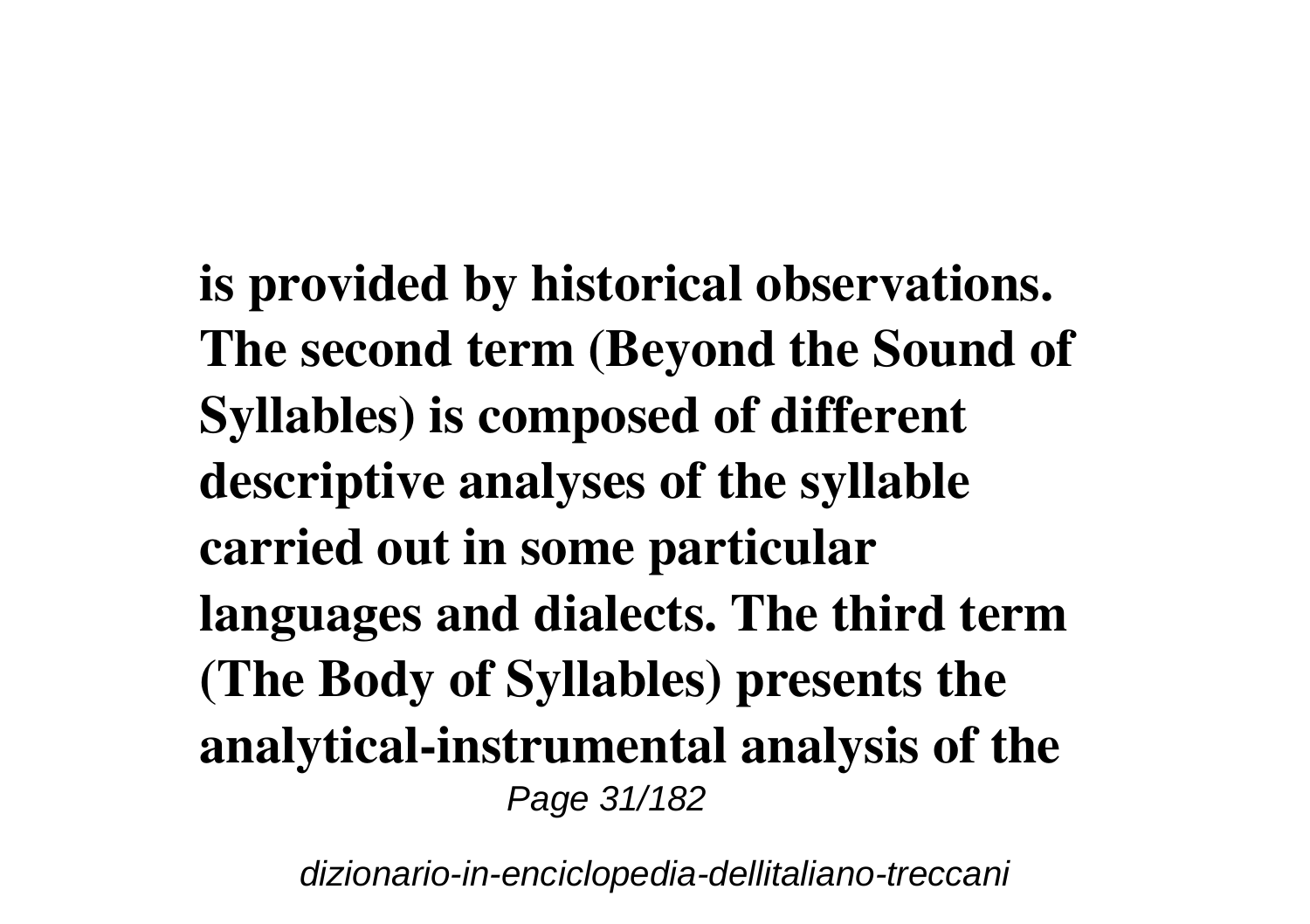**is provided by historical observations. The second term (Beyond the Sound of Syllables) is composed of different descriptive analyses of the syllable carried out in some particular languages and dialects. The third term (The Body of Syllables) presents the analytical-instrumental analysis of the**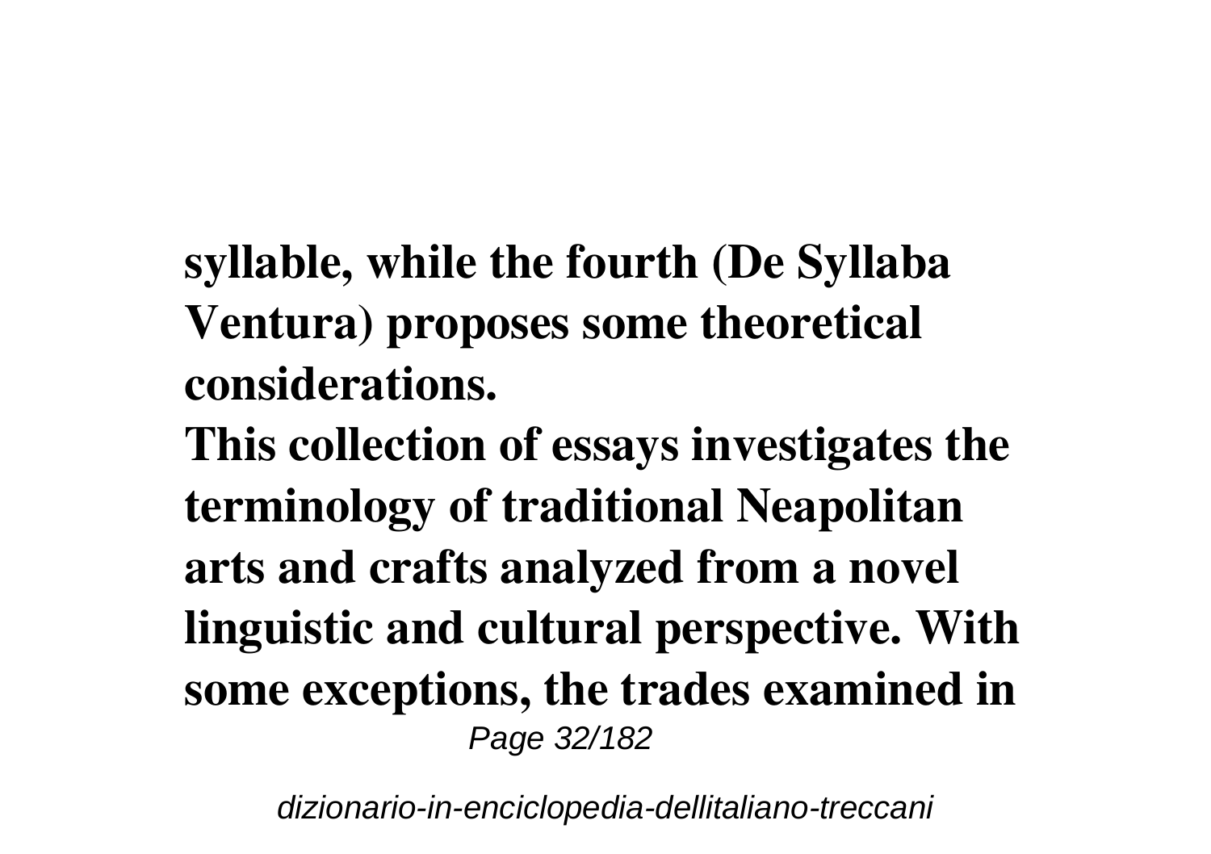**syllable, while the fourth (De Syllaba Ventura) proposes some theoretical considerations.**

**This collection of essays investigates the terminology of traditional Neapolitan arts and crafts analyzed from a novel linguistic and cultural perspective. With some exceptions, the trades examined in**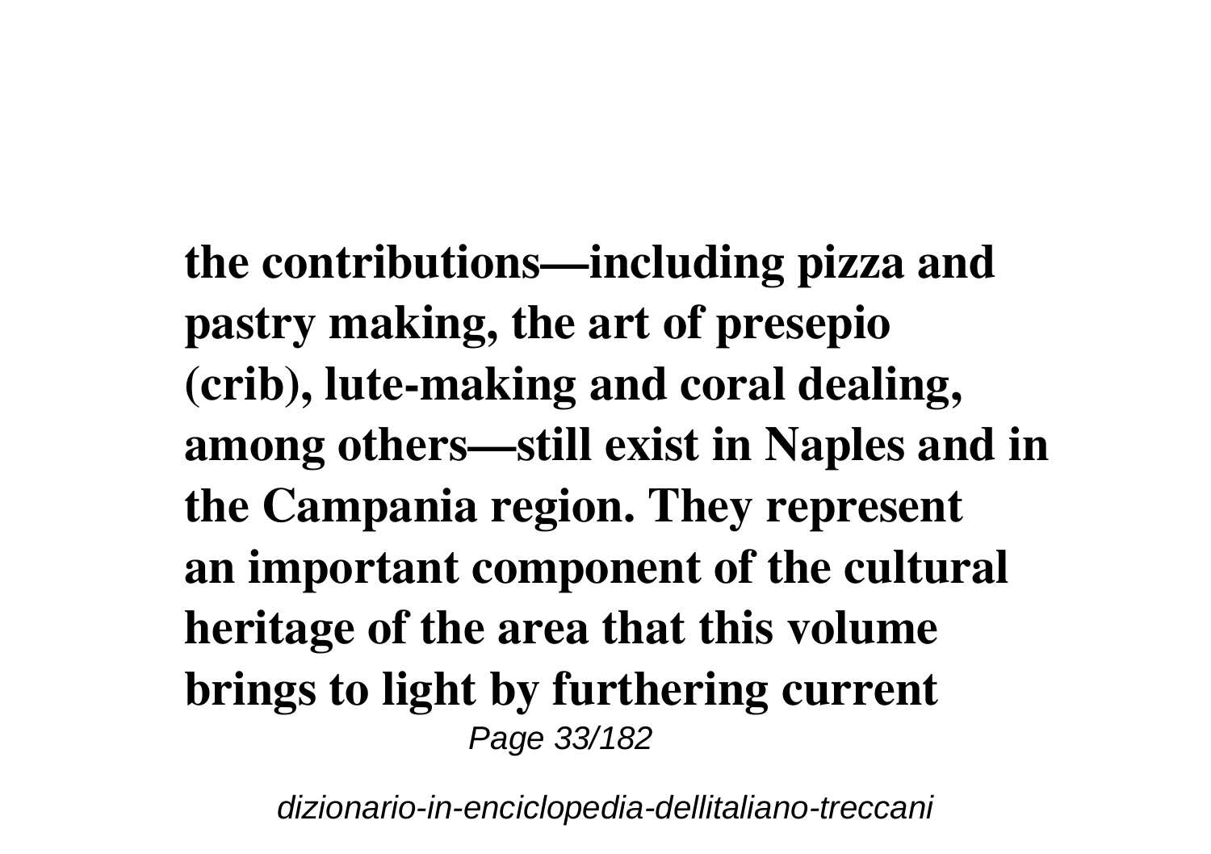**the contributions—including pizza and pastry making, the art of presepio (crib), lute-making and coral dealing, among others—still exist in Naples and in the Campania region. They represent an important component of the cultural heritage of the area that this volume brings to light by furthering current**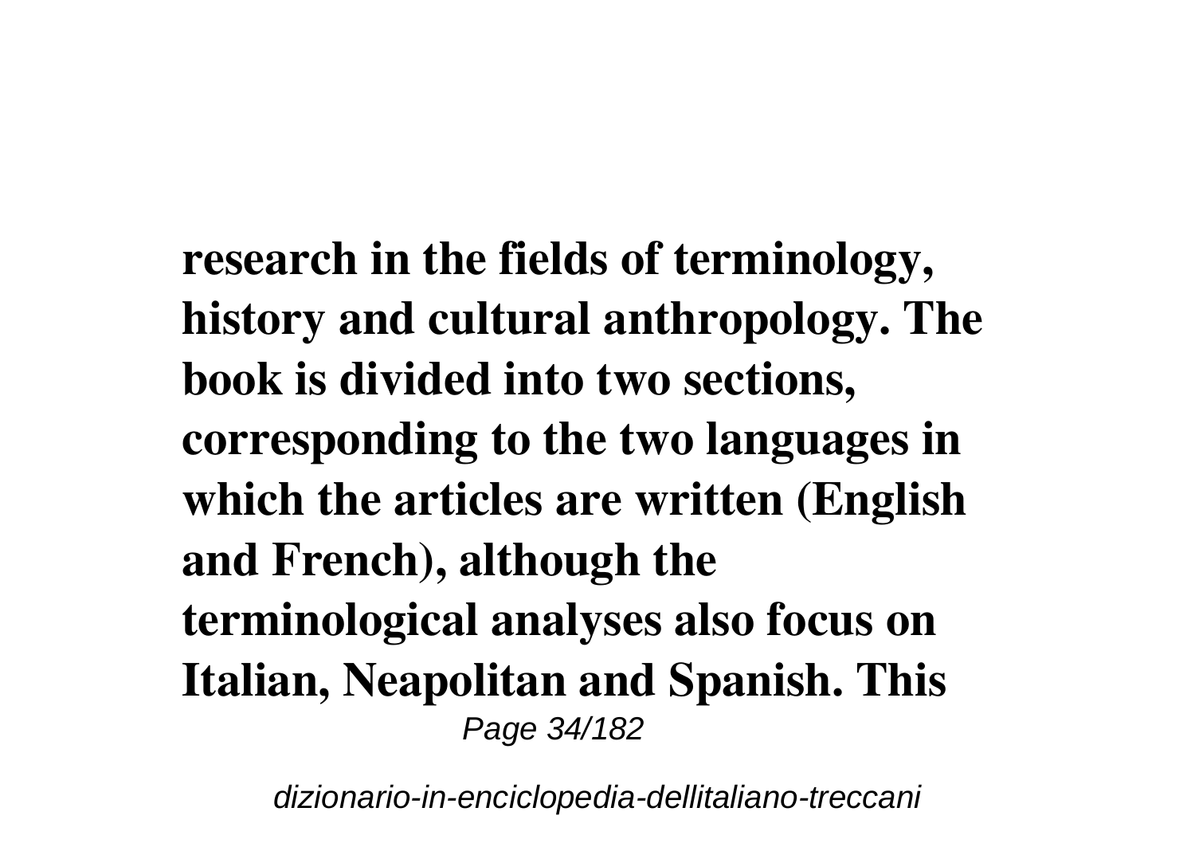**research in the fields of terminology, history and cultural anthropology. The book is divided into two sections, corresponding to the two languages in which the articles are written (English and French), although the terminological analyses also focus on Italian, Neapolitan and Spanish. This**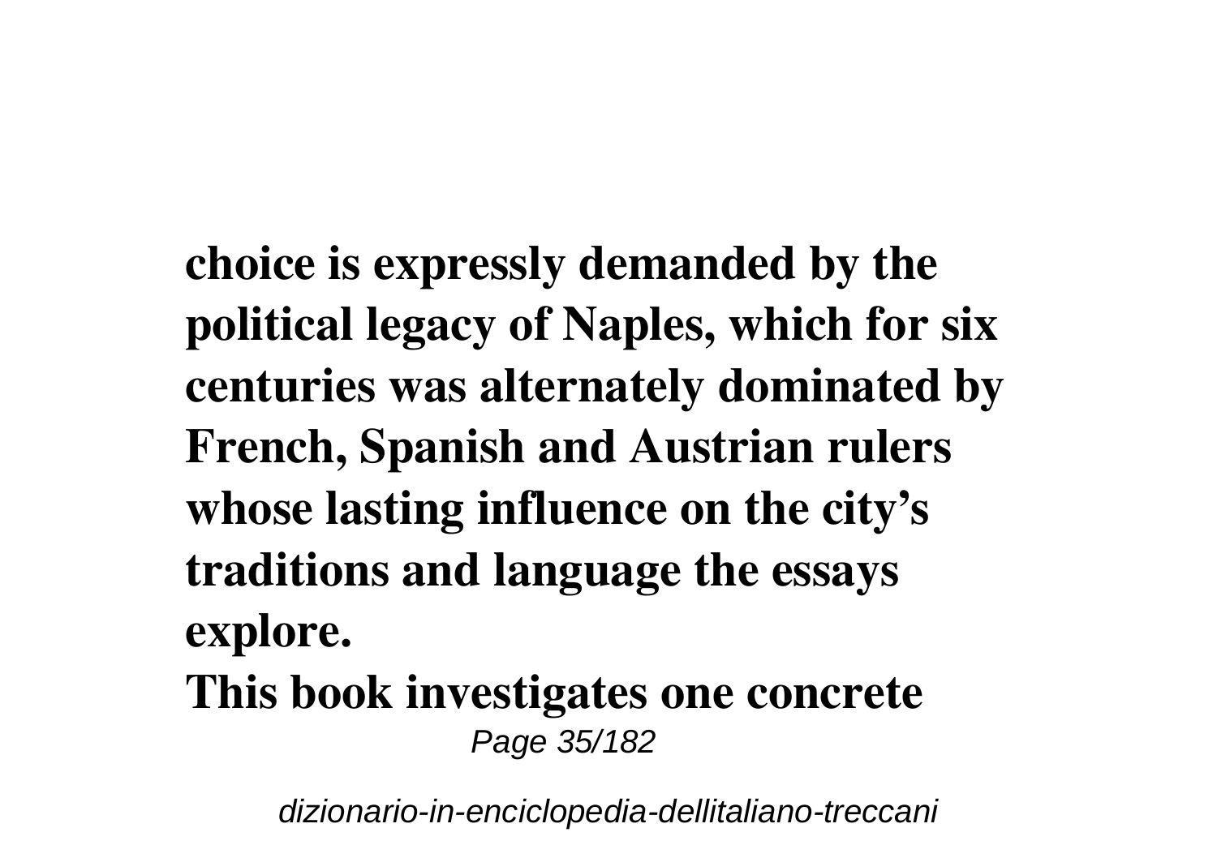**choice is expressly demanded by the political legacy of Naples, which for six centuries was alternately dominated by French, Spanish and Austrian rulers whose lasting influence on the city's traditions and language the essays explore.**

**This book investigates one concrete**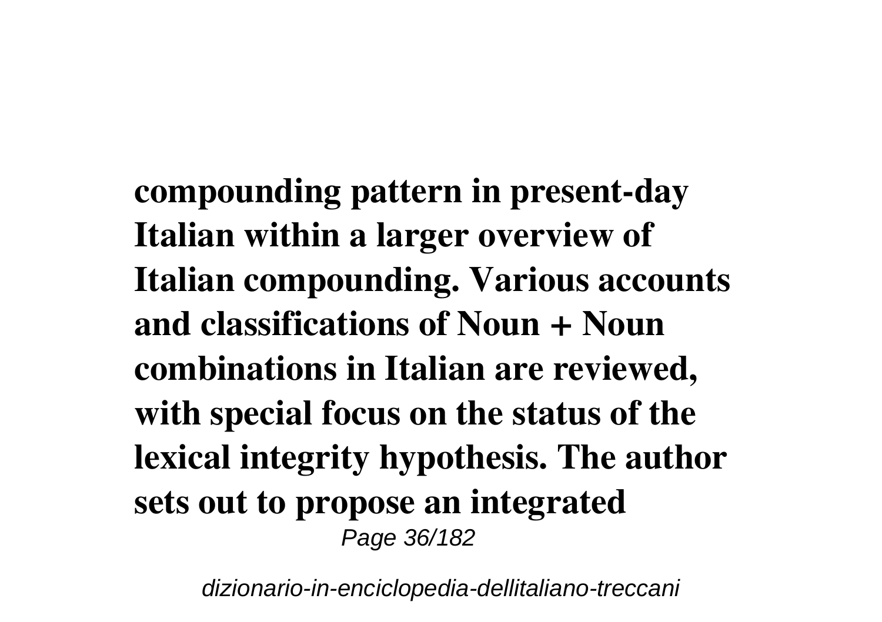**compounding pattern in present-day Italian within a larger overview of Italian compounding. Various accounts and classifications of Noun + Noun combinations in Italian are reviewed, with special focus on the status of the lexical integrity hypothesis. The author sets out to propose an integrated**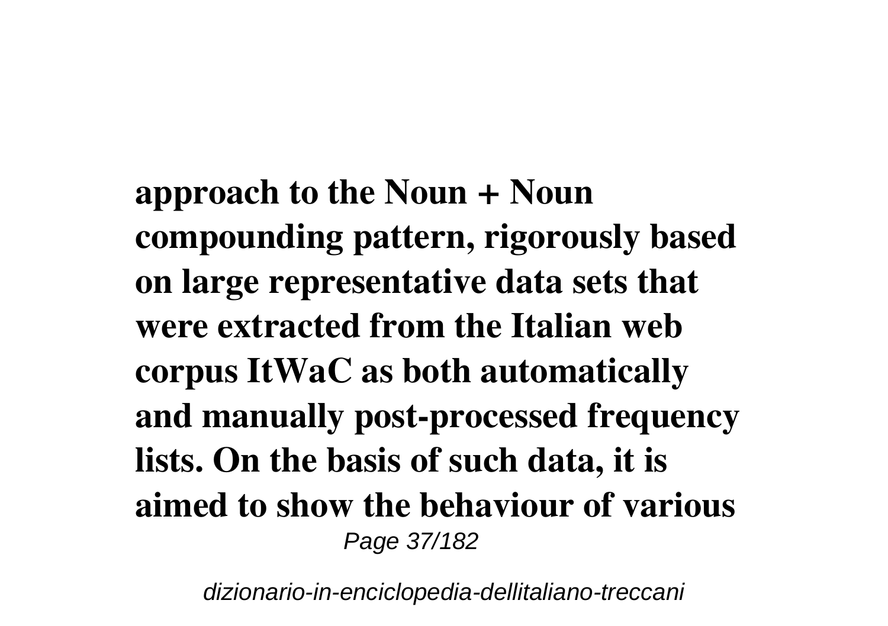**approach to the Noun + Noun compounding pattern, rigorously based on large representative data sets that were extracted from the Italian web corpus ItWaC as both automatically and manually post-processed frequency lists. On the basis of such data, it is aimed to show the behaviour of various**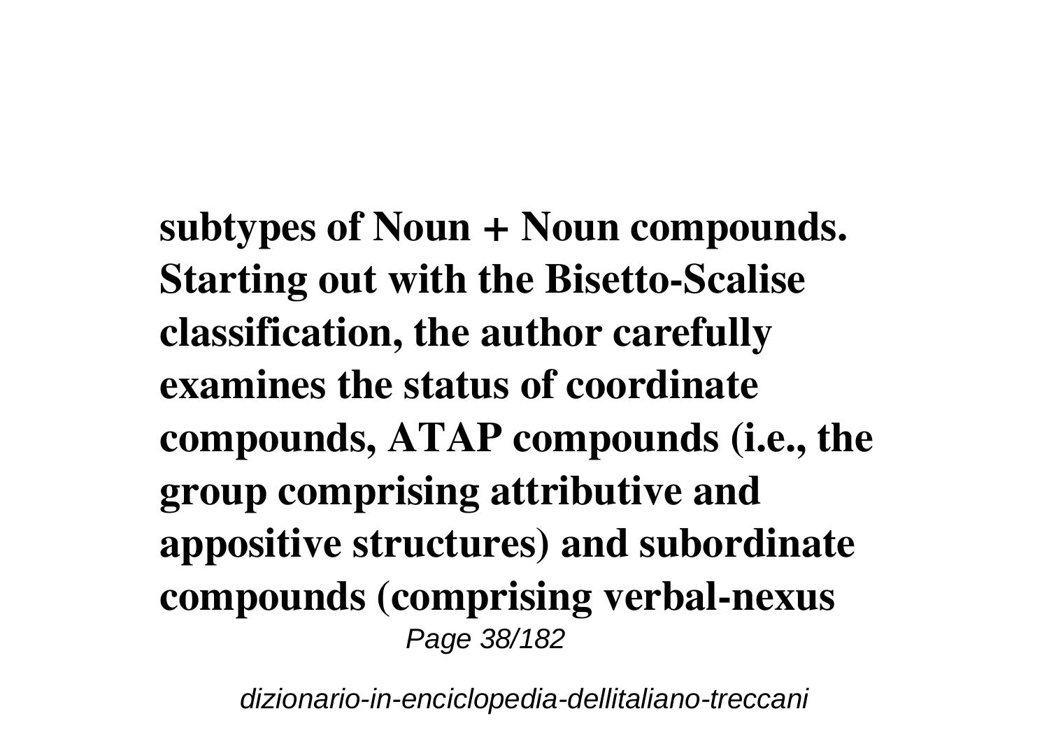**subtypes of Noun + Noun compounds. Starting out with the Bisetto-Scalise classification, the author carefully examines the status of coordinate compounds, ATAP compounds (i.e., the group comprising attributive and appositive structures) and subordinate compounds (comprising verbal-nexus**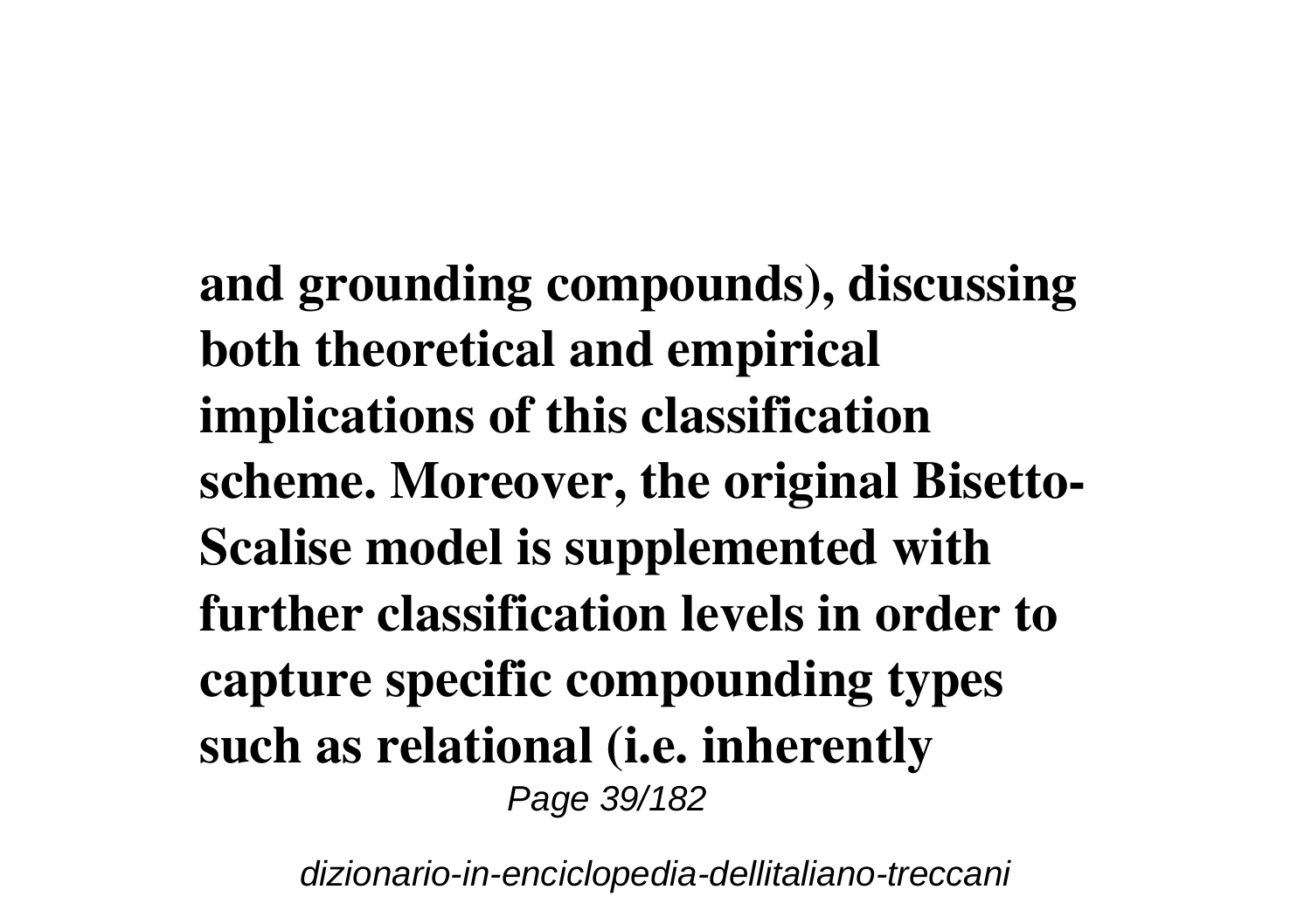**and grounding compounds), discussing both theoretical and empirical implications of this classification scheme. Moreover, the original Bisetto-Scalise model is supplemented with further classification levels in order to capture specific compounding types such as relational (i.e. inherently**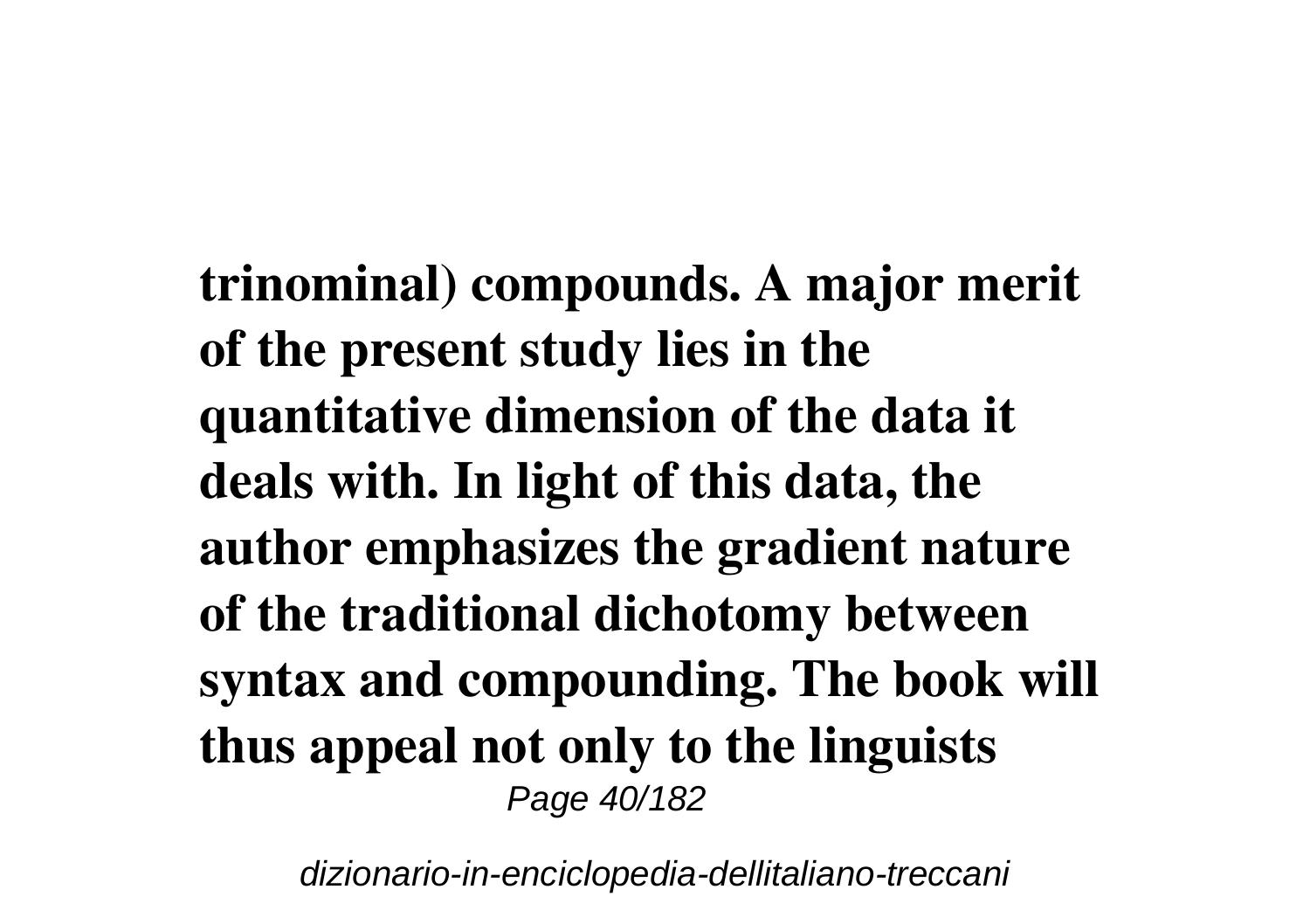**trinominal) compounds. A major merit of the present study lies in the quantitative dimension of the data it deals with. In light of this data, the author emphasizes the gradient nature of the traditional dichotomy between syntax and compounding. The book will thus appeal not only to the linguists**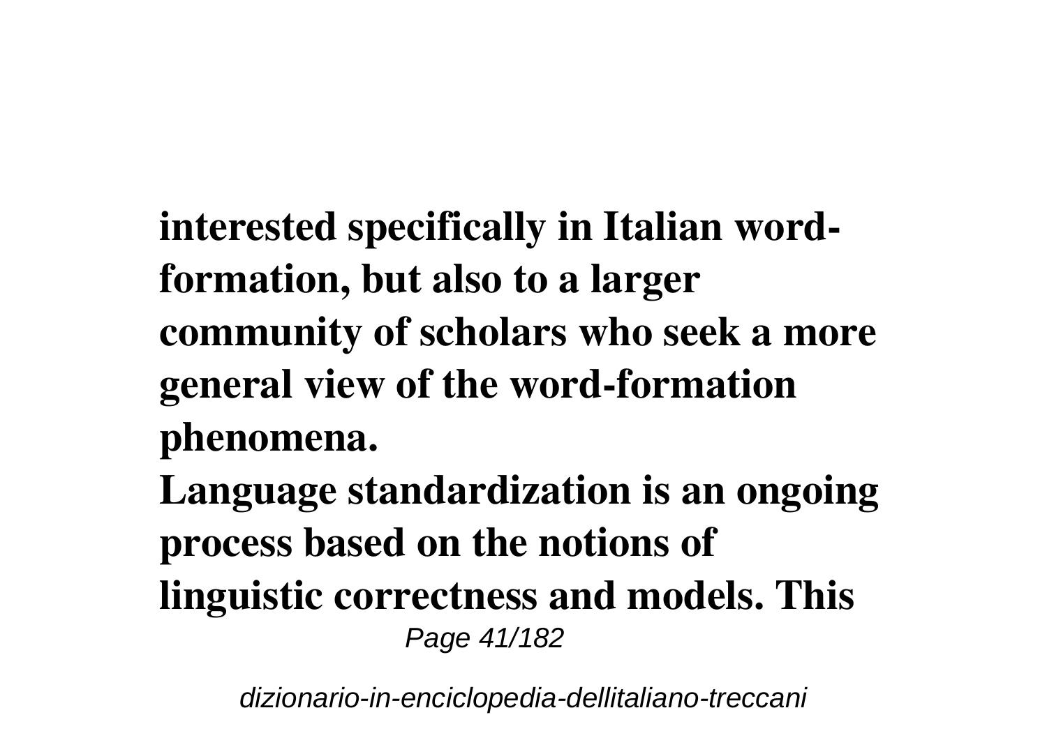**interested specifically in Italian word-formation, but also to a larger community of scholars who seek a more general view of the word-formation phenomena.**

**Language standardization is an ongoing process based on the notions of linguistic correctness and models. This**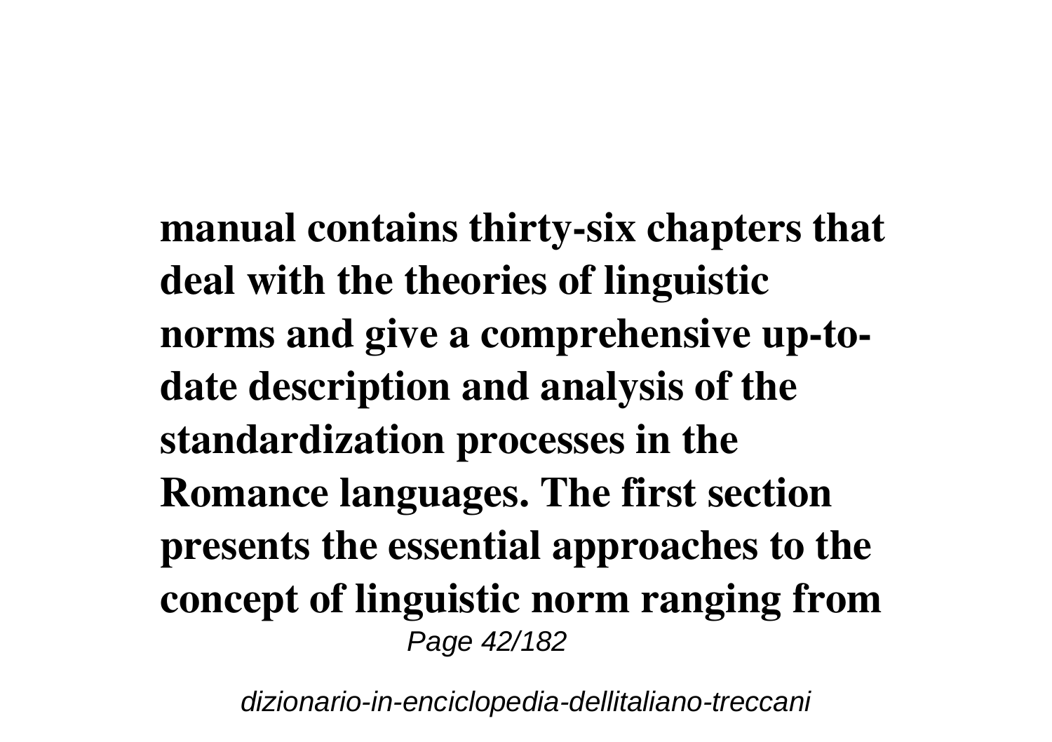**manual contains thirty-six chapters that deal with the theories of linguistic norms and give a comprehensive up-to-date description and analysis of the standardization processes in the Romance languages. The first section presents the essential approaches to the concept of linguistic norm ranging from**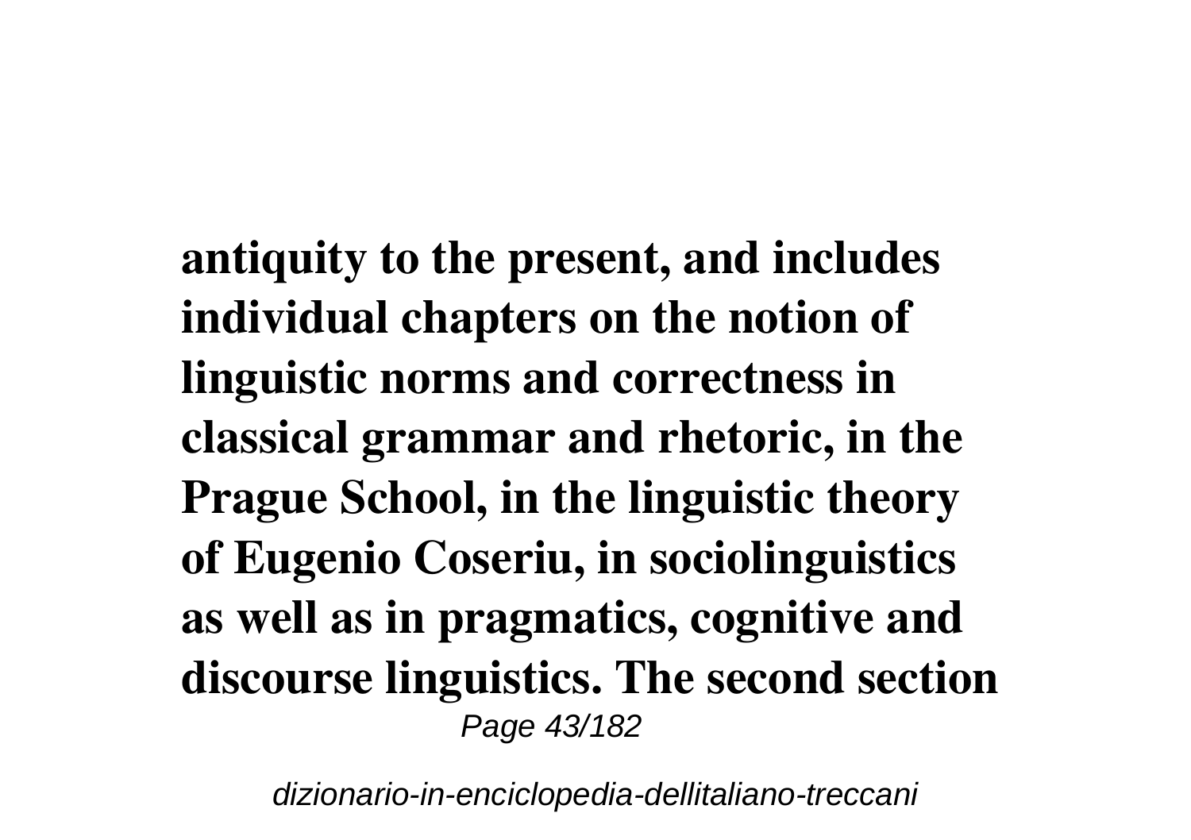**antiquity to the present, and includes individual chapters on the notion of linguistic norms and correctness in classical grammar and rhetoric, in the Prague School, in the linguistic theory of Eugenio Coseriu, in sociolinguistics as well as in pragmatics, cognitive and discourse linguistics. The second section**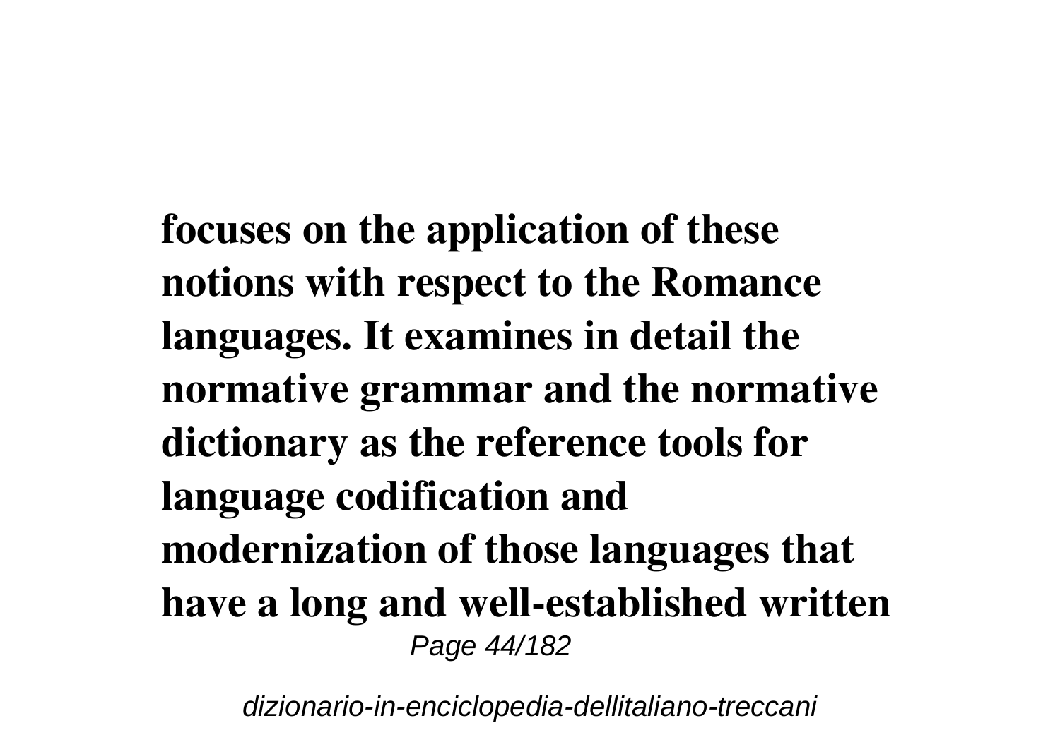**focuses on the application of these notions with respect to the Romance languages. It examines in detail the normative grammar and the normative dictionary as the reference tools for language codification and modernization of those languages that have a long and well-established written**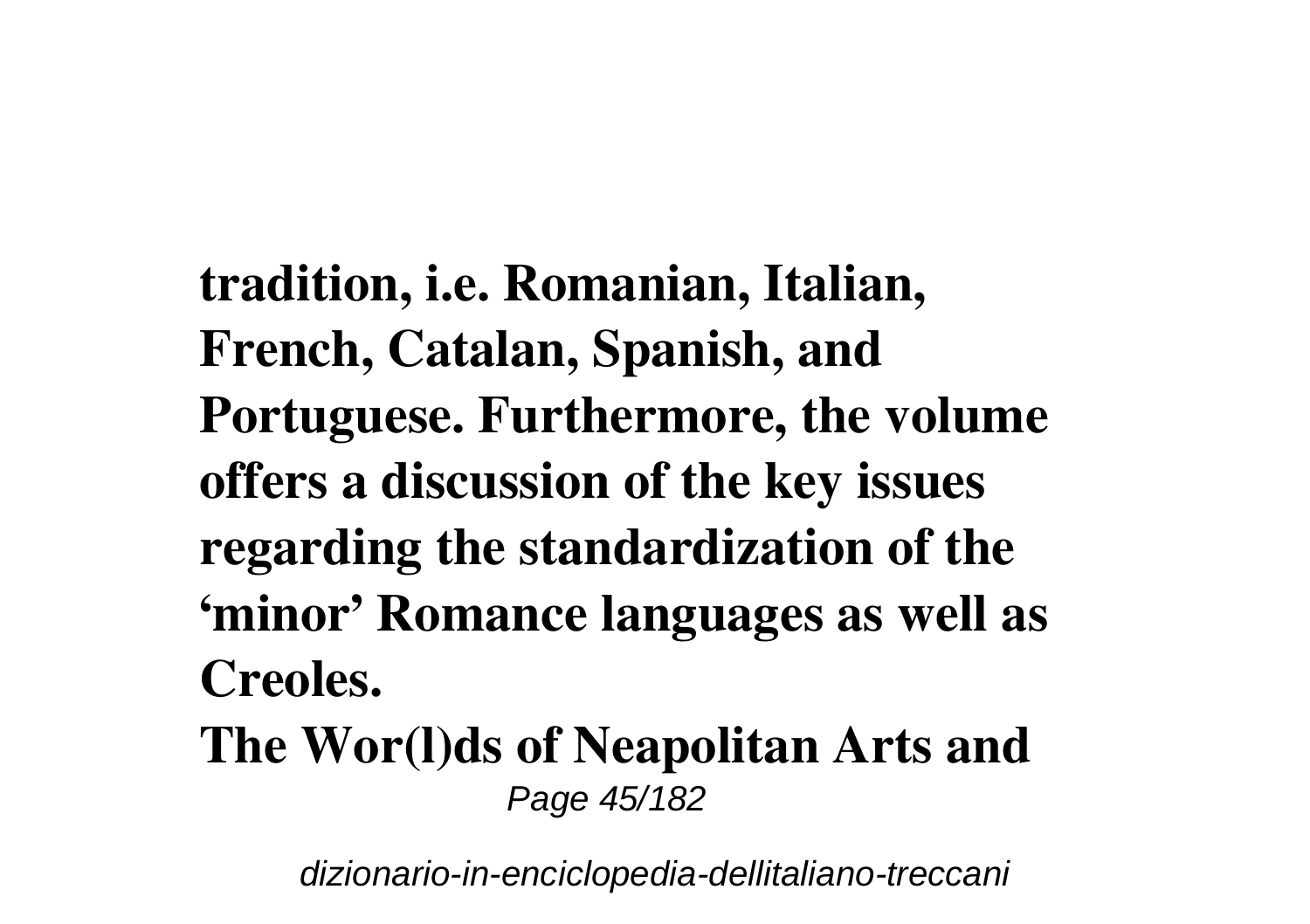**tradition, i.e. Romanian, Italian, French, Catalan, Spanish, and Portuguese. Furthermore, the volume offers a discussion of the key issues regarding the standardization of the 'minor' Romance languages as well as Creoles.**

**The Wor(l)ds of Neapolitan Arts and**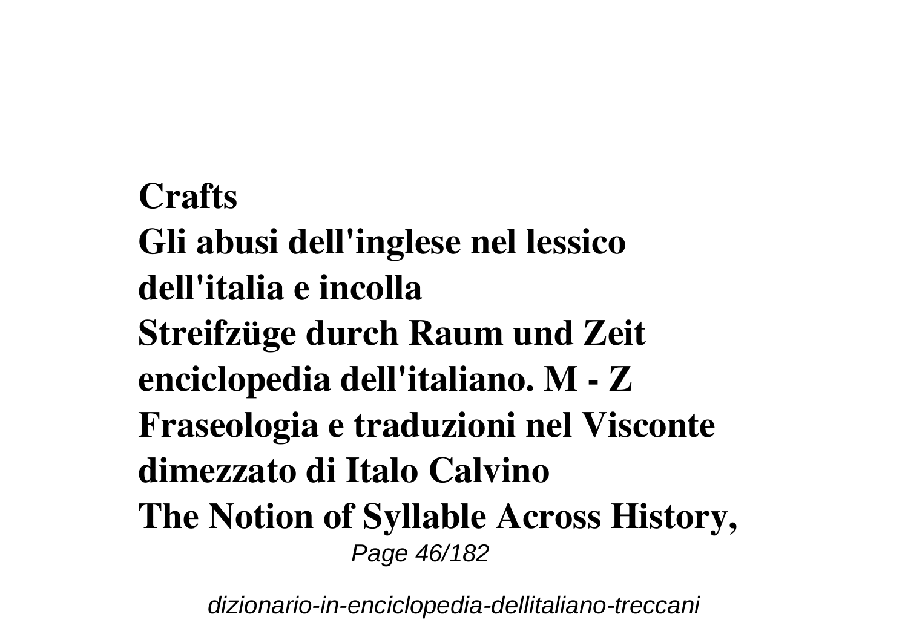**Crafts**
**Gli abusi dell'inglese nel lessico dell'italia e incolla**
**Streifzüge durch Raum und Zeit**
**enciclopedia dell'italiano. M - Z**
**Fraseologia e traduzioni nel Visconte dimezzato di Italo Calvino**
**The Notion of Syllable Across History,**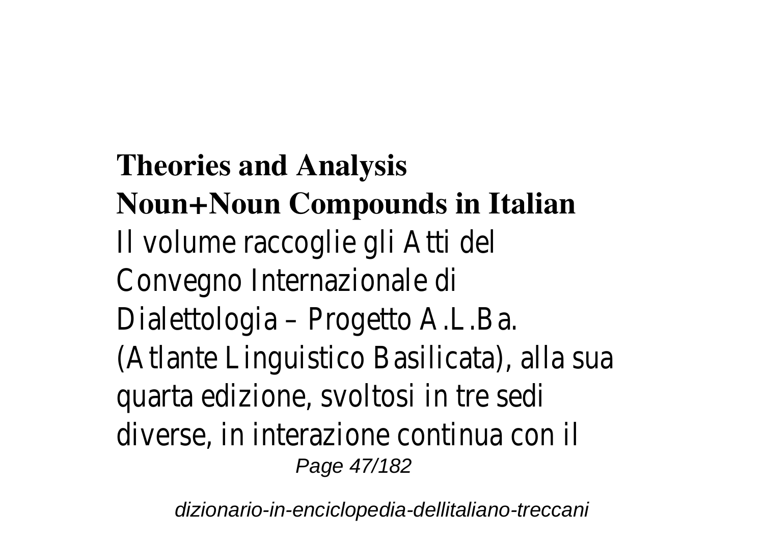**Theories and Analysis**
**Noun+Noun Compounds in Italian**

Il volume raccoglie gli Atti del Convegno Internazionale di Dialettologia – Progetto A.L.Ba. (Atlante Linguistico Basilicata), alla sua quarta edizione, svoltosi in tre sedi diverse, in interazione continua con il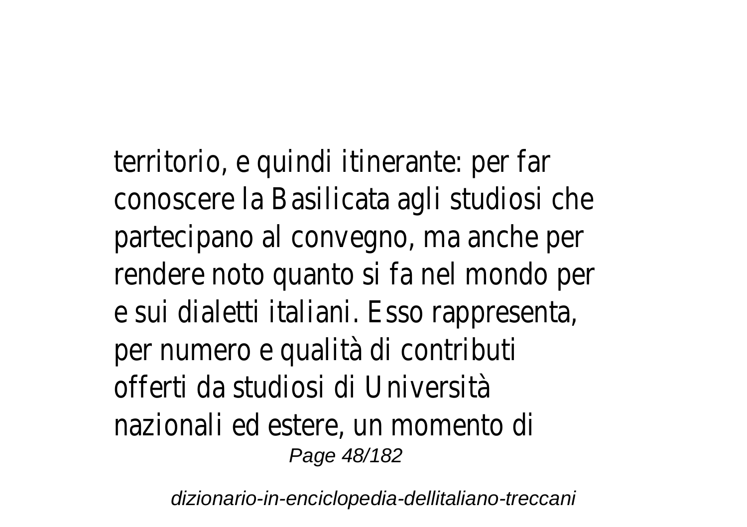territorio, e quindi itinerante: per far conoscere la Basilicata agli studiosi che partecipano al convegno, ma anche per rendere noto quanto si fa nel mondo per e sui dialetti italiani. Esso rappresenta, per numero e qualità di contributi offerti da studiosi di Università nazionali ed estere, un momento di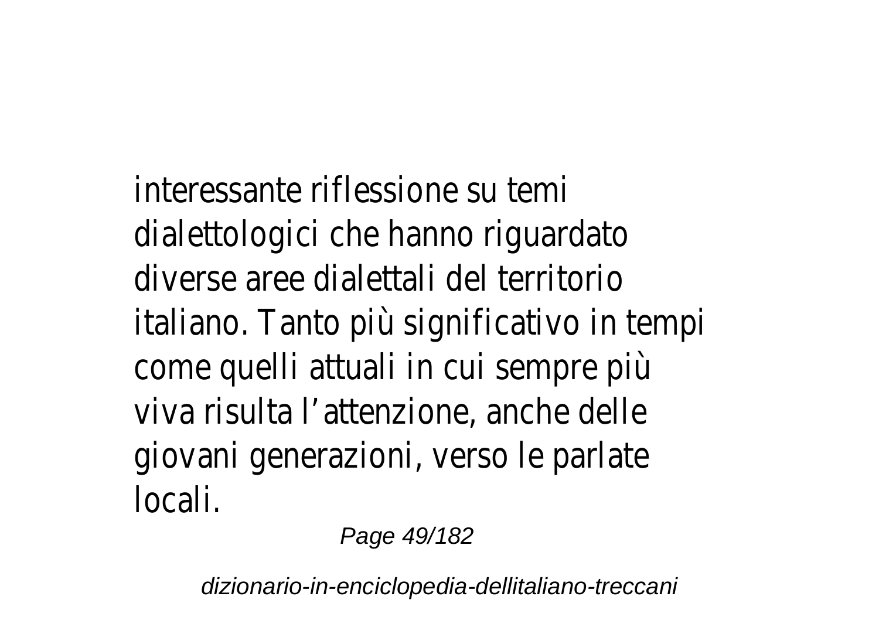interessante riflessione su temi dialettologici che hanno riguardato diverse aree dialettali del territorio italiano. Tanto più significativo in tempi come quelli attuali in cui sempre più viva risulta l’attenzione, anche delle giovani generazioni, verso le parlate locali.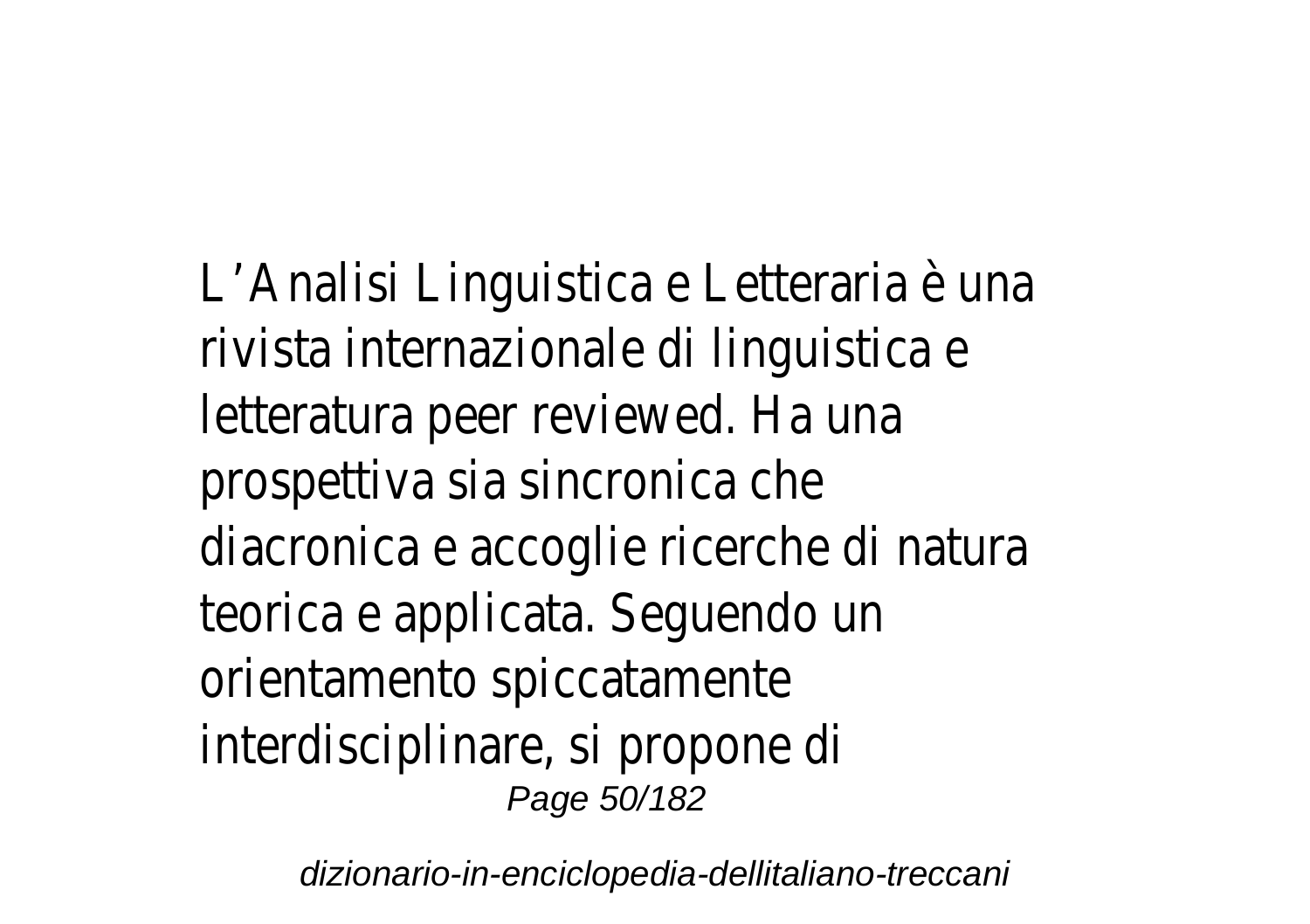L'Analisi Linguistica e Letteraria è una rivista internazionale di linguistica e letteratura peer reviewed. Ha una prospettiva sia sincronica che diacronica e accoglie ricerche di natura teorica e applicata. Seguendo un orientamento spiccatamente interdisciplinare, si propone di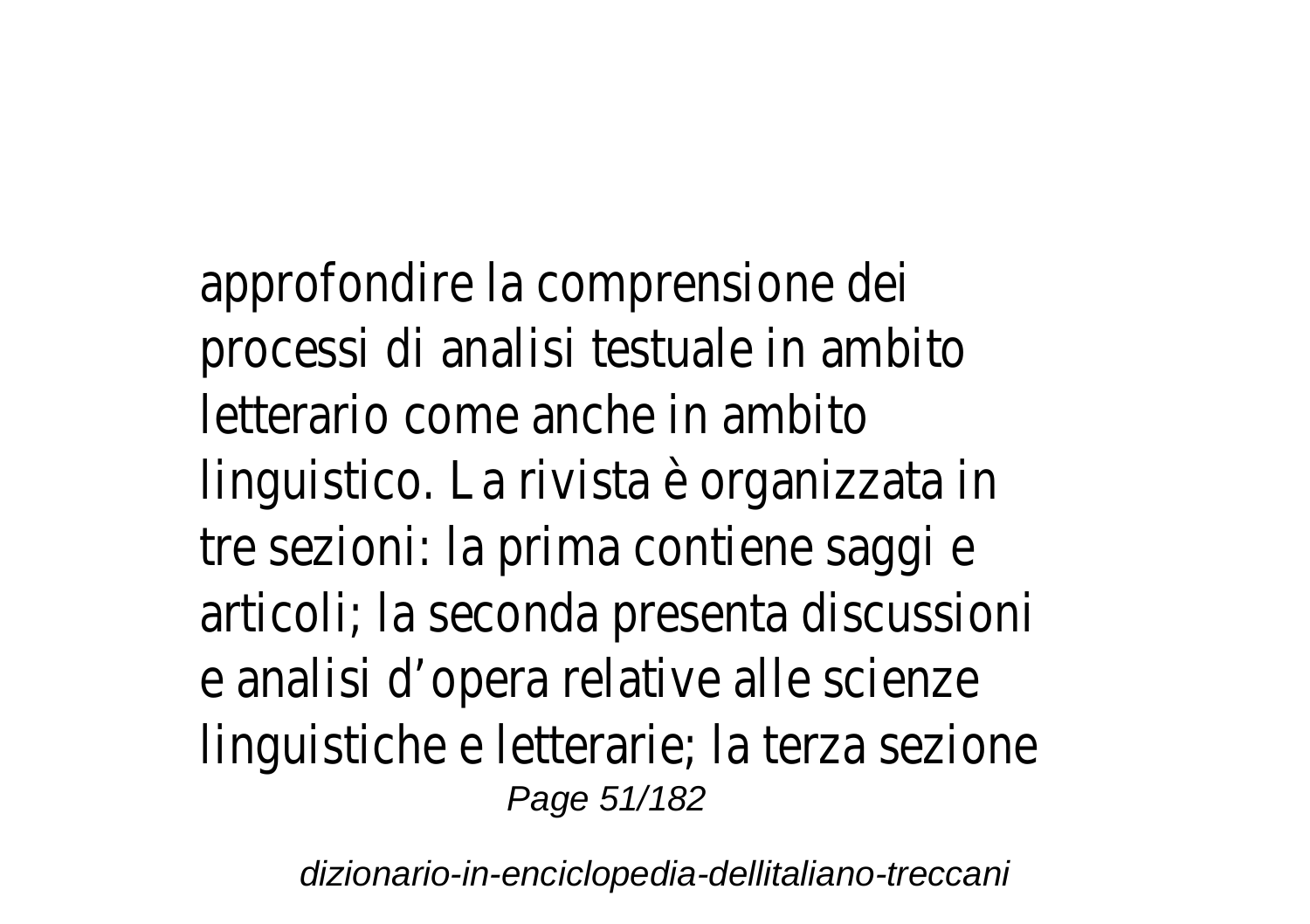approfondire la comprensione dei processi di analisi testuale in ambito letterario come anche in ambito linguistico. La rivista è organizzata in tre sezioni: la prima contiene saggi e articoli; la seconda presenta discussioni e analisi d'opera relative alle scienze linguistiche e letterarie; la terza sezione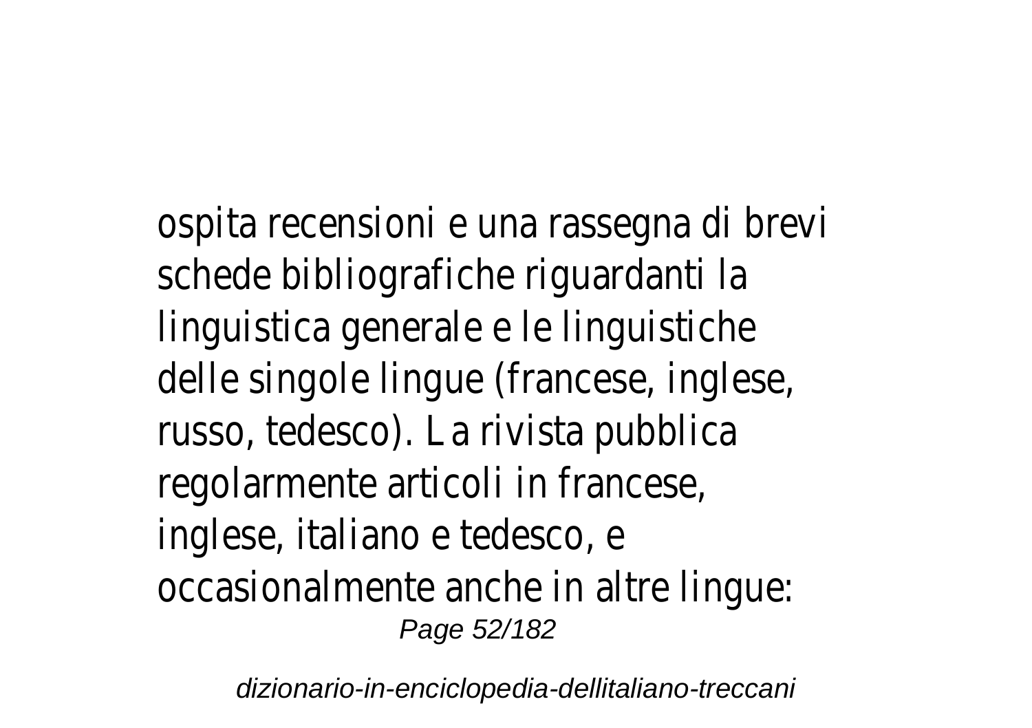ospita recensioni e una rassegna di brevi schede bibliografiche riguardanti la linguistica generale e le linguistiche delle singole lingue (francese, inglese, russo, tedesco). La rivista pubblica regolarmente articoli in francese, inglese, italiano e tedesco, e occasionalmente anche in altre lingue: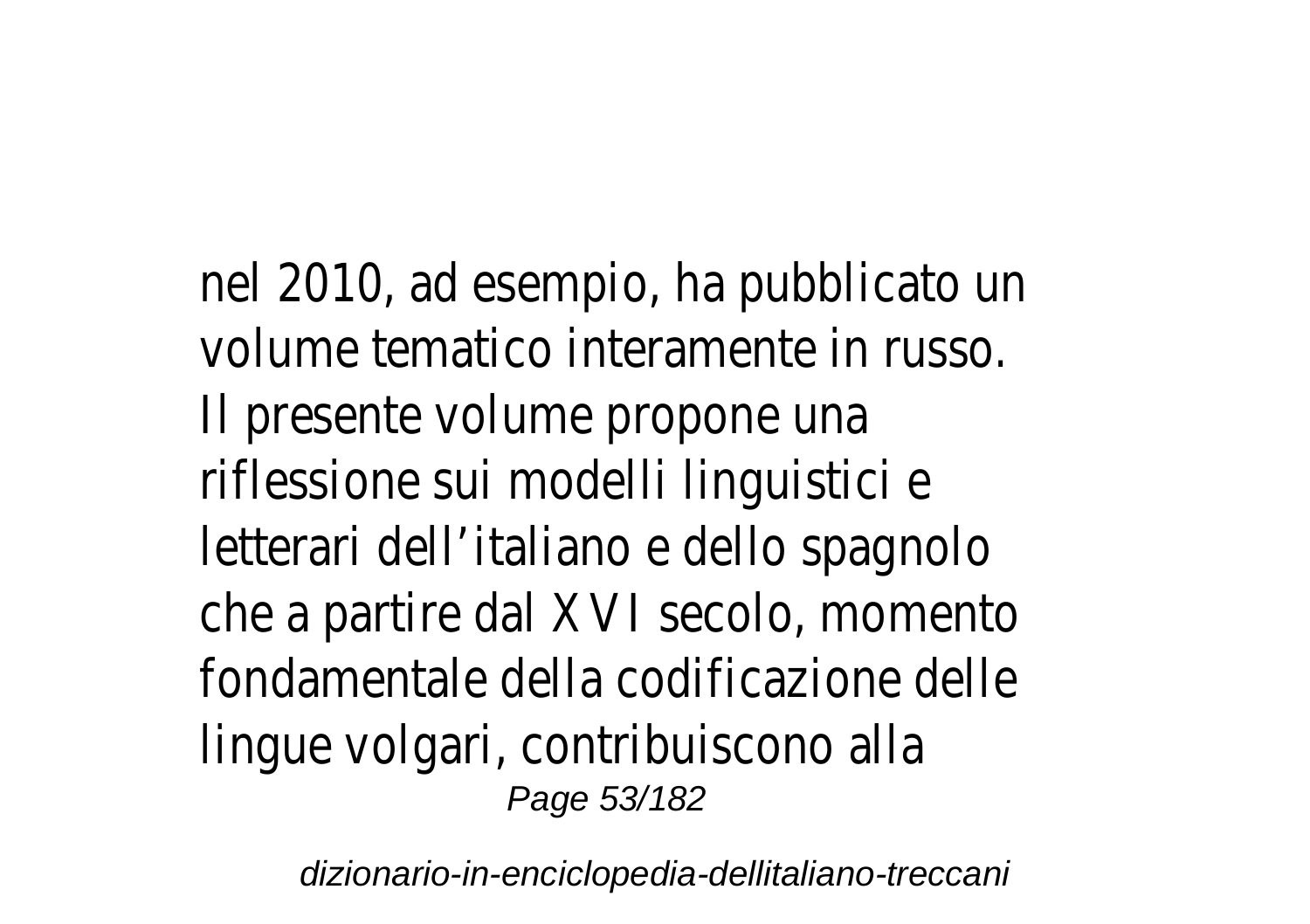nel 2010, ad esempio, ha pubblicato un volume tematico interamente in russo.
Il presente volume propone una riflessione sui modelli linguistici e letterari dell’italiano e dello spagnolo che a partire dal XVI secolo, momento fondamentale della codificazione delle lingue volgari, contribuiscono alla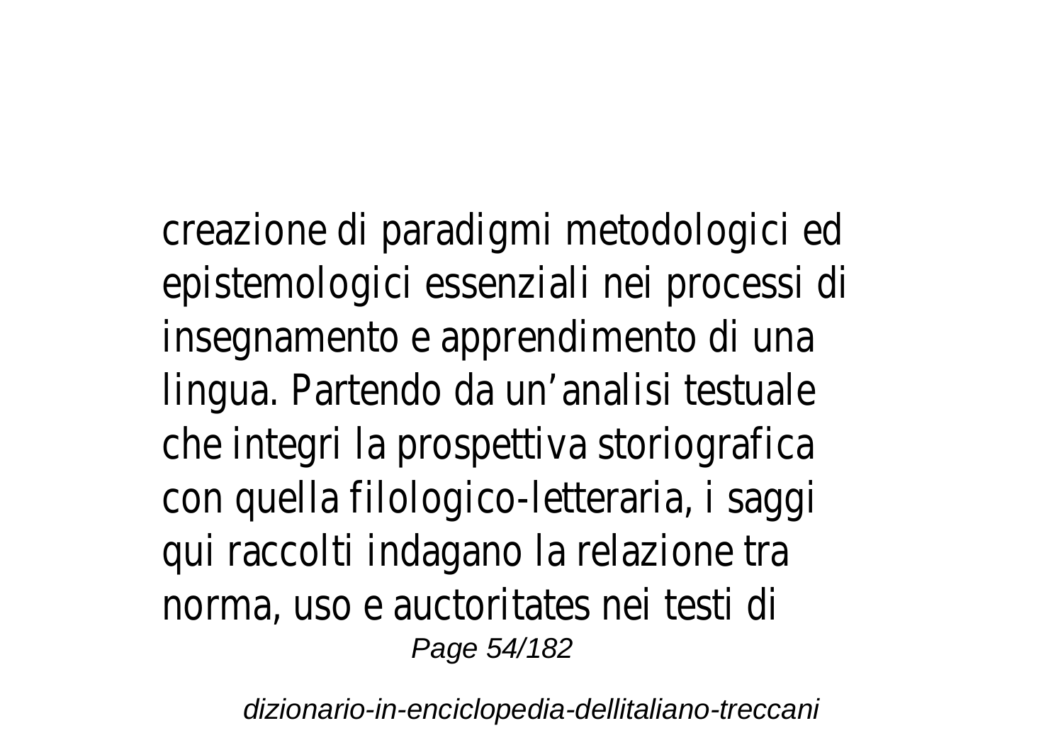creazione di paradigmi metodologici ed epistemologici essenziali nei processi di insegnamento e apprendimento di una lingua. Partendo da un’analisi testuale che integri la prospettiva storiografica con quella filologico-letteraria, i saggi qui raccolti indagano la relazione tra norma, uso e auctoritates nei testi di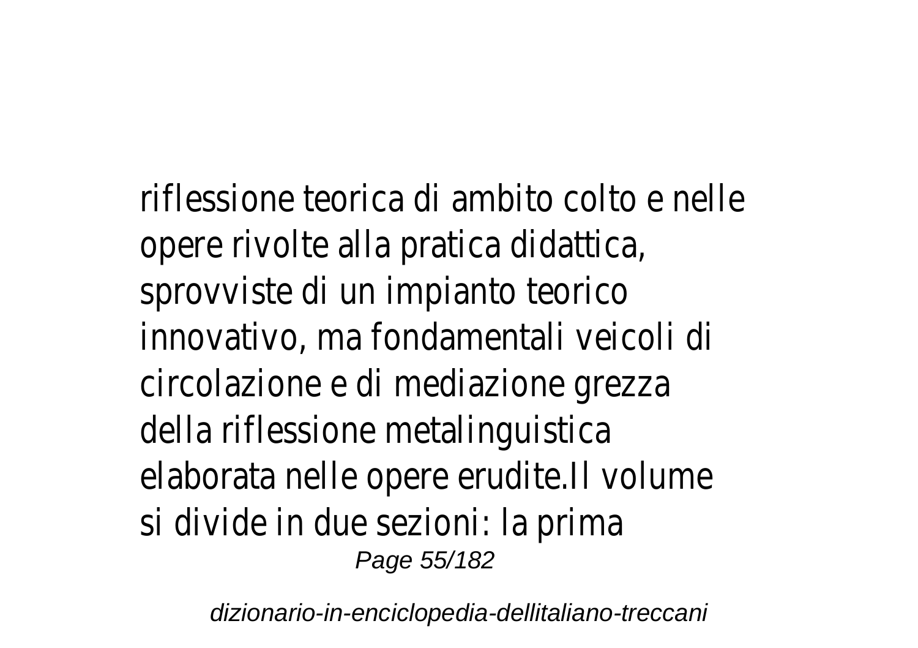riflessione teorica di ambito colto e nelle opere rivolte alla pratica didattica, sprovviste di un impianto teorico innovativo, ma fondamentali veicoli di circolazione e di mediazione grezza della riflessione metalinguistica elaborata nelle opere erudite.Il volume si divide in due sezioni: la prima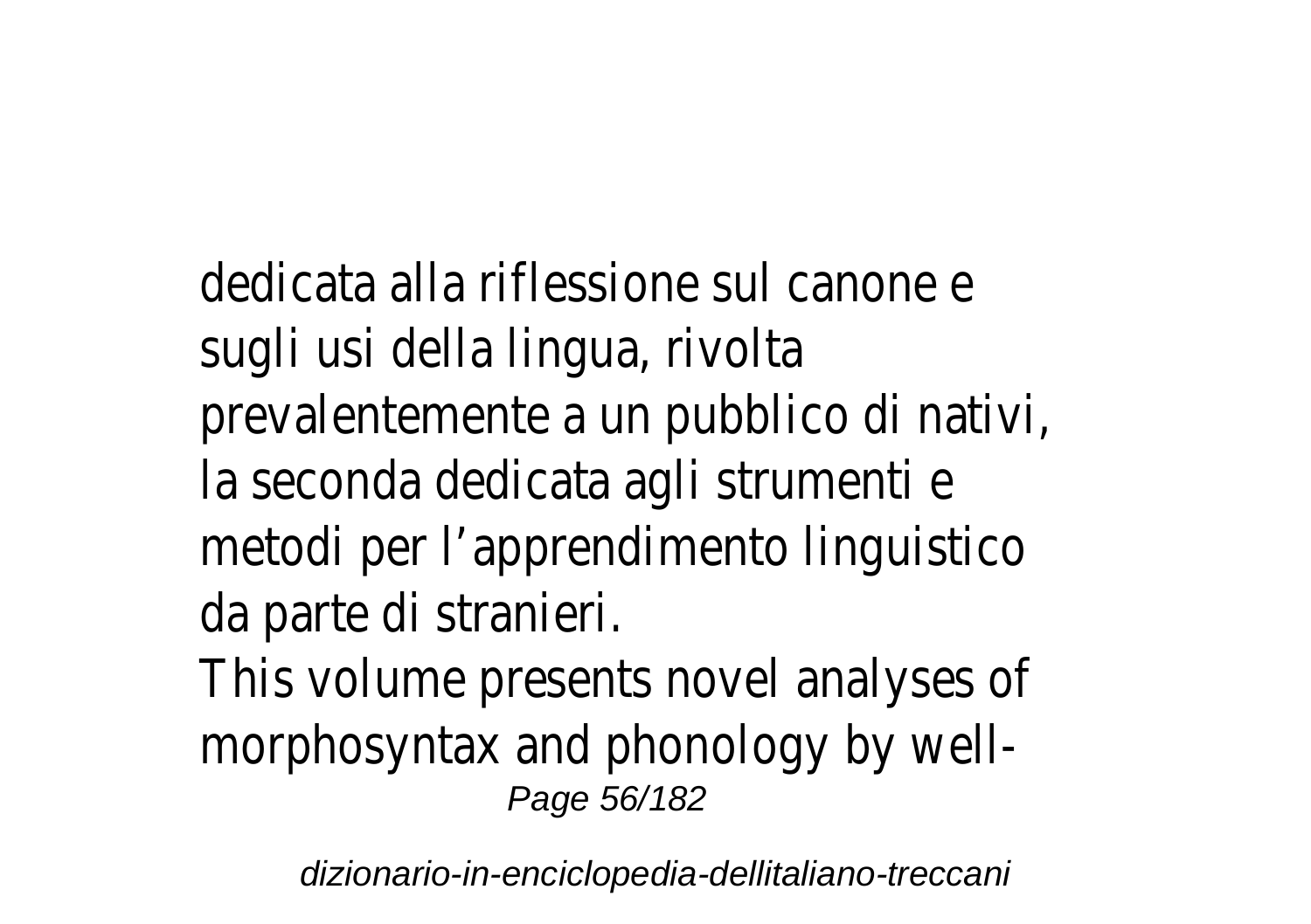dedicata alla riflessione sul canone e sugli usi della lingua, rivolta prevalentemente a un pubblico di nativi, la seconda dedicata agli strumenti e metodi per l’apprendimento linguistico da parte di stranieri.

This volume presents novel analyses of morphosyntax and phonology by well-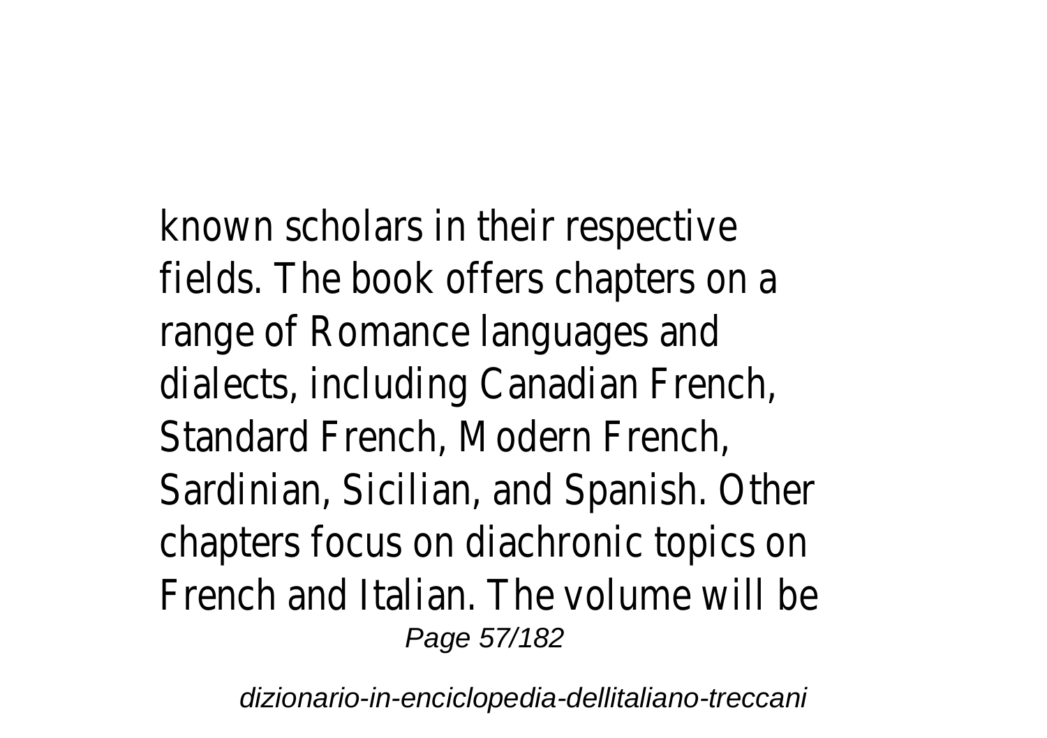known scholars in their respective fields. The book offers chapters on a range of Romance languages and dialects, including Canadian French, Standard French, Modern French, Sardinian, Sicilian, and Spanish. Other chapters focus on diachronic topics on French and Italian. The volume will be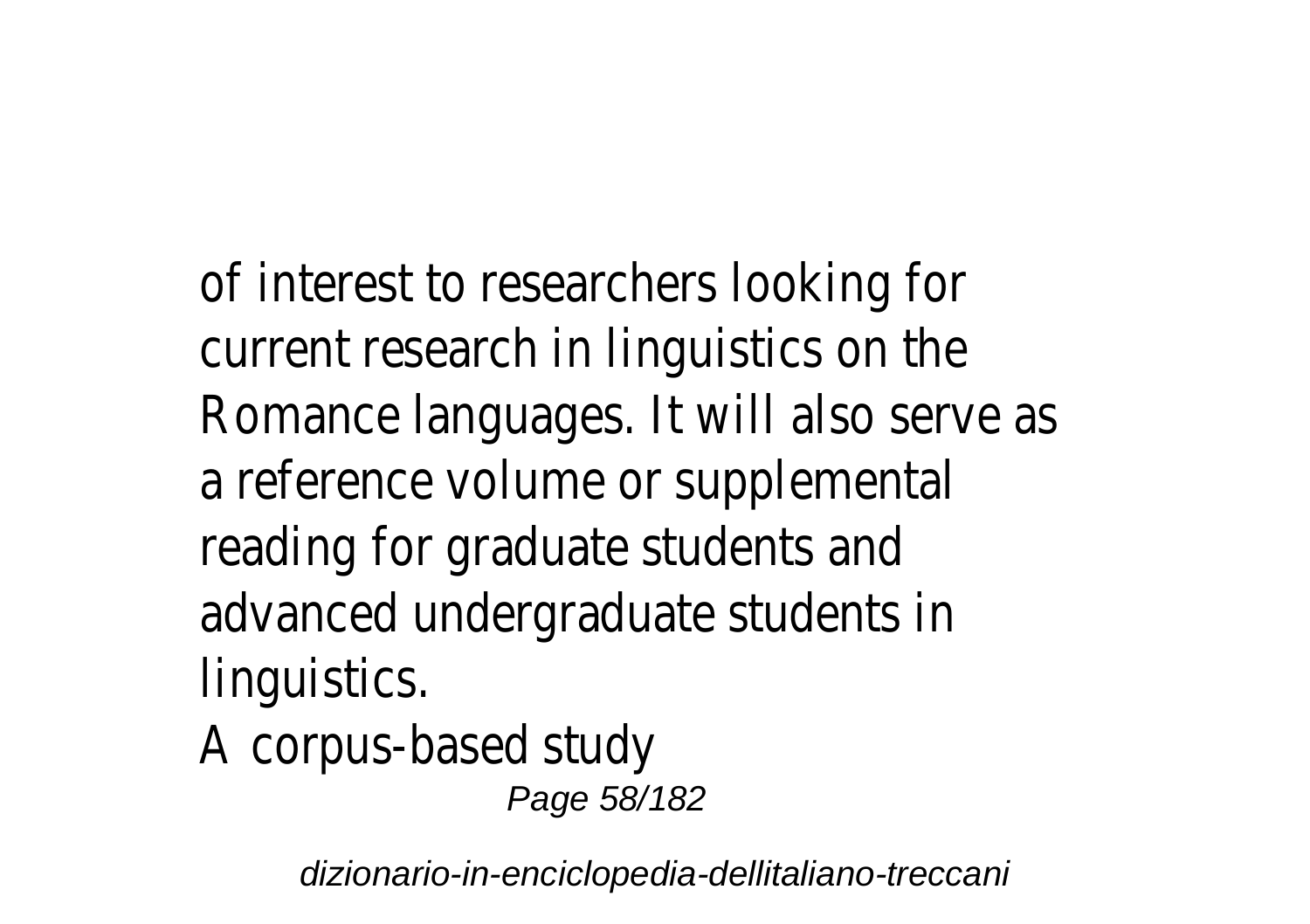of interest to researchers looking for current research in linguistics on the Romance languages. It will also serve as a reference volume or supplemental reading for graduate students and advanced undergraduate students in linguistics.

A corpus-based study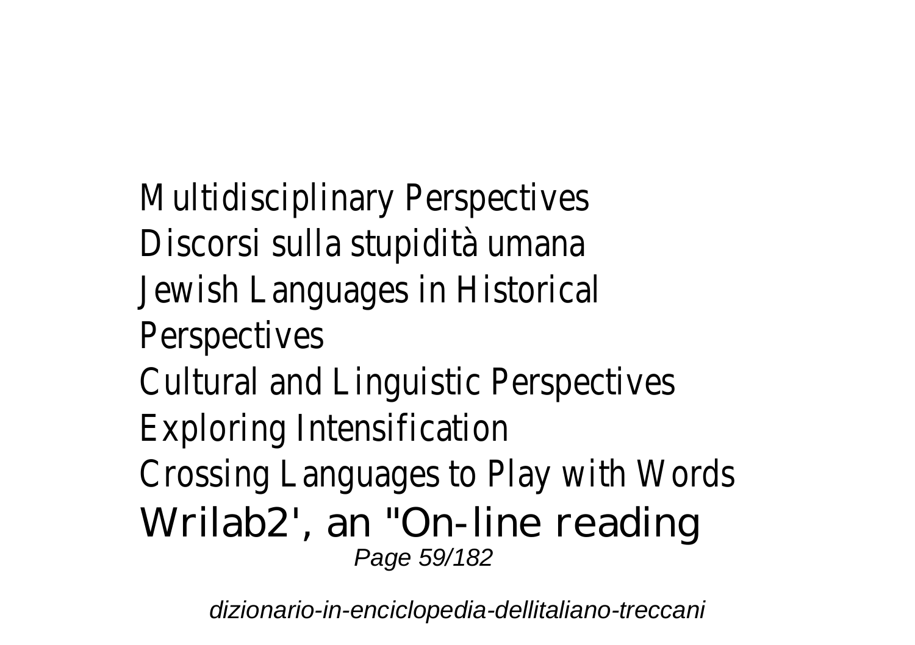Multidisciplinary Perspectives
Discorsi sulla stupidità umana
Jewish Languages in Historical Perspectives
Cultural and Linguistic Perspectives
Exploring Intensification
Crossing Languages to Play with Words

Wrilab2', an "On-line reading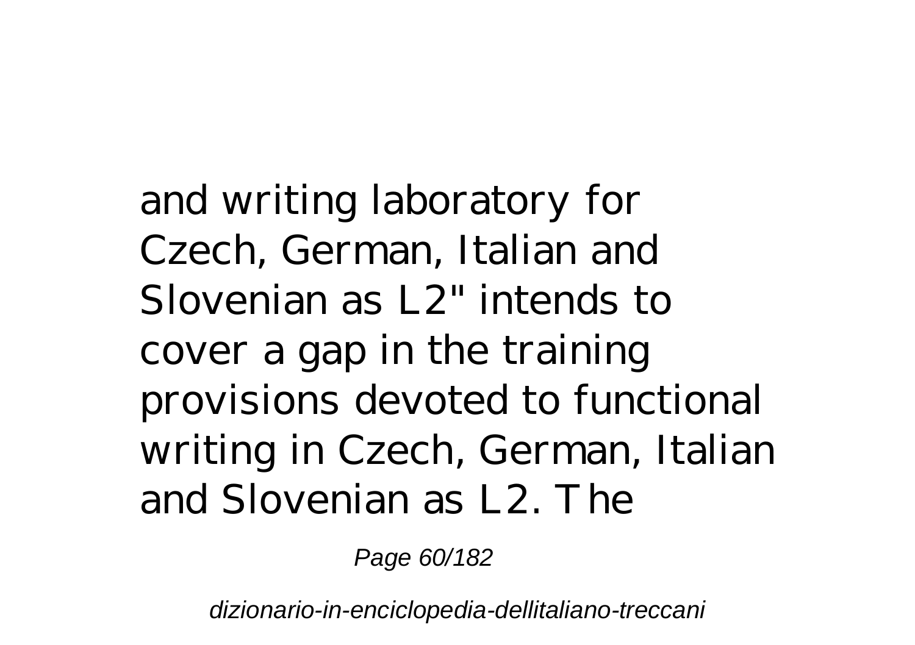and writing laboratory for Czech, German, Italian and Slovenian as L2" intends to cover a gap in the training provisions devoted to functional writing in Czech, German, Italian and Slovenian as L2. The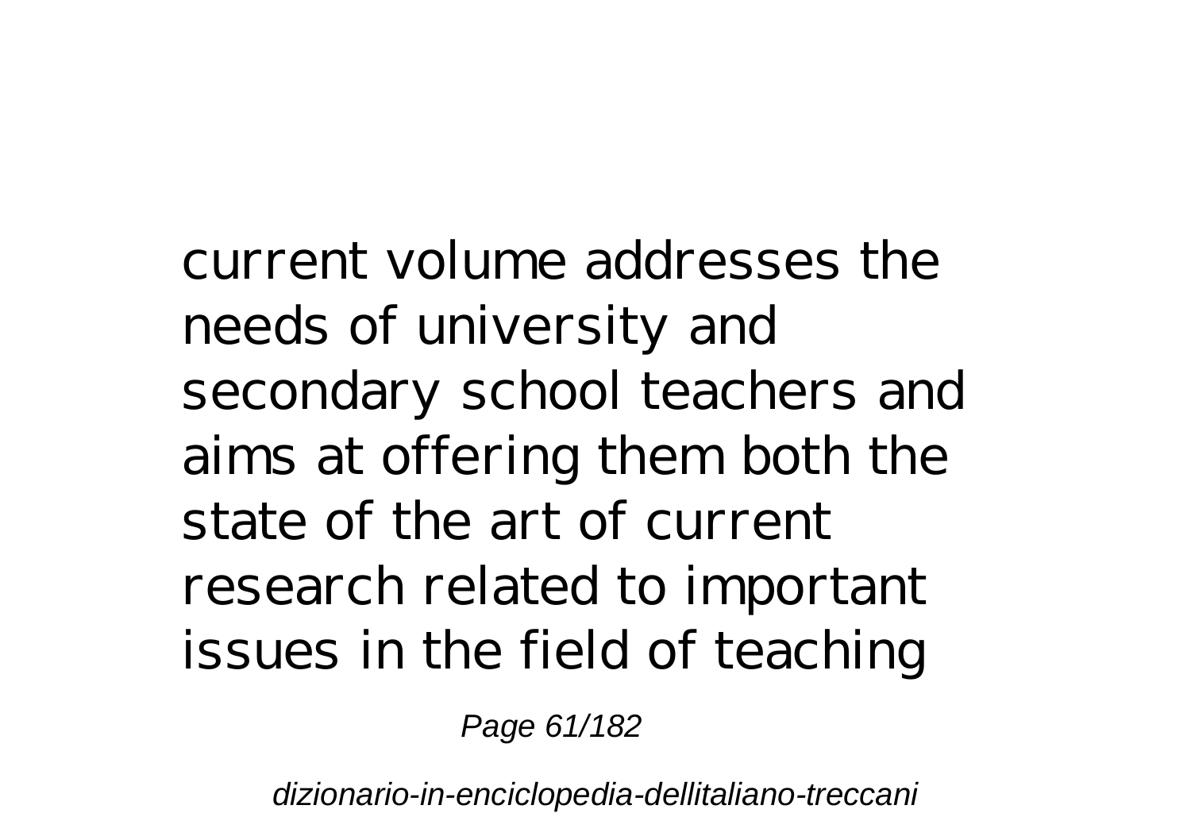current volume addresses the needs of university and secondary school teachers and aims at offering them both the state of the art of current research related to important issues in the field of teaching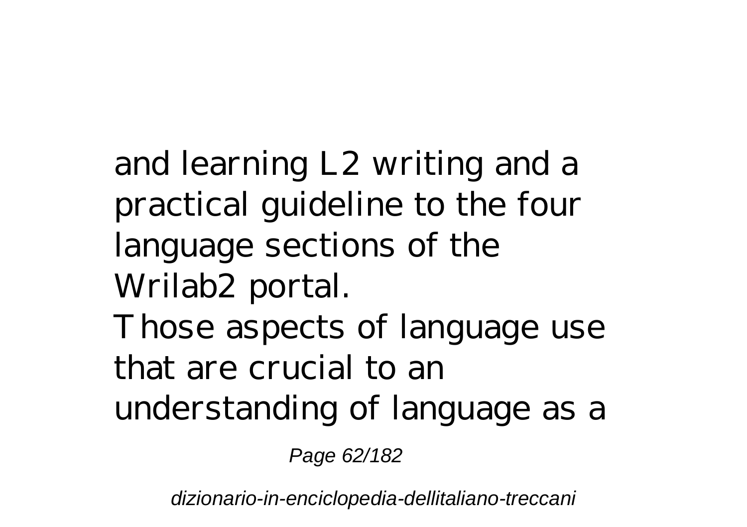and learning L2 writing and a practical guideline to the four language sections of the Wrilab2 portal.

Those aspects of language use that are crucial to an understanding of language as a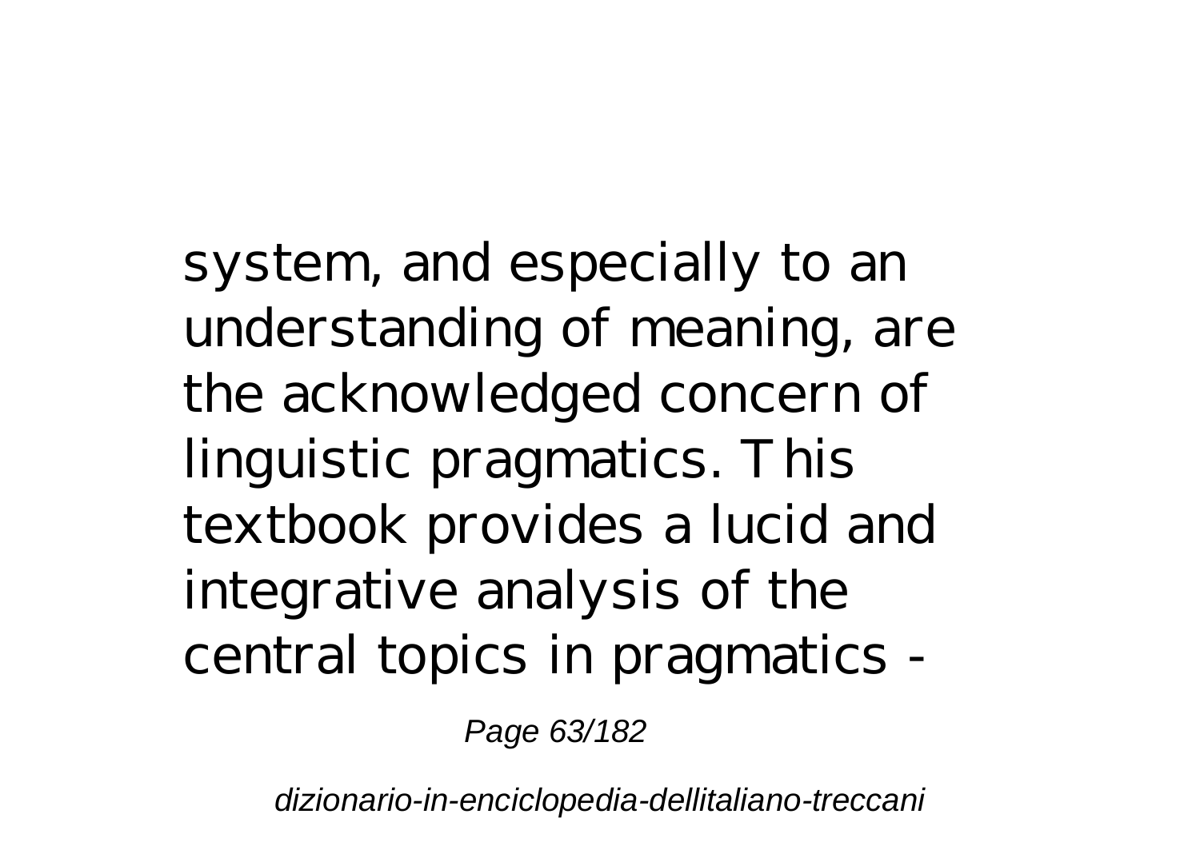system, and especially to an understanding of meaning, are the acknowledged concern of linguistic pragmatics. This textbook provides a lucid and integrative analysis of the central topics in pragmatics -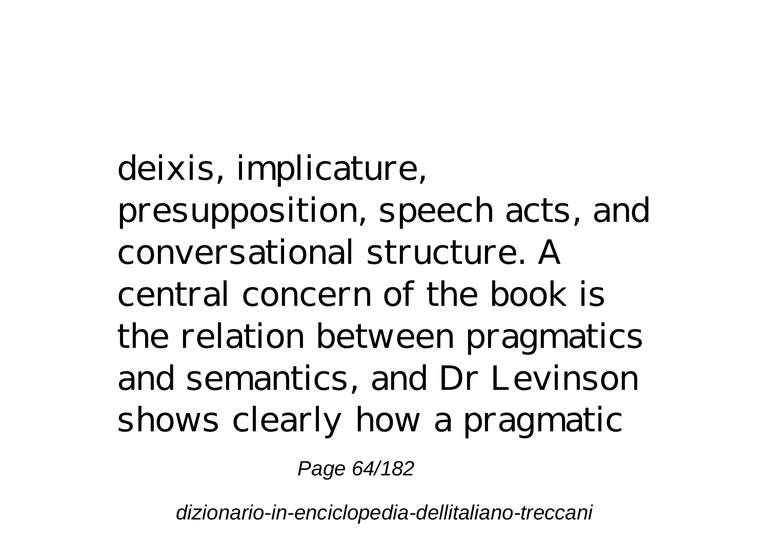deixis, implicature, presupposition, speech acts, and conversational structure. A central concern of the book is the relation between pragmatics and semantics, and Dr Levinson shows clearly how a pragmatic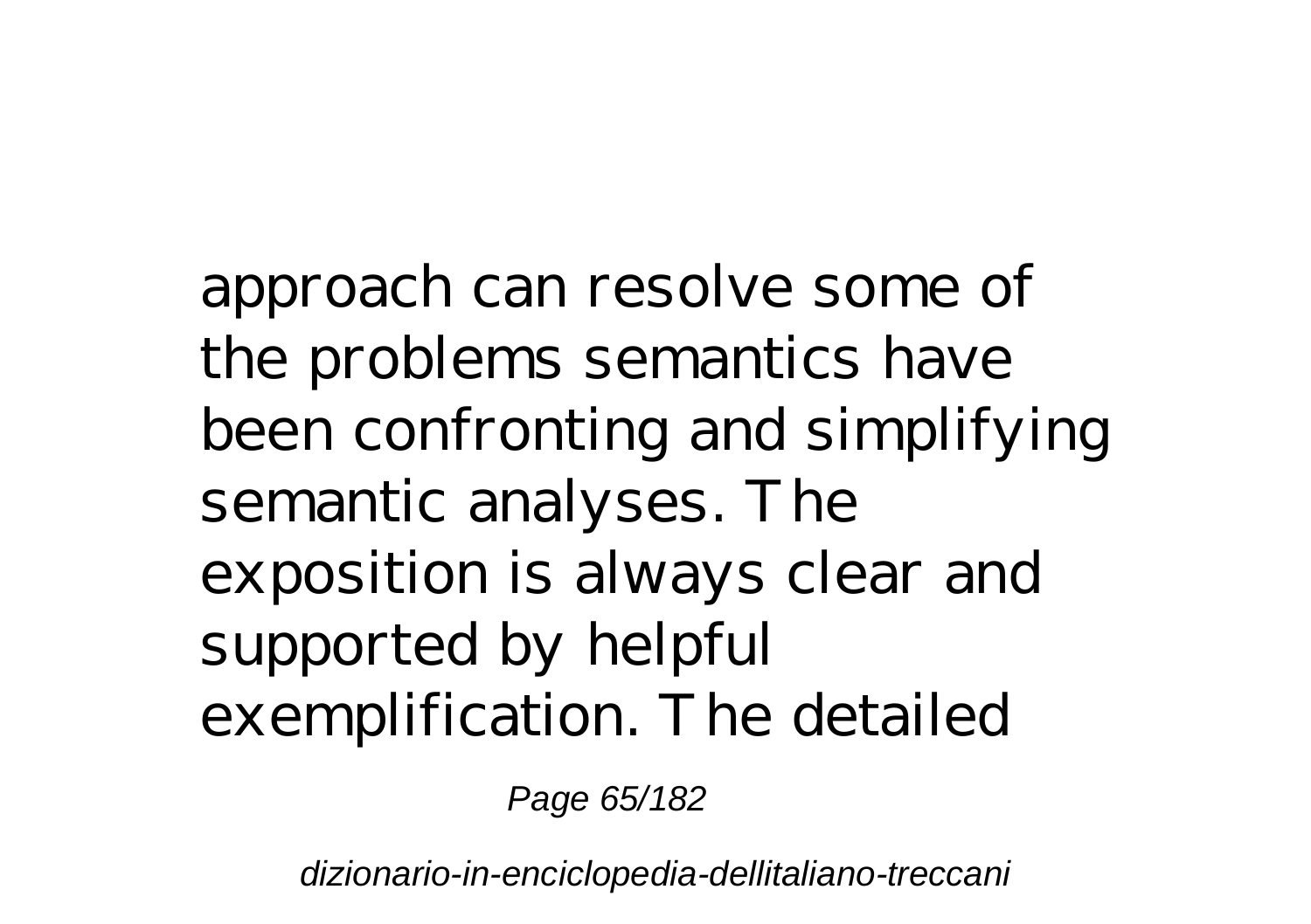approach can resolve some of the problems semantics have been confronting and simplifying semantic analyses. The exposition is always clear and supported by helpful exemplification. The detailed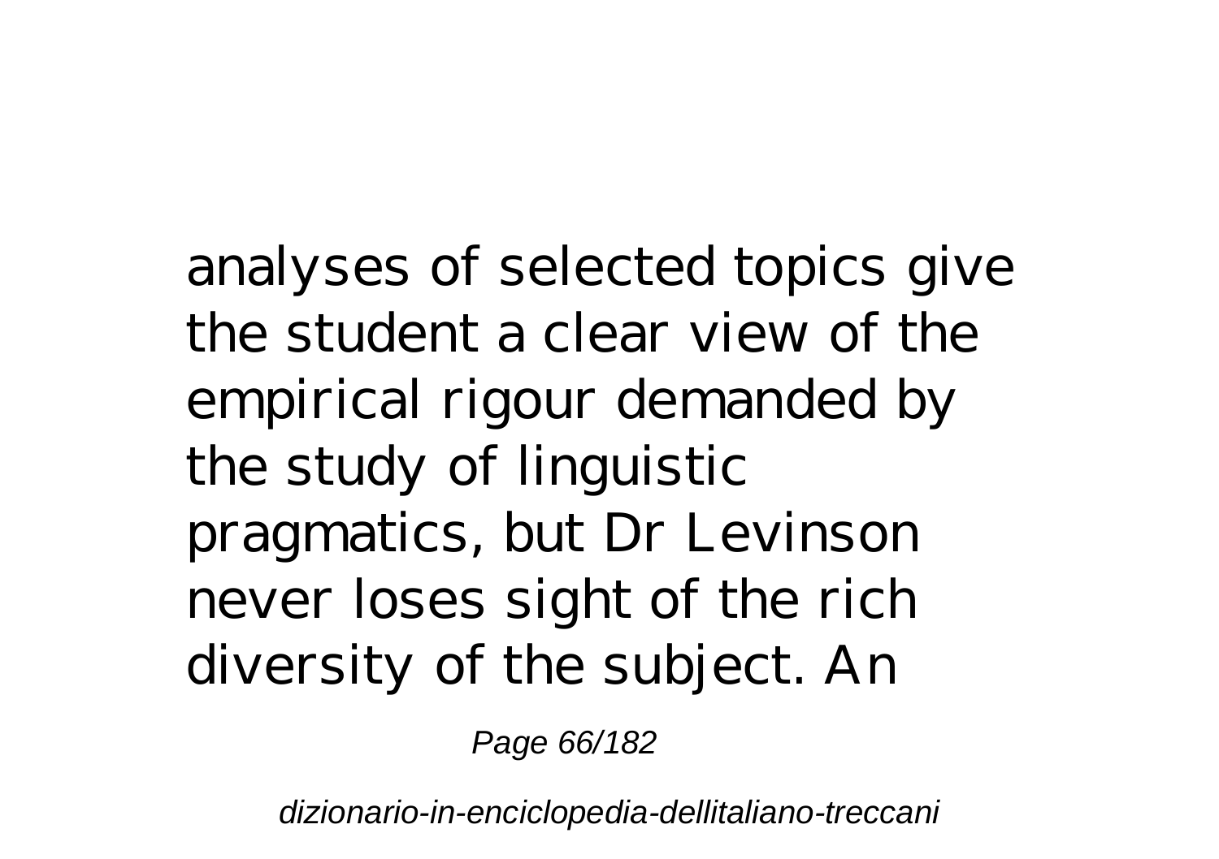analyses of selected topics give the student a clear view of the empirical rigour demanded by the study of linguistic pragmatics, but Dr Levinson never loses sight of the rich diversity of the subject. An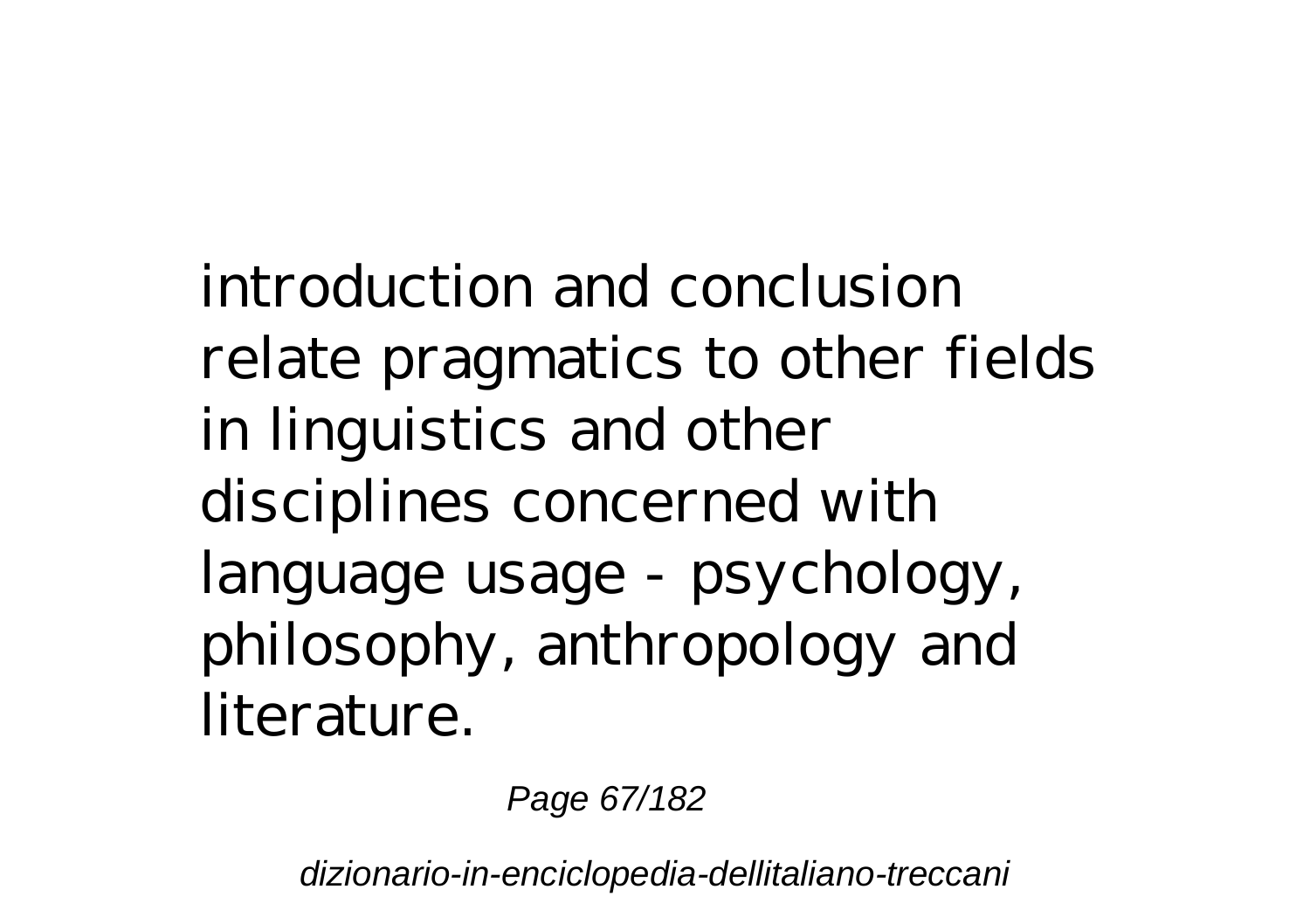introduction and conclusion relate pragmatics to other fields in linguistics and other disciplines concerned with language usage - psychology, philosophy, anthropology and literature.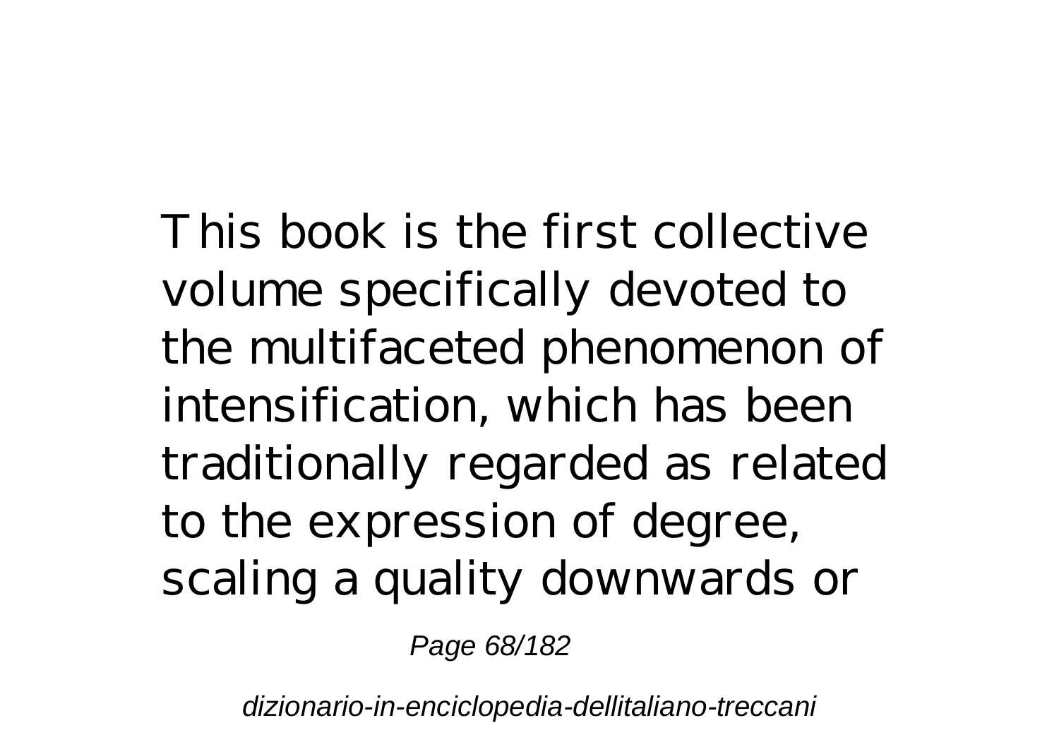This book is the first collective volume specifically devoted to the multifaceted phenomenon of intensification, which has been traditionally regarded as related to the expression of degree, scaling a quality downwards or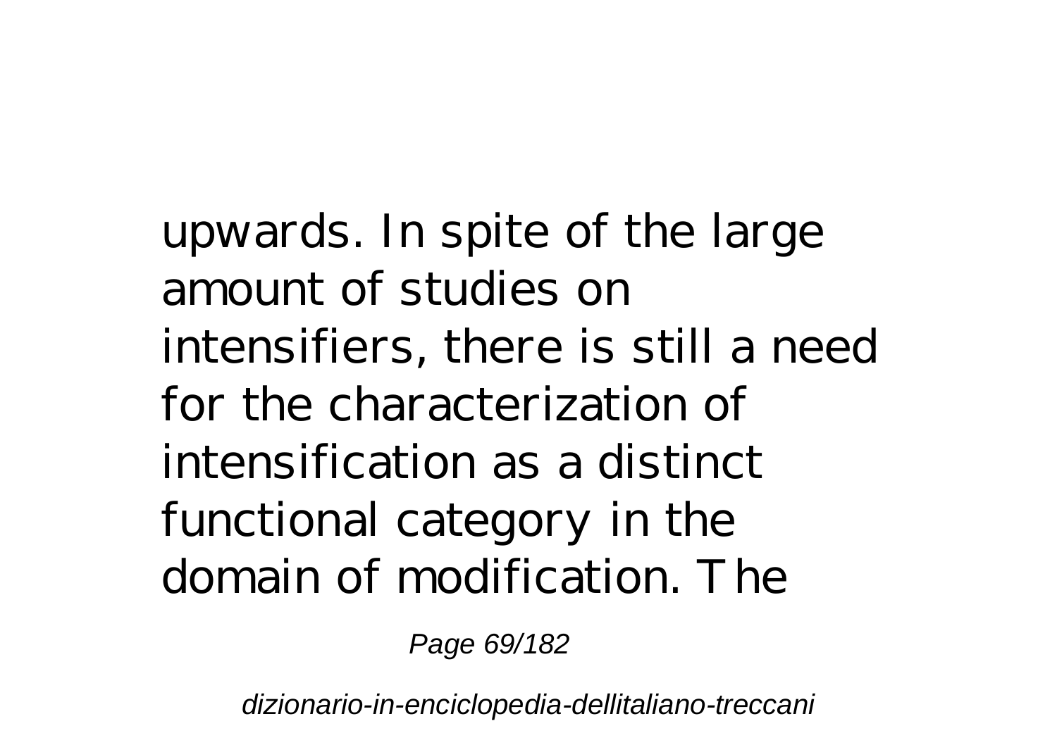upwards. In spite of the large amount of studies on intensifiers, there is still a need for the characterization of intensification as a distinct functional category in the domain of modification. The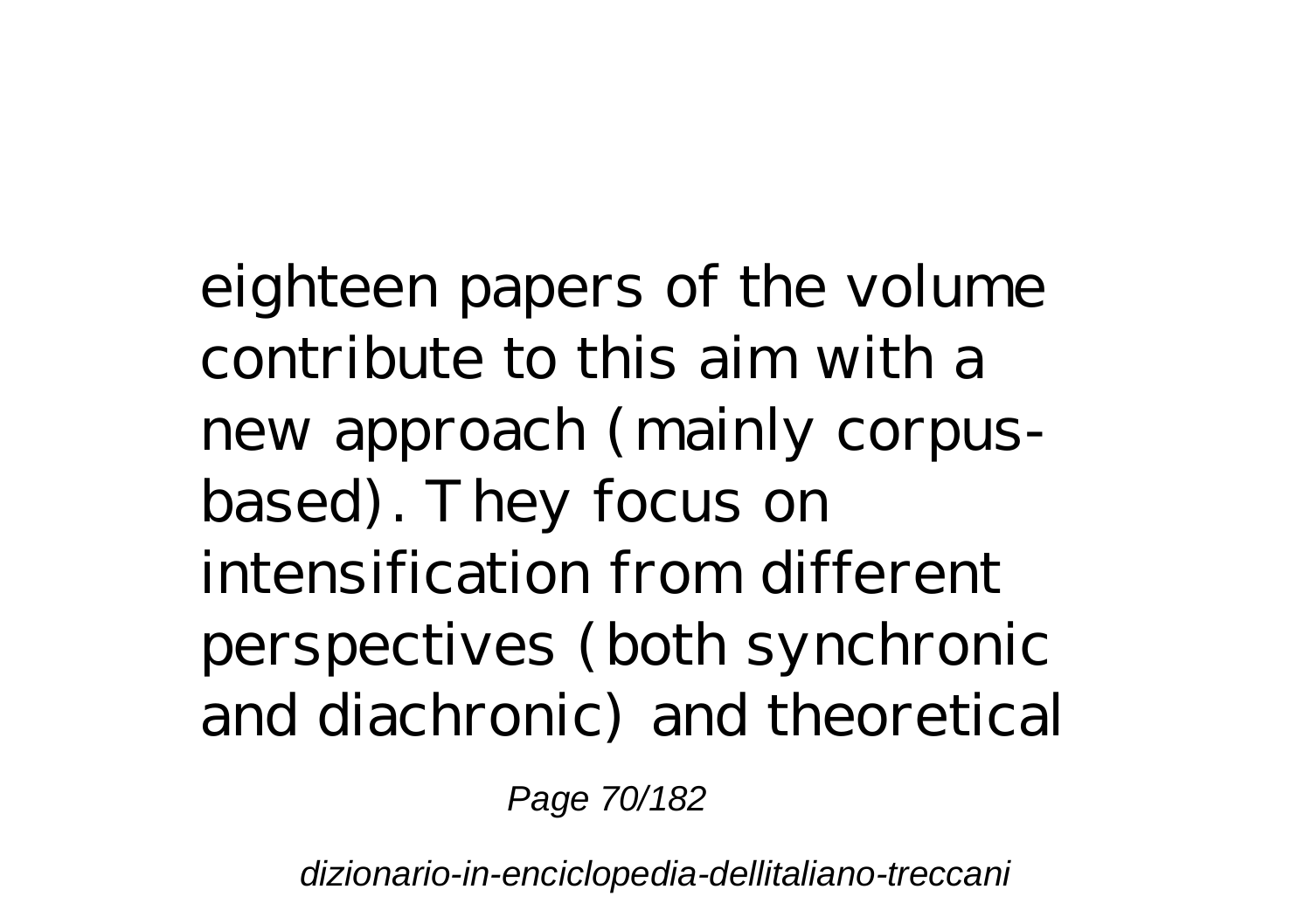eighteen papers of the volume contribute to this aim with a new approach (mainly corpus-based). They focus on intensification from different perspectives (both synchronic and diachronic) and theoretical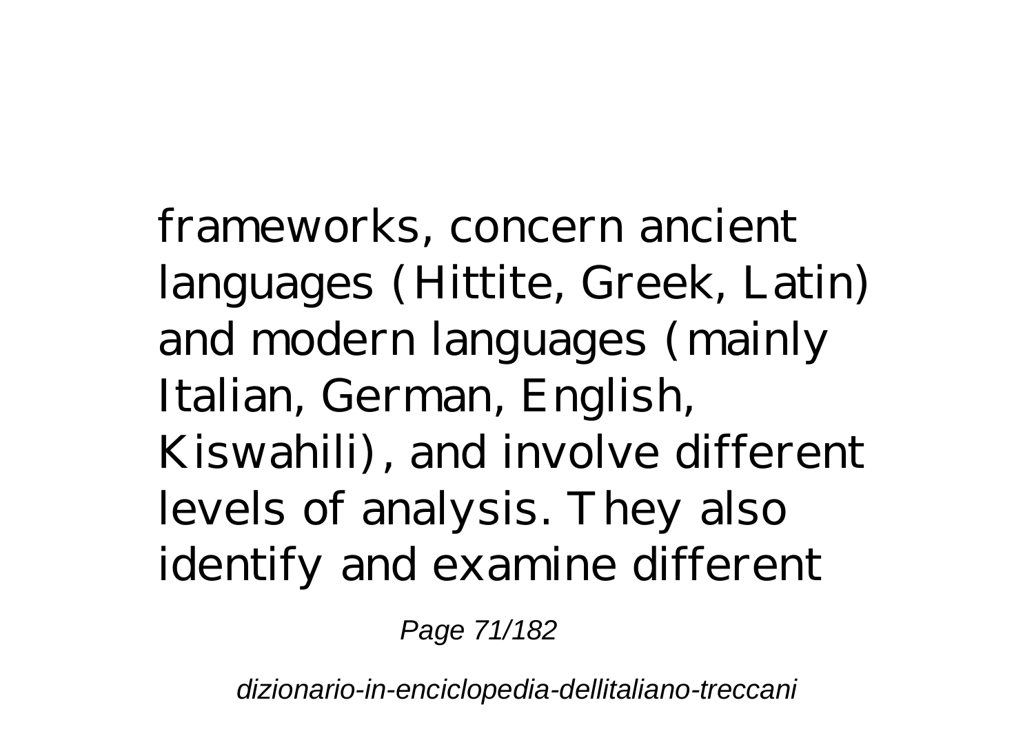frameworks, concern ancient languages (Hittite, Greek, Latin) and modern languages (mainly Italian, German, English, Kiswahili), and involve different levels of analysis. They also identify and examine different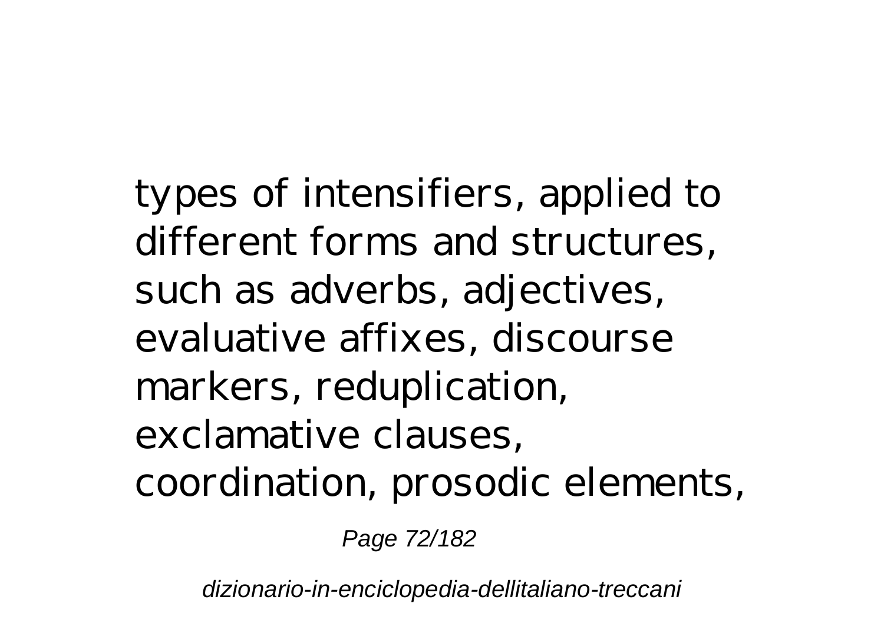types of intensifiers, applied to different forms and structures, such as adverbs, adjectives, evaluative affixes, discourse markers, reduplication, exclamative clauses, coordination, prosodic elements,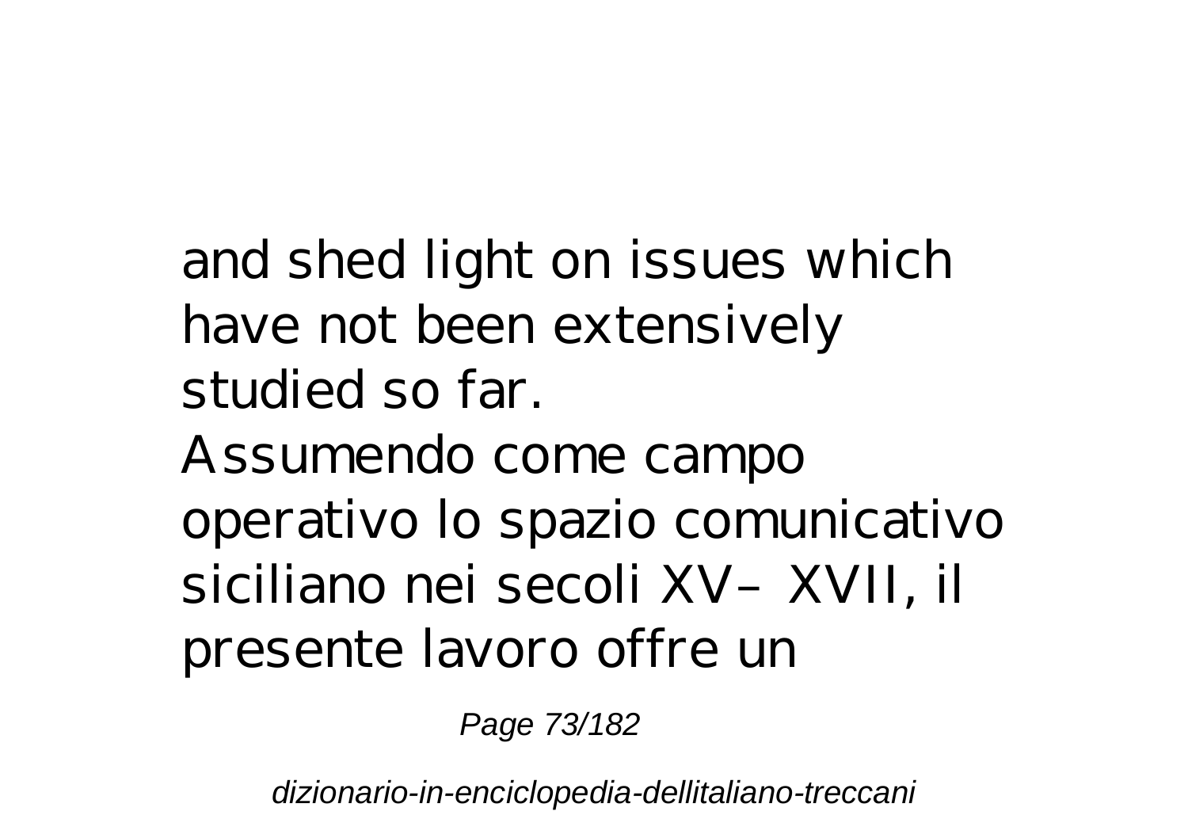and shed light on issues which have not been extensively studied so far.

Assumendo come campo operativo lo spazio comunicativo siciliano nei secoli XV– XVII, il presente lavoro offre un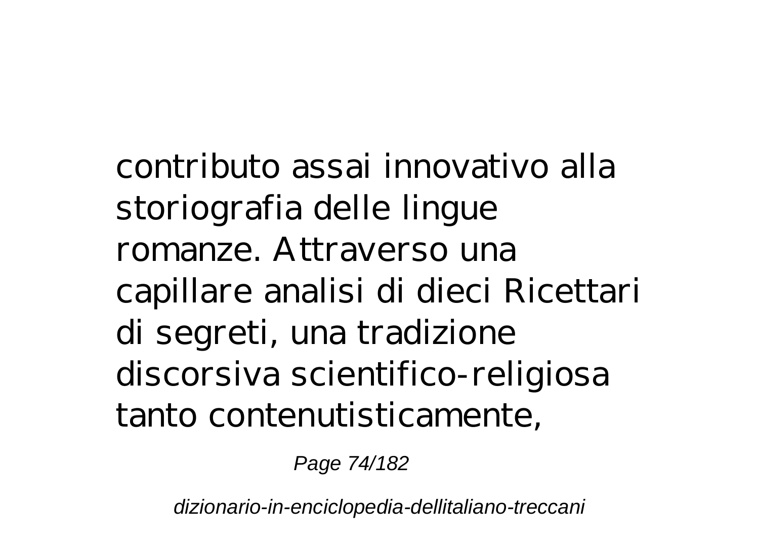contributo assai innovativo alla storiografia delle lingue romanze. Attraverso una capillare analisi di dieci Ricettari di segreti, una tradizione discorsiva scientifico-religiosa tanto contenutisticamente,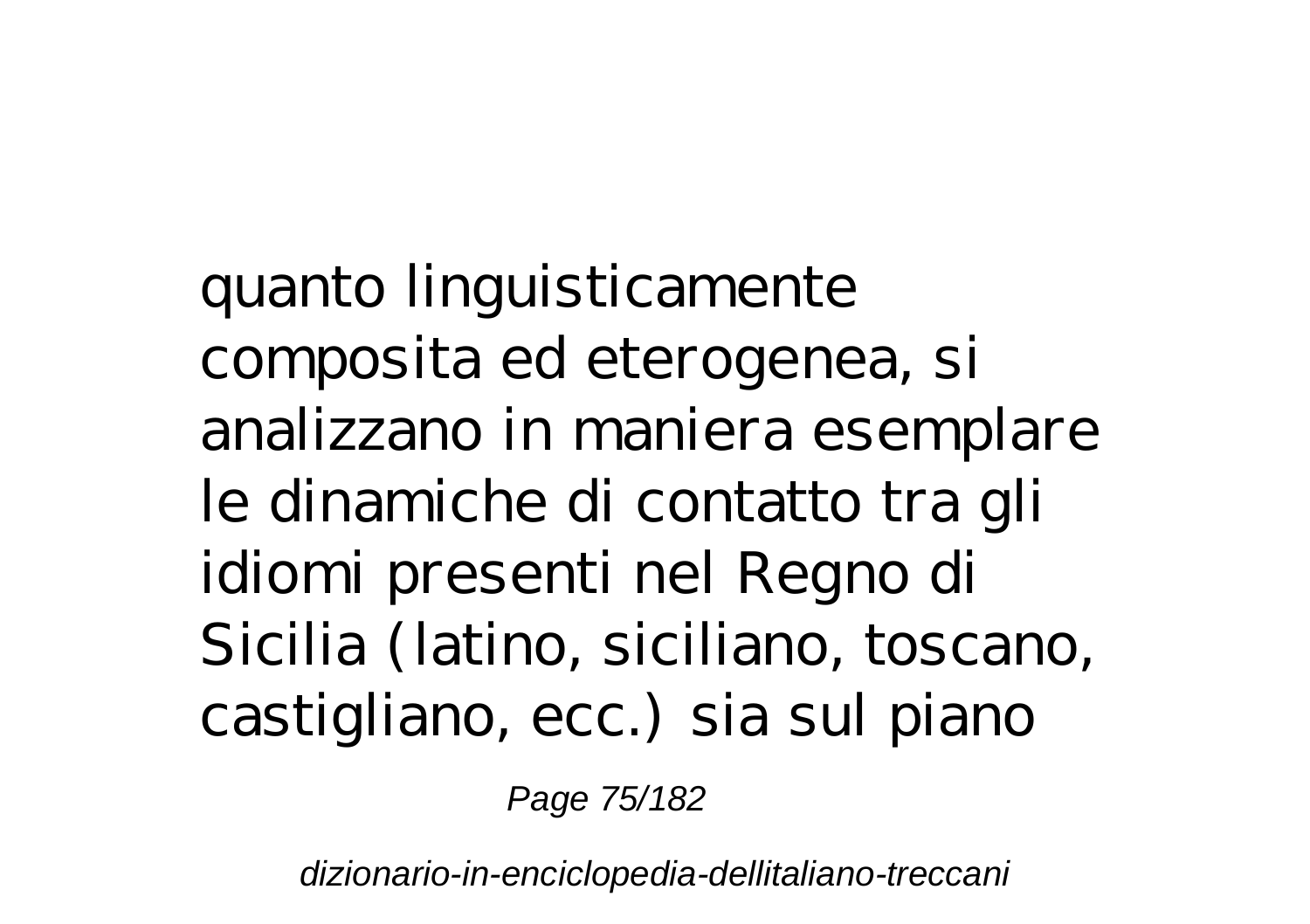quanto linguisticamente composita ed eterogenea, si analizzano in maniera esemplare le dinamiche di contatto tra gli idiomi presenti nel Regno di Sicilia (latino, siciliano, toscano, castigliano, ecc.) sia sul piano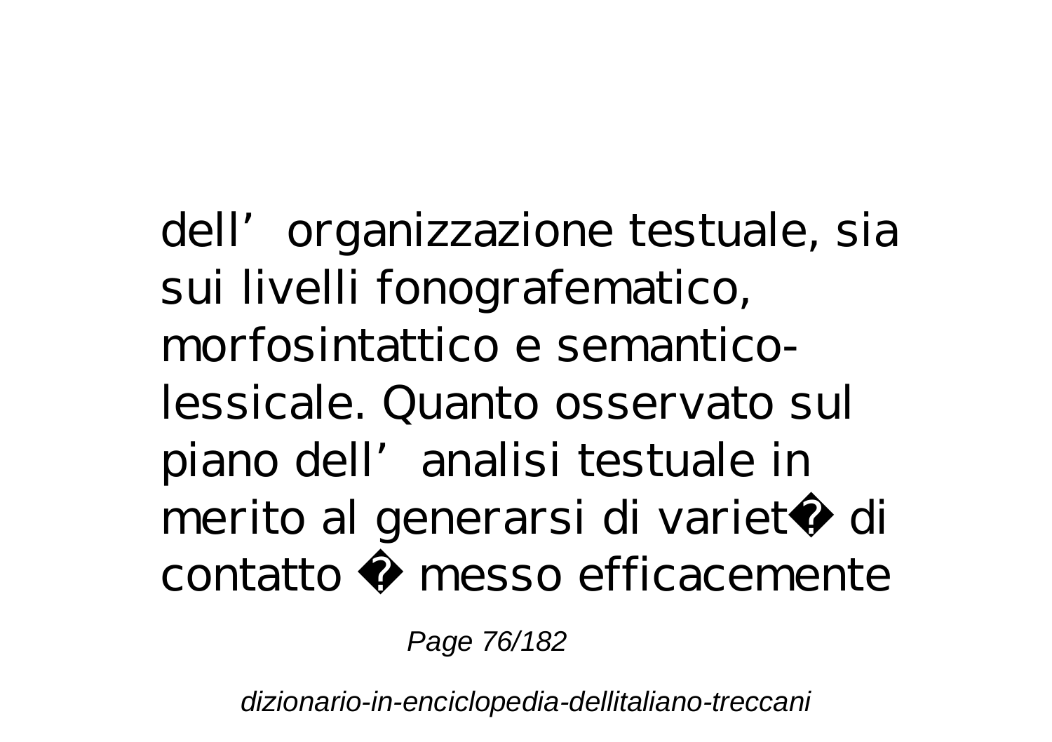dell’organizzazione testuale, sia sui livelli fonografematico, morfosintattico e semantico-lessicale. Quanto osservato sul piano dell’analisi testuale in merito al generarsi di variet� di contatto � messo efficacemente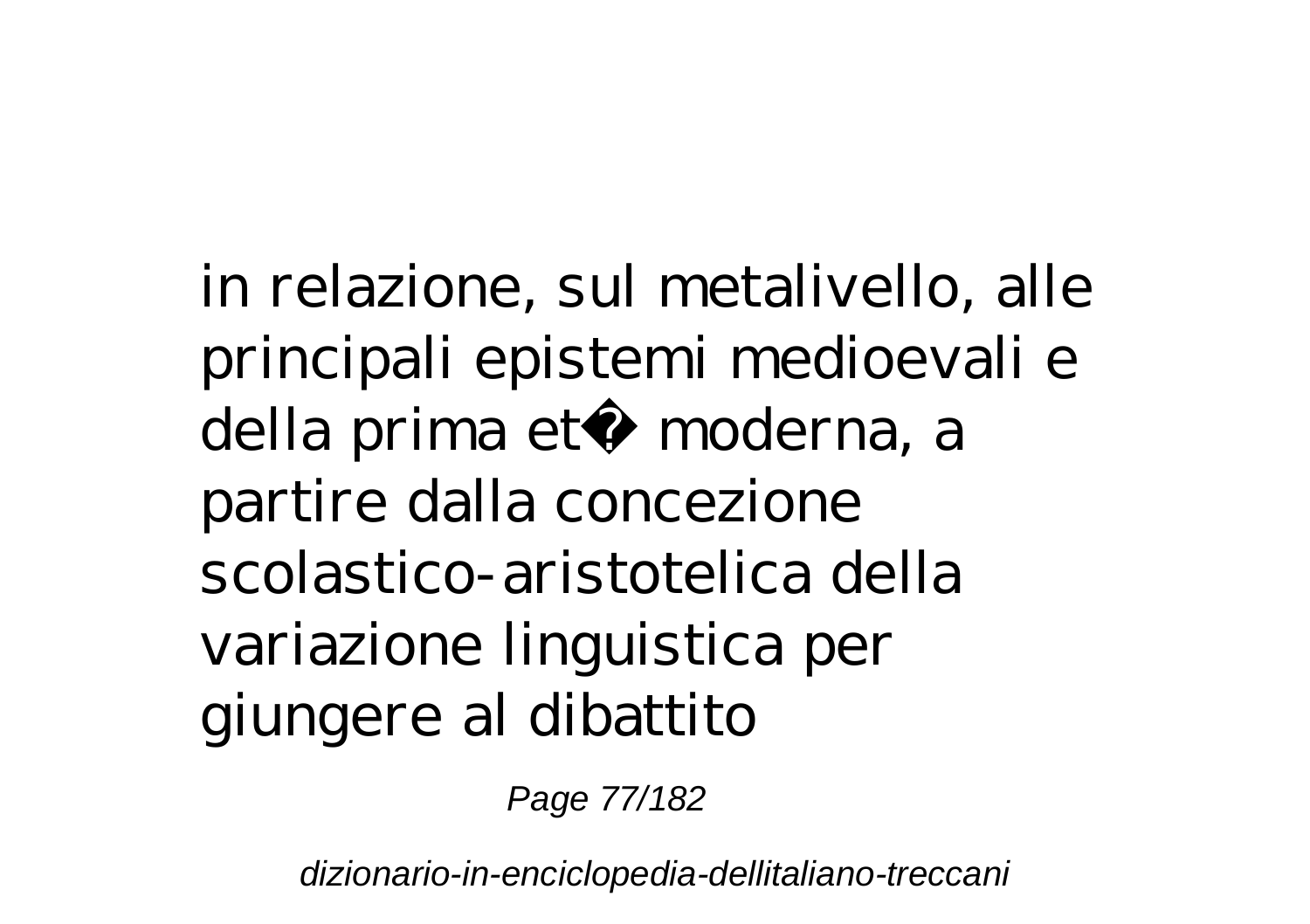in relazione, sul metalivello, alle principali epistemi medioevali e della prima et� moderna, a partire dalla concezione scolastico-aristotelica della variazione linguistica per giungere al dibattito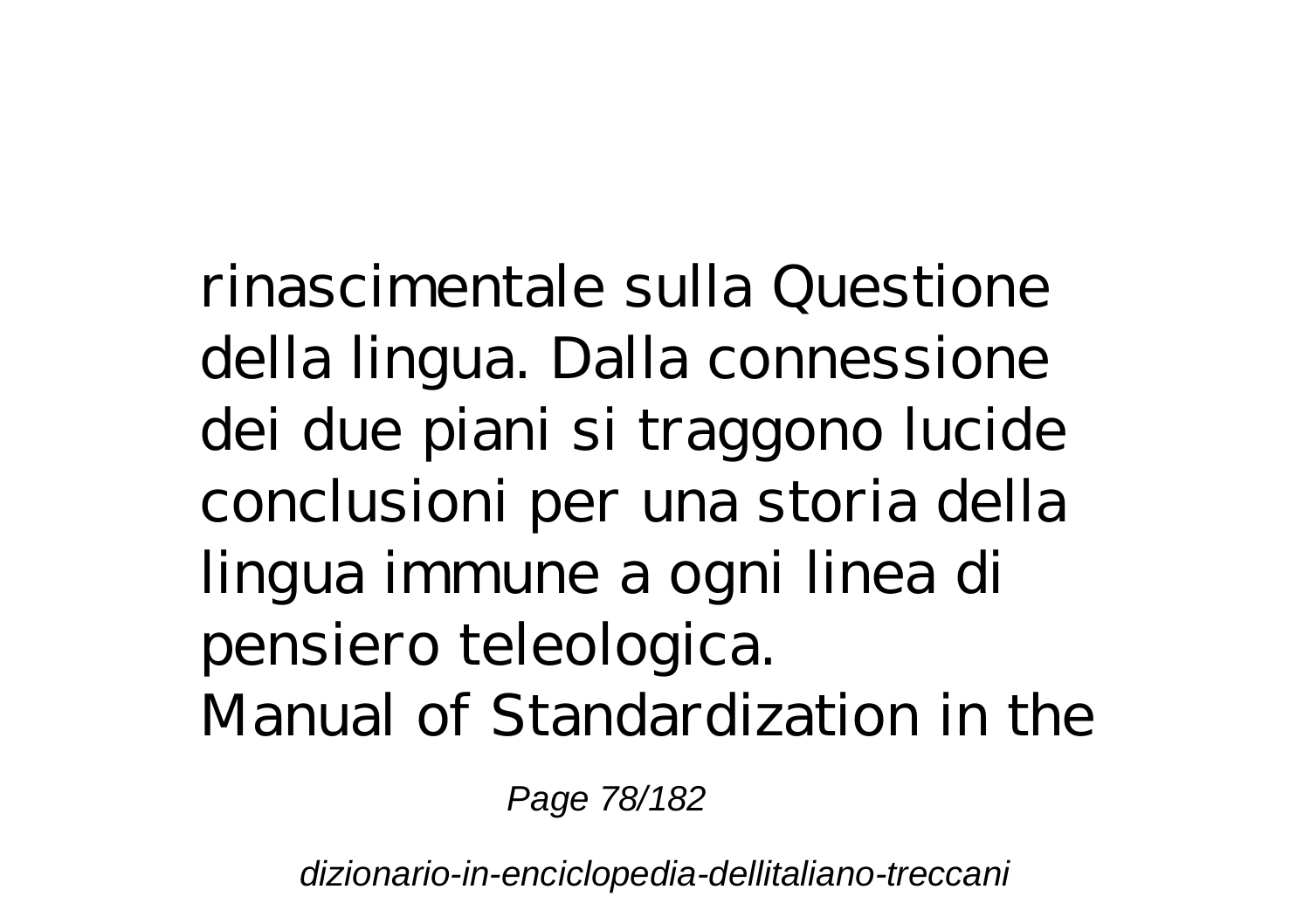rinascimentale sulla Questione della lingua. Dalla connessione dei due piani si traggono lucide conclusioni per una storia della lingua immune a ogni linea di pensiero teleologica.

Manual of Standardization in the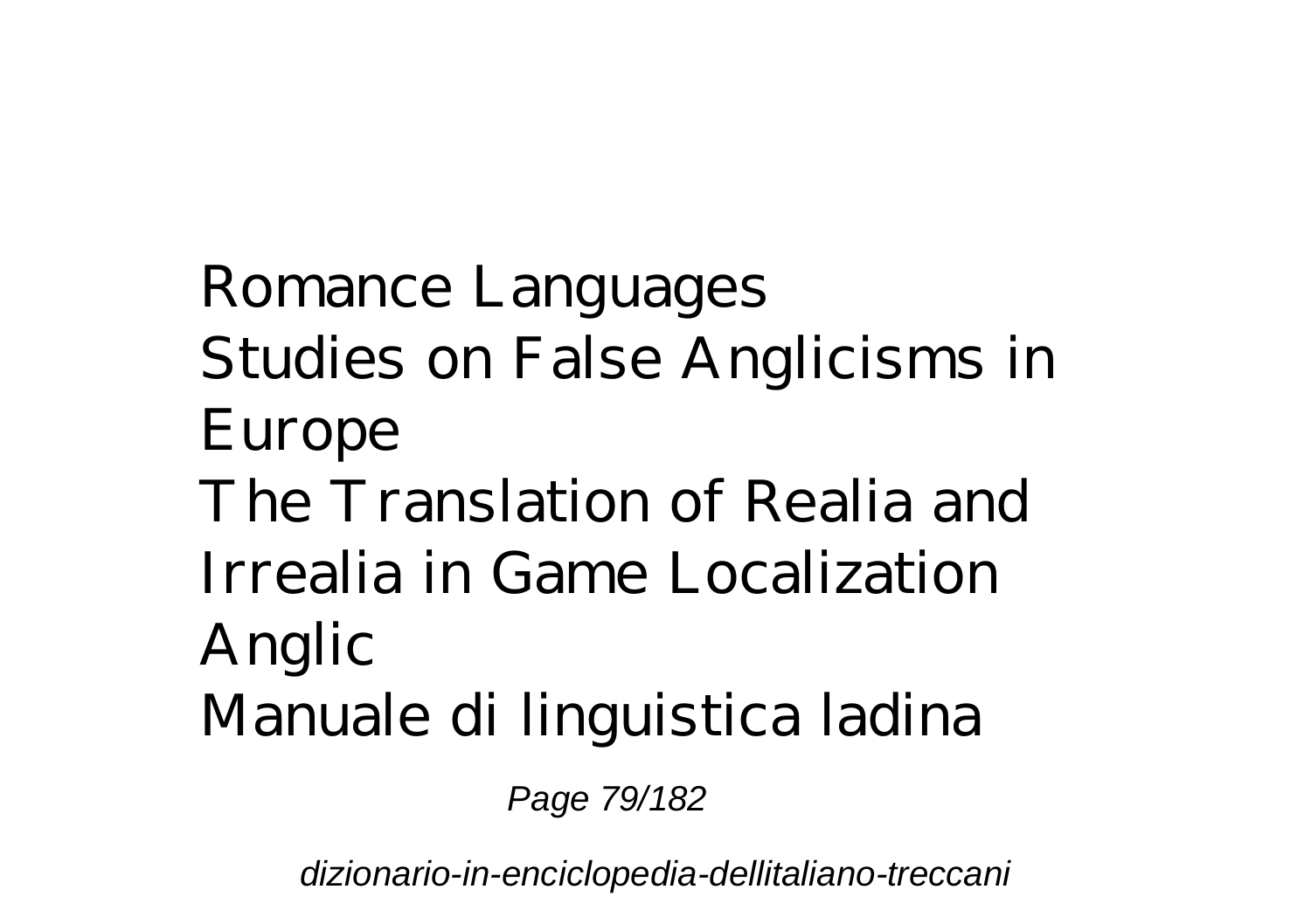Romance Languages
Studies on False Anglicisms in Europe
The Translation of Realia and Irrealia in Game Localization
Anglic
Manuale di linguistica ladina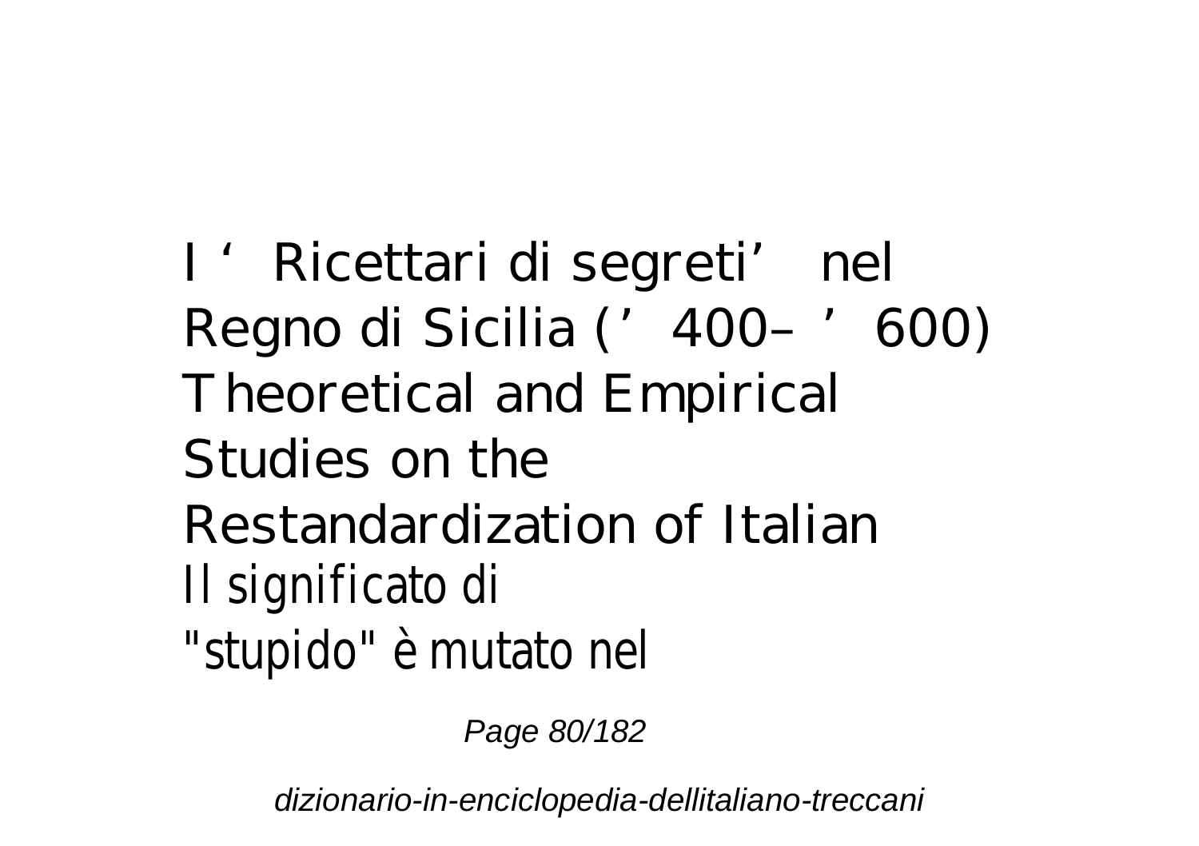I ‘Ricettari di segreti’ nel Regno di Sicilia (’400–’600)
Theoretical and Empirical Studies on the Restandardization of Italian
Il significato di "stupido" è mutato nel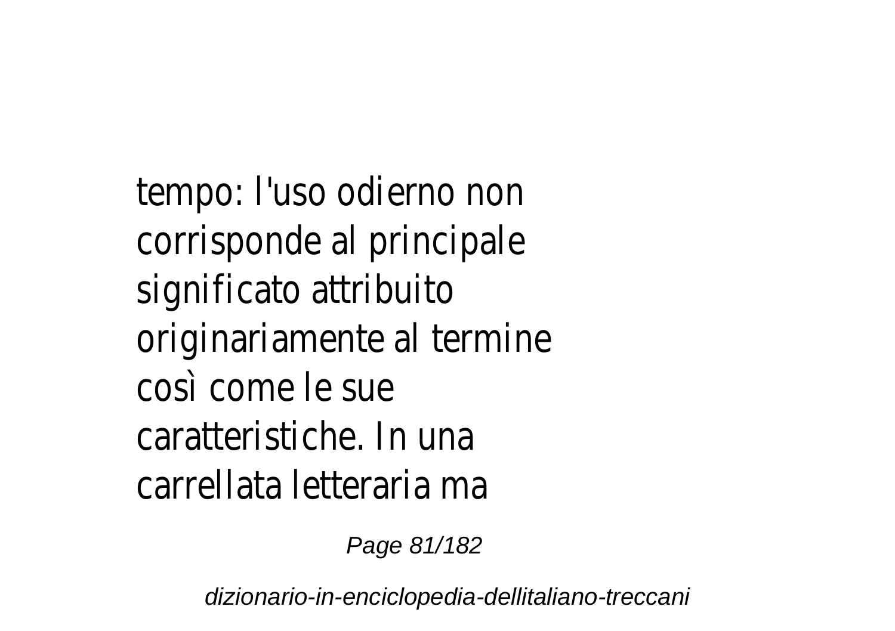tempo: l'uso odierno non corrisponde al principale significato attribuito originariamente al termine così come le sue caratteristiche. In una carrellata letteraria ma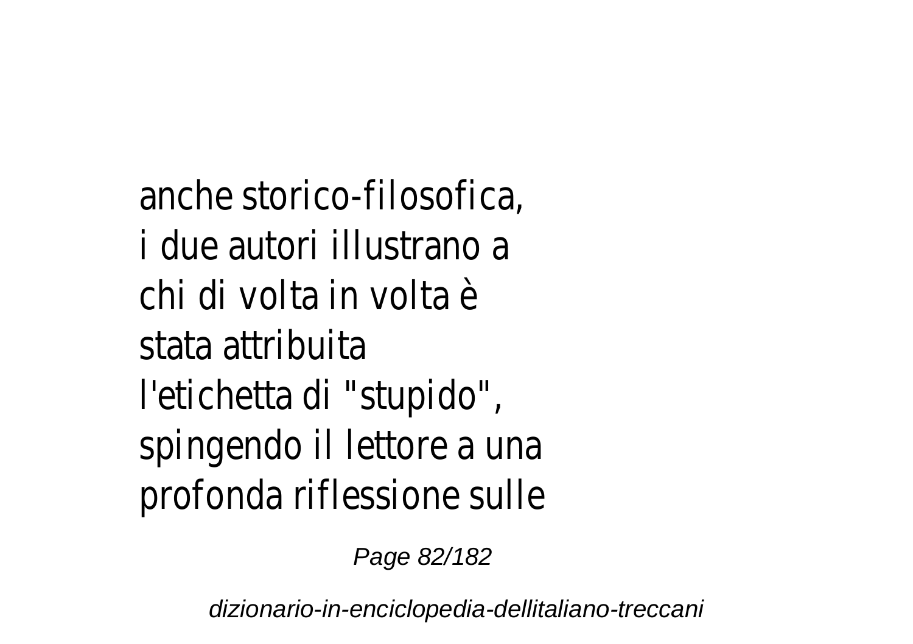anche storico-filosofica, i due autori illustrano a chi di volta in volta è stata attribuita l'etichetta di "stupido", spingendo il lettore a una profonda riflessione sulle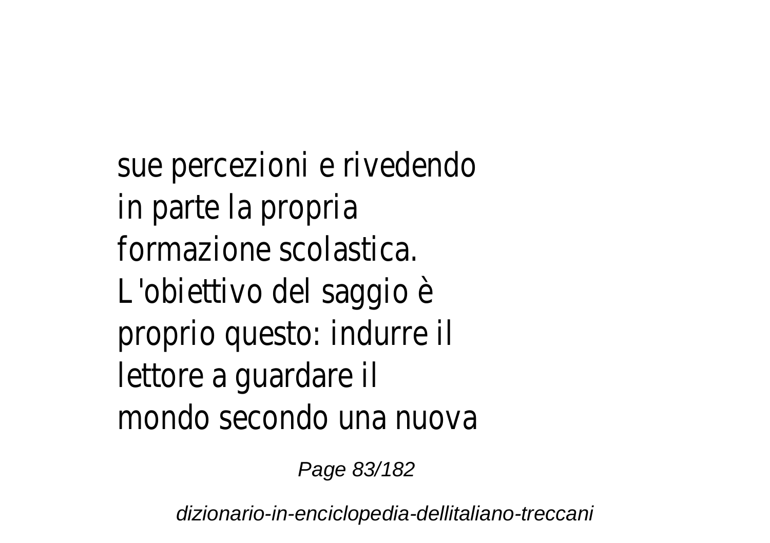sue percezioni e rivedendo in parte la propria formazione scolastica. L'obiettivo del saggio è proprio questo: indurre il lettore a guardare il mondo secondo una nuova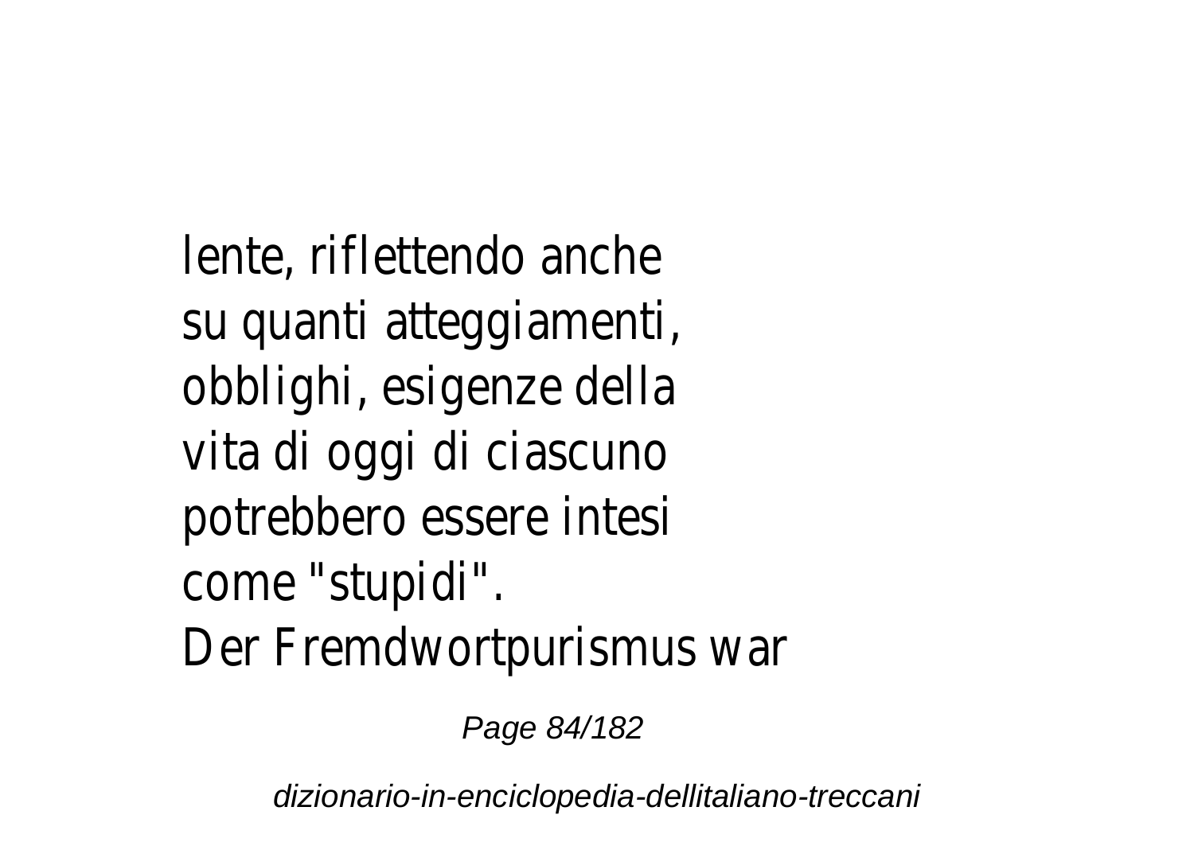lente, riflettendo anche su quanti atteggiamenti, obblighi, esigenze della vita di oggi di ciascuno potrebbero essere intesi come "stupidi".

Der Fremdwortpurismus war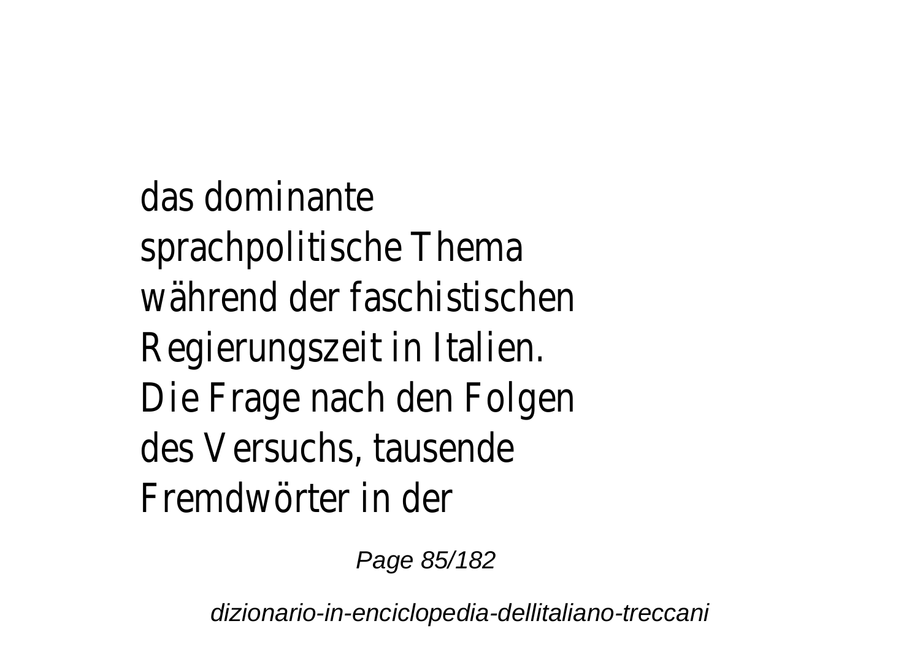das dominante sprachpolitische Thema während der faschistischen Regierungszeit in Italien. Die Frage nach den Folgen des Versuchs, tausende Fremdwörter in der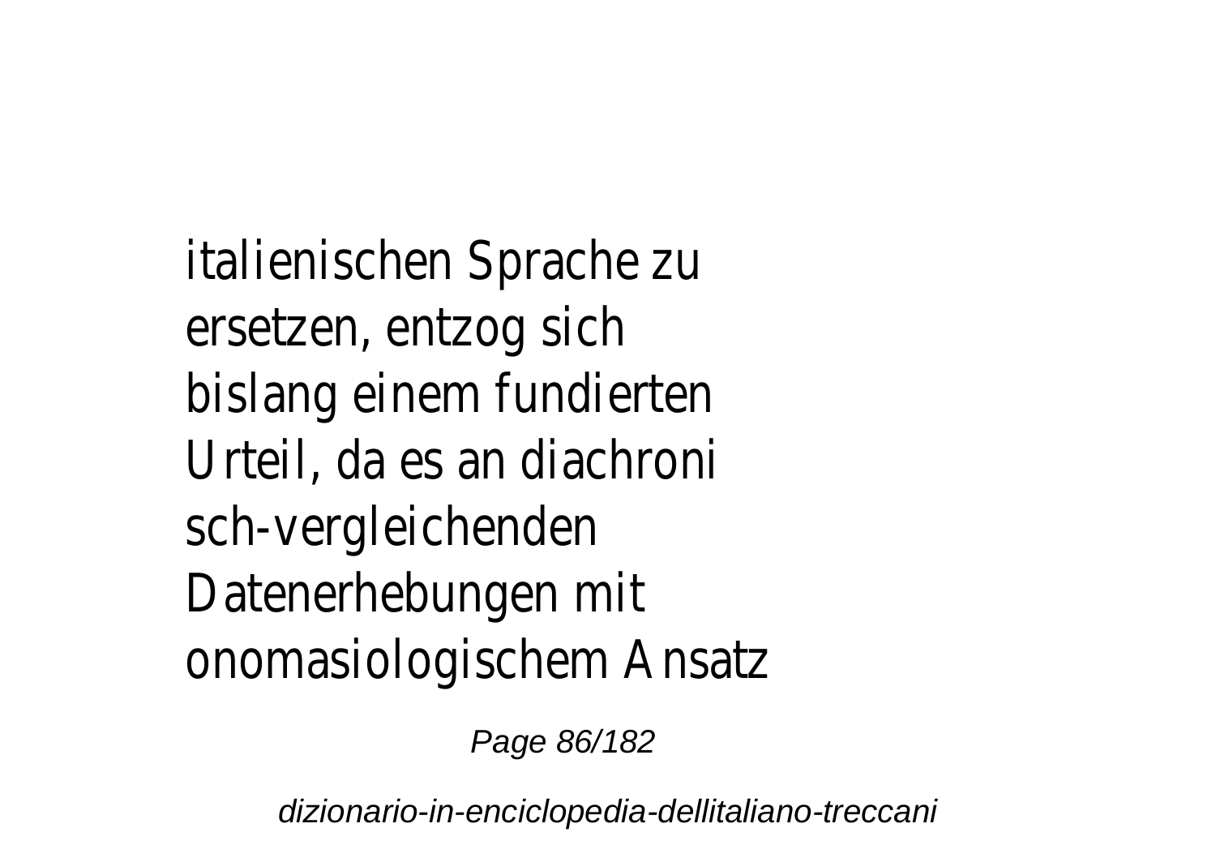italienischen Sprache zu ersetzen, entzog sich bislang einem fundierten Urteil, da es an diachroni sch-vergleichenden Datenerhebungen mit onomasiologischem Ansatz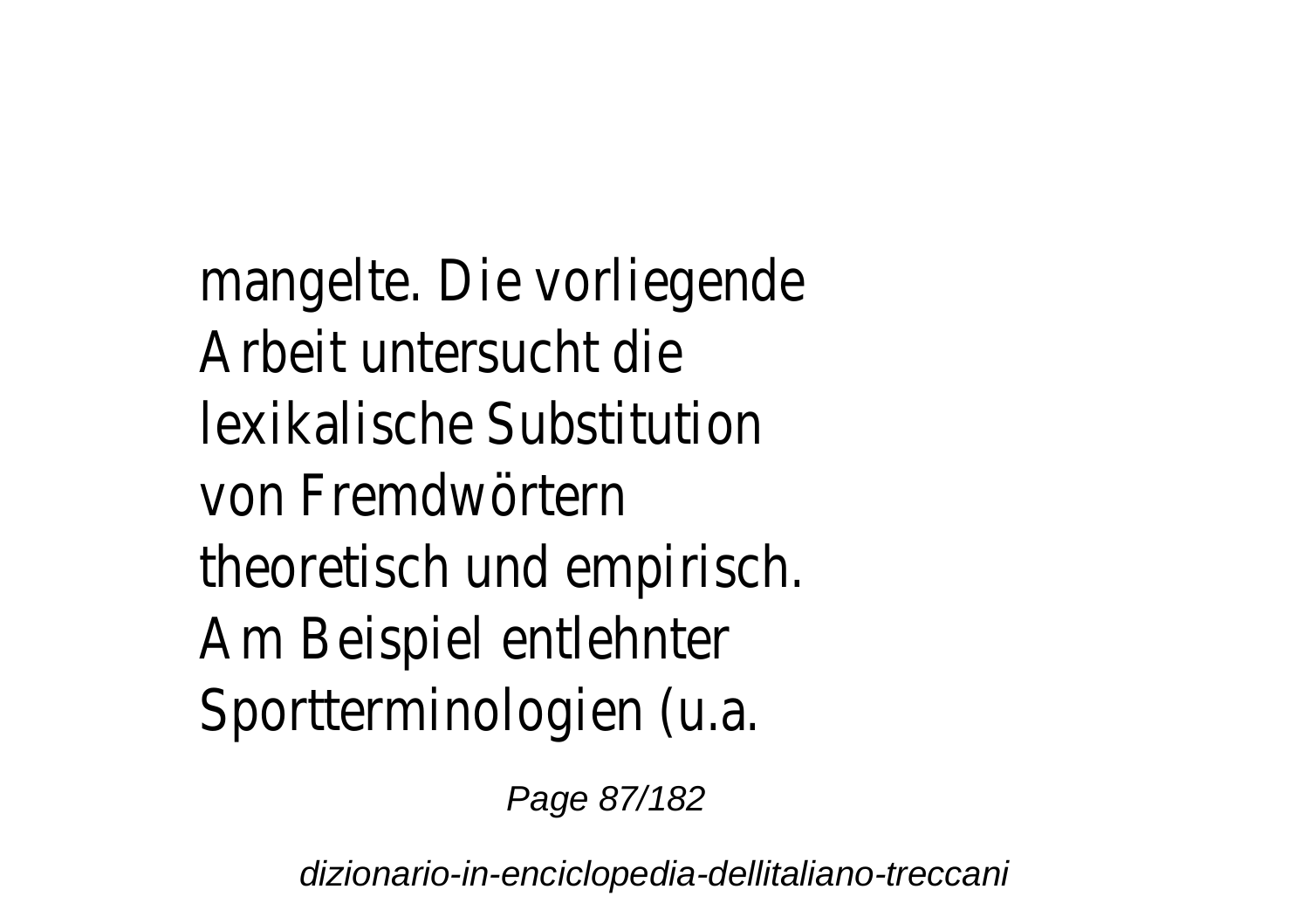mangelte. Die vorliegende Arbeit untersucht die lexikalische Substitution von Fremdwörtern theoretisch und empirisch. Am Beispiel entlehnter Sportterminologien (u.a.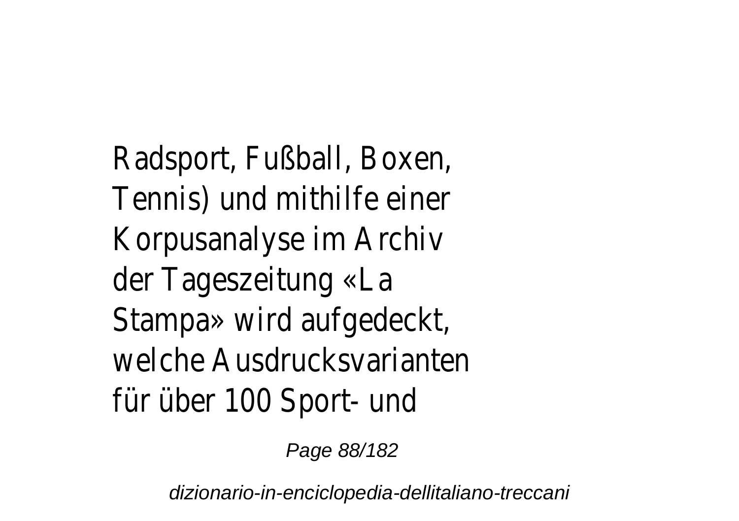Radsport, Fußball, Boxen, Tennis) und mithilfe einer Korpusanalyse im Archiv der Tageszeitung «La Stampa» wird aufgedeckt, welche Ausdrucksvarianten für über 100 Sport- und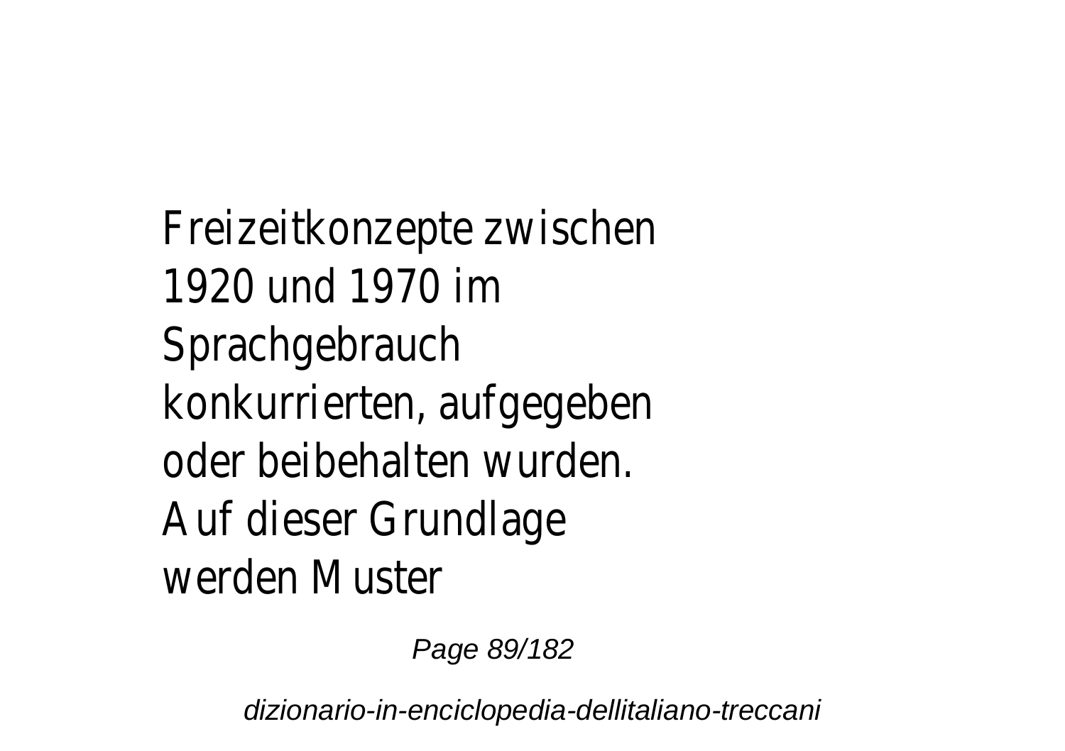Freizeitkonzepte zwischen 1920 und 1970 im Sprachgebrauch konkurrierten, aufgegeben oder beibehalten wurden. Auf dieser Grundlage werden Muster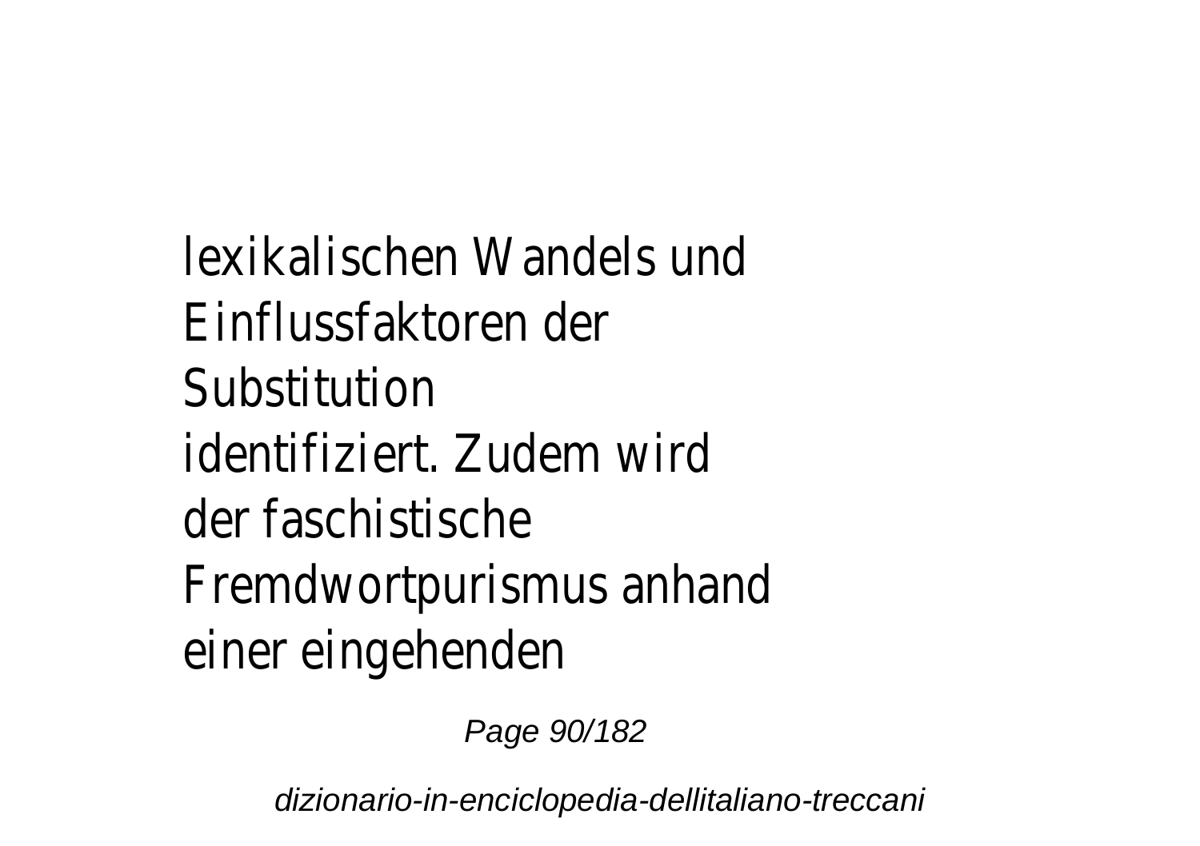lexikalischen Wandels und Einflussfaktoren der Substitution identifiziert. Zudem wird der faschistische Fremdwortpurismus anhand einer eingehenden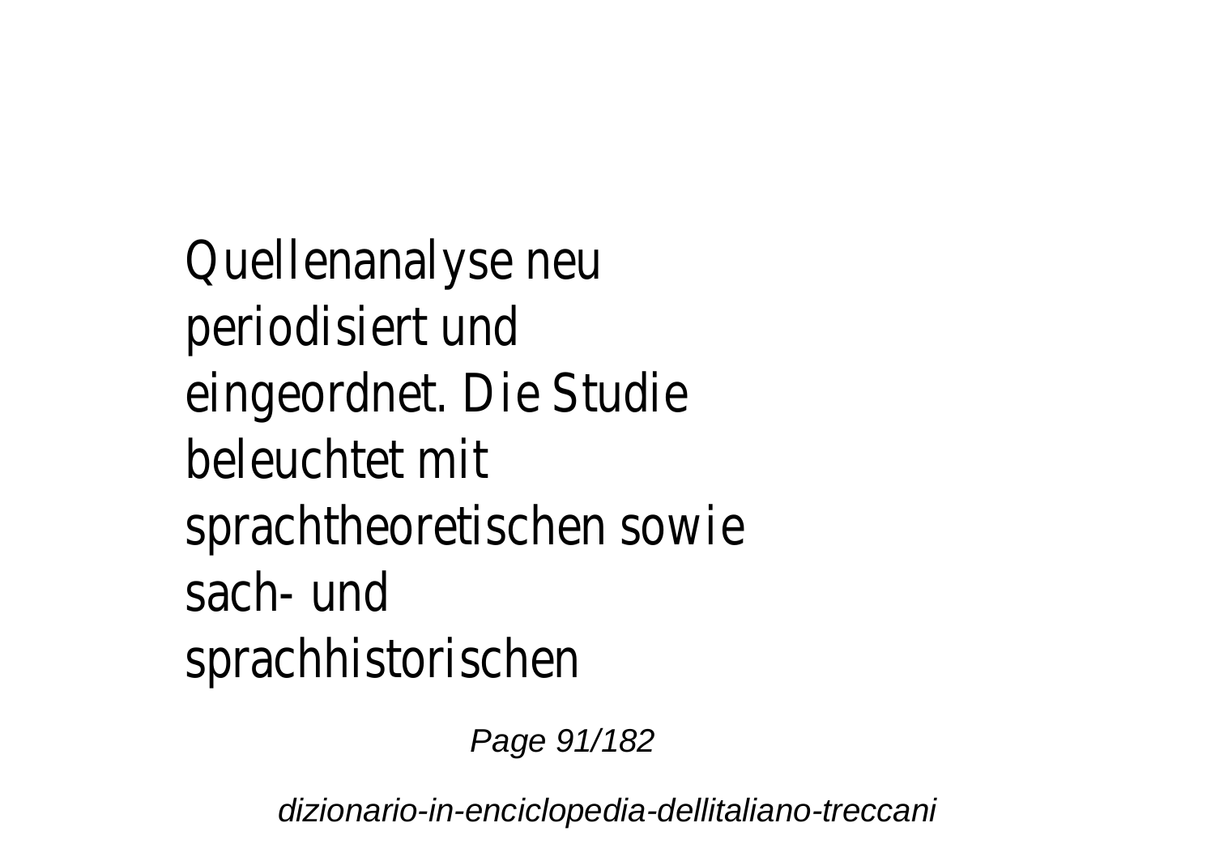Quellenanalyse neu periodisiert und eingeordnet. Die Studie beleuchtet mit sprachtheoretischen sowie sach- und sprachhistorischen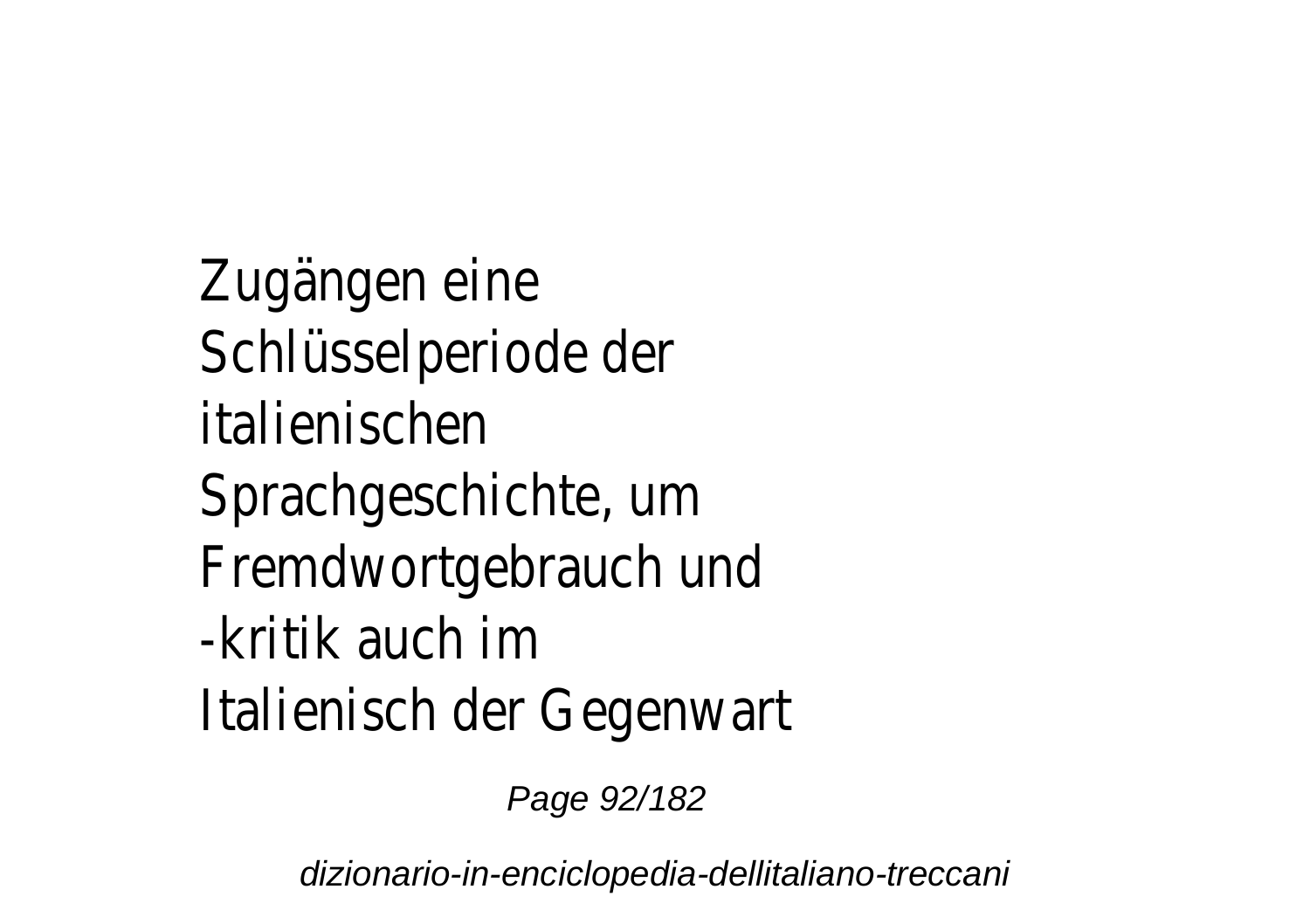Zugängen eine Schlüsselperiode der italienischen Sprachgeschichte, um Fremdwortgebrauch und -kritik auch im Italienisch der Gegenwart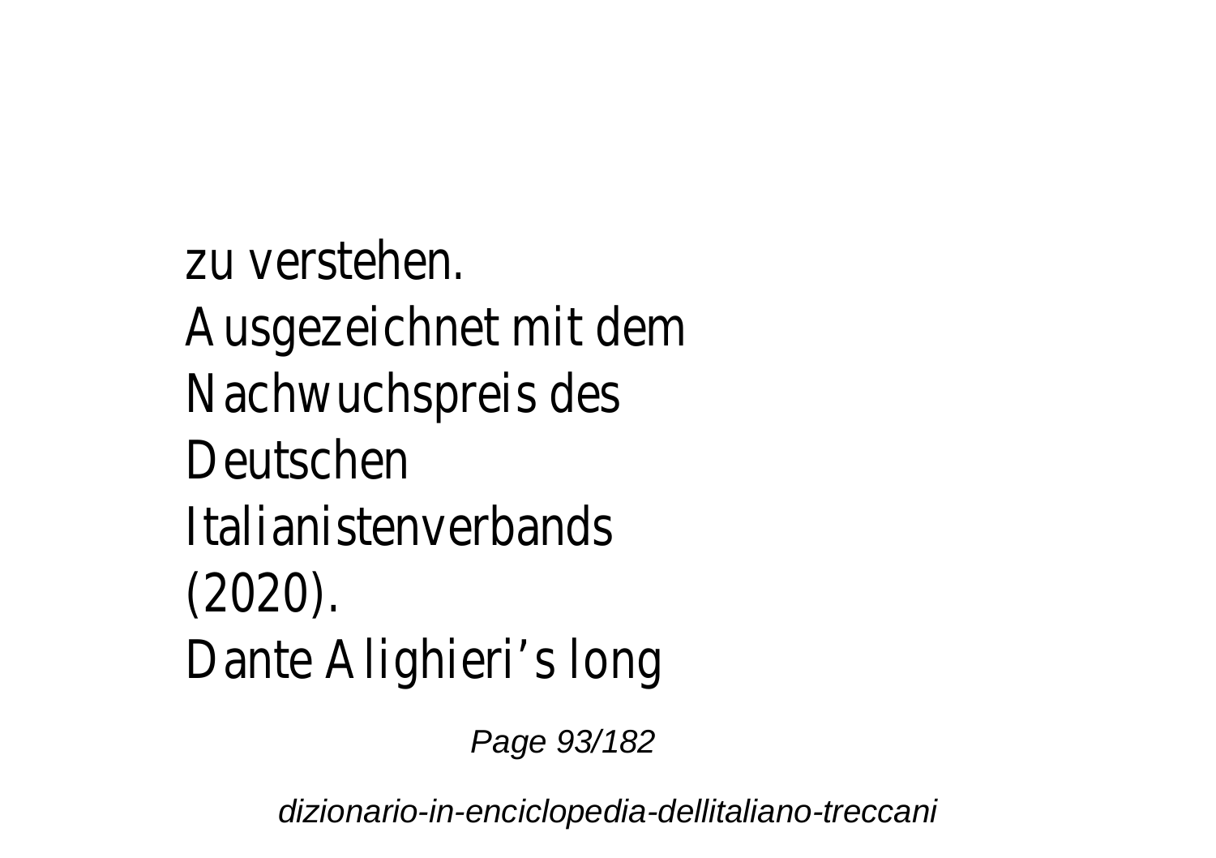zu verstehen.
Ausgezeichnet mit dem Nachwuchspreis des Deutschen Italianistenverbands (2020).
Dante Alighieri’s long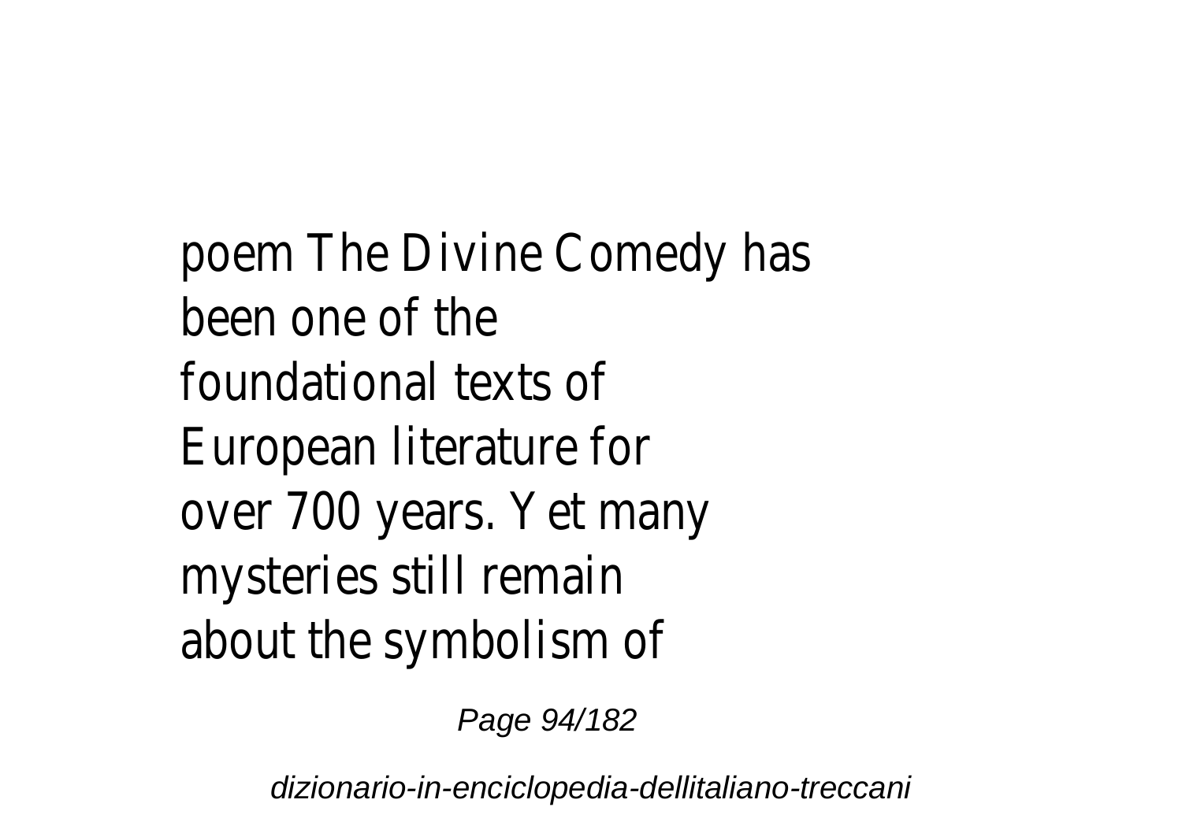poem The Divine Comedy has been one of the foundational texts of European literature for over 700 years. Yet many mysteries still remain about the symbolism of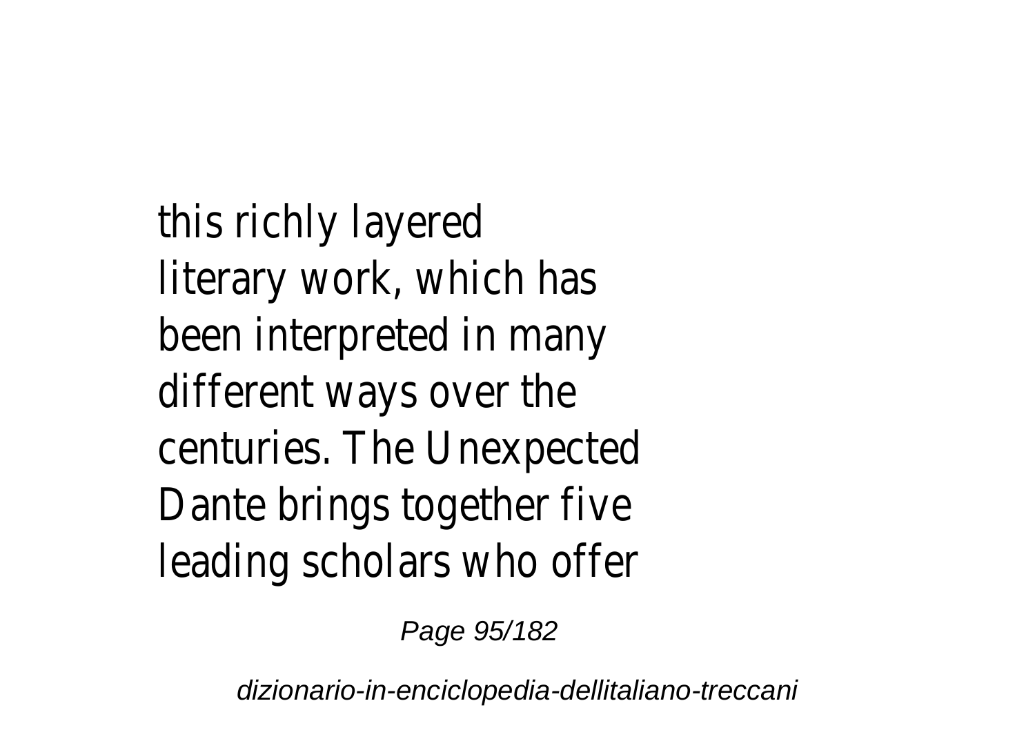this richly layered literary work, which has been interpreted in many different ways over the centuries. The Unexpected Dante brings together five leading scholars who offer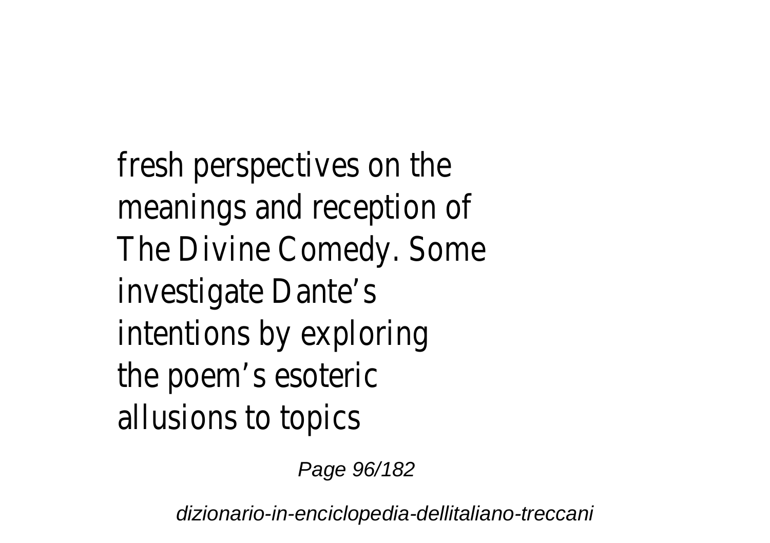fresh perspectives on the meanings and reception of The Divine Comedy. Some investigate Dante’s intentions by exploring the poem’s esoteric allusions to topics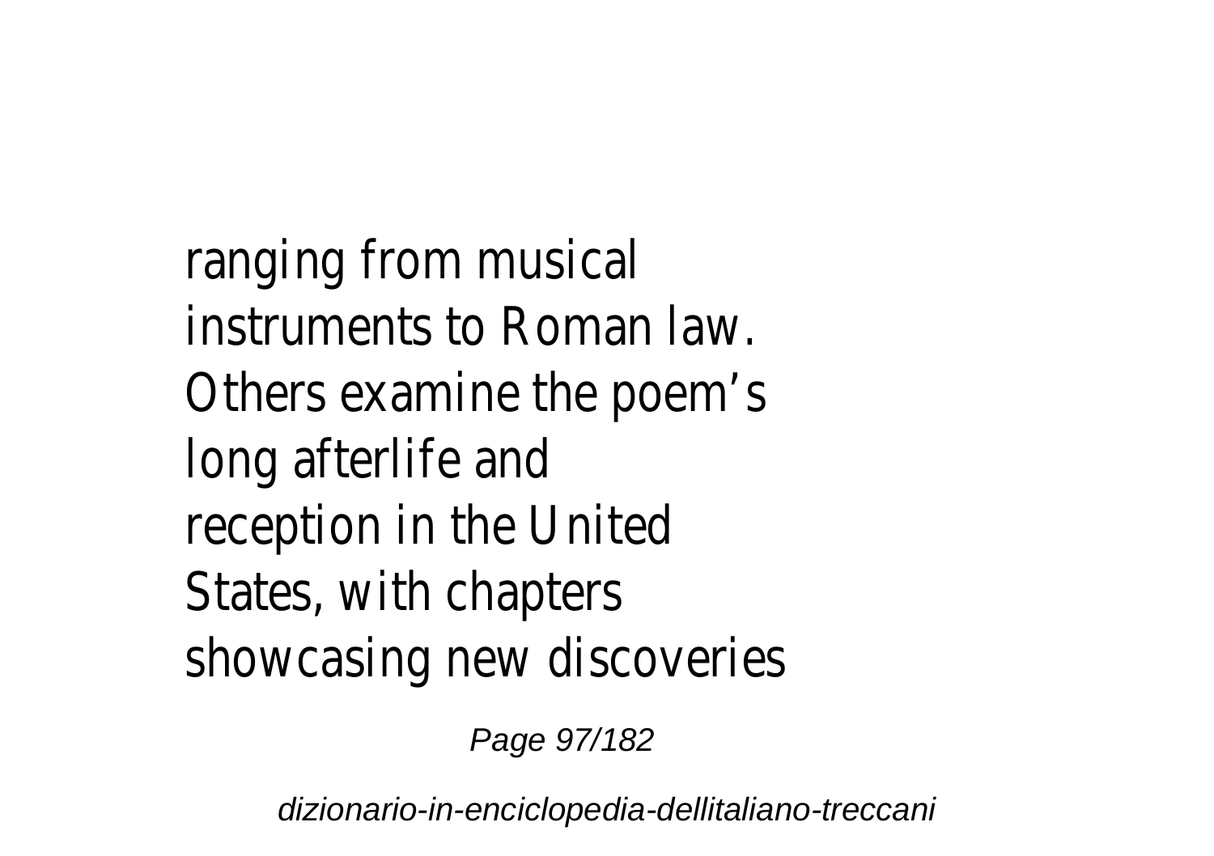ranging from musical instruments to Roman law. Others examine the poem’s long afterlife and reception in the United States, with chapters showcasing new discoveries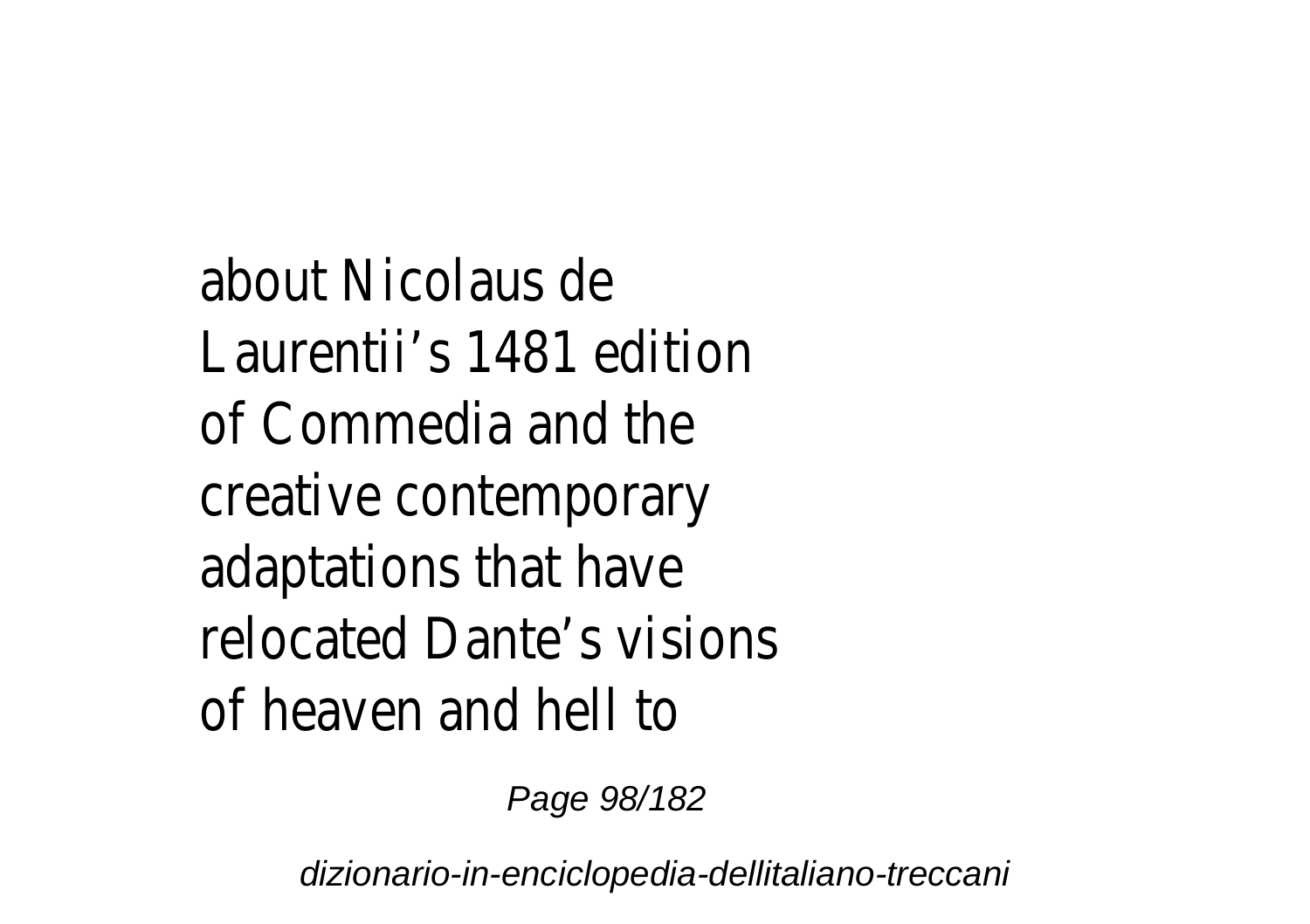about Nicolaus de Laurentii’s 1481 edition of Commedia and the creative contemporary adaptations that have relocated Dante’s visions of heaven and hell to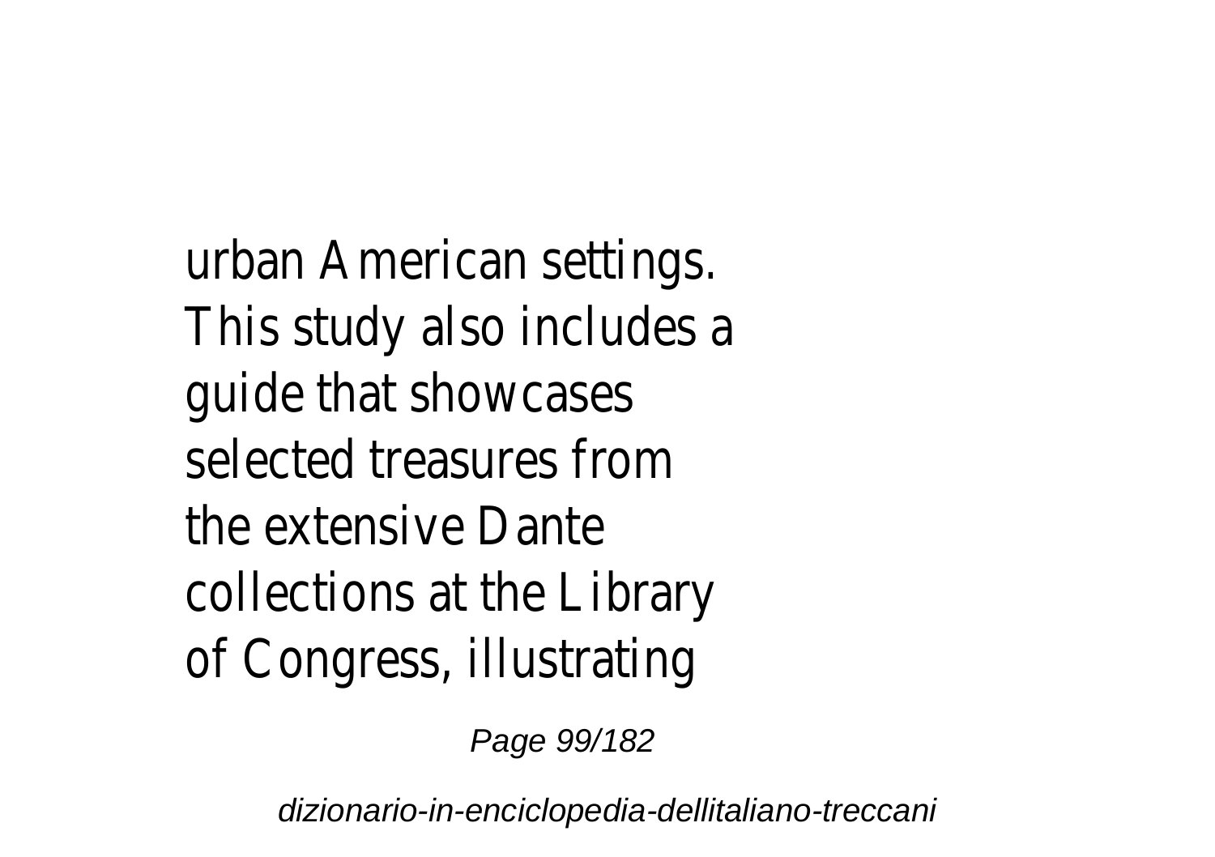urban American settings. This study also includes a guide that showcases selected treasures from the extensive Dante collections at the Library of Congress, illustrating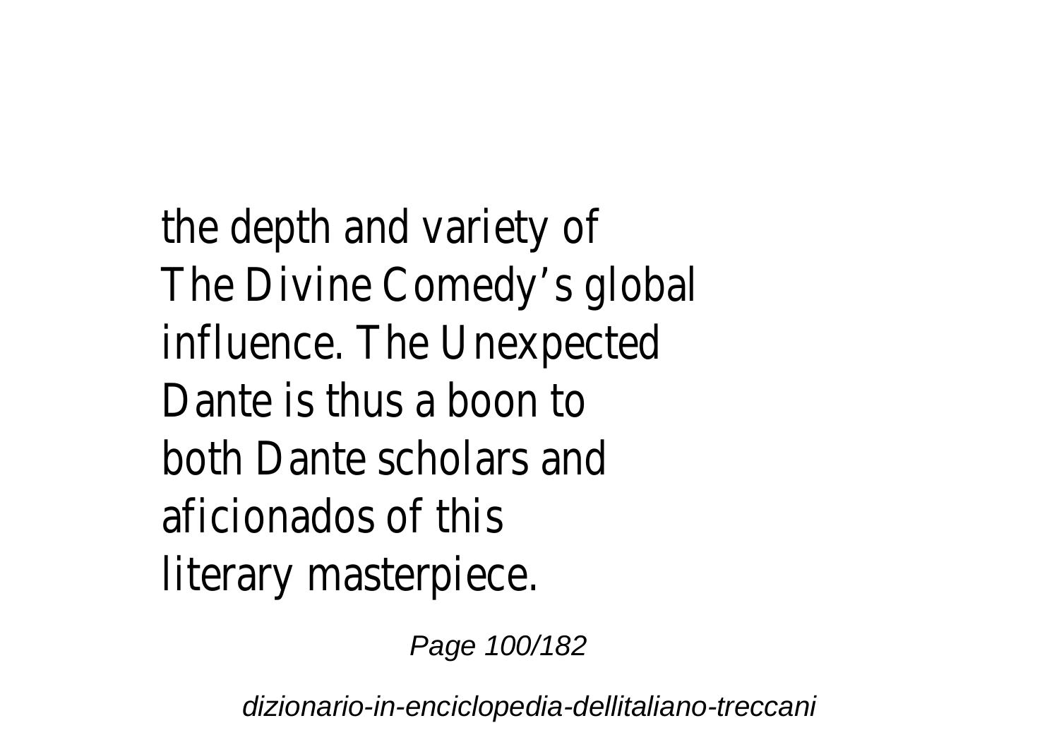the depth and variety of The Divine Comedy's global influence. The Unexpected Dante is thus a boon to both Dante scholars and aficionados of this literary masterpiece.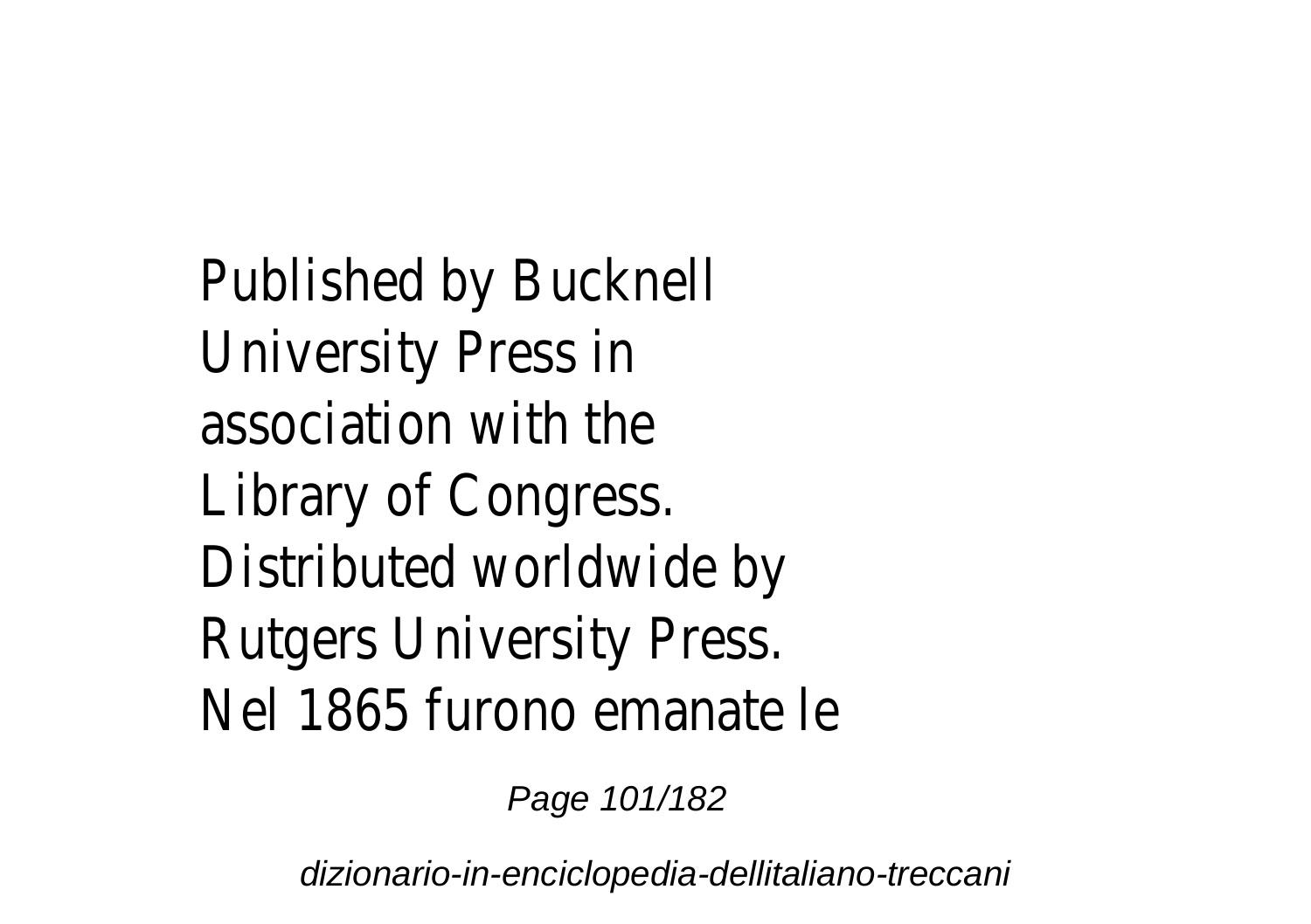Published by Bucknell University Press in association with the Library of Congress. Distributed worldwide by Rutgers University Press. Nel 1865 furono emanate le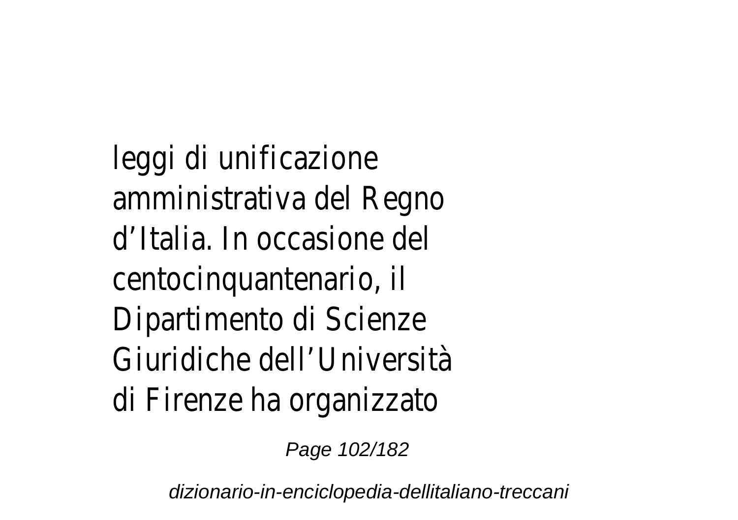leggi di unificazione amministrativa del Regno d’Italia. In occasione del centocinquantenario, il Dipartimento di Scienze Giuridiche dell’Università di Firenze ha organizzato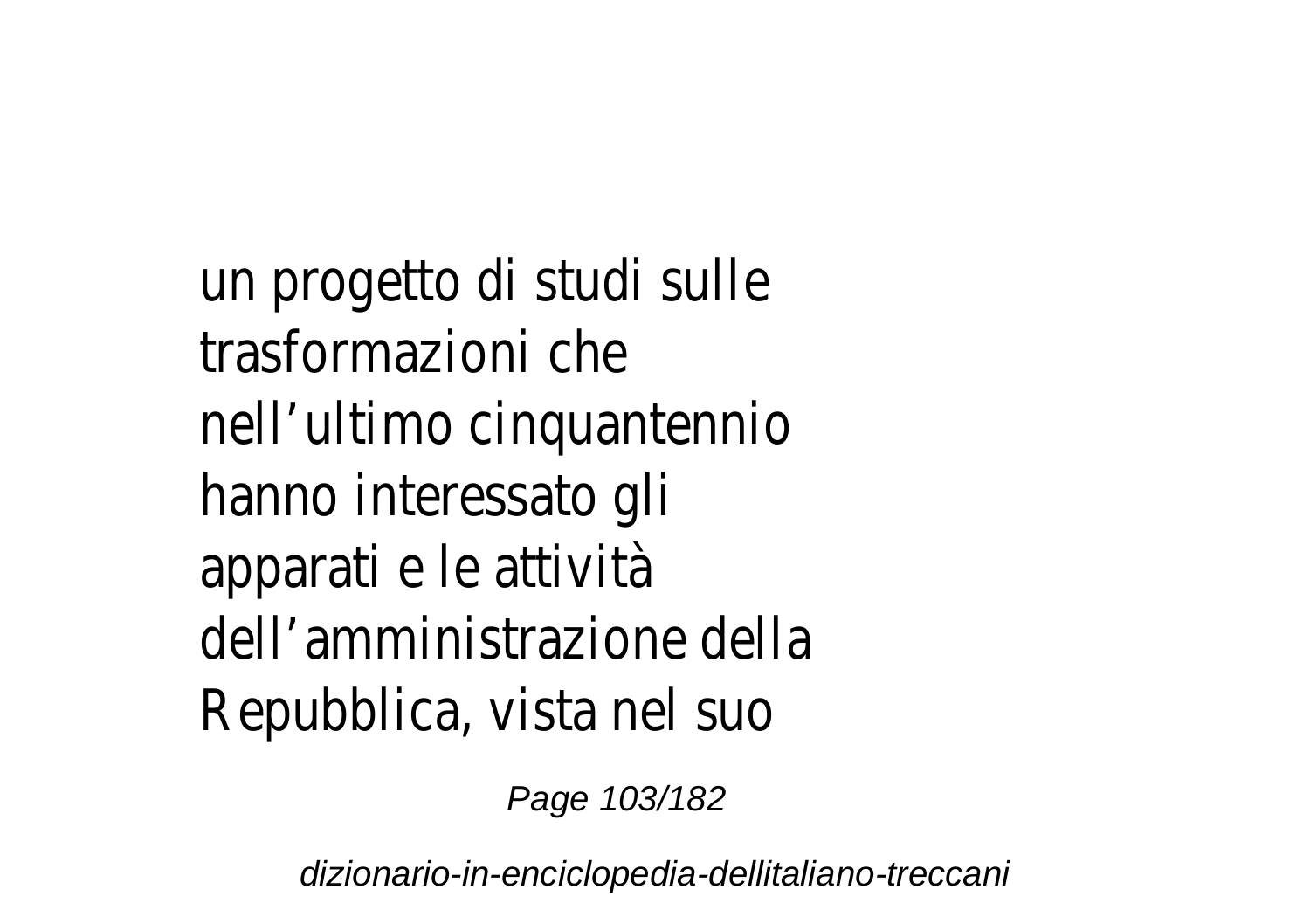un progetto di studi sulle trasformazioni che nell’ultimo cinquantennio hanno interessato gli apparati e le attività dell’amministrazione della Repubblica, vista nel suo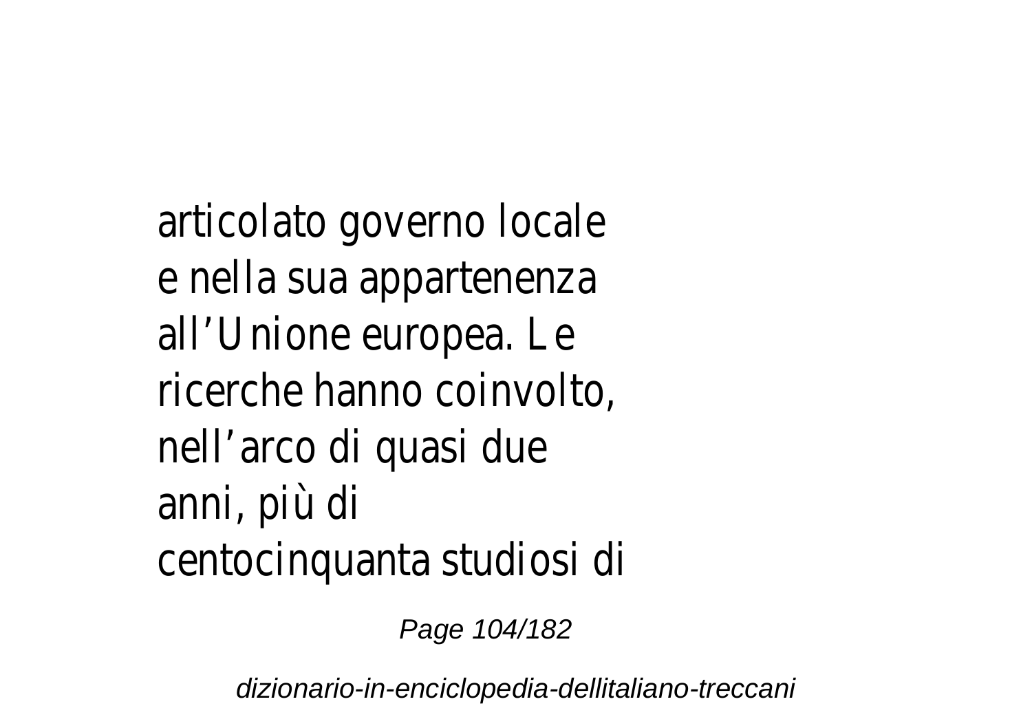articolato governo locale e nella sua appartenenza all’Unione europea. Le ricerche hanno coinvolto, nell’arco di quasi due anni, più di centocinquanta studiosi di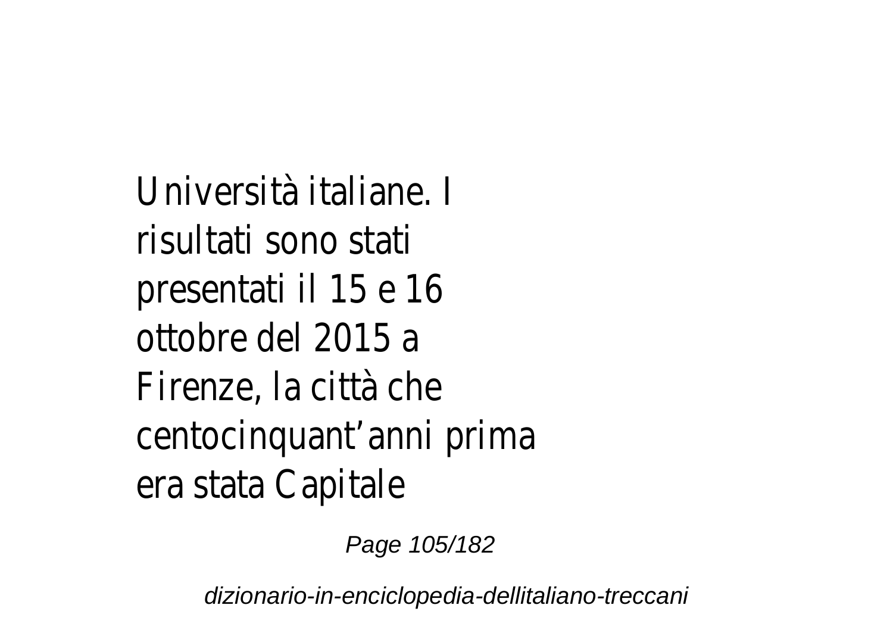Università italiane. I risultati sono stati presentati il 15 e 16 ottobre del 2015 a Firenze, la città che centocinquant’anni prima era stata Capitale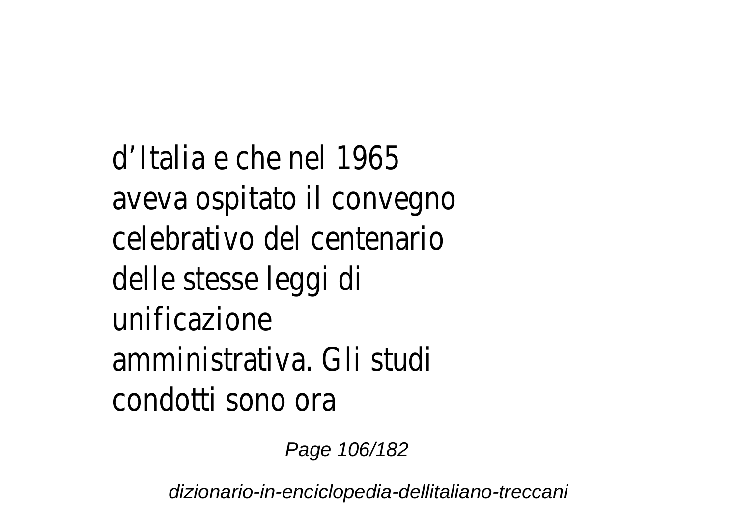d’Italia e che nel 1965 aveva ospitato il convegno celebrativo del centenario delle stesse leggi di unificazione amministrativa. Gli studi condotti sono ora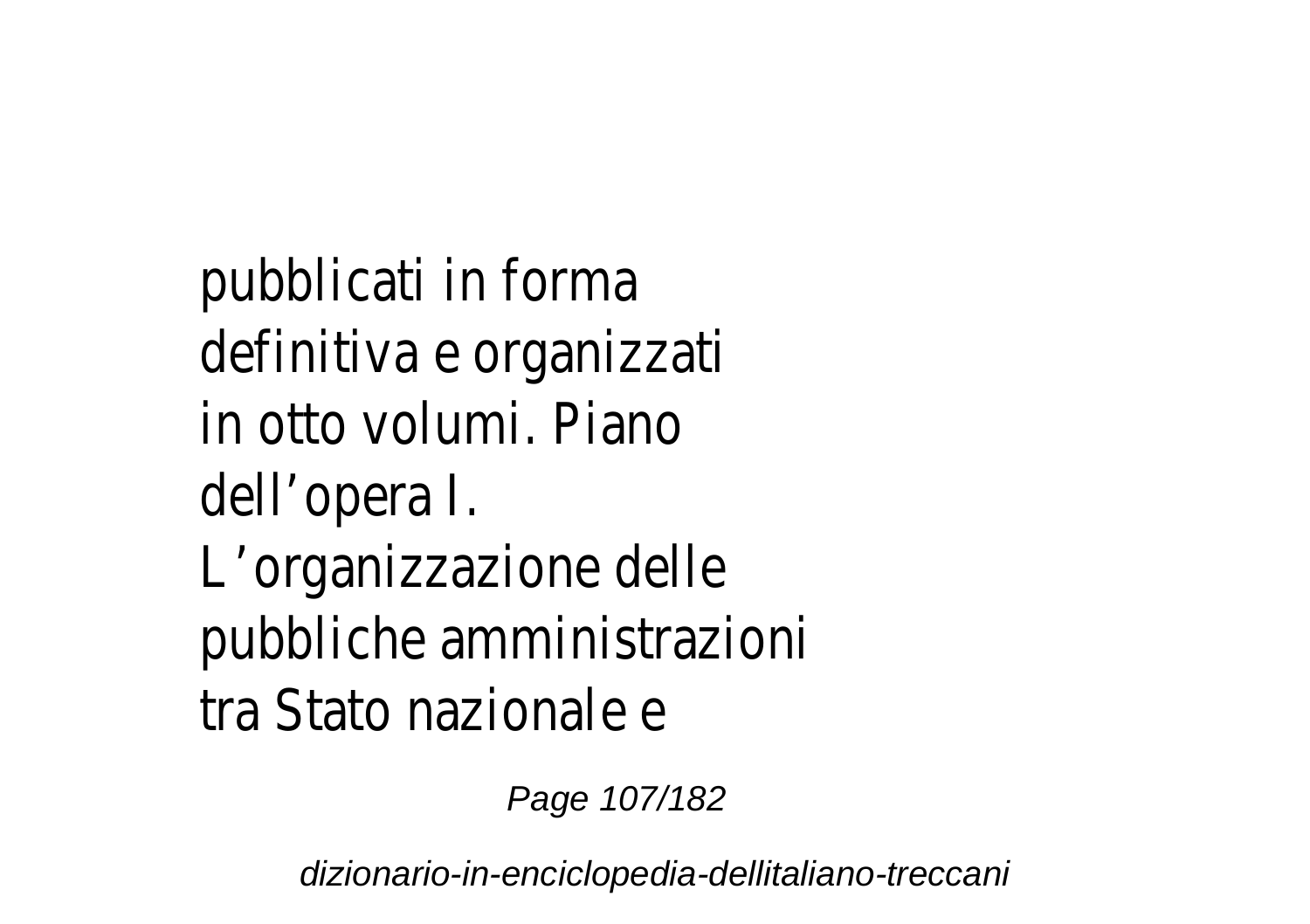pubblicati in forma definitiva e organizzati in otto volumi. Piano dell’opera I. L’organizzazione delle pubbliche amministrazioni tra Stato nazionale e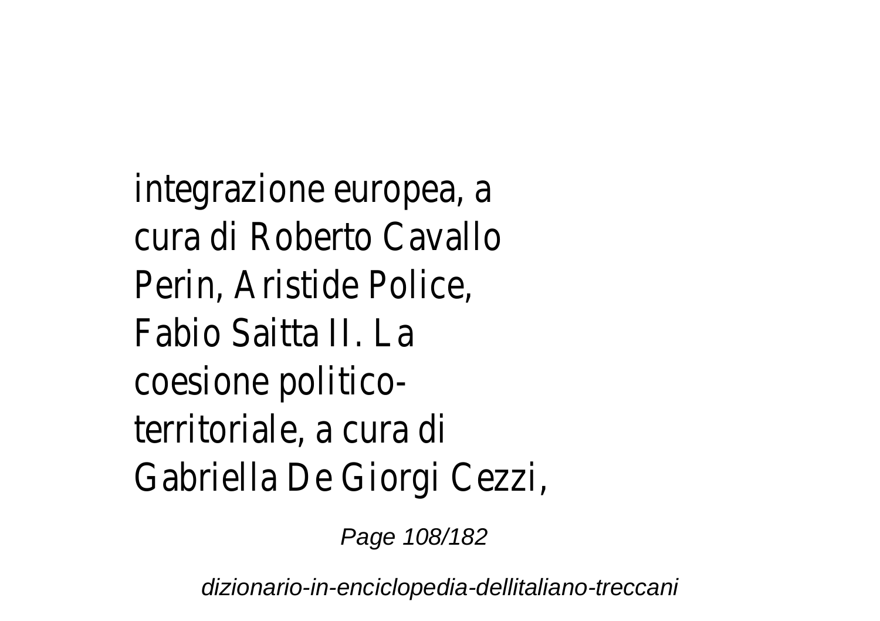integrazione europea, a cura di Roberto Cavallo Perin, Aristide Police, Fabio Saitta II. La coesione politico-territoriale, a cura di Gabriella De Giorgi Cezzi,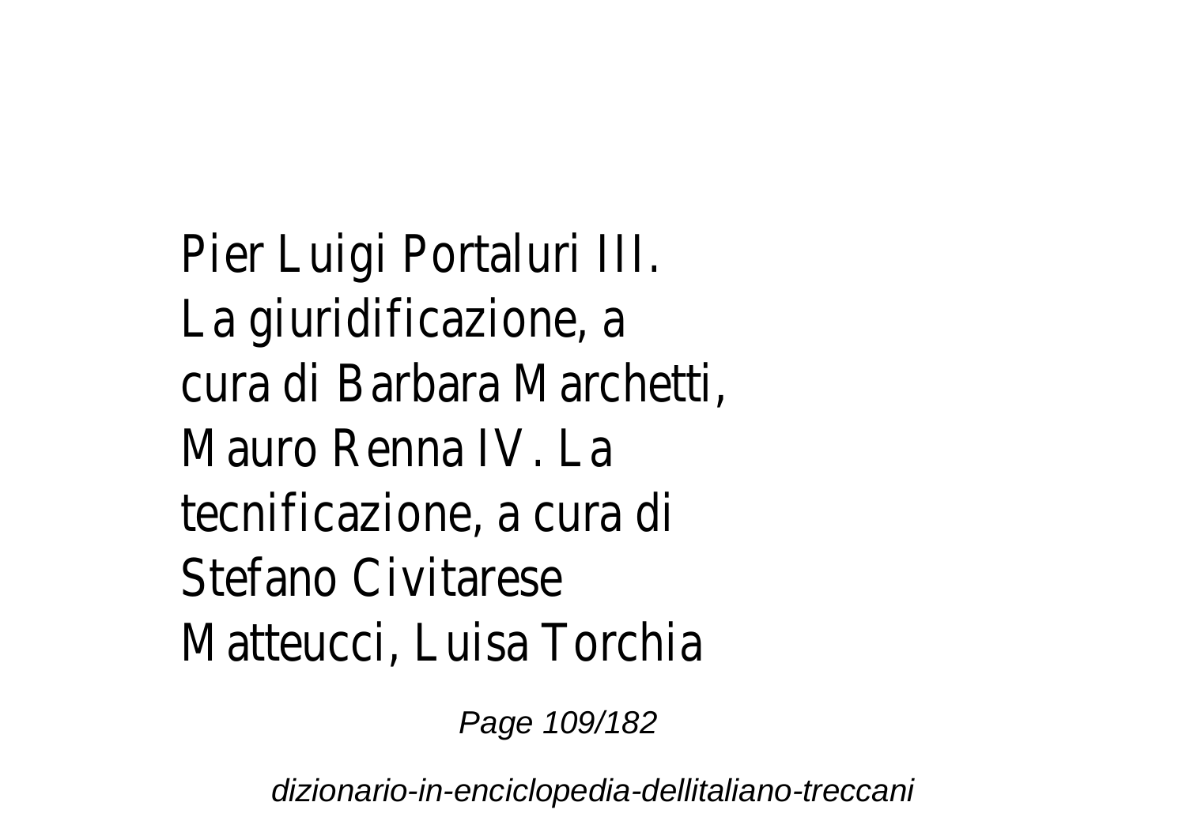Pier Luigi Portaluri III. La giuridificazione, a cura di Barbara Marchetti, Mauro Renna IV. La tecnificazione, a cura di Stefano Civitarese Matteucci, Luisa Torchia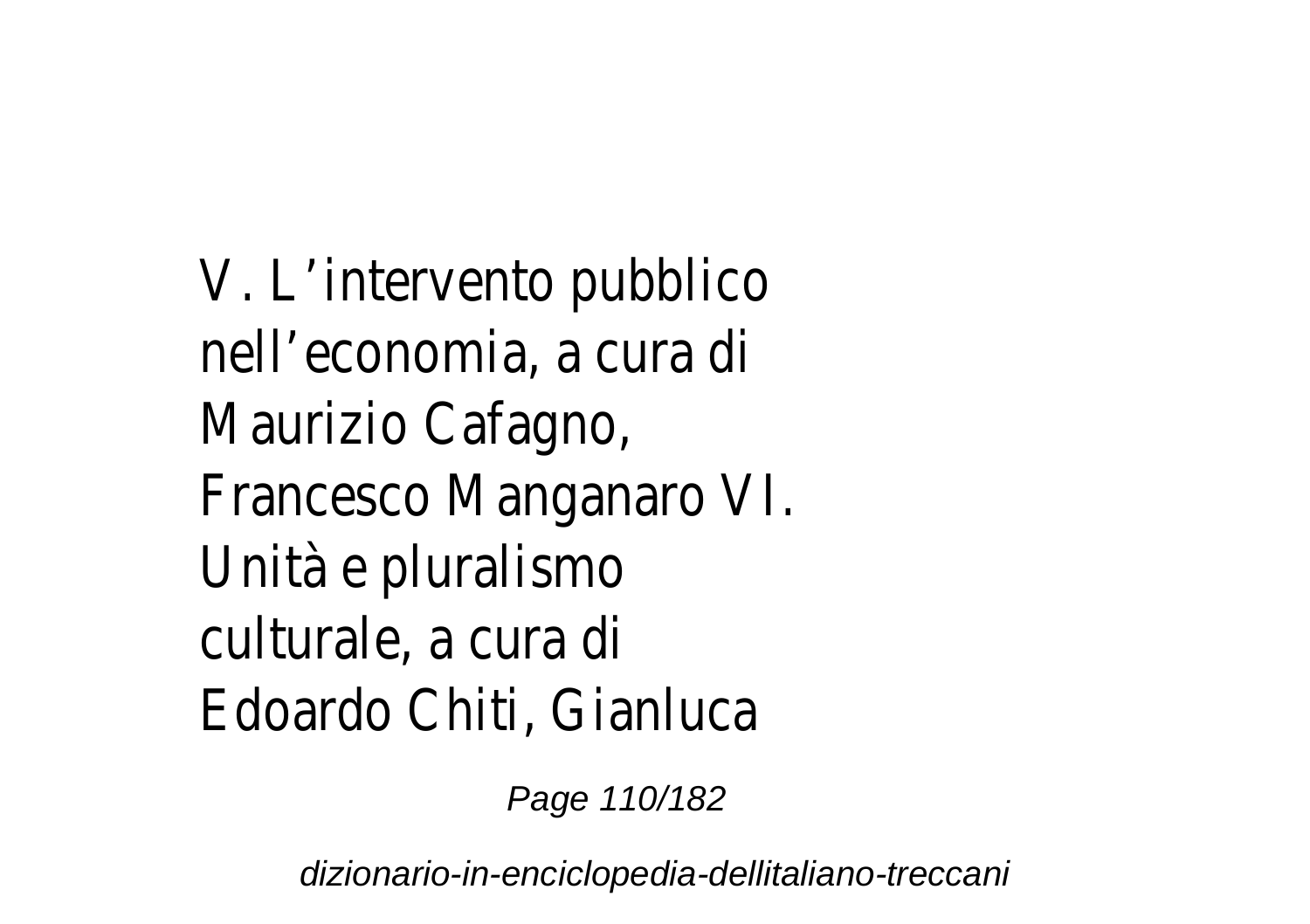V. L’intervento pubblico nell’economia, a cura di Maurizio Cafagno, Francesco Manganaro VI. Unità e pluralismo culturale, a cura di Edoardo Chiti, Gianluca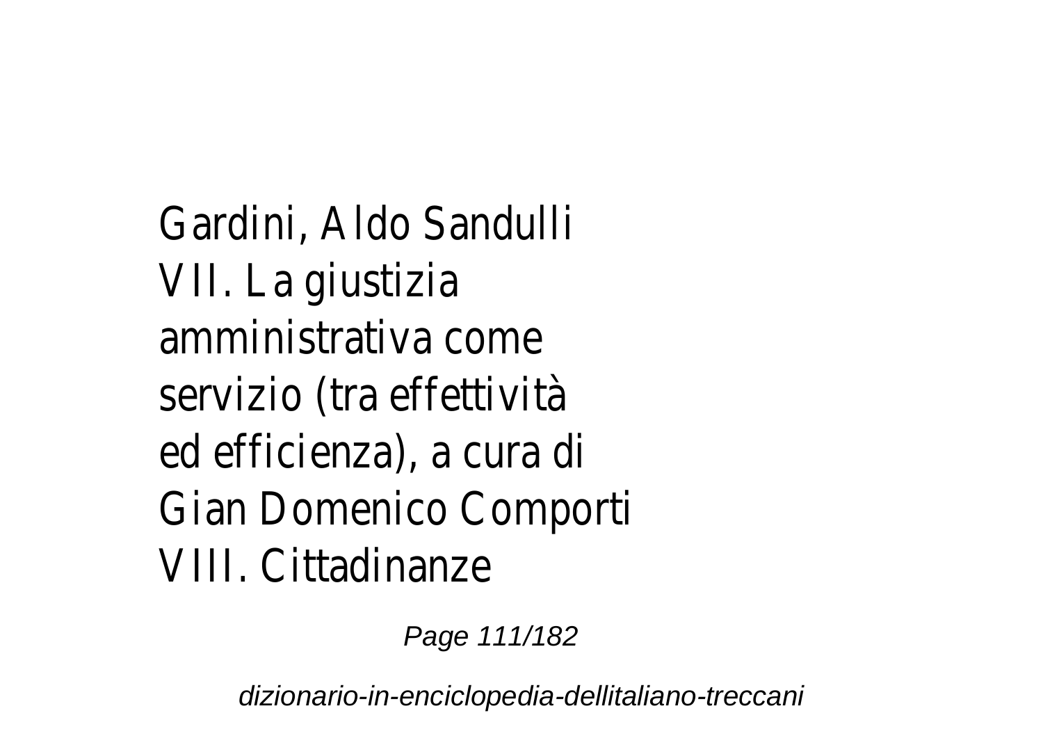Gardini, Aldo Sandulli
VII. La giustizia amministrativa come servizio (tra effettività ed efficienza), a cura di Gian Domenico Comporti
VIII. Cittadinanze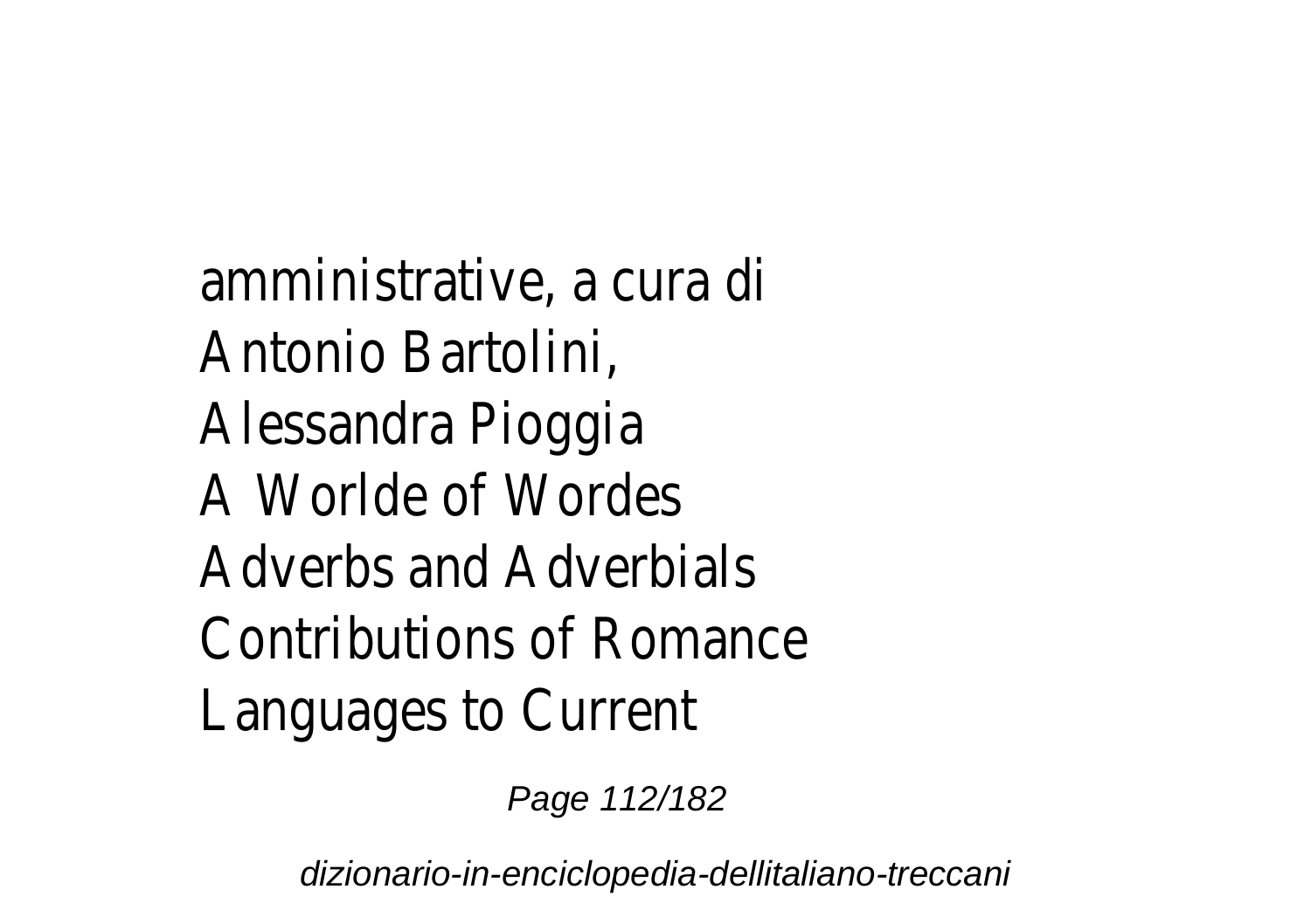amministrative, a cura di
Antonio Bartolini,
Alessandra Pioggia
A Worlde of Wordes
Adverbs and Adverbials
Contributions of Romance
Languages to Current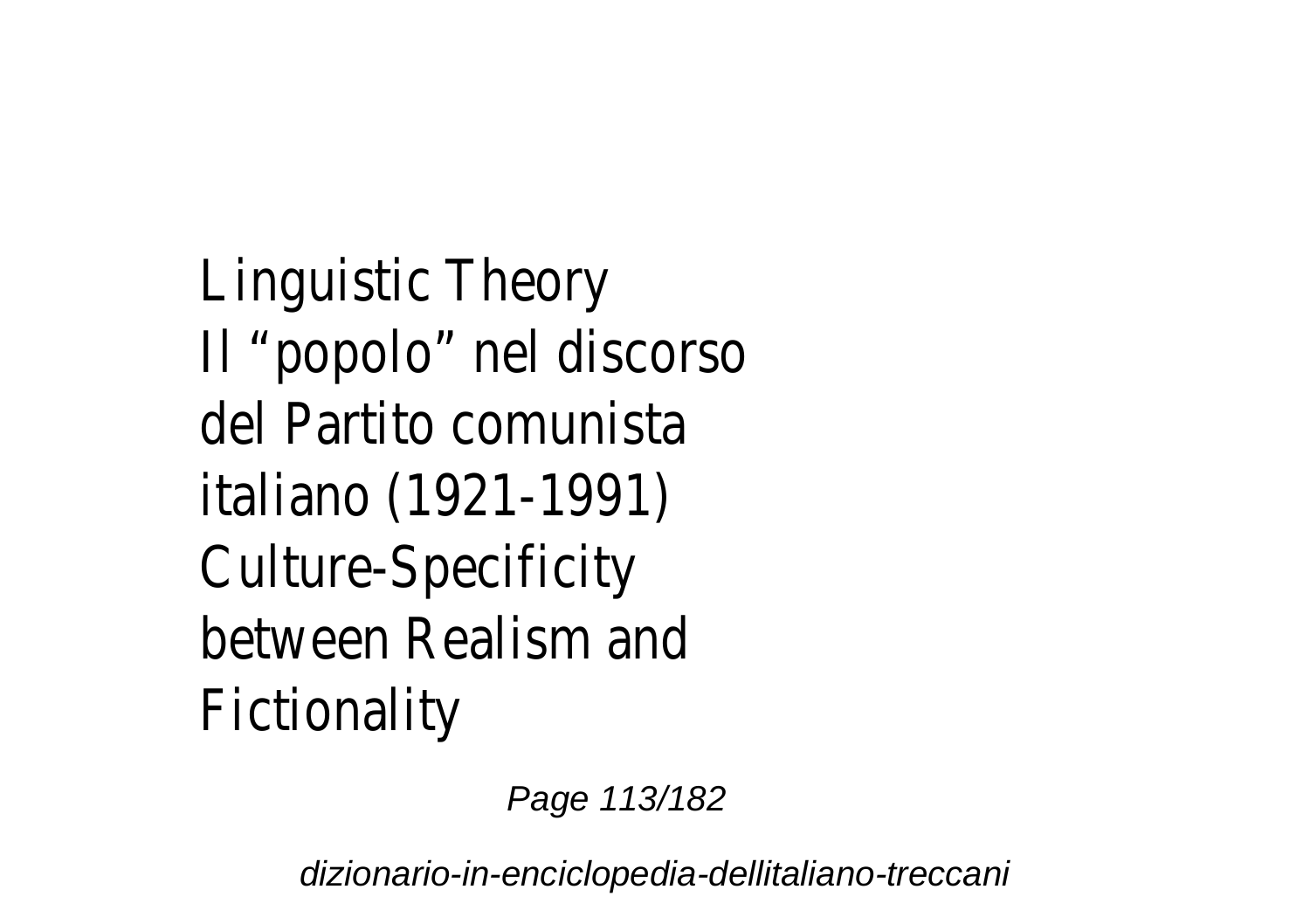Linguistic Theory
Il “popolo” nel discorso del Partito comunista italiano (1921-1991)
Culture-Specificity between Realism and Fictionality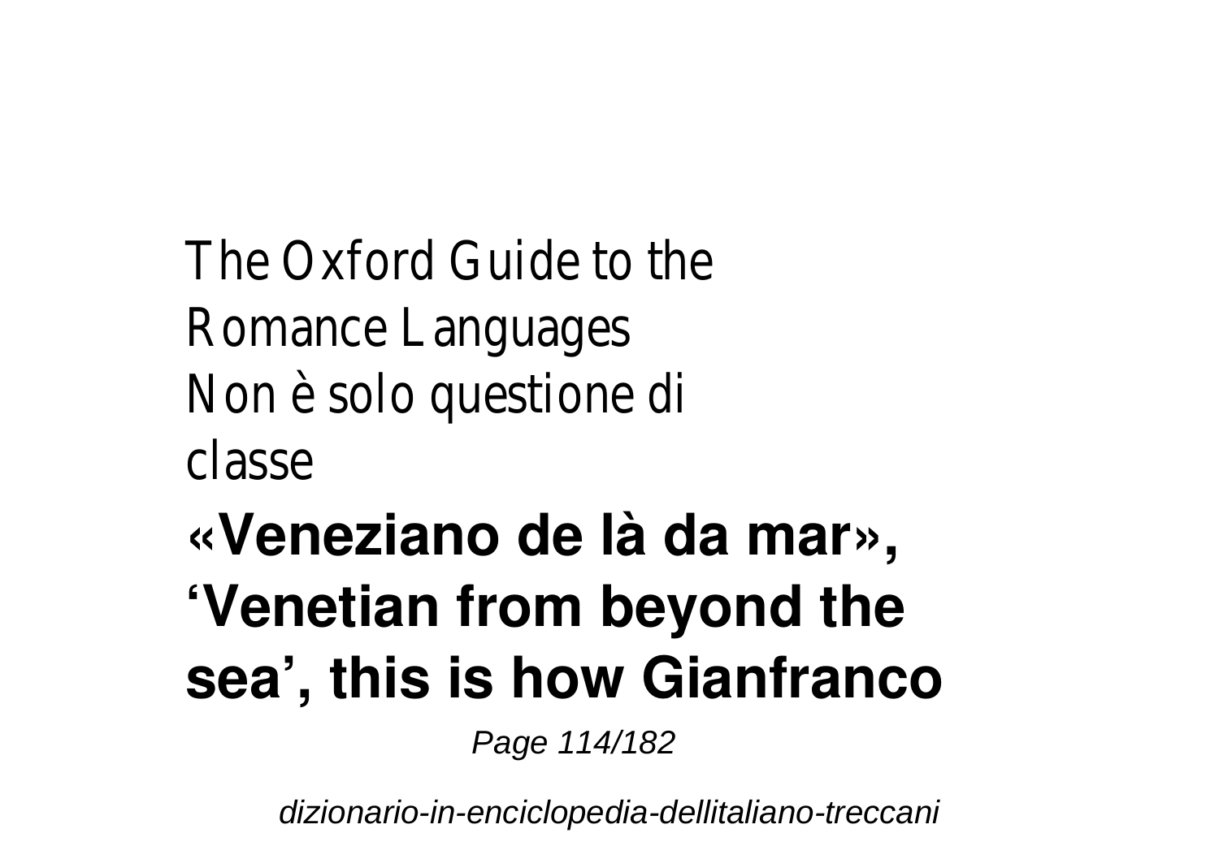The Oxford Guide to the Romance Languages
Non è solo questione di classe

**«Veneziano de là da mar», ‘Venetian from beyond the sea’, this is how Gianfranco**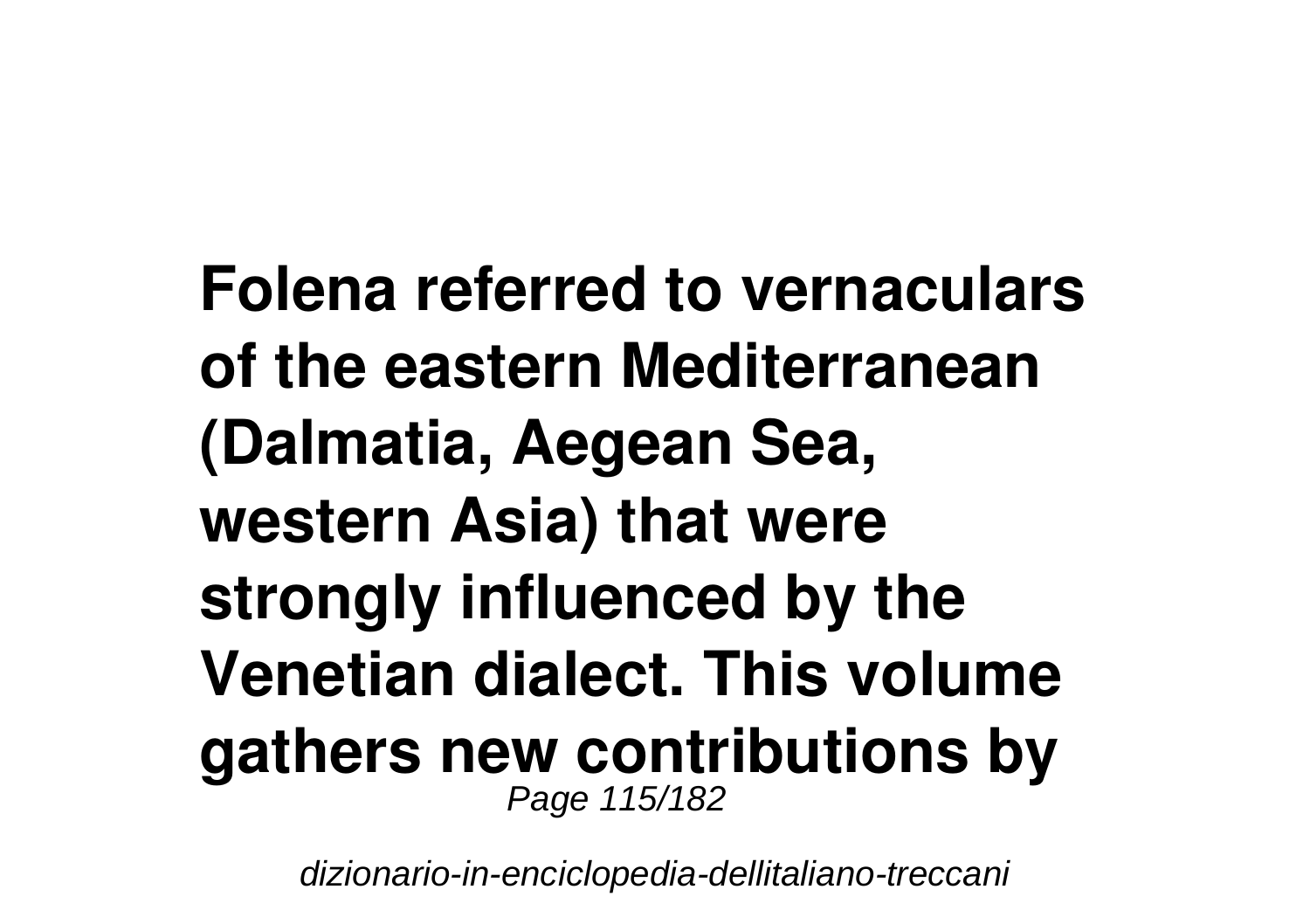**Folena referred to vernaculars of the eastern Mediterranean (Dalmatia, Aegean Sea, western Asia) that were strongly influenced by the Venetian dialect. This volume gathers new contributions by**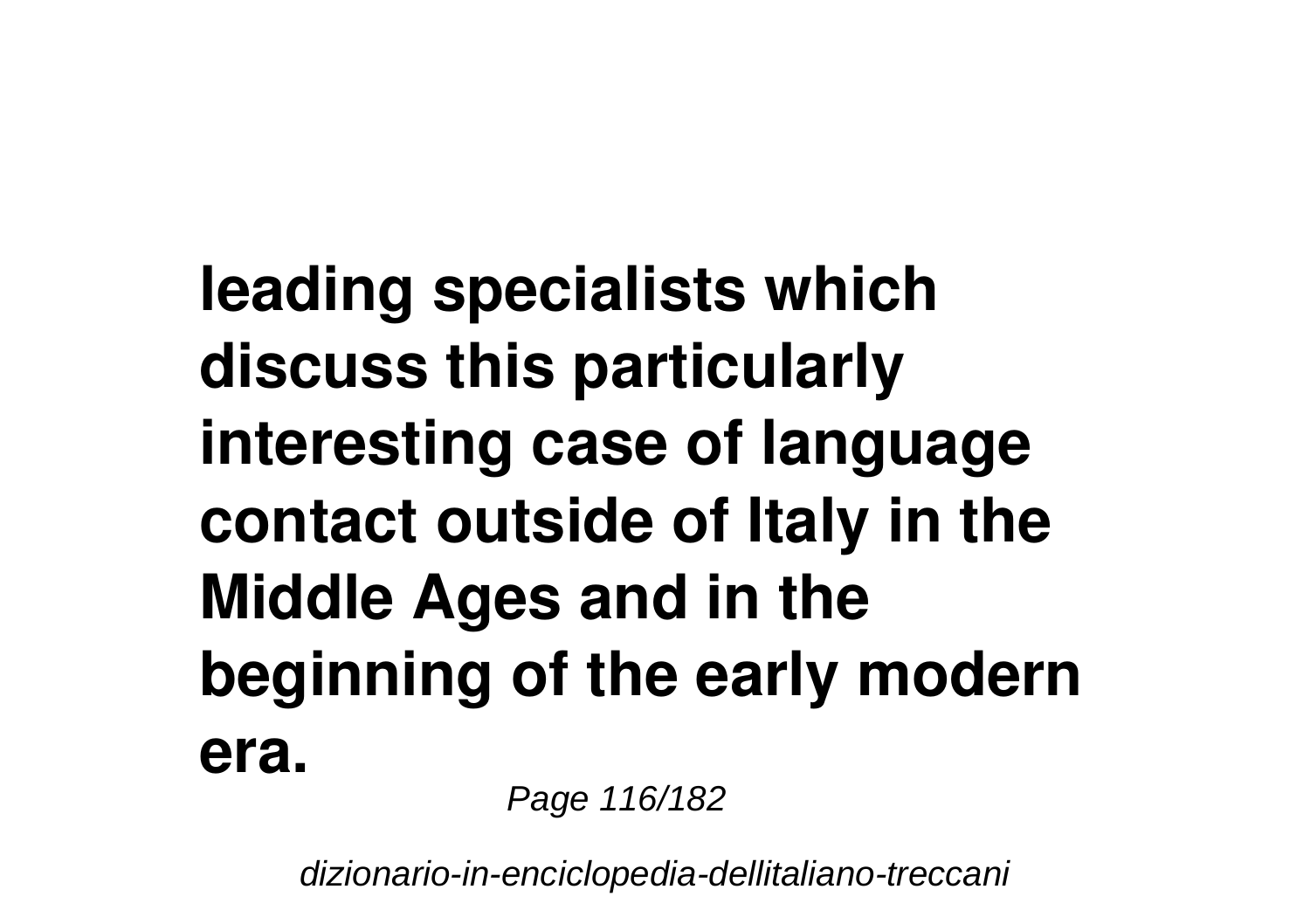**leading specialists which discuss this particularly interesting case of language contact outside of Italy in the Middle Ages and in the beginning of the early modern era.**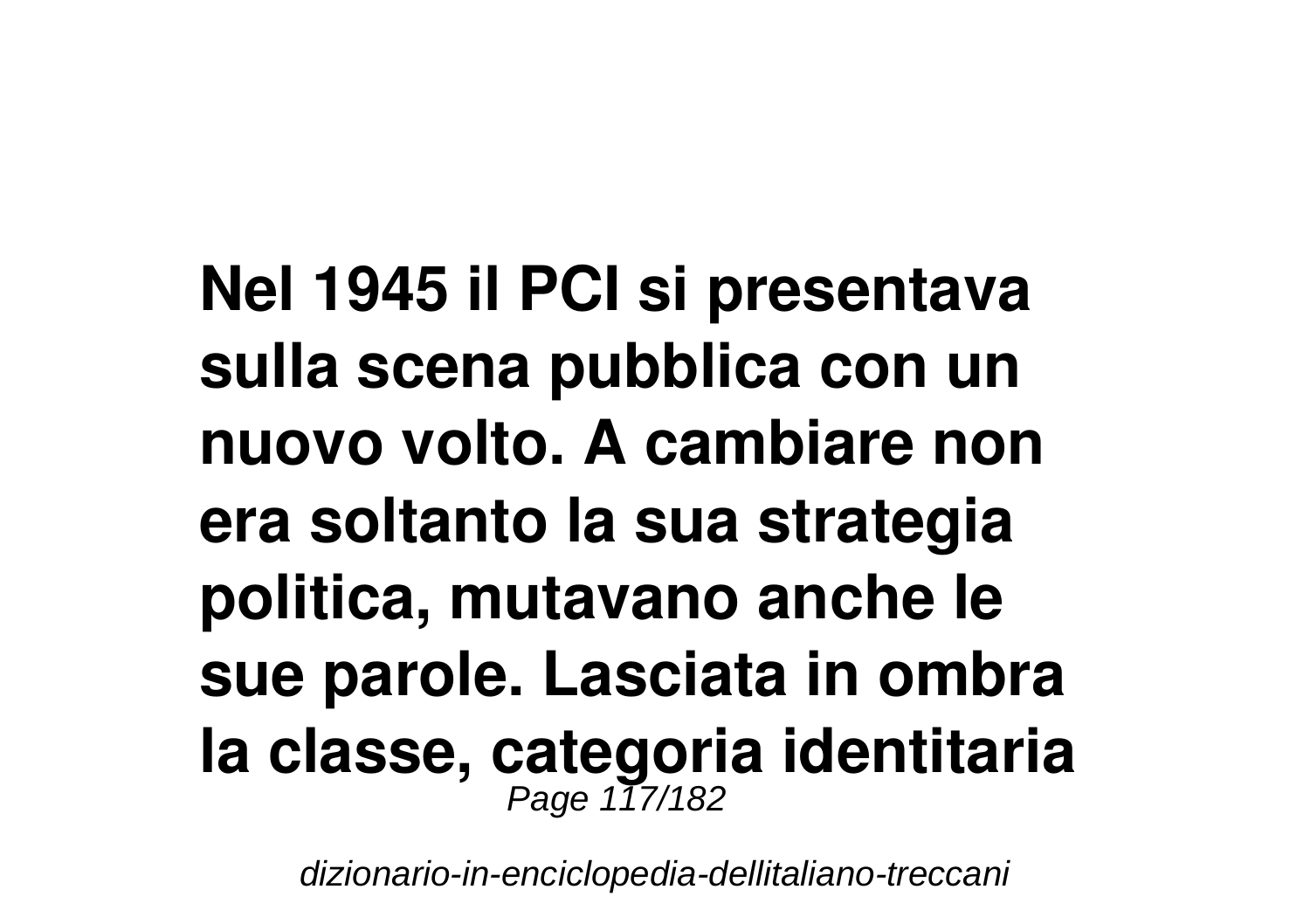**Nel 1945 il PCI si presentava sulla scena pubblica con un nuovo volto. A cambiare non era soltanto la sua strategia politica, mutavano anche le sue parole. Lasciata in ombra la classe, categoria identitaria**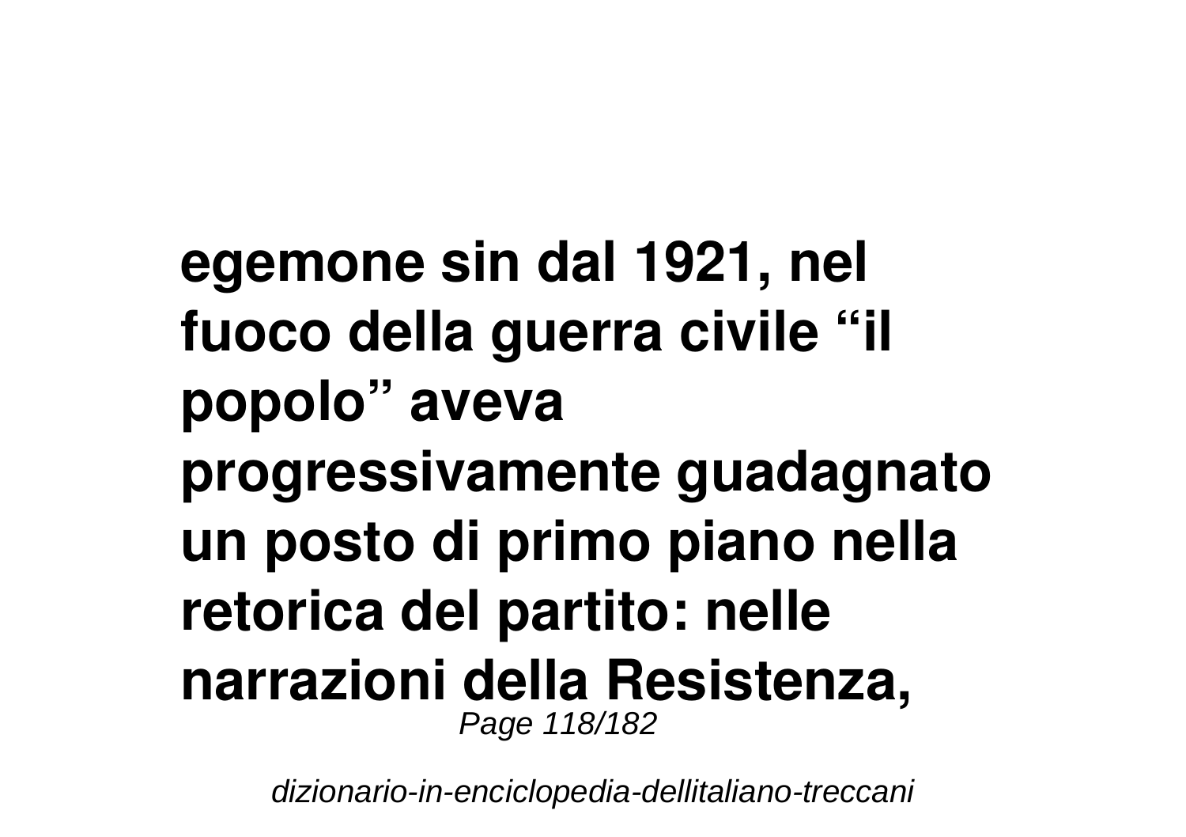**egemone sin dal 1921, nel fuoco della guerra civile “il popolo” aveva progressivamente guadagnato un posto di primo piano nella retorica del partito: nelle narrazioni della Resistenza,**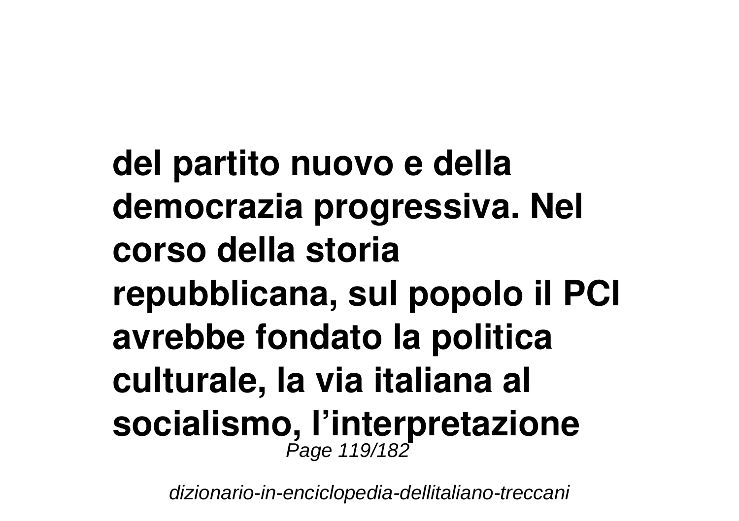**del partito nuovo e della democrazia progressiva. Nel corso della storia repubblicana, sul popolo il PCI avrebbe fondato la politica culturale, la via italiana al socialismo, l'interpretazione**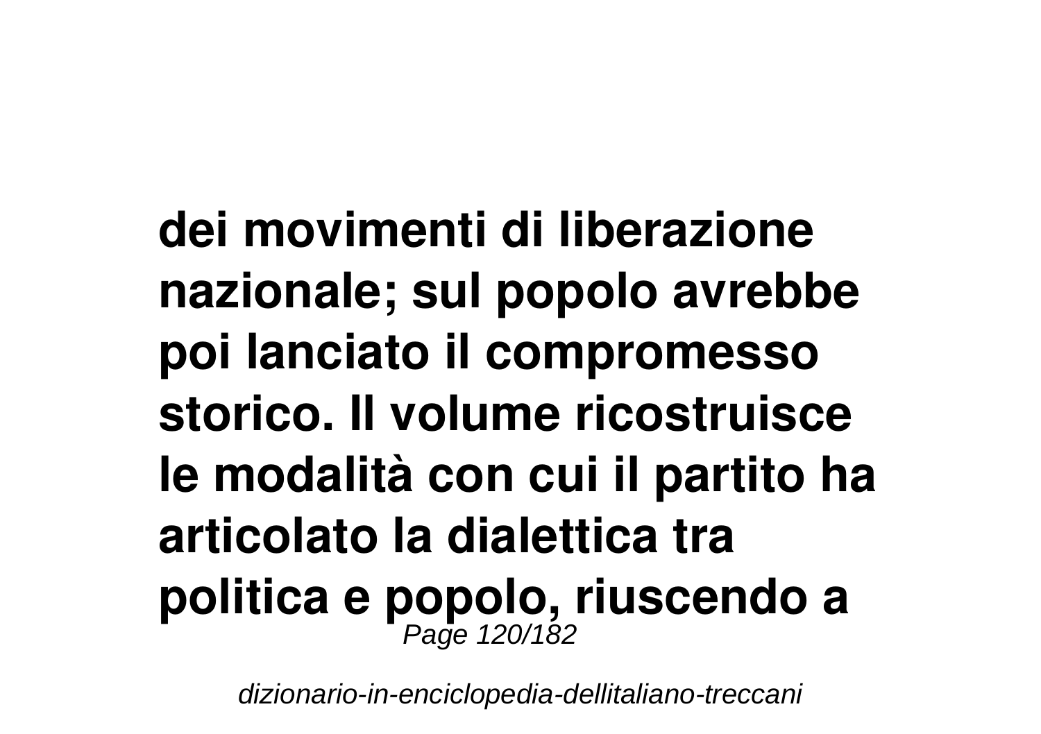**dei movimenti di liberazione nazionale; sul popolo avrebbe poi lanciato il compromesso storico. Il volume ricostruisce le modalità con cui il partito ha articolato la dialettica tra politica e popolo, riuscendo a**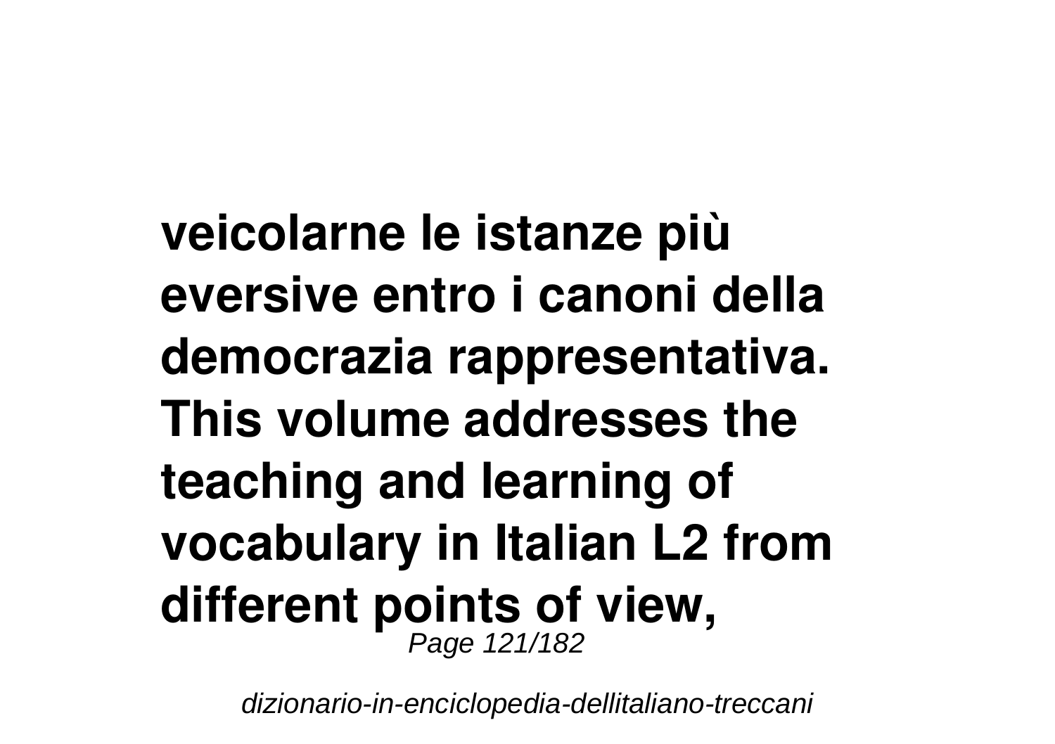**veicolarne le istanze più eversive entro i canoni della democrazia rappresentativa. This volume addresses the teaching and learning of vocabulary in Italian L2 from different points of view,**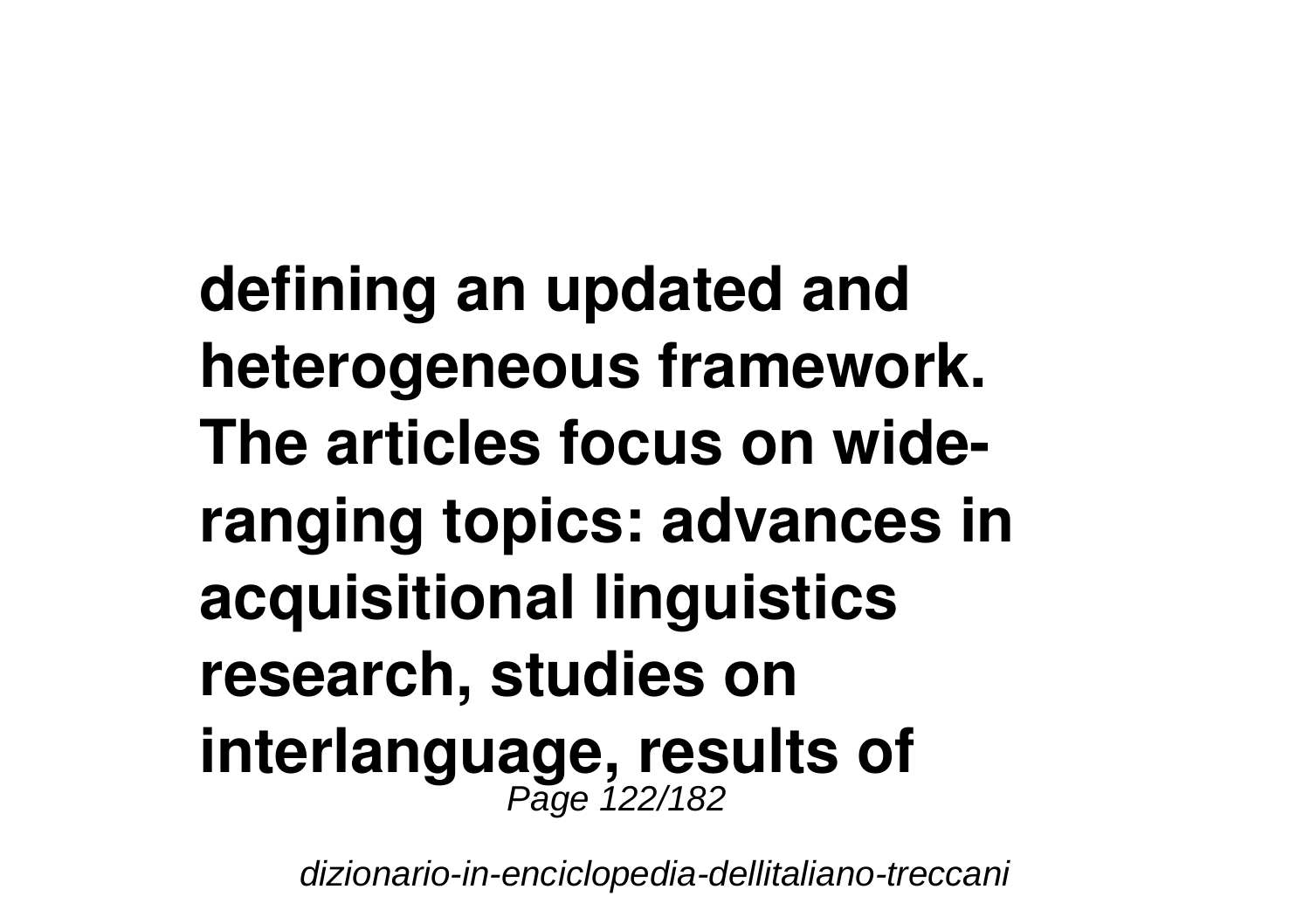**defining an updated and heterogeneous framework. The articles focus on wide-ranging topics: advances in acquisitional linguistics research, studies on interlanguage, results of**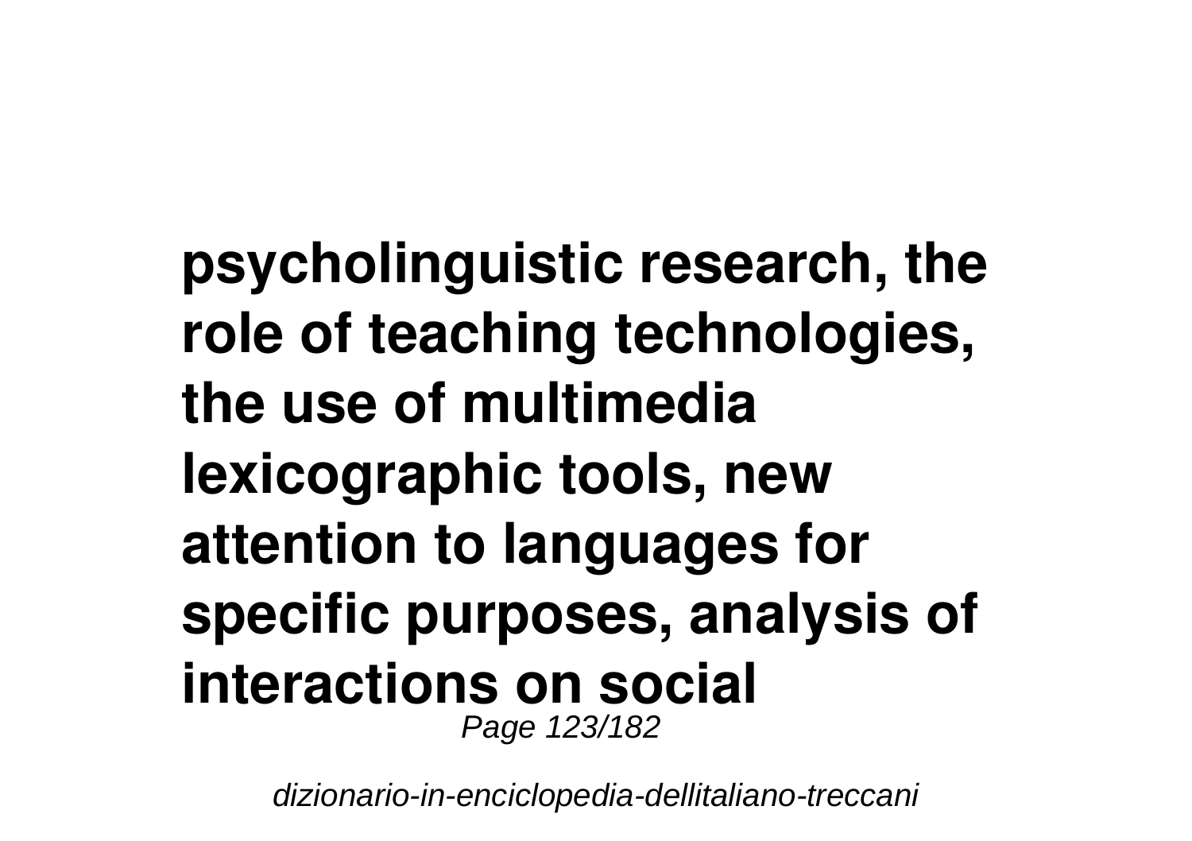**psycholinguistic research, the role of teaching technologies, the use of multimedia lexicographic tools, new attention to languages for specific purposes, analysis of interactions on social**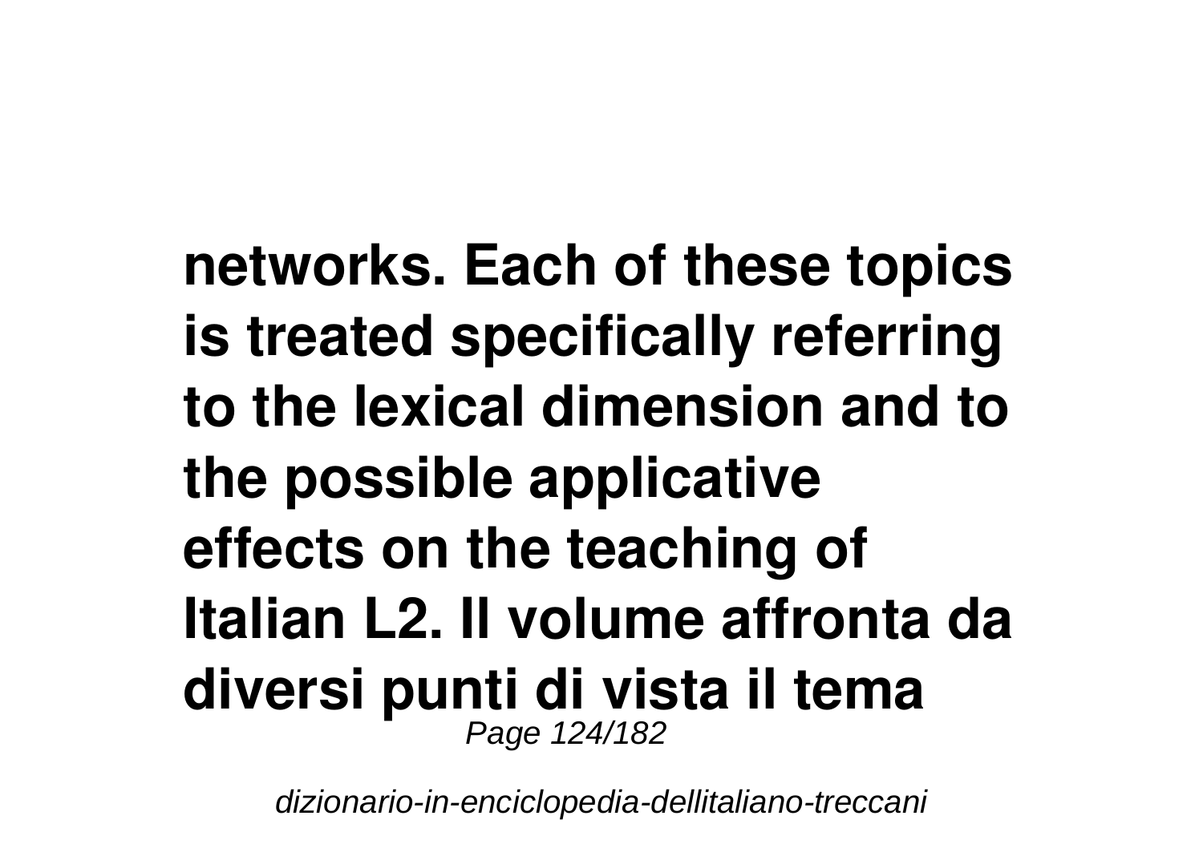**networks. Each of these topics is treated specifically referring to the lexical dimension and to the possible applicative effects on the teaching of Italian L2. Il volume affronta da diversi punti di vista il tema**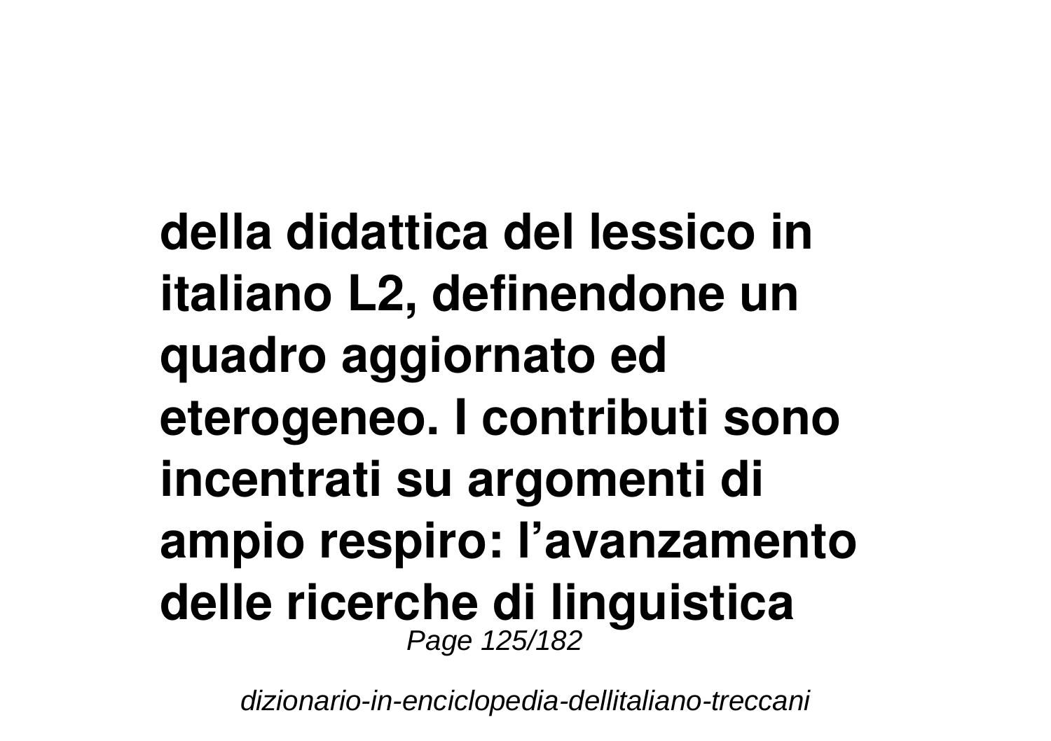**della didattica del lessico in italiano L2, definendone un quadro aggiornato ed eterogeneo. I contributi sono incentrati su argomenti di ampio respiro: l'avanzamento delle ricerche di linguistica**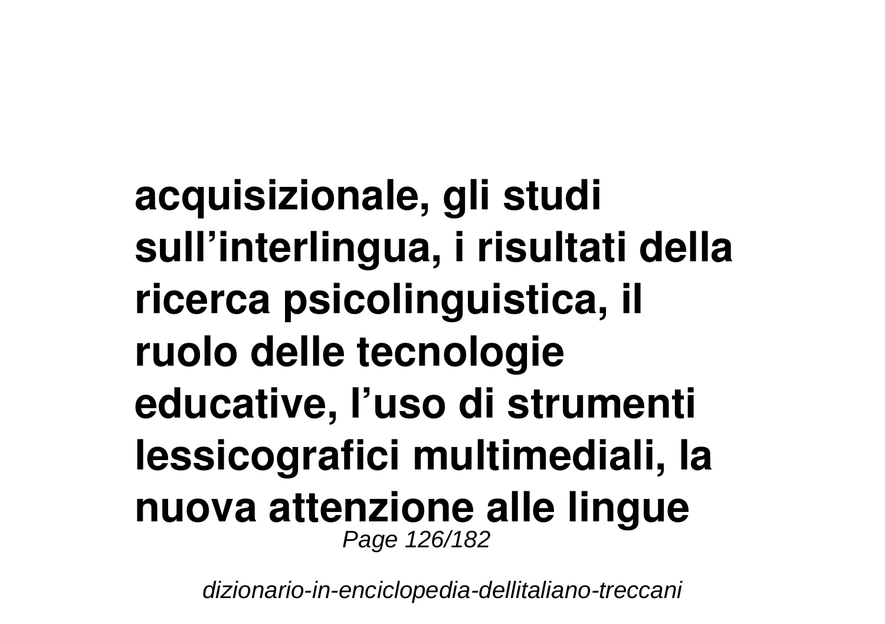**acquisizionale, gli studi sull’interlingua, i risultati della ricerca psicolinguistica, il ruolo delle tecnologie educative, l’uso di strumenti lessicografici multimediali, la nuova attenzione alle lingue**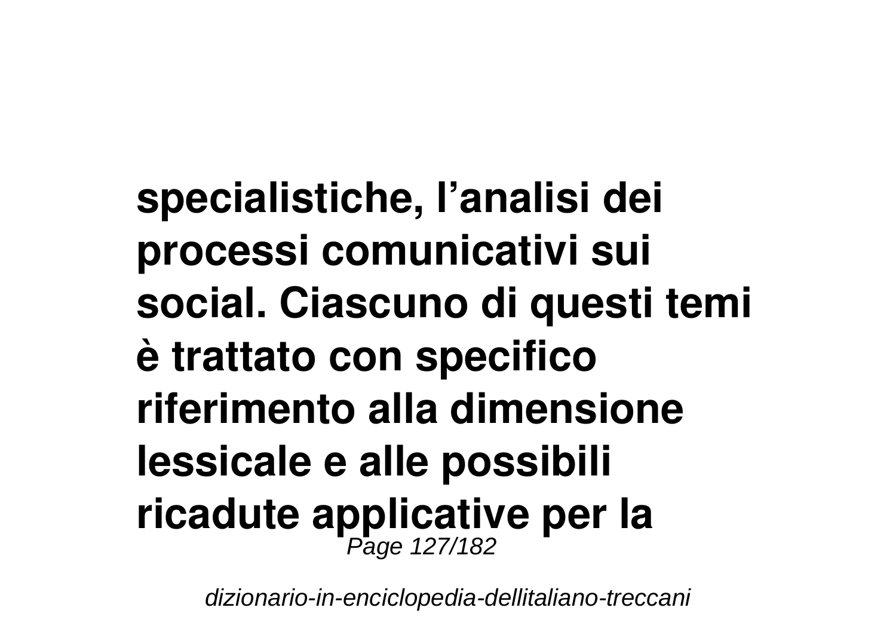**specialistiche, l’analisi dei processi comunicativi sui social. Ciascuno di questi temi è trattato con specifico riferimento alla dimensione lessicale e alle possibili ricadute applicative per la**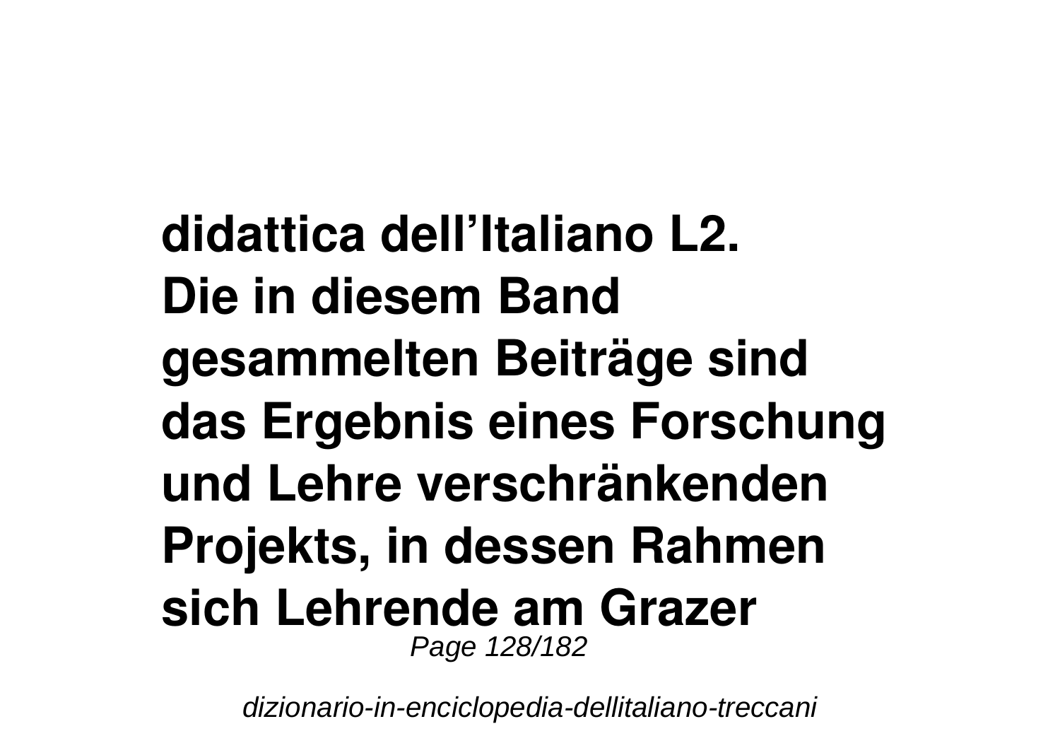**didattica dell’Italiano L2. Die in diesem Band gesammelten Beiträge sind das Ergebnis eines Forschung und Lehre verschränkenden Projekts, in dessen Rahmen sich Lehrende am Grazer**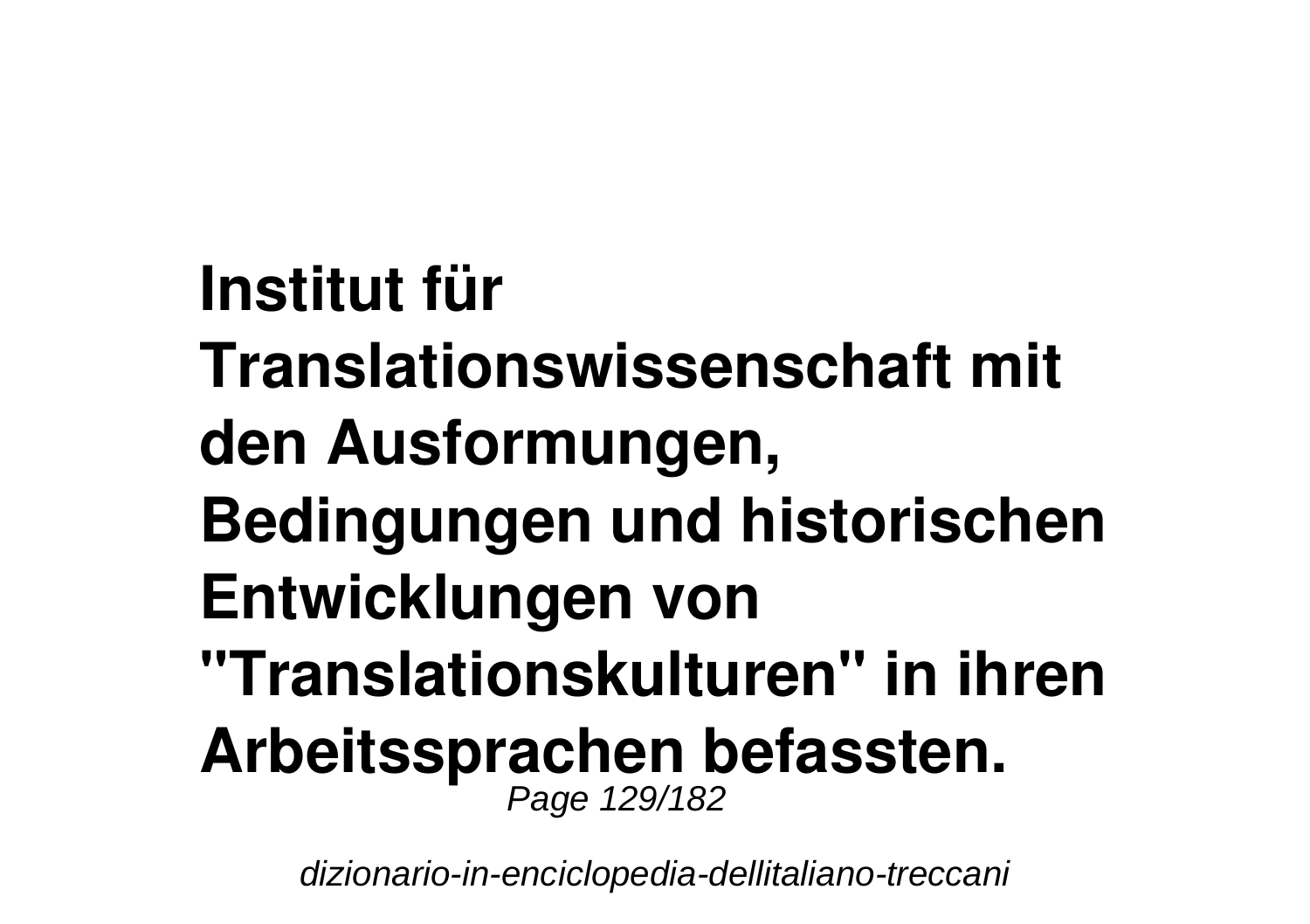**Institut für Translationswissenschaft mit den Ausformungen, Bedingungen und historischen Entwicklungen von "Translationskulturen" in ihren Arbeitssprachen befassten.**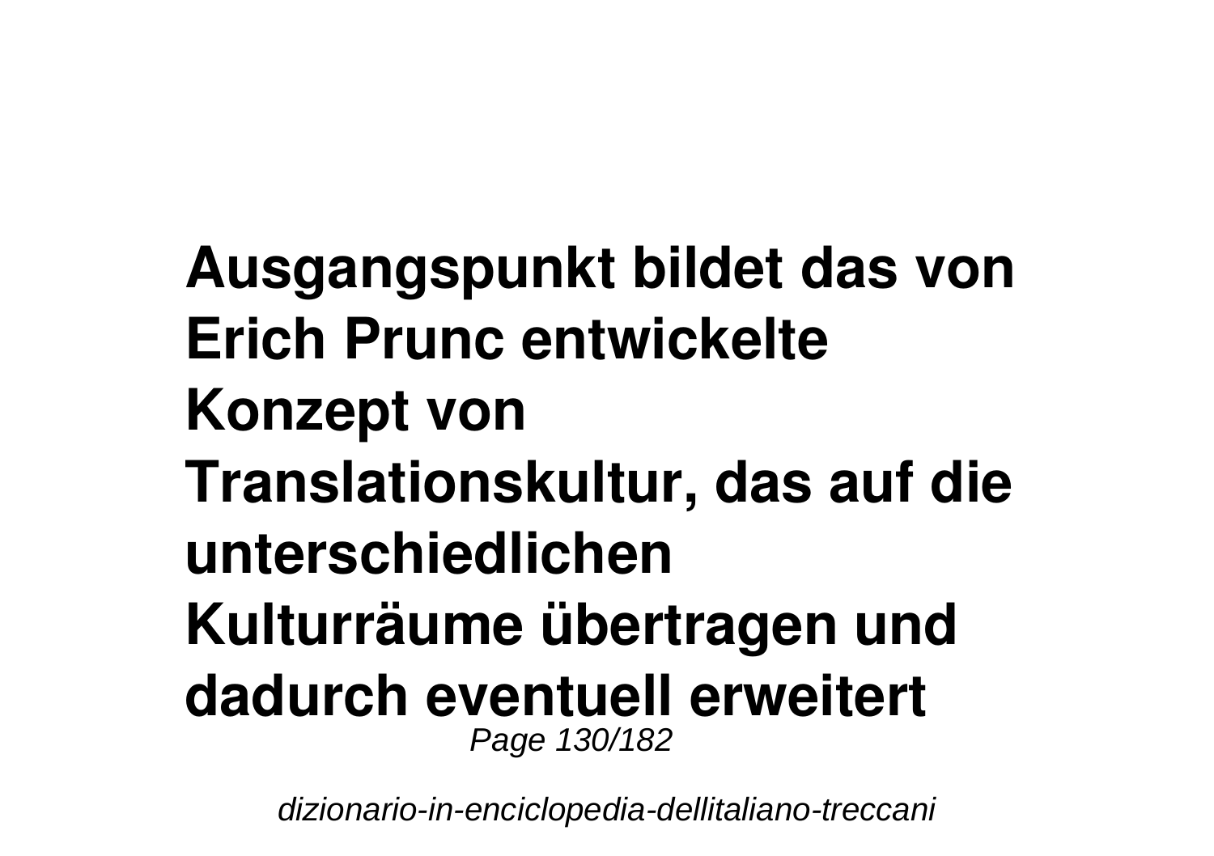**Ausgangspunkt bildet das von Erich Prunc entwickelte Konzept von Translationskultur, das auf die unterschiedlichen Kulturräume übertragen und dadurch eventuell erweitert**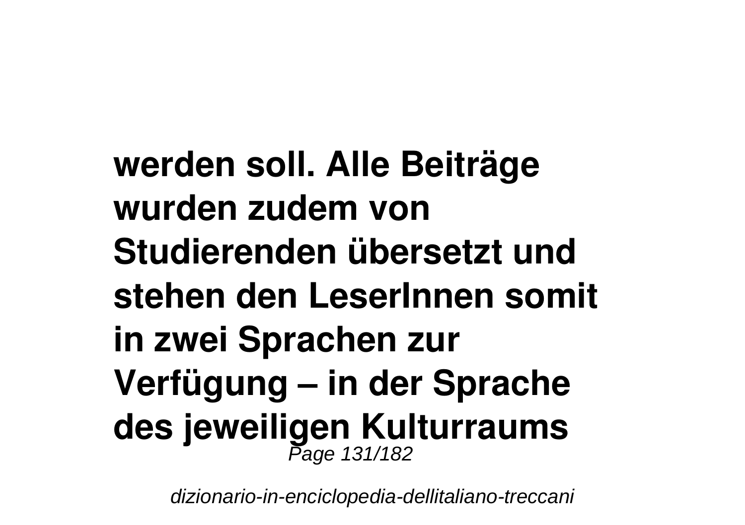**werden soll. Alle Beiträge wurden zudem von Studierenden übersetzt und stehen den LeserInnen somit in zwei Sprachen zur Verfügung – in der Sprache des jeweiligen Kulturraums**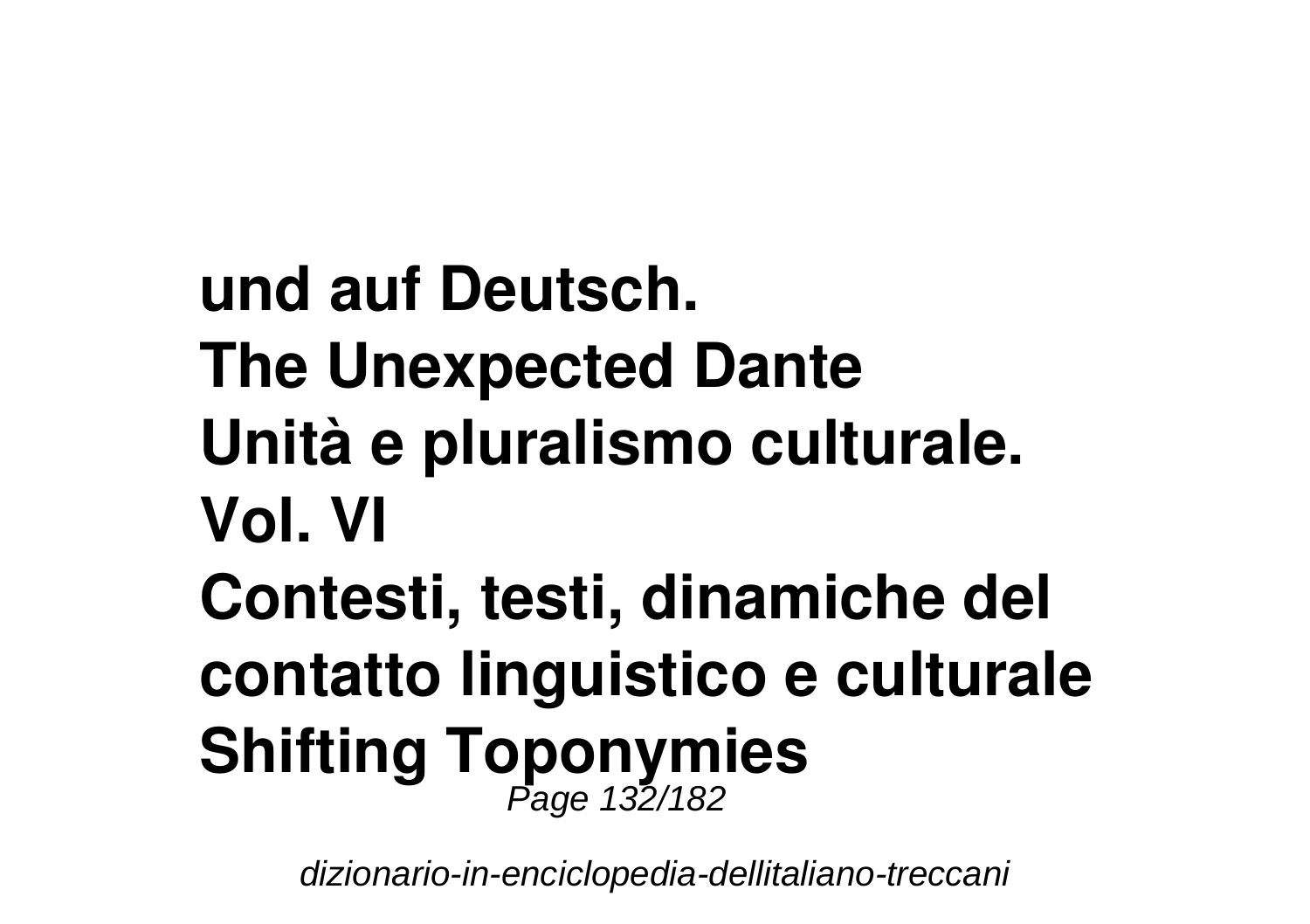**und auf Deutsch.**
**The Unexpected Dante**
**Unità e pluralismo culturale. Vol. VI**
**Contesti, testi, dinamiche del contatto linguistico e culturale**
**Shifting Toponymies**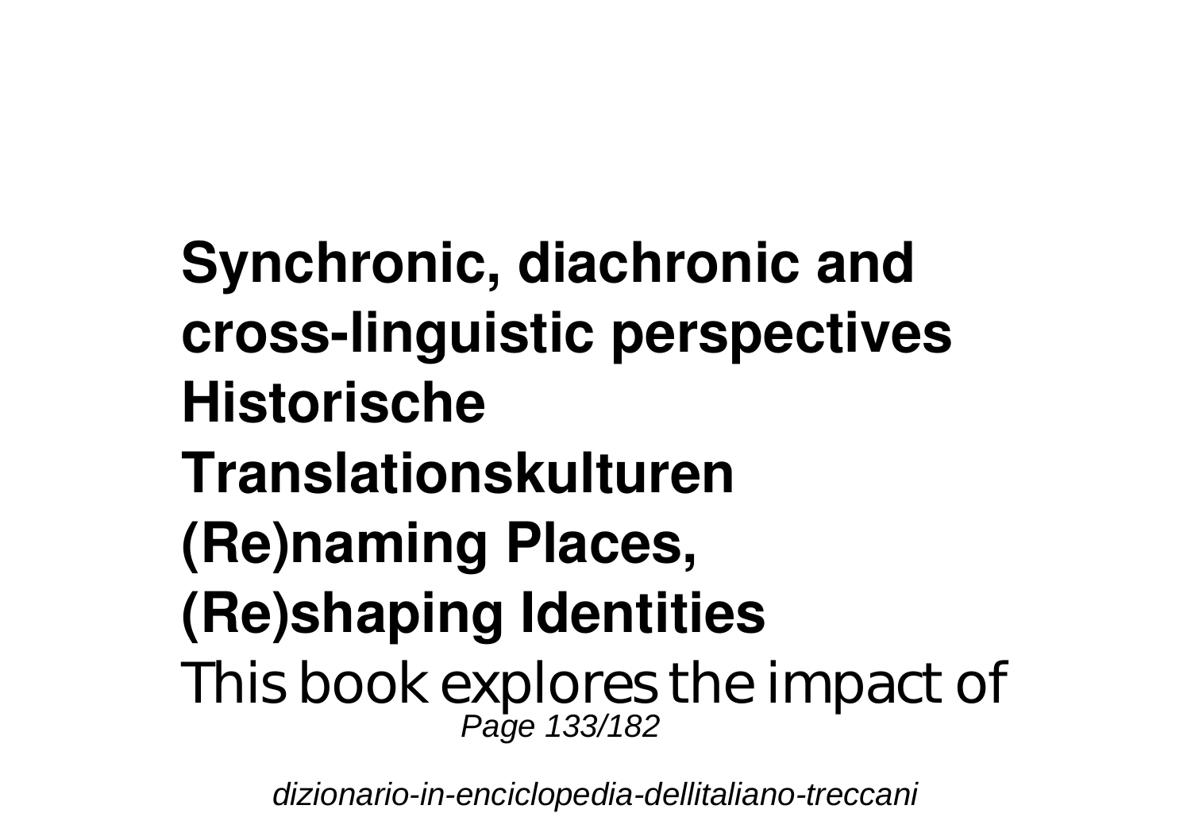**Synchronic, diachronic and cross-linguistic perspectives**

**Historische Translationskulturen**

**(Re)naming Places, (Re)shaping Identities**

This book explores the impact of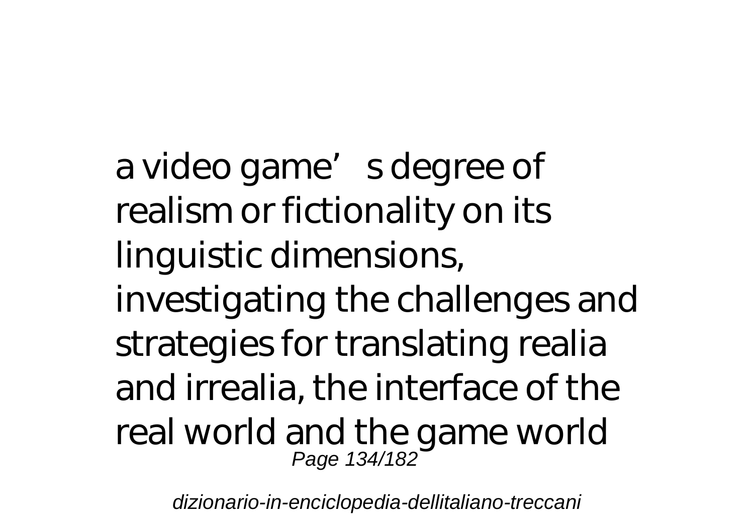a video game's degree of realism or fictionality on its linguistic dimensions, investigating the challenges and strategies for translating realia and irrealia, the interface of the real world and the game world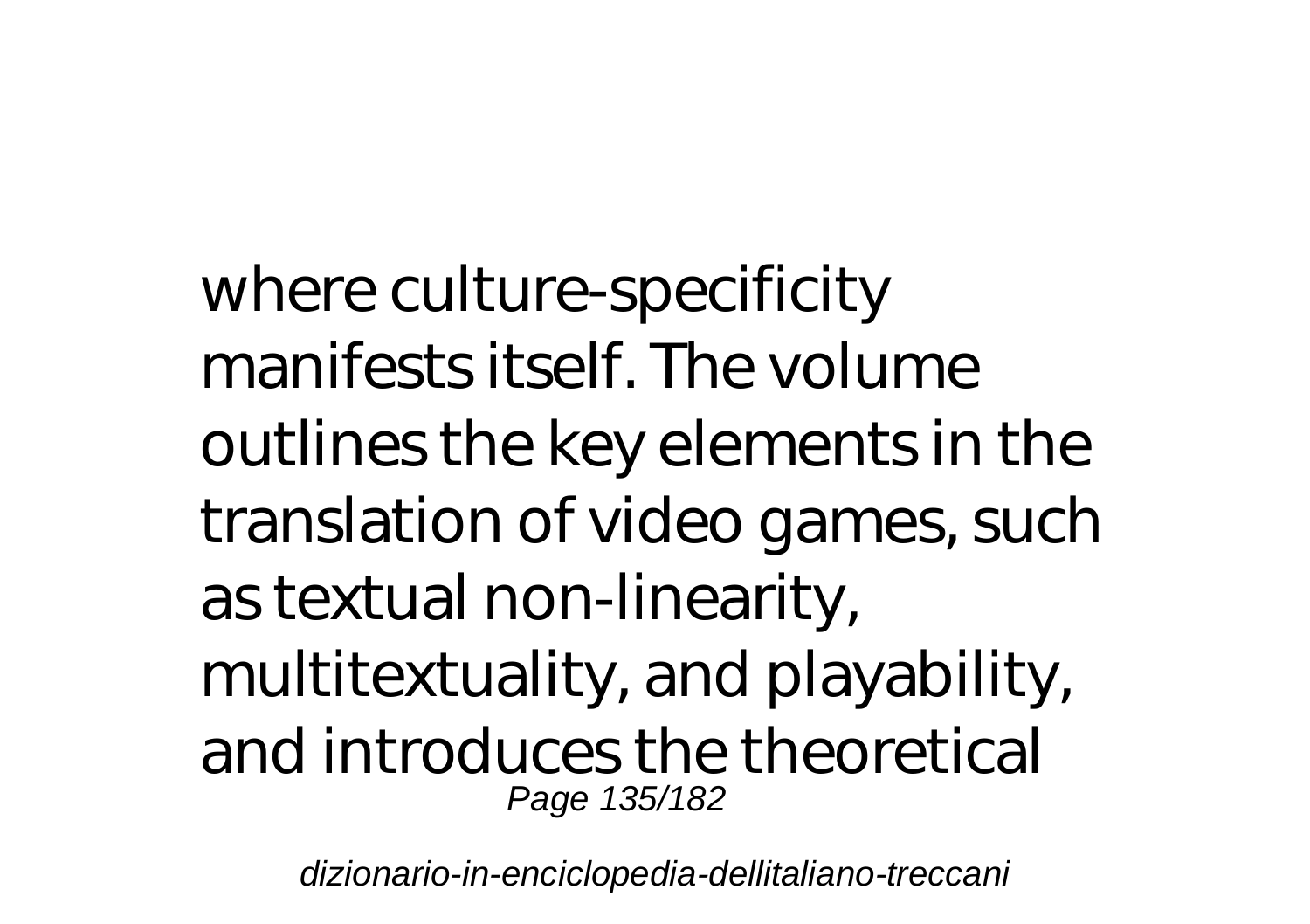where culture-specificity manifests itself. The volume outlines the key elements in the translation of video games, such as textual non-linearity, multitextuality, and playability, and introduces the theoretical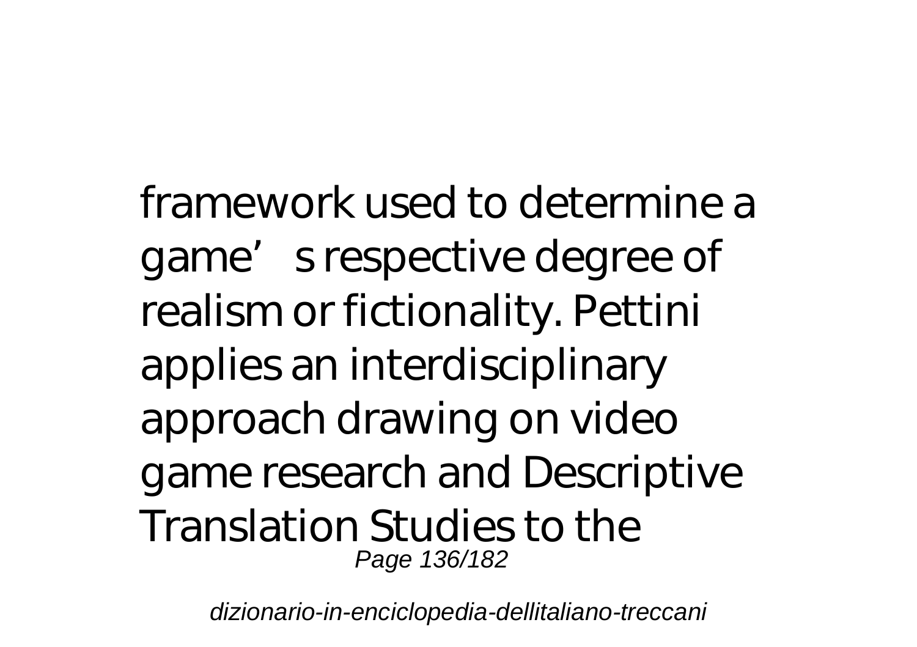framework used to determine a game's respective degree of realism or fictionality. Pettini applies an interdisciplinary approach drawing on video game research and Descriptive Translation Studies to the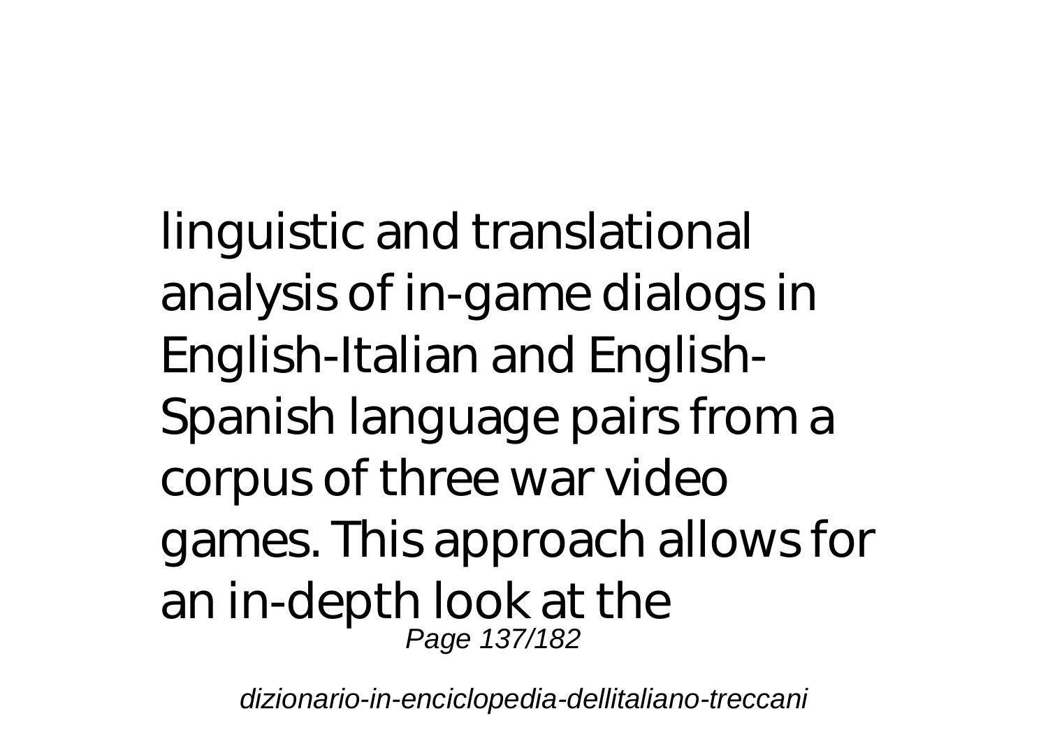linguistic and translational analysis of in-game dialogs in English-Italian and English-Spanish language pairs from a corpus of three war video games. This approach allows for an in-depth look at the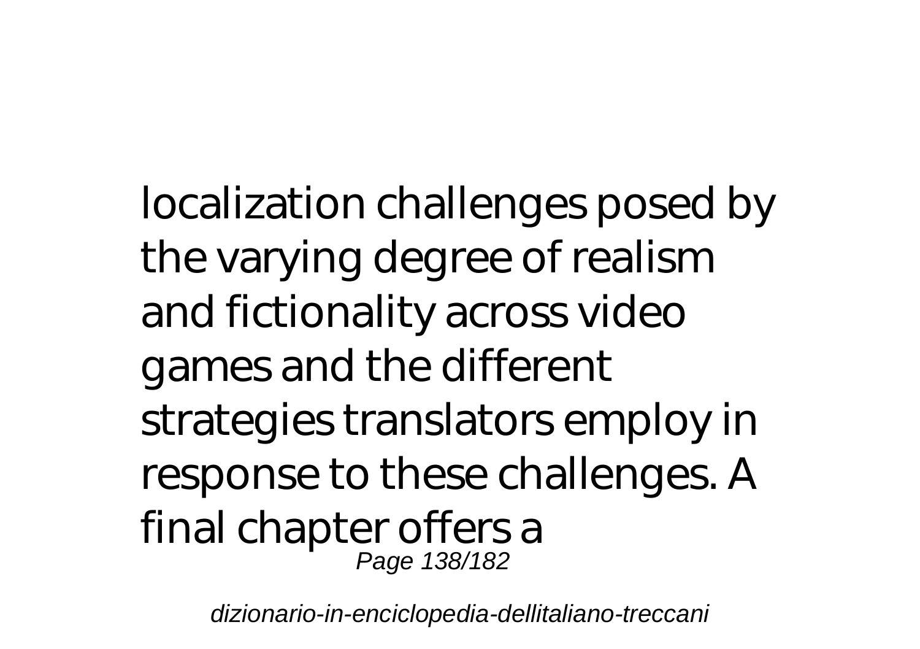localization challenges posed by the varying degree of realism and fictionality across video games and the different strategies translators employ in response to these challenges. A final chapter offers a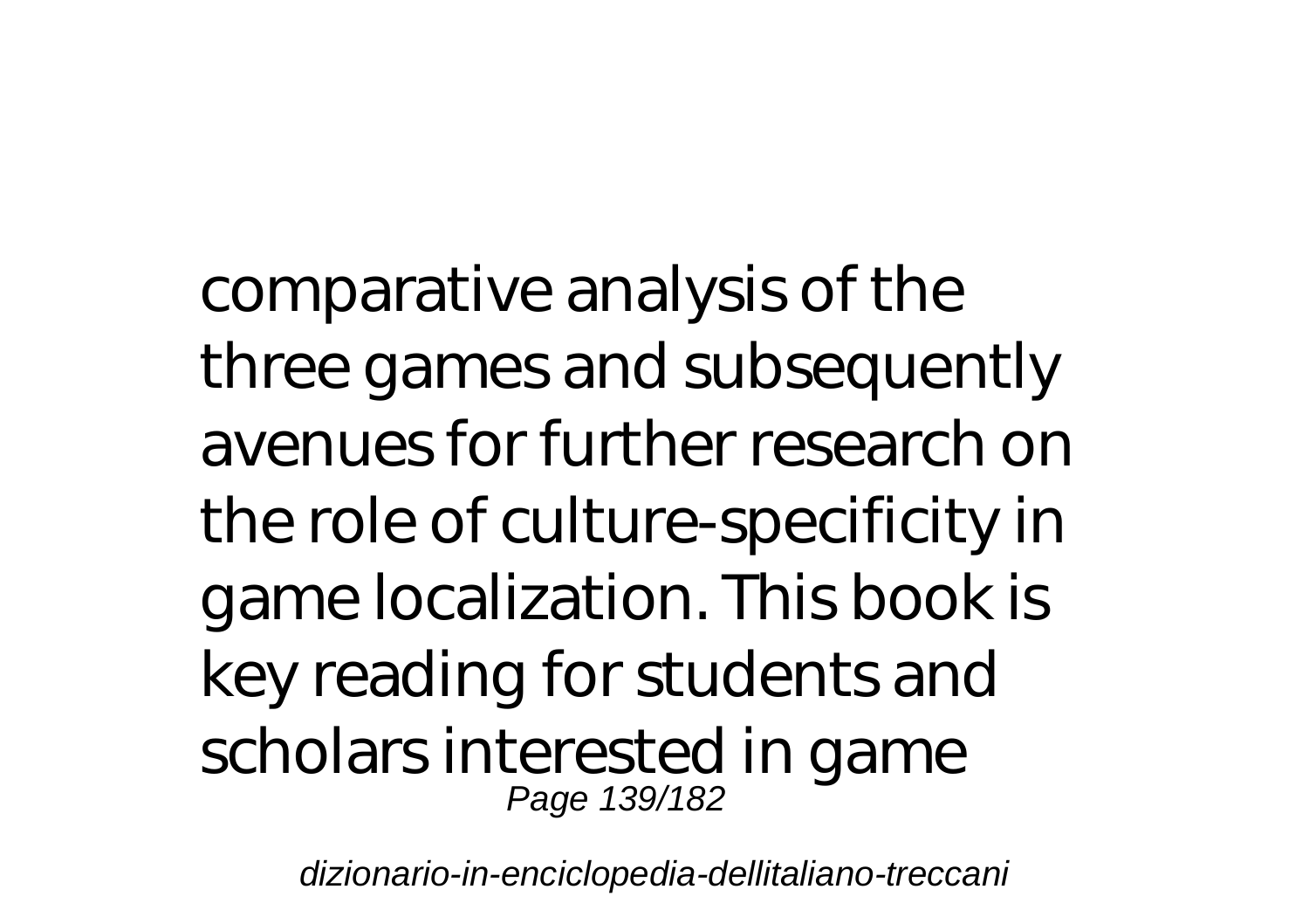comparative analysis of the three games and subsequently avenues for further research on the role of culture-specificity in game localization. This book is key reading for students and scholars interested in game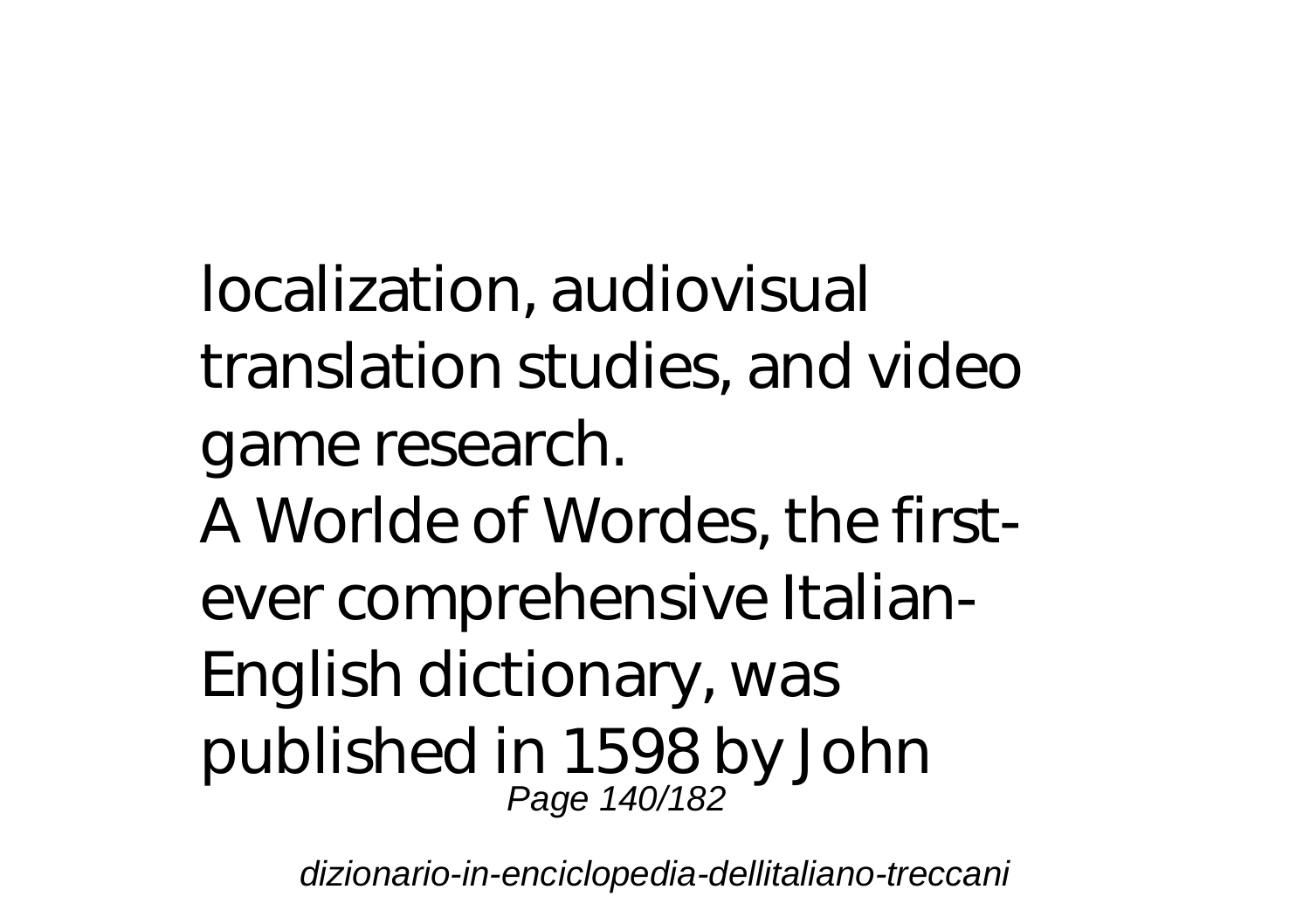localization, audiovisual translation studies, and video game research.

A Worlde of Wordes, the first-ever comprehensive Italian-English dictionary, was published in 1598 by John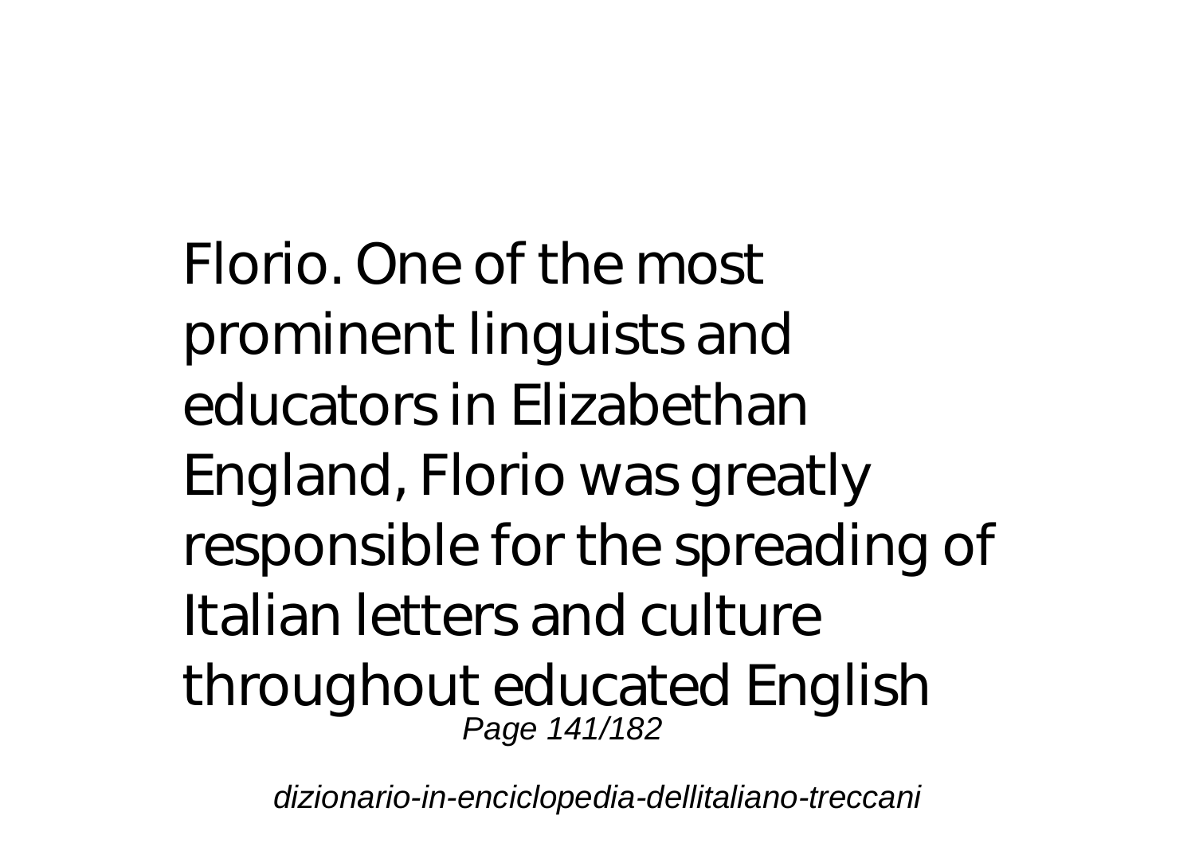Florio. One of the most prominent linguists and educators in Elizabethan England, Florio was greatly responsible for the spreading of Italian letters and culture throughout educated English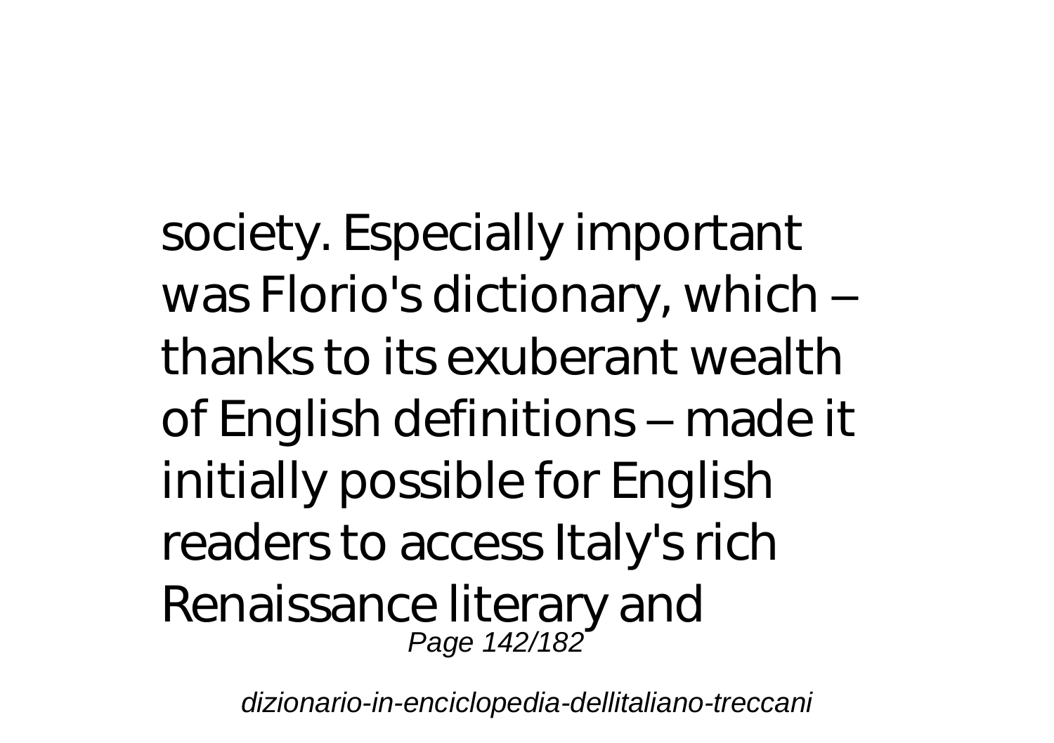society. Especially important was Florio's dictionary, which – thanks to its exuberant wealth of English definitions – made it initially possible for English readers to access Italy's rich Renaissance literary and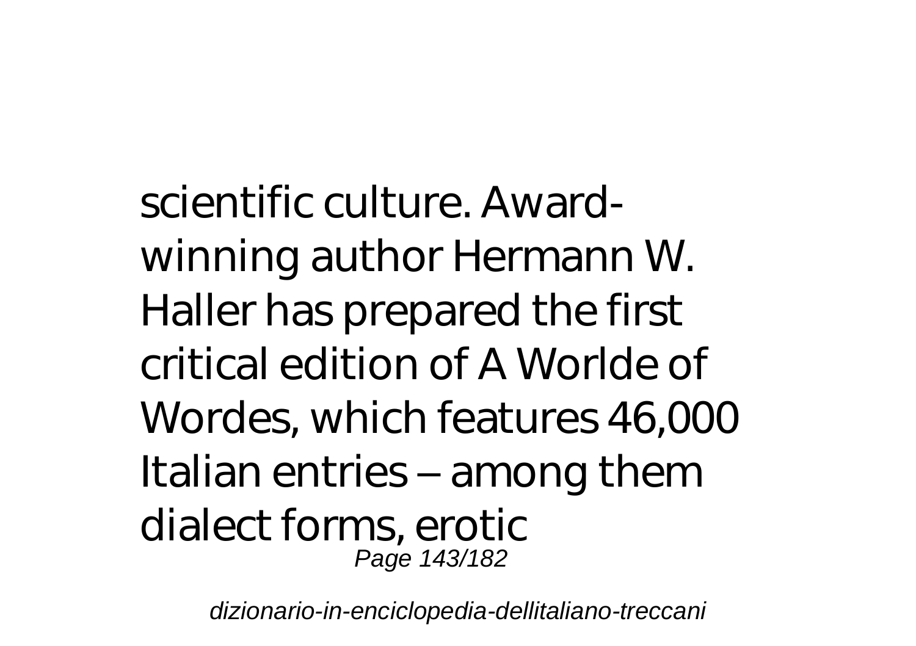scientific culture. Award-winning author Hermann W. Haller has prepared the first critical edition of A Worlde of Wordes, which features 46,000 Italian entries – among them dialect forms, erotic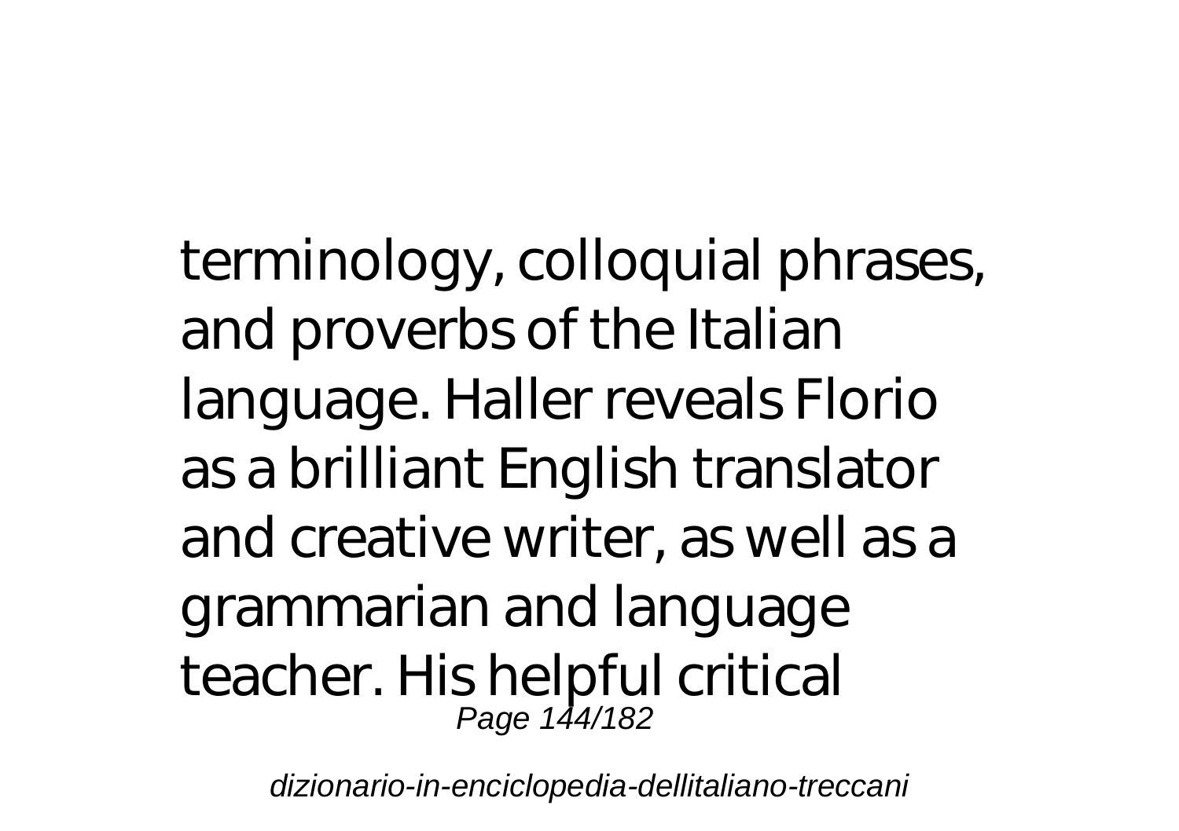terminology, colloquial phrases, and proverbs of the Italian language. Haller reveals Florio as a brilliant English translator and creative writer, as well as a grammarian and language teacher. His helpful critical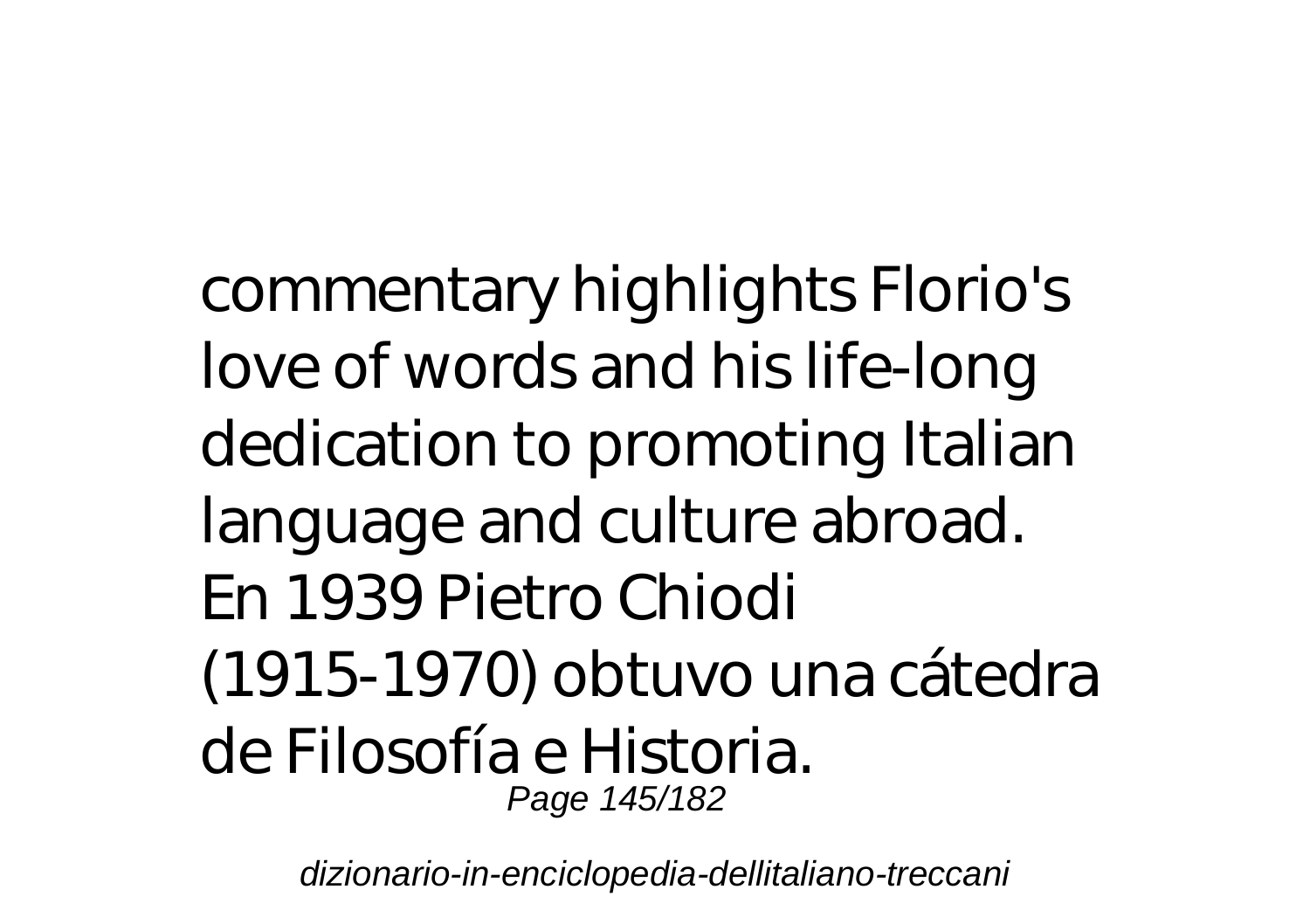commentary highlights Florio's love of words and his life-long dedication to promoting Italian language and culture abroad.

En 1939 Pietro Chiodi (1915-1970) obtuvo una cátedra de Filosofía e Historia.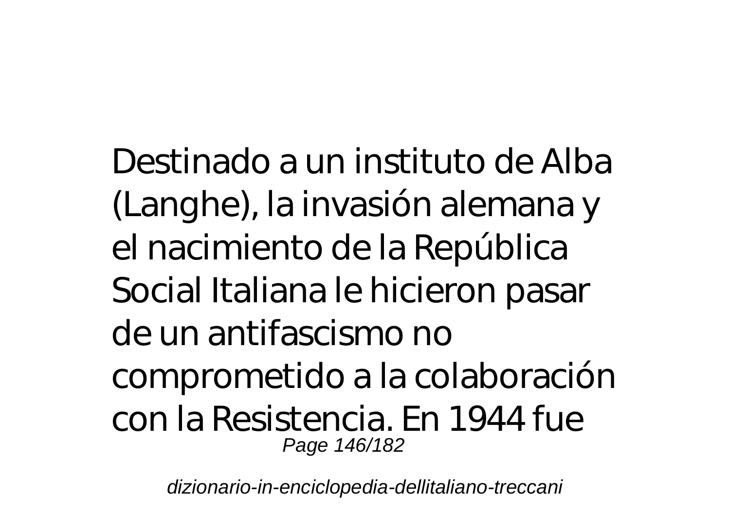Destinado a un instituto de Alba (Langhe), la invasión alemana y el nacimiento de la República Social Italiana le hicieron pasar de un antifascismo no comprometido a la colaboración con la Resistencia. En 1944 fue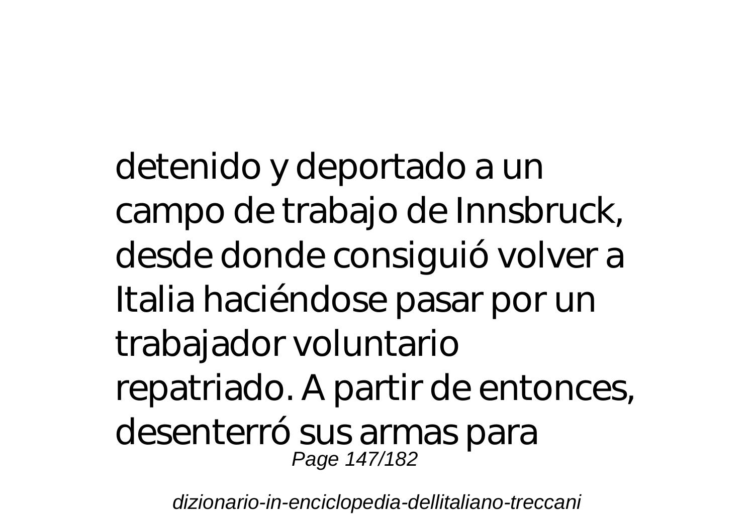detenido y deportado a un campo de trabajo de Innsbruck, desde donde consiguió volver a Italia haciéndose pasar por un trabajador voluntario repatriado. A partir de entonces, desenterró sus armas para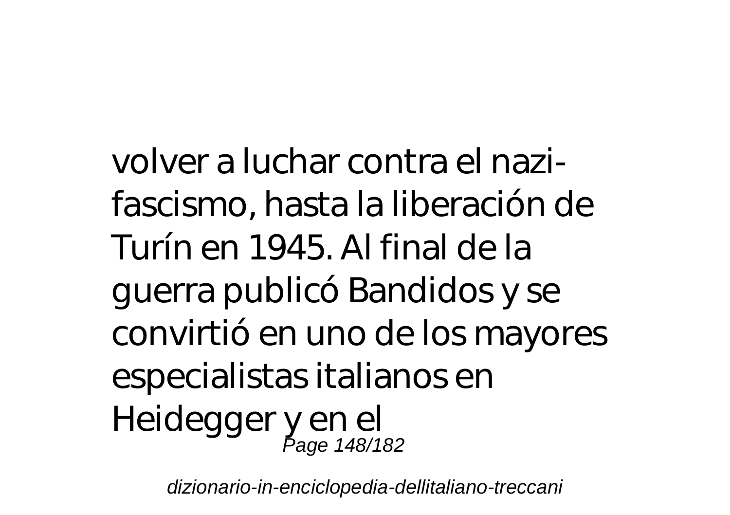volver a luchar contra el nazi-fascismo, hasta la liberación de Turín en 1945. Al final de la guerra publicó Bandidos y se convirtió en uno de los mayores especialistas italianos en Heidegger y en el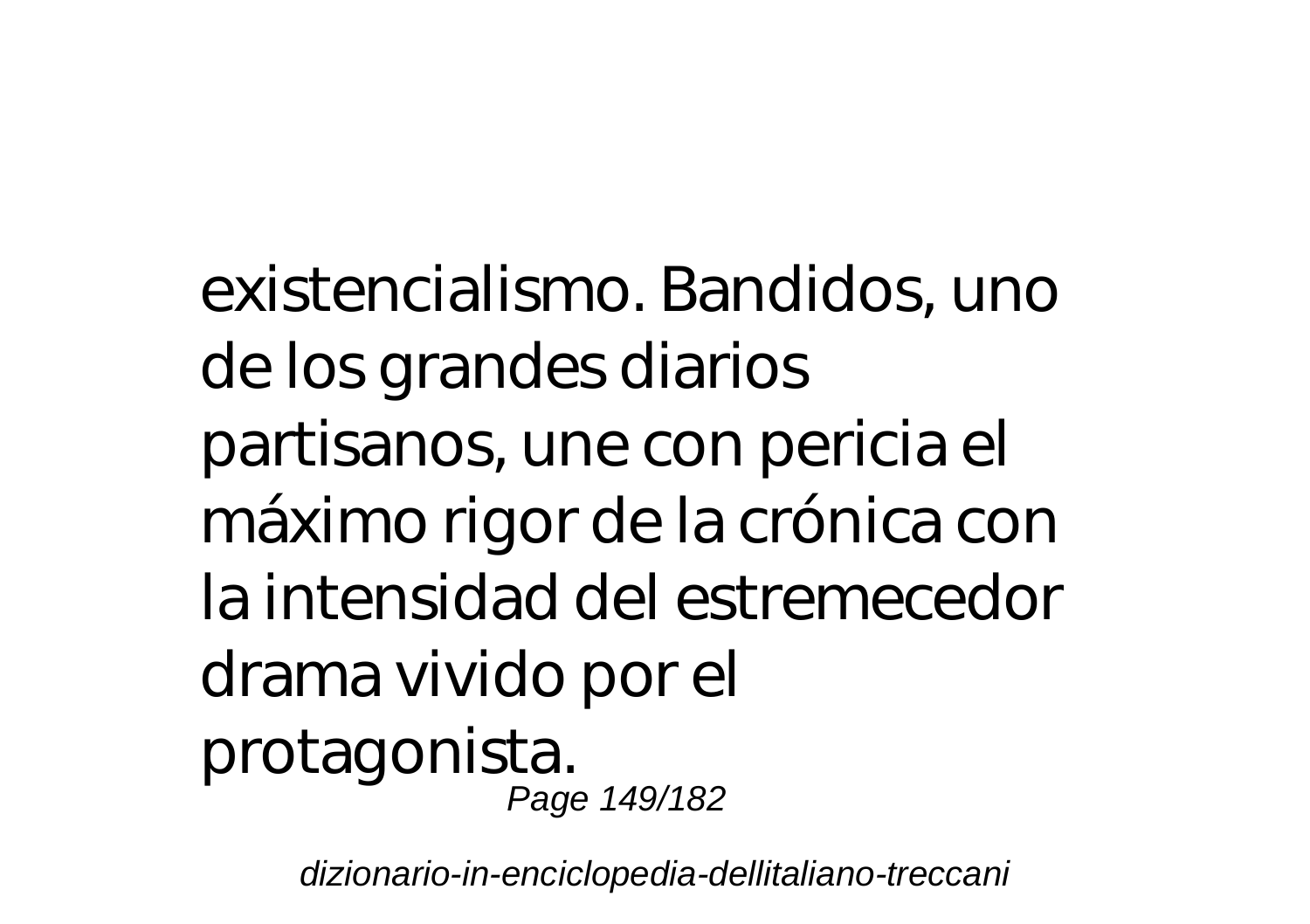existencialismo. Bandidos, uno de los grandes diarios partisanos, une con pericia el máximo rigor de la crónica con la intensidad del estremecedor drama vivido por el protagonista.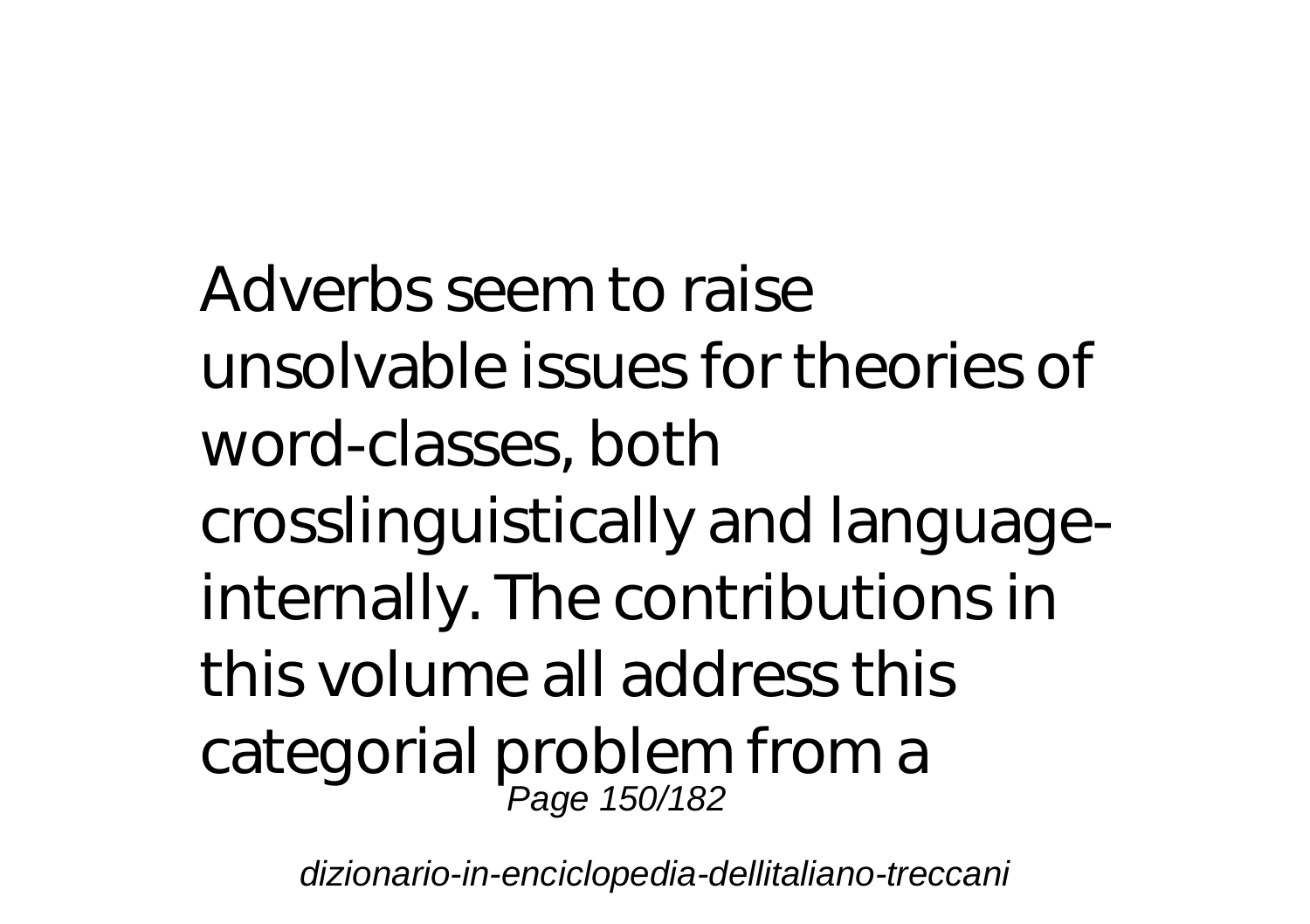Adverbs seem to raise unsolvable issues for theories of word-classes, both crosslinguistically and language-internally. The contributions in this volume all address this categorial problem from a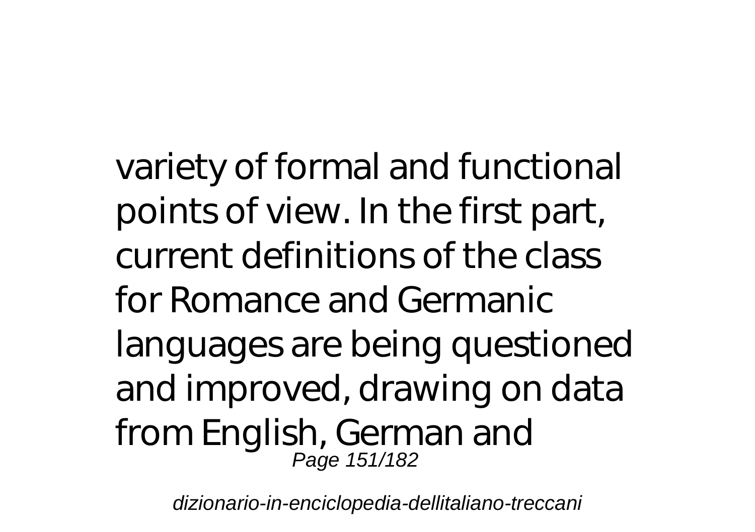variety of formal and functional points of view. In the first part, current definitions of the class for Romance and Germanic languages are being questioned and improved, drawing on data from English, German and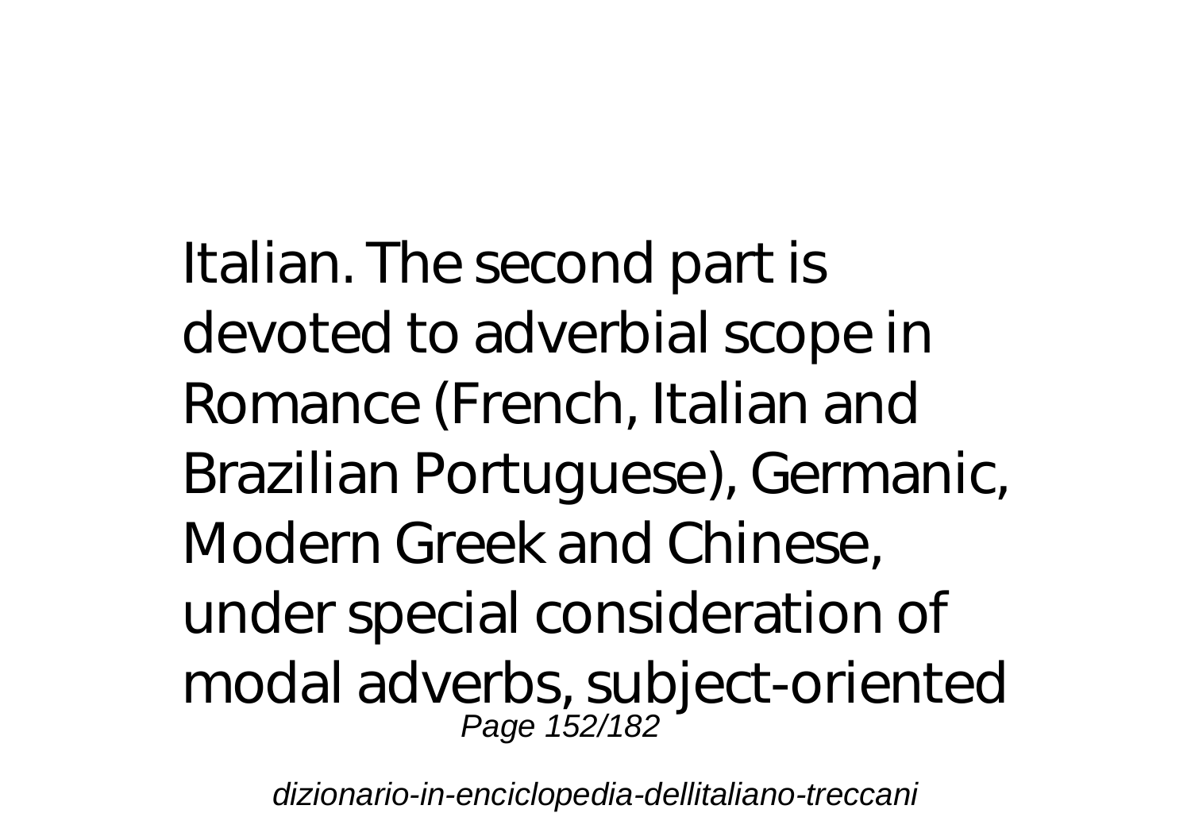Italian. The second part is devoted to adverbial scope in Romance (French, Italian and Brazilian Portuguese), Germanic, Modern Greek and Chinese, under special consideration of modal adverbs, subject-oriented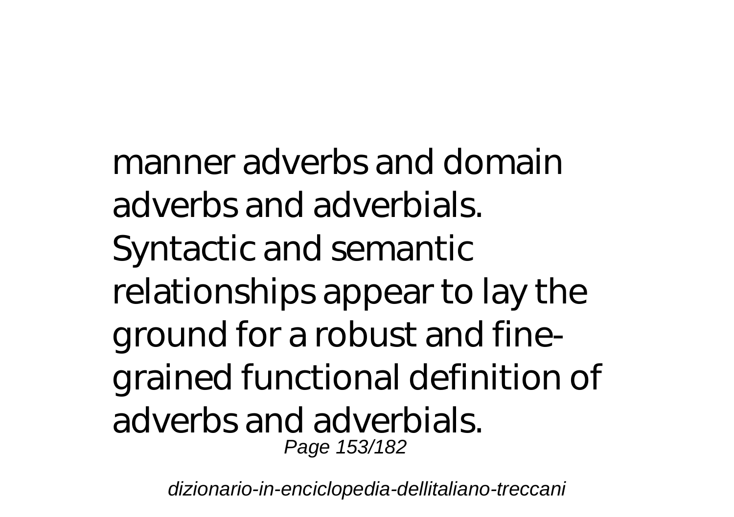manner adverbs and domain adverbs and adverbials. Syntactic and semantic relationships appear to lay the ground for a robust and fine-grained functional definition of adverbs and adverbials.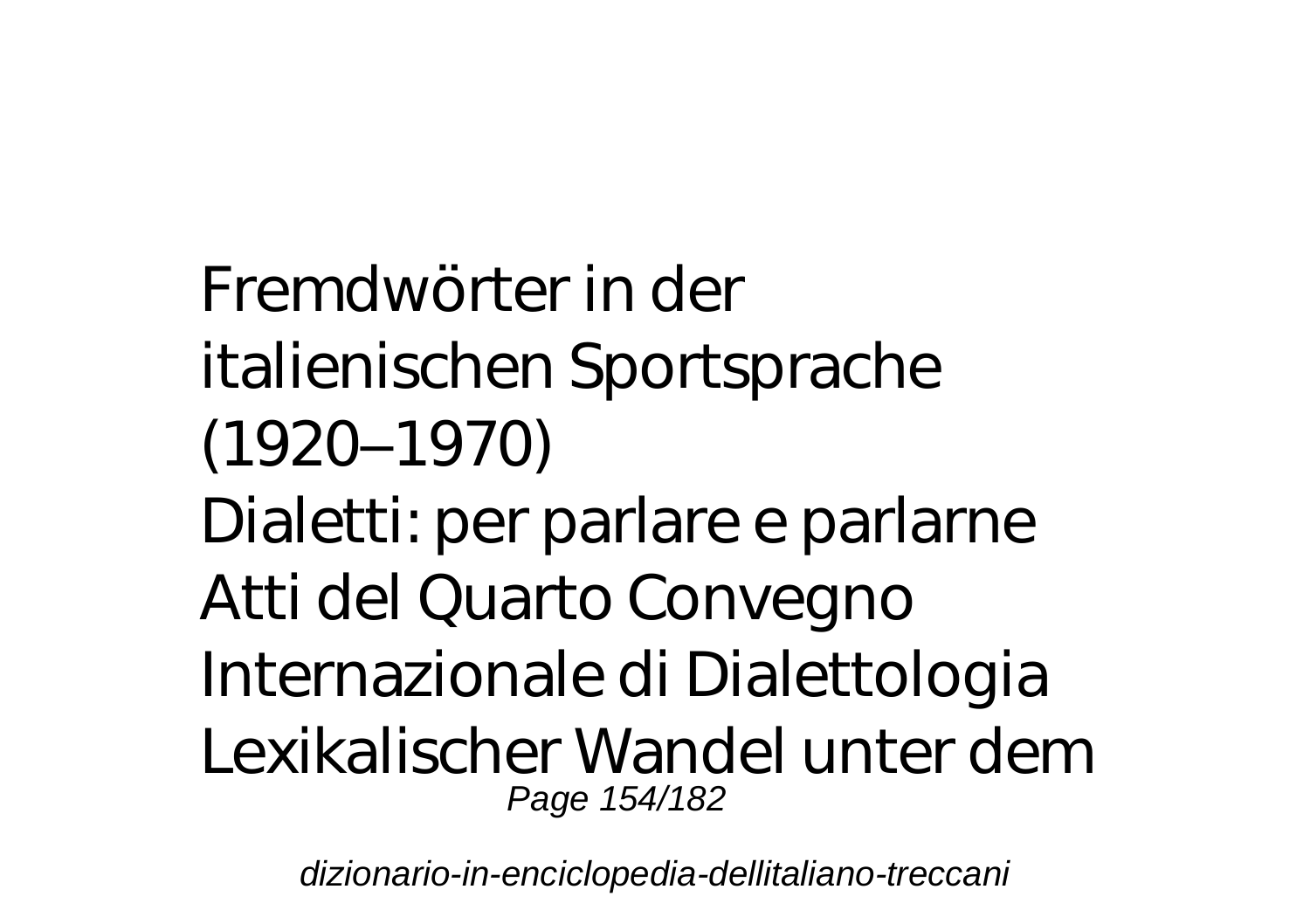Fremdwörter in der italienischen Sportsprache (1920–1970)
Dialetti: per parlare e parlarne
Atti del Quarto Convegno Internazionale di Dialettologia
Lexikalischer Wandel unter dem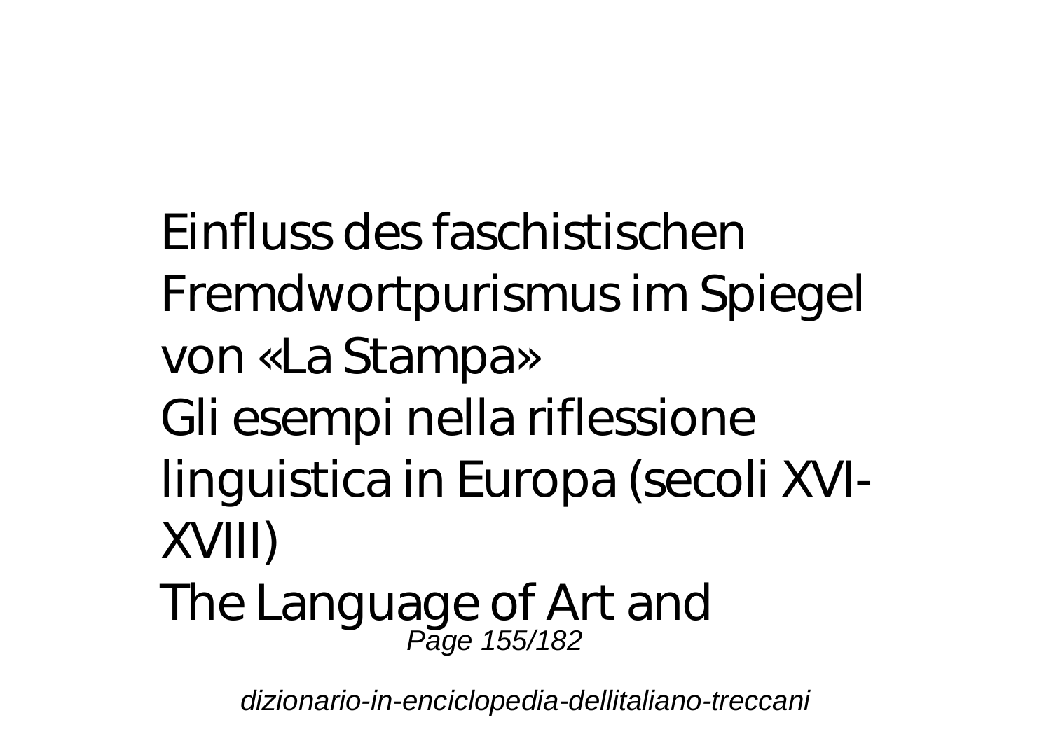Einfluss des faschistischen Fremdwortpurismus im Spiegel von «La Stampa»
Gli esempi nella riflessione linguistica in Europa (secoli XVI-XVIII)
The Language of Art and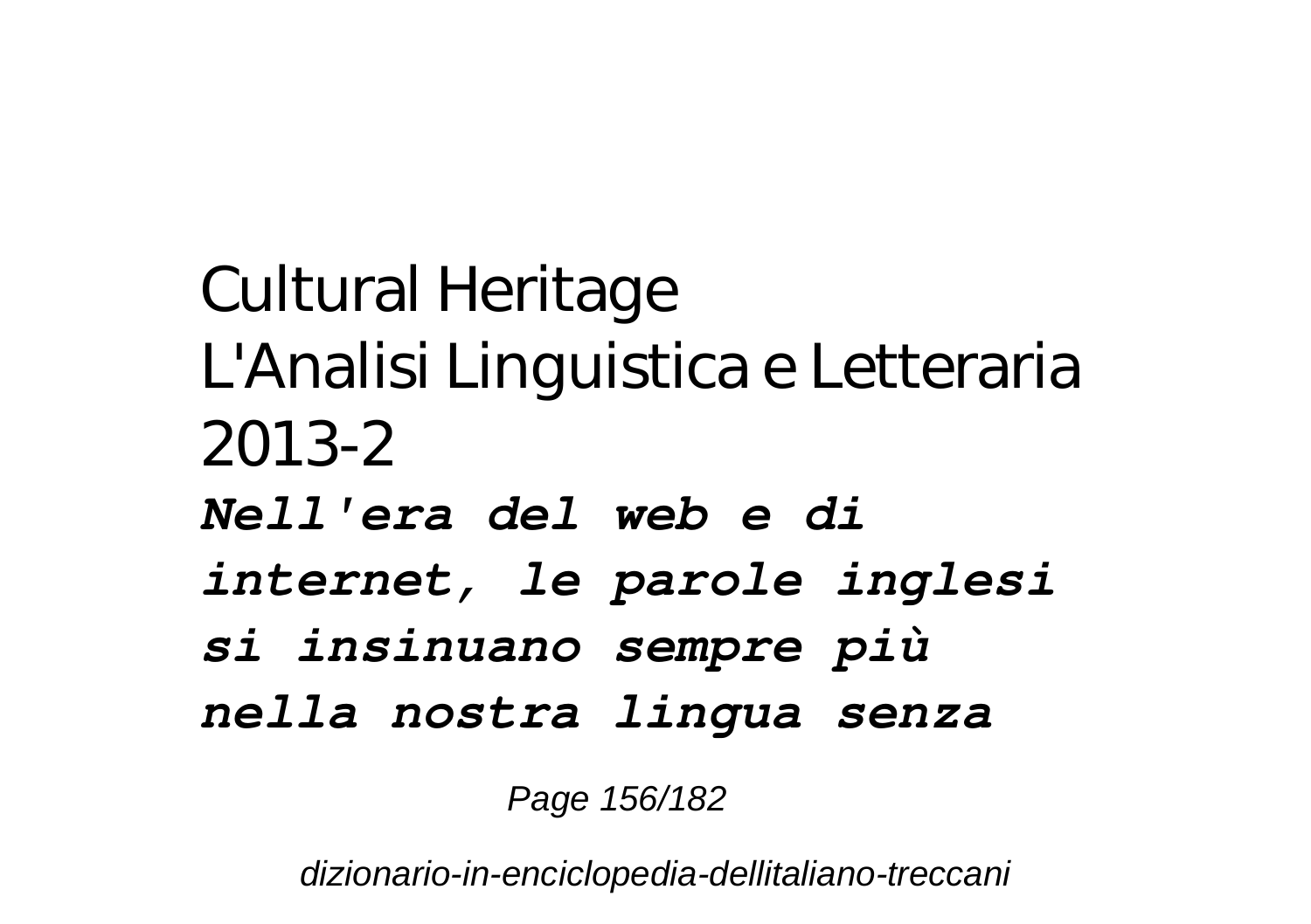Cultural Heritage
L'Analisi Linguistica e Letteraria 2013-2

***Nell'era del web e di internet, le parole inglesi si insinuano sempre più nella nostra lingua senza***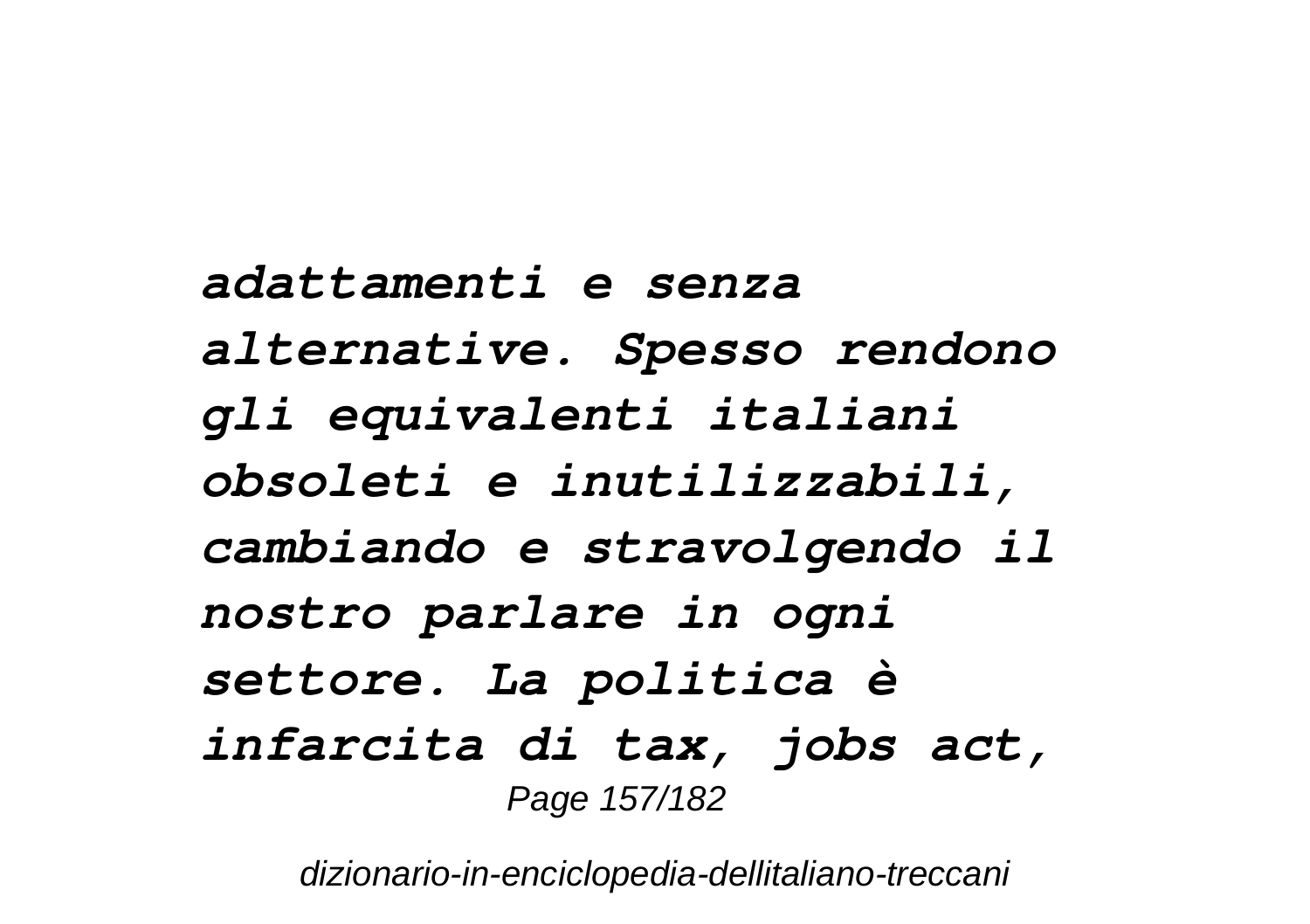*adattamenti e senza alternative. Spesso rendono gli equivalenti italiani obsoleti e inutilizzabili, cambiando e stravolgendo il nostro parlare in ogni settore. La politica è infarcita di tax, jobs act,*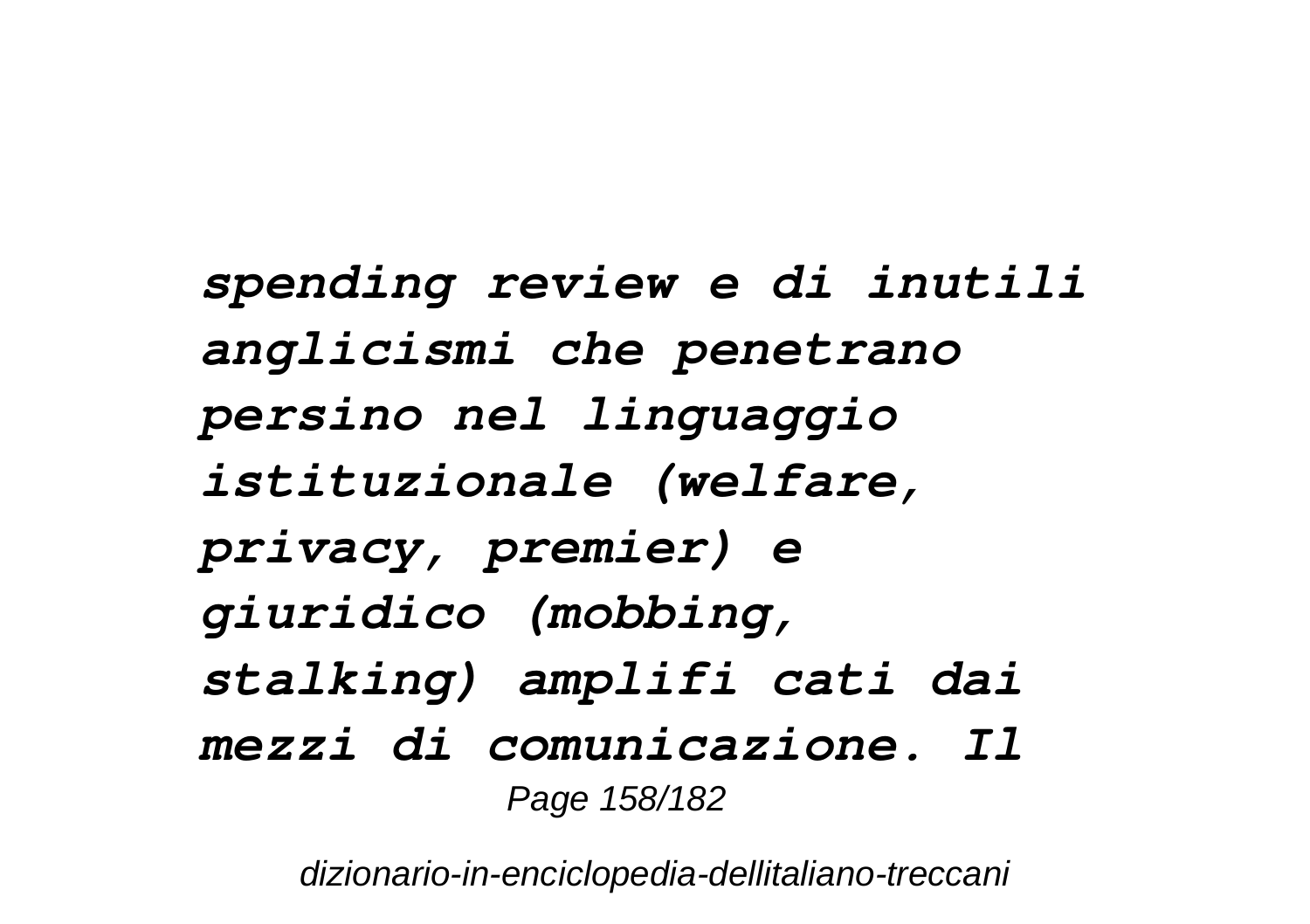*spending review e di inutili anglicismi che penetrano persino nel linguaggio istituzionale (welfare, privacy, premier) e giuridico (mobbing, stalking) amplifi cati dai mezzi di comunicazione. Il*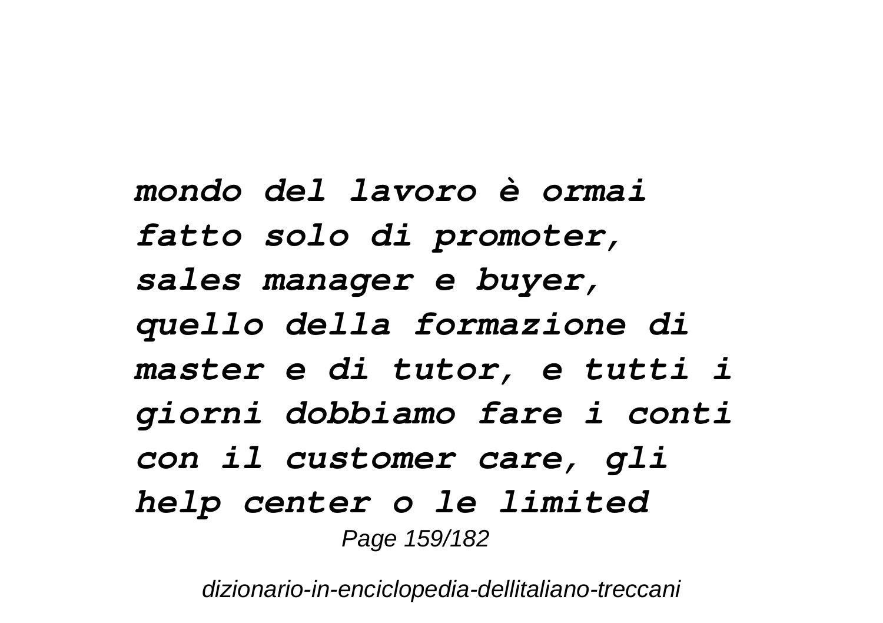*mondo del lavoro è ormai fatto solo di promoter, sales manager e buyer, quello della formazione di master e di tutor, e tutti i giorni dobbiamo fare i conti con il customer care, gli help center o le limited*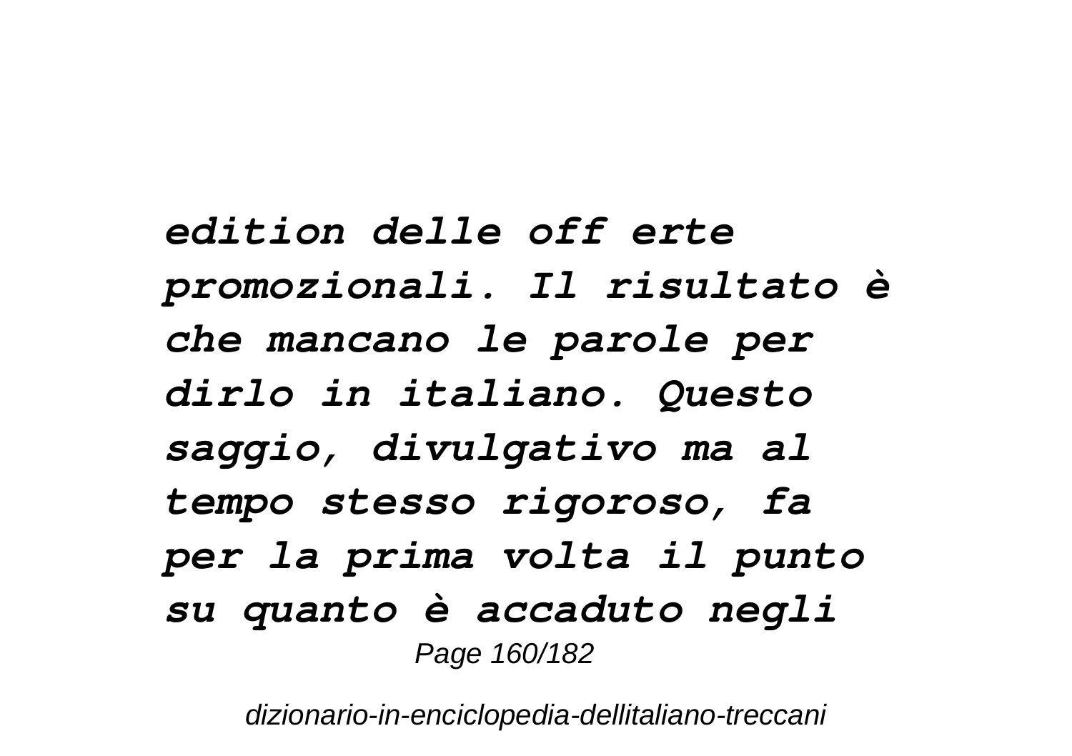*edition delle off erte promozionali. Il risultato è che mancano le parole per dirlo in italiano. Questo saggio, divulgativo ma al tempo stesso rigoroso, fa per la prima volta il punto su quanto è accaduto negli*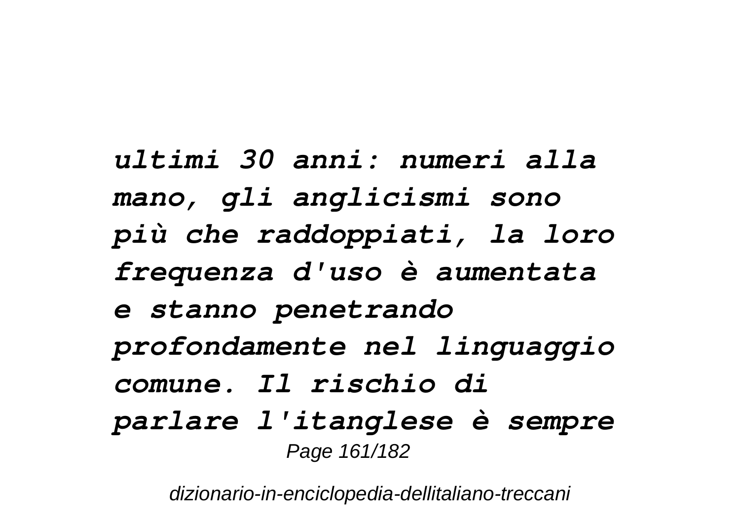*ultimi 30 anni: numeri alla mano, gli anglicismi sono più che raddoppiati, la loro frequenza d'uso è aumentata e stanno penetrando profondamente nel linguaggio comune. Il rischio di parlare l'itanglese è sempre*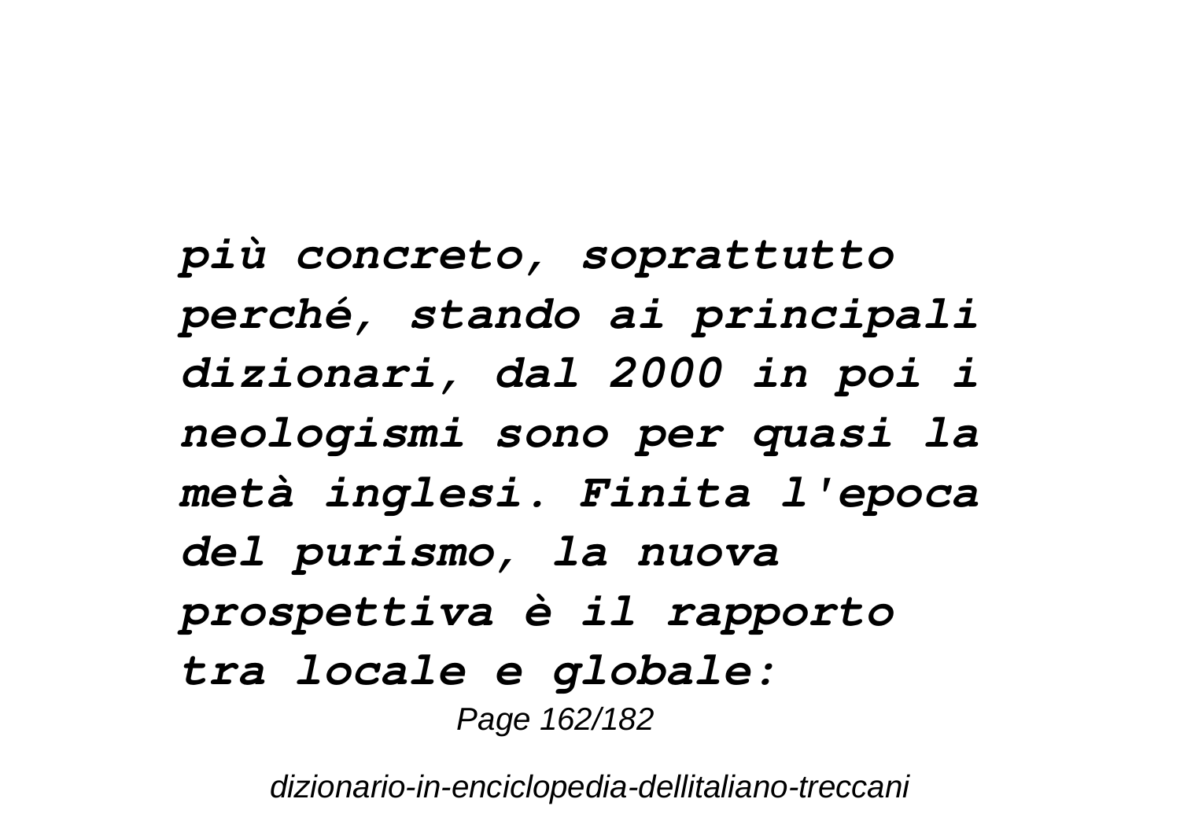*più concreto, soprattutto perché, stando ai principali dizionari, dal 2000 in poi i neologismi sono per quasi la metà inglesi. Finita l'epoca del purismo, la nuova prospettiva è il rapporto tra locale e globale:*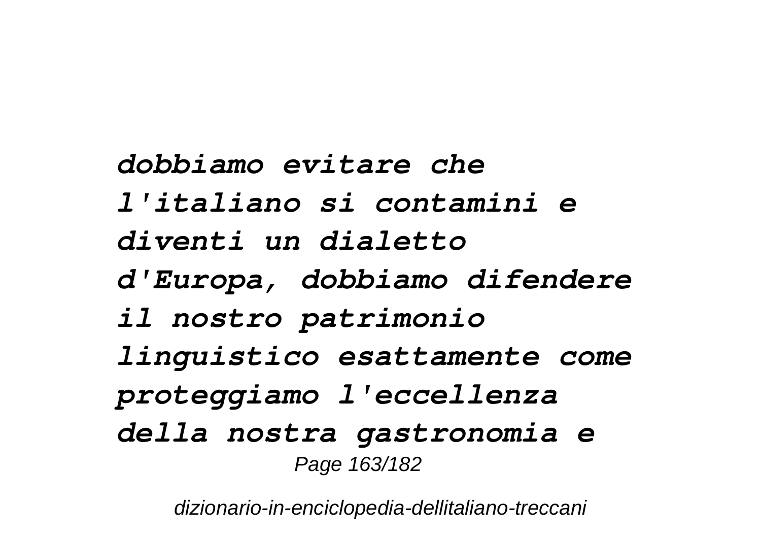***dobbiamo evitare che l'italiano si contamini e diventi un dialetto d'Europa, dobbiamo difendere il nostro patrimonio linguistico esattamente come proteggiamo l'eccellenza della nostra gastronomia e***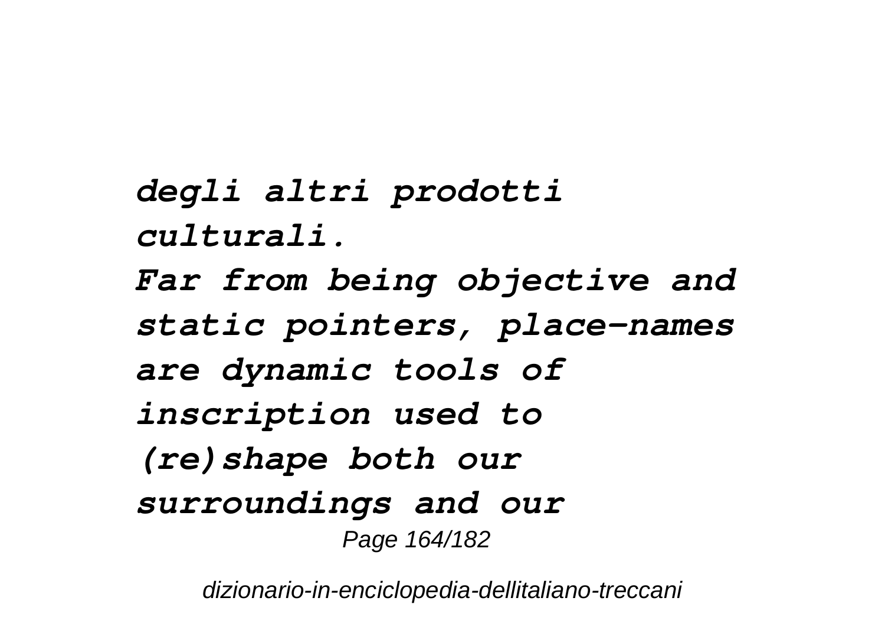*degli altri prodotti culturali.*

*Far from being objective and static pointers, place-names are dynamic tools of inscription used to (re)shape both our surroundings and our*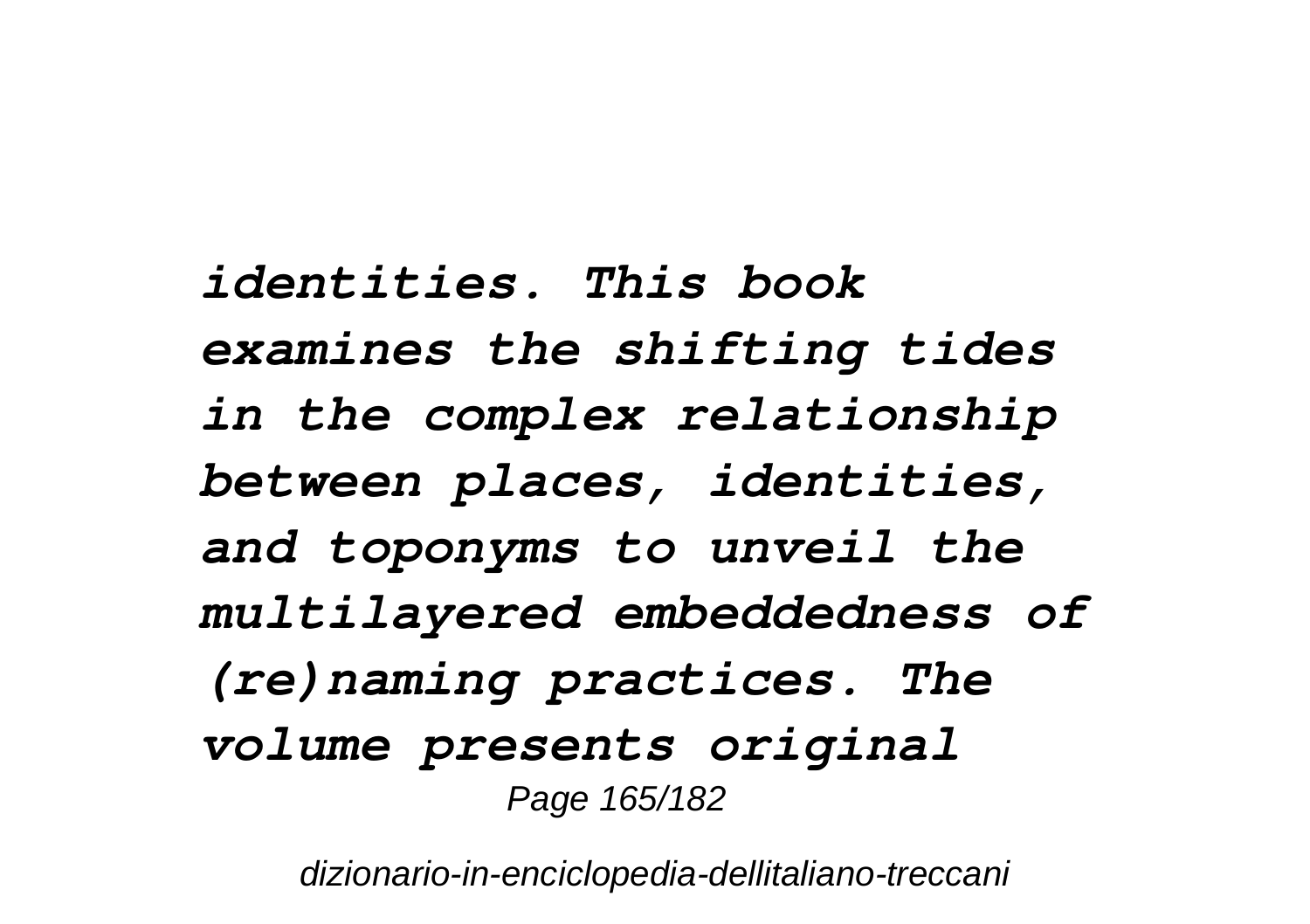*identities. This book examines the shifting tides in the complex relationship between places, identities, and toponyms to unveil the multilayered embeddedness of (re)naming practices. The volume presents original*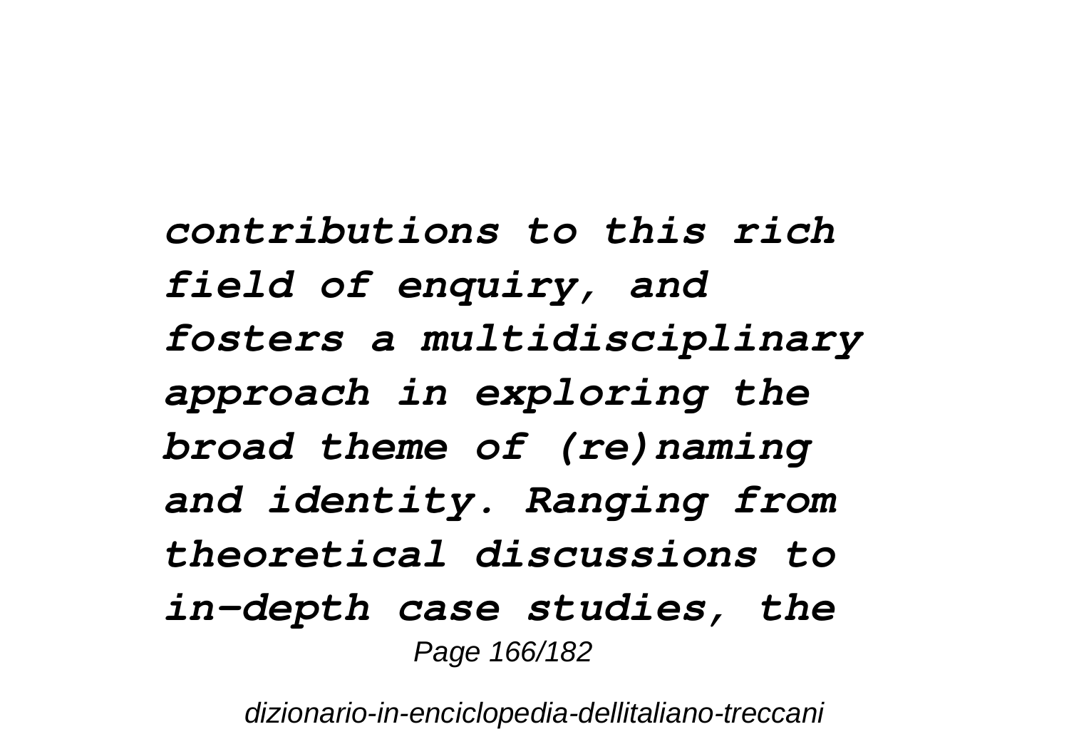*contributions to this rich field of enquiry, and fosters a multidisciplinary approach in exploring the broad theme of (re)naming and identity. Ranging from theoretical discussions to in-depth case studies, the*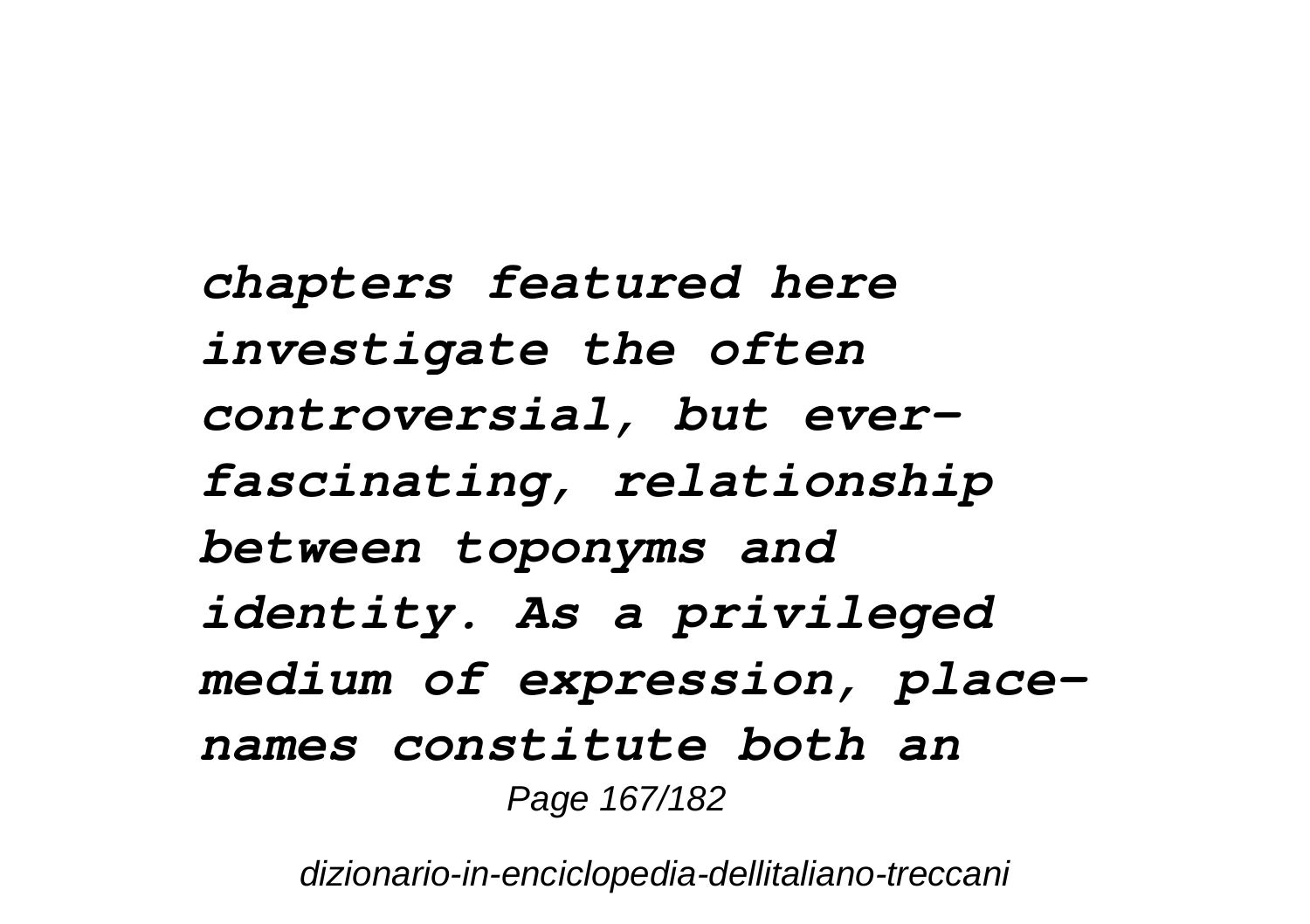*chapters featured here investigate the often controversial, but ever-fascinating, relationship between toponyms and identity. As a privileged medium of expression, place-names constitute both an*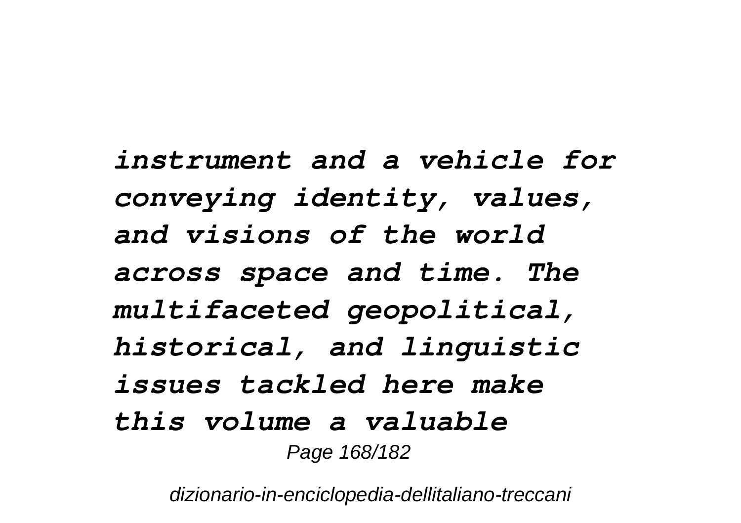*instrument and a vehicle for conveying identity, values, and visions of the world across space and time. The multifaceted geopolitical, historical, and linguistic issues tackled here make this volume a valuable*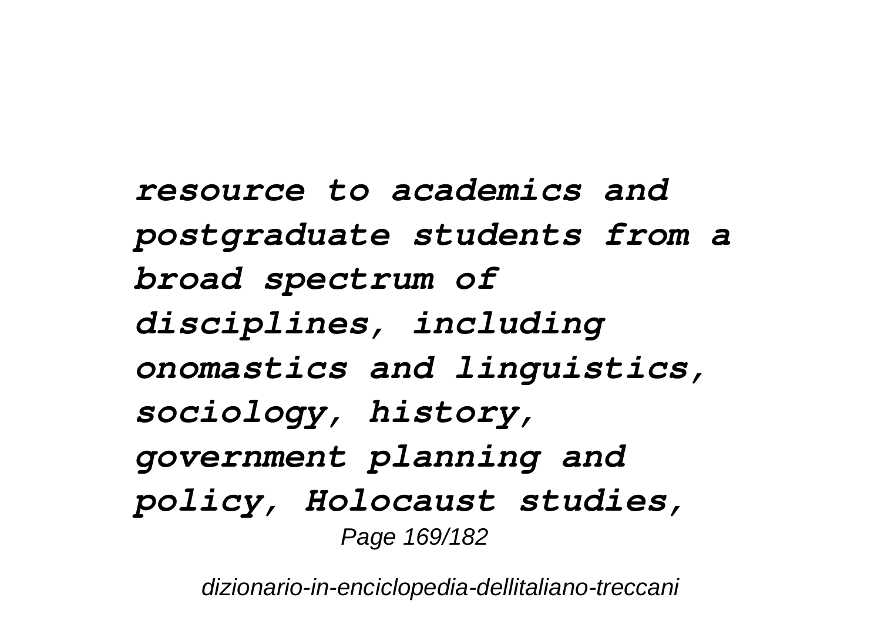***resource to academics and postgraduate students from a broad spectrum of disciplines, including onomastics and linguistics, sociology, history, government planning and policy, Holocaust studies,***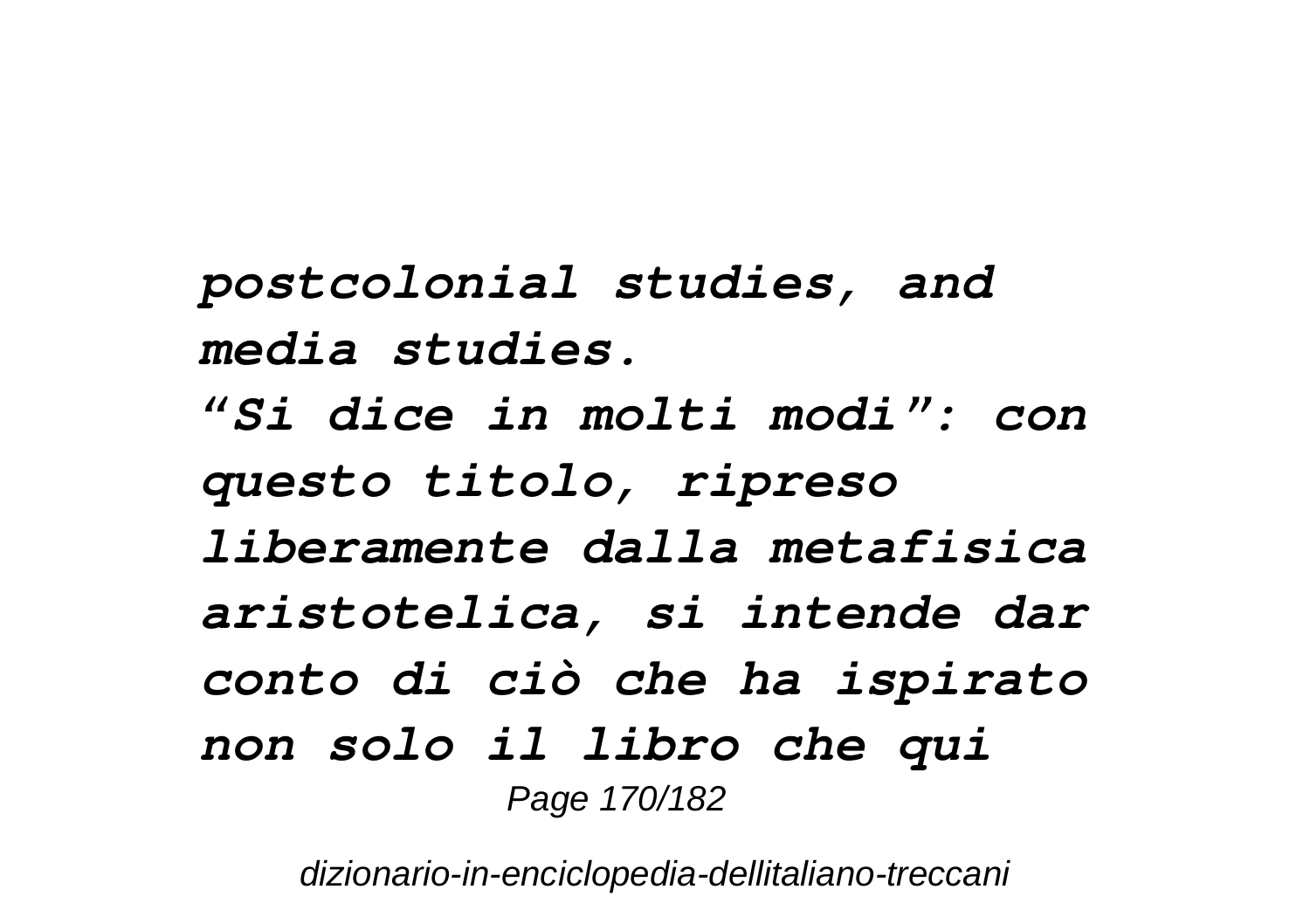*postcolonial studies, and media studies.*

*“Si dice in molti modi”: con questo titolo, ripreso liberamente dalla metafisica aristotelica, si intende dar conto di ciò che ha ispirato non solo il libro che qui*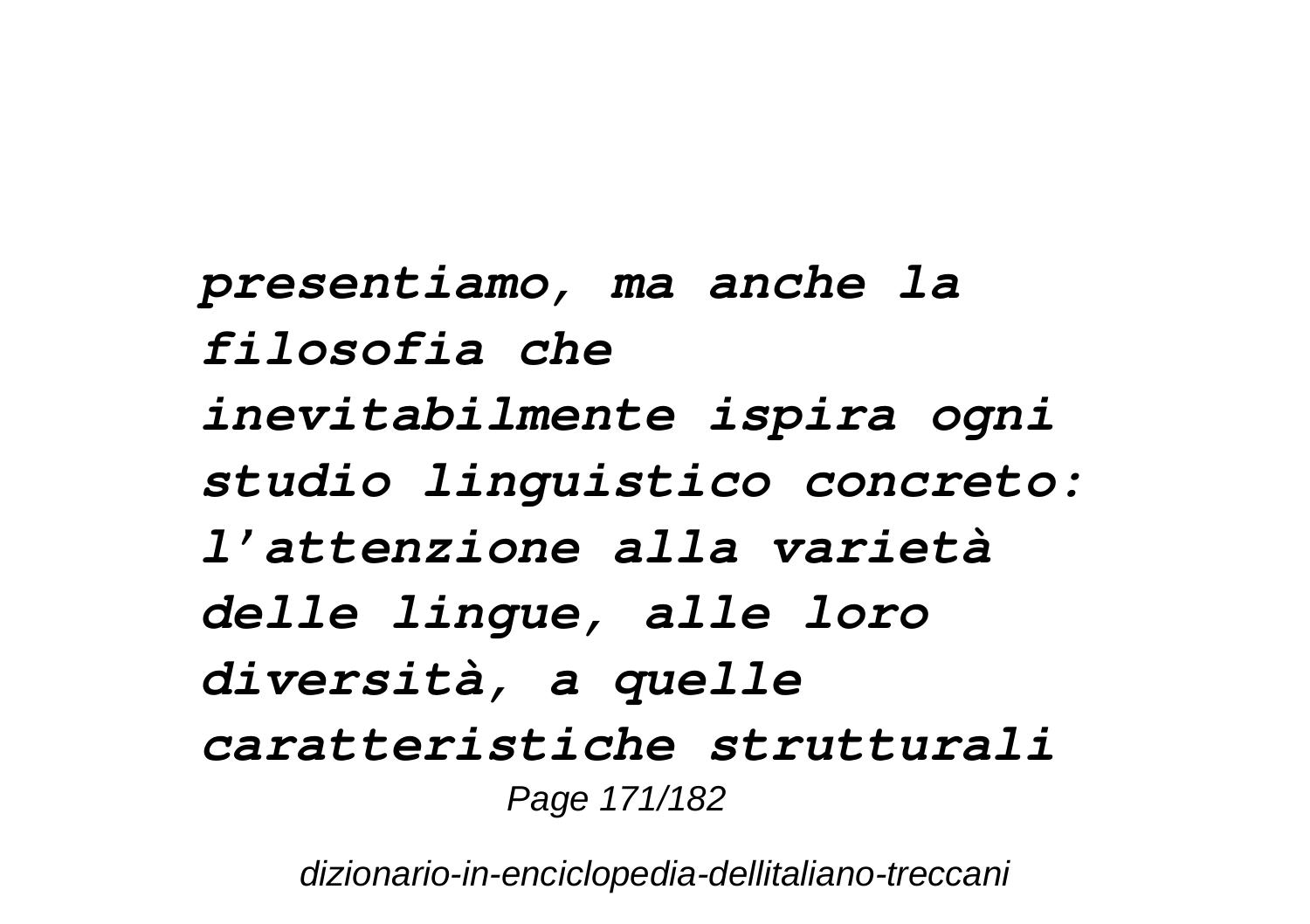*presentiamo, ma anche la filosofia che inevitabilmente ispira ogni studio linguistico concreto: l'attenzione alla varietà delle lingue, alle loro diversità, a quelle caratteristiche strutturali*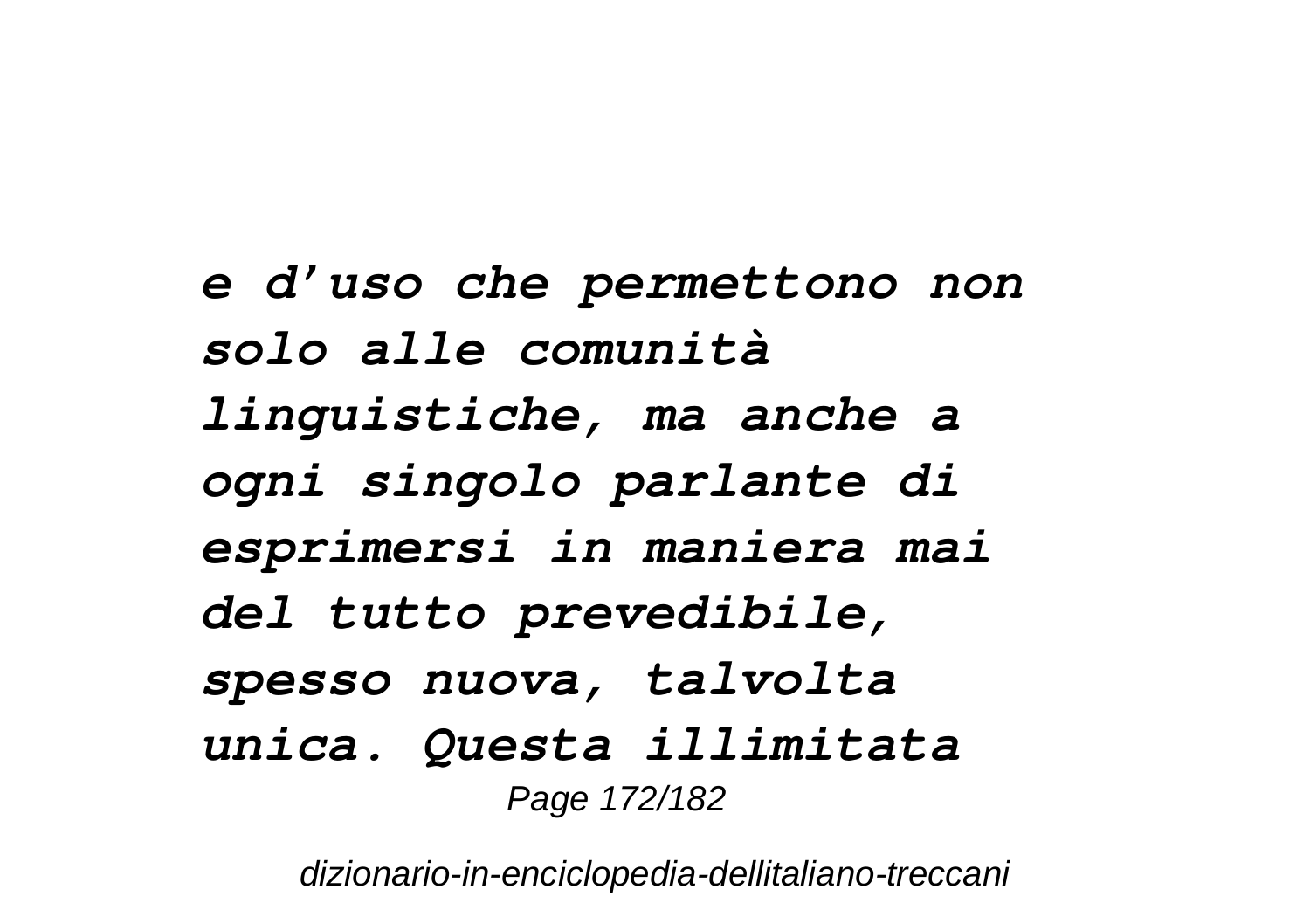*e d'uso che permettono non solo alle comunità linguistiche, ma anche a ogni singolo parlante di esprimersi in maniera mai del tutto prevedibile, spesso nuova, talvolta unica. Questa illimitata*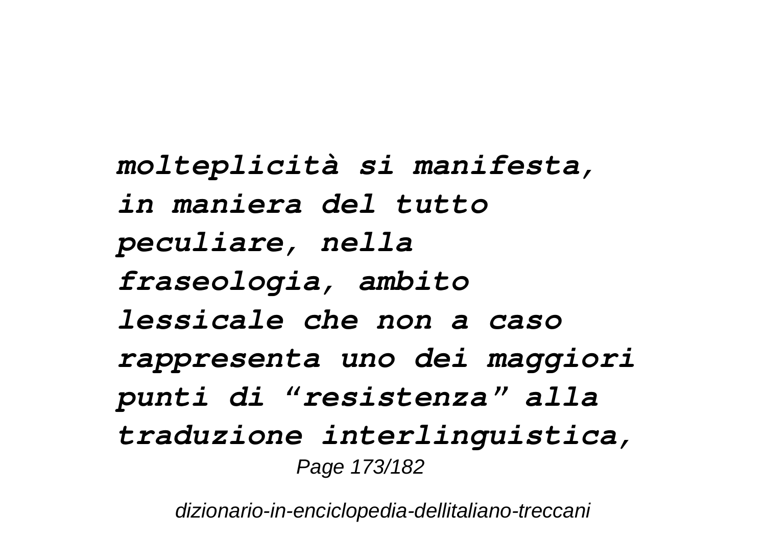***molteplicità si manifesta, in maniera del tutto peculiare, nella fraseologia, ambito lessicale che non a caso rappresenta uno dei maggiori punti di "resistenza" alla traduzione interlinguistica,***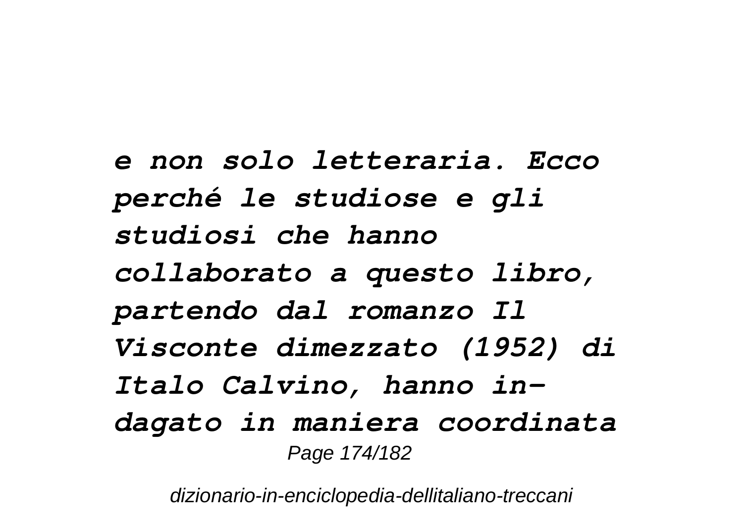*e non solo letteraria. Ecco perché le studiose e gli studiosi che hanno collaborato a questo libro, partendo dal romanzo Il Visconte dimezzato (1952) di Italo Calvino, hanno in-dagato in maniera coordinata*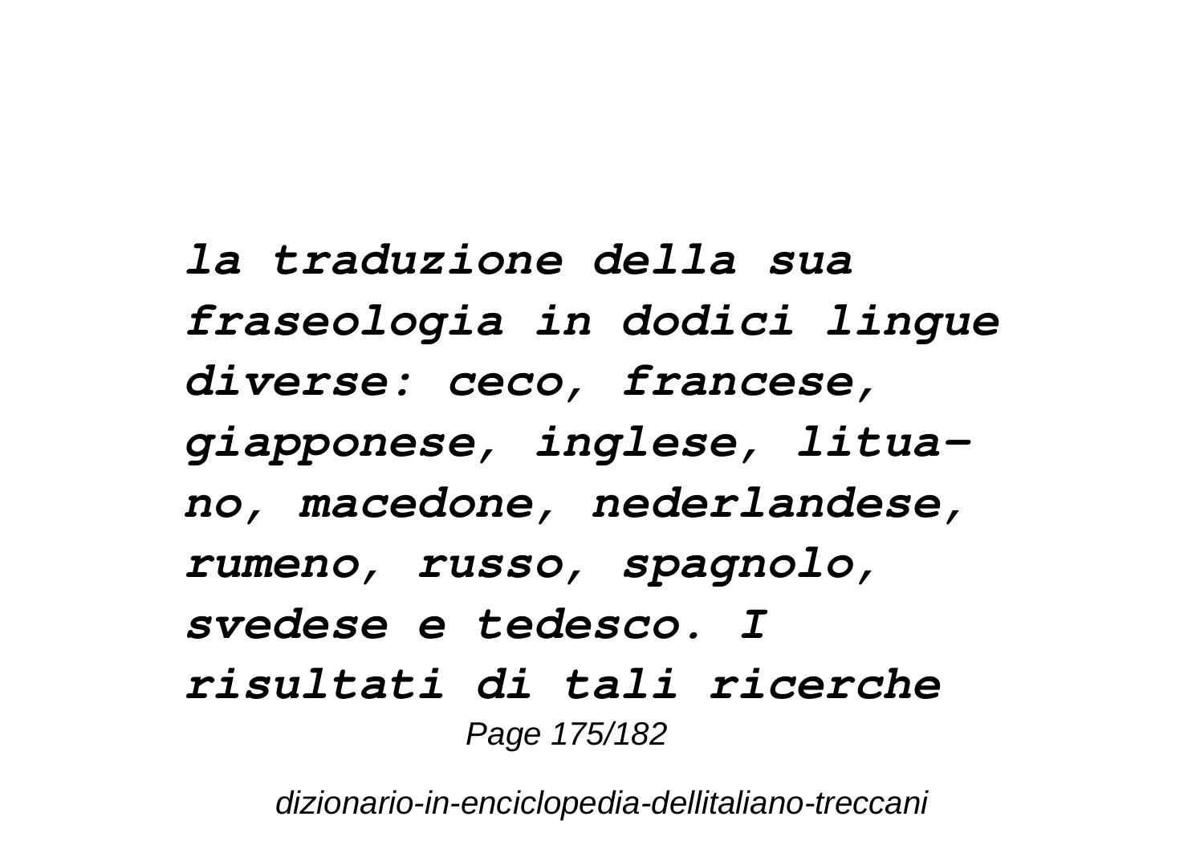*la traduzione della sua fraseologia in dodici lingue diverse: ceco, francese, giapponese, inglese, lituano, macedone, nederlandese, rumeno, russo, spagnolo, svedese e tedesco. I risultati di tali ricerche*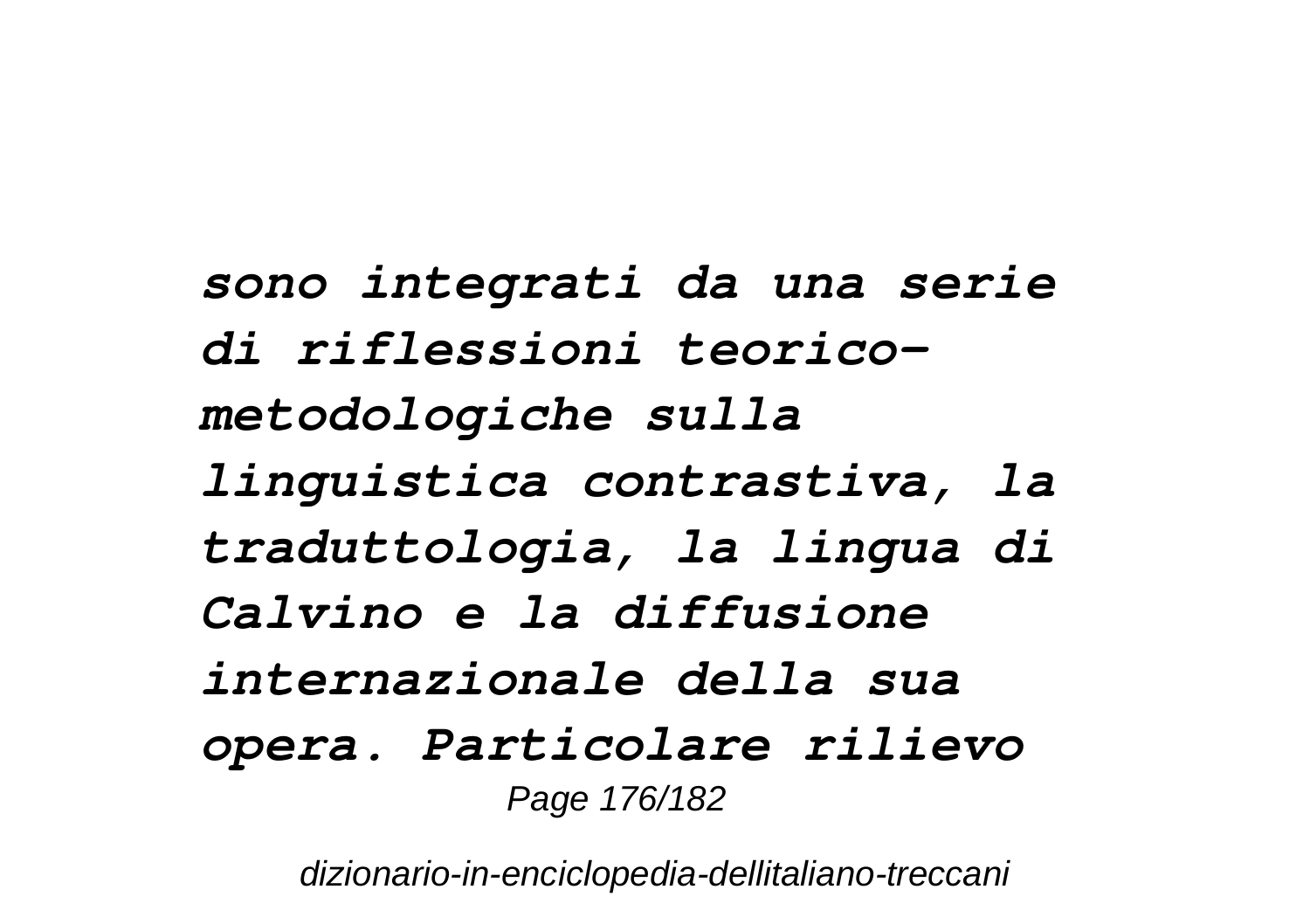*sono integrati da una serie di riflessioni teorico-metodologiche sulla linguistica contrastiva, la traduttologia, la lingua di Calvino e la diffusione internazionale della sua opera. Particolare rilievo*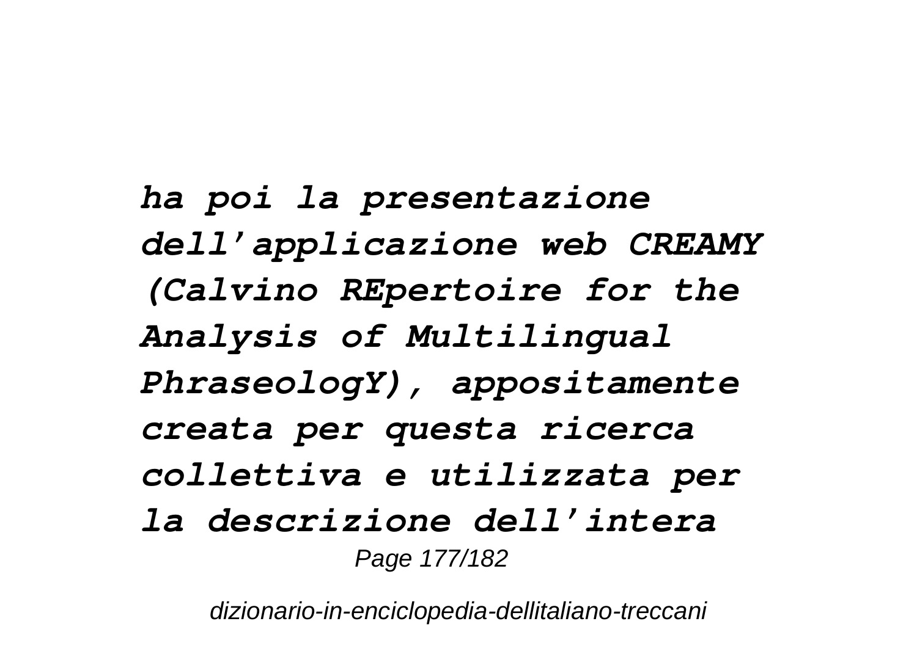*ha poi la presentazione dell'applicazione web CREAMY (Calvino REpertoire for the Analysis of Multilingual PhraseologY), appositamente creata per questa ricerca collettiva e utilizzata per la descrizione dell'intera*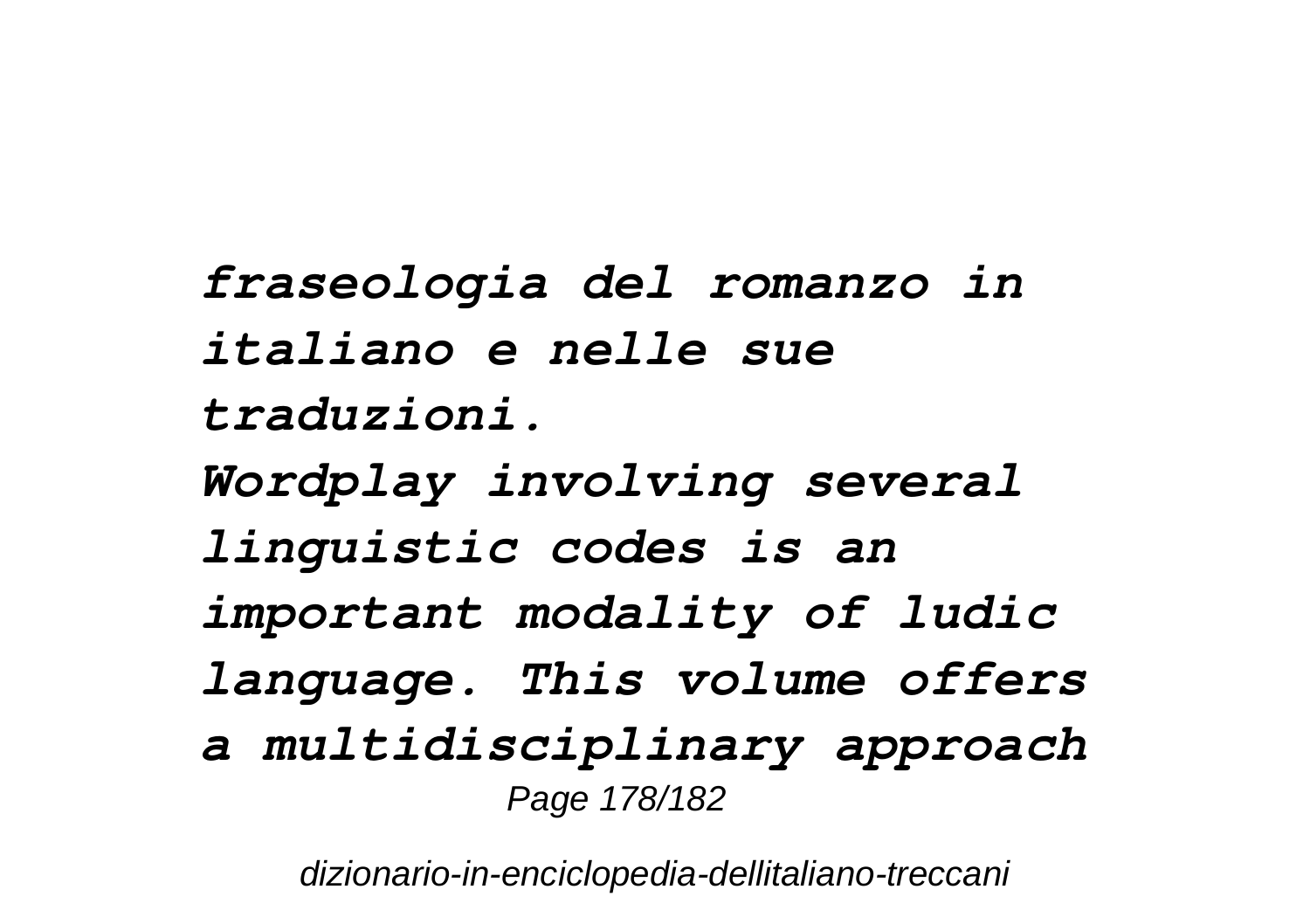*fraseologia del romanzo in italiano e nelle sue traduzioni.*

*Wordplay involving several linguistic codes is an important modality of ludic language. This volume offers a multidisciplinary approach*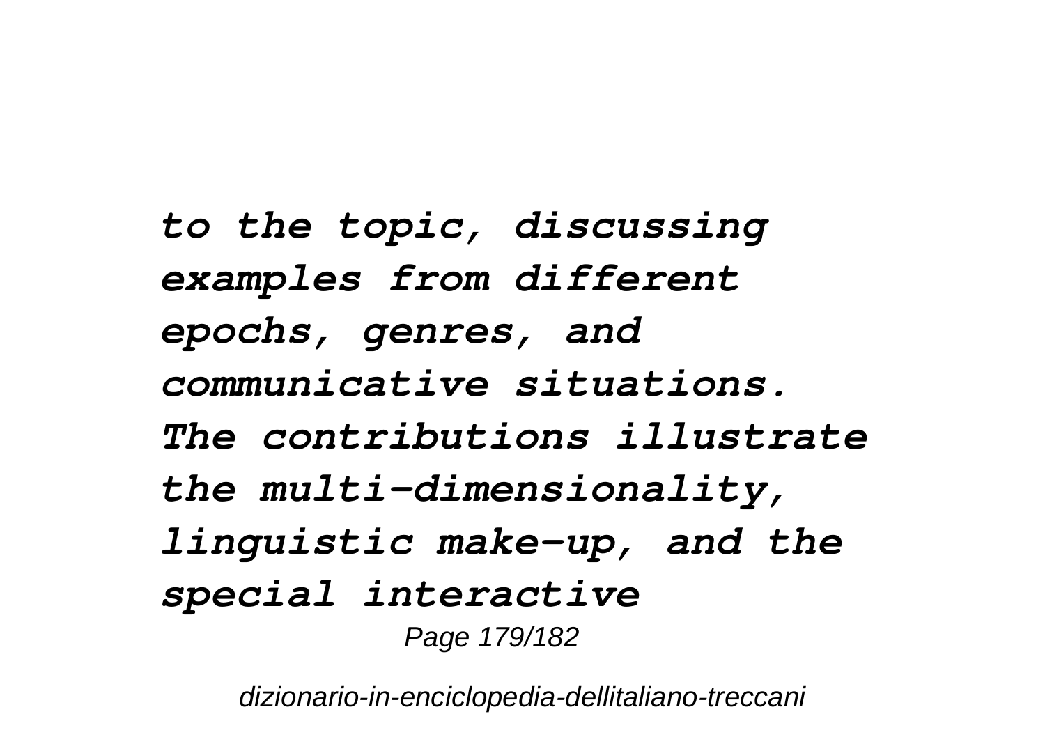*to the topic, discussing examples from different epochs, genres, and communicative situations. The contributions illustrate the multi-dimensionality, linguistic make-up, and the special interactive*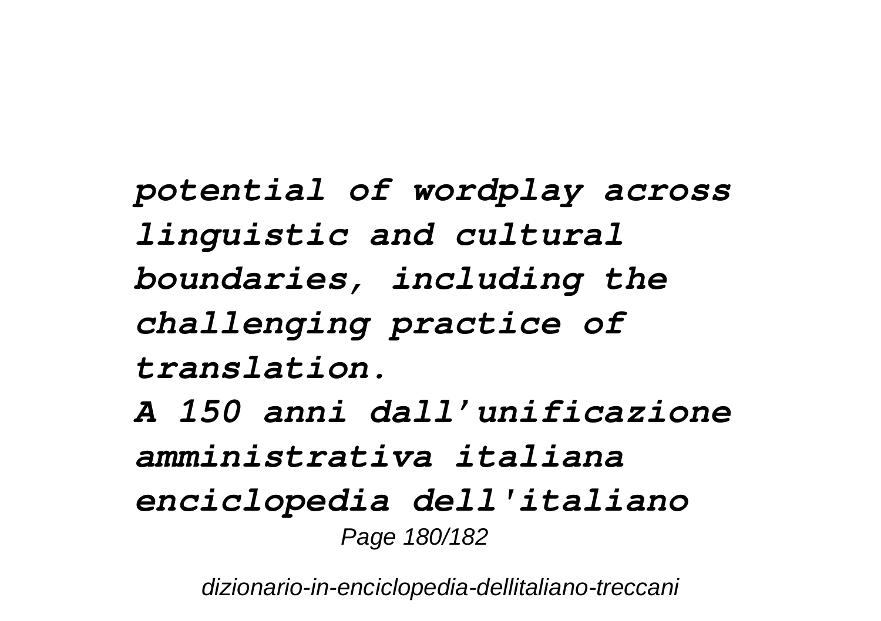*potential of wordplay across linguistic and cultural boundaries, including the challenging practice of translation.*

*A 150 anni dall'unificazione amministrativa italiana*

*enciclopedia dell'italiano*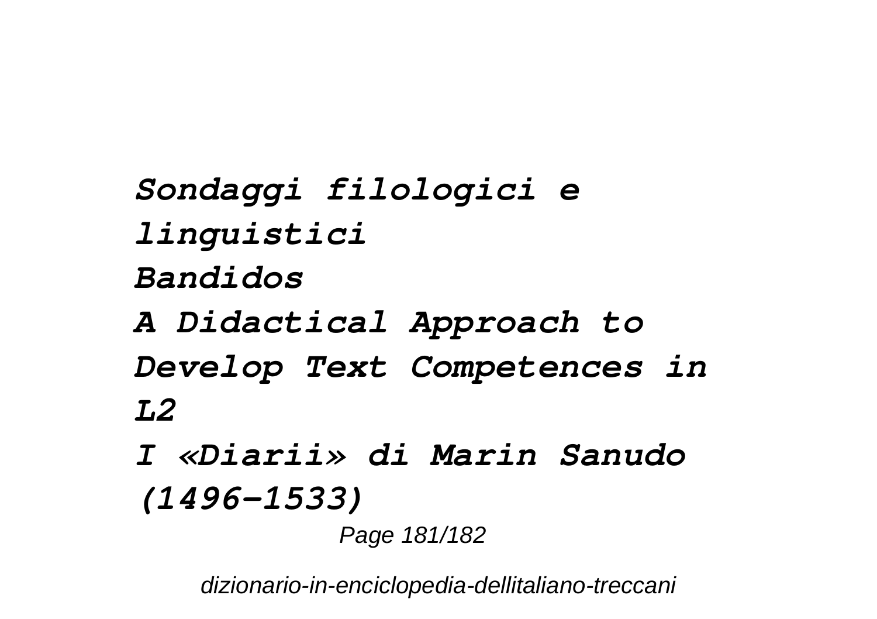*Sondaggi filologici e linguistici*

*Bandidos*

*A Didactical Approach to Develop Text Competences in L2*

*I «Diarii» di Marin Sanudo (1496-1533)*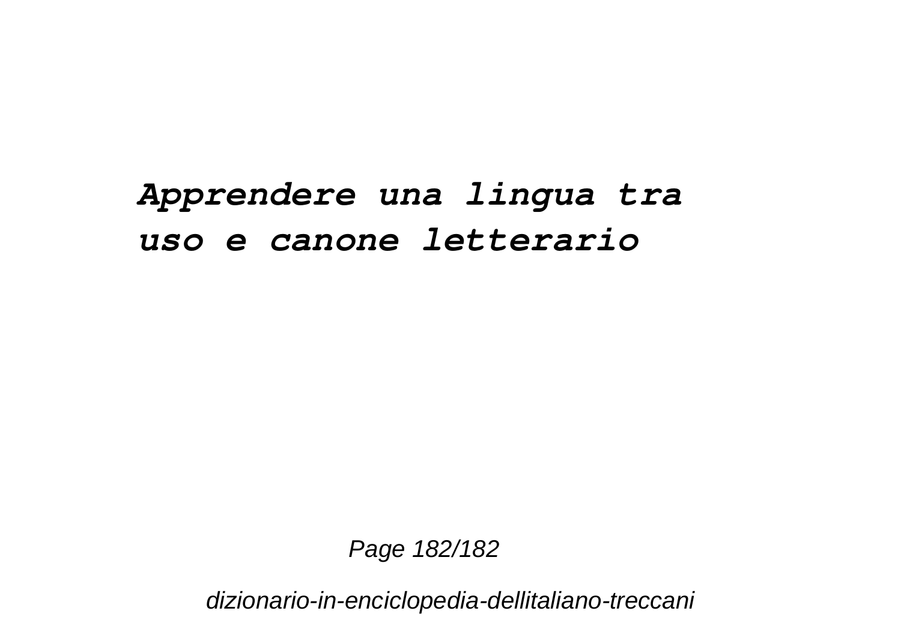***Apprendere una lingua tra uso e canone letterario***